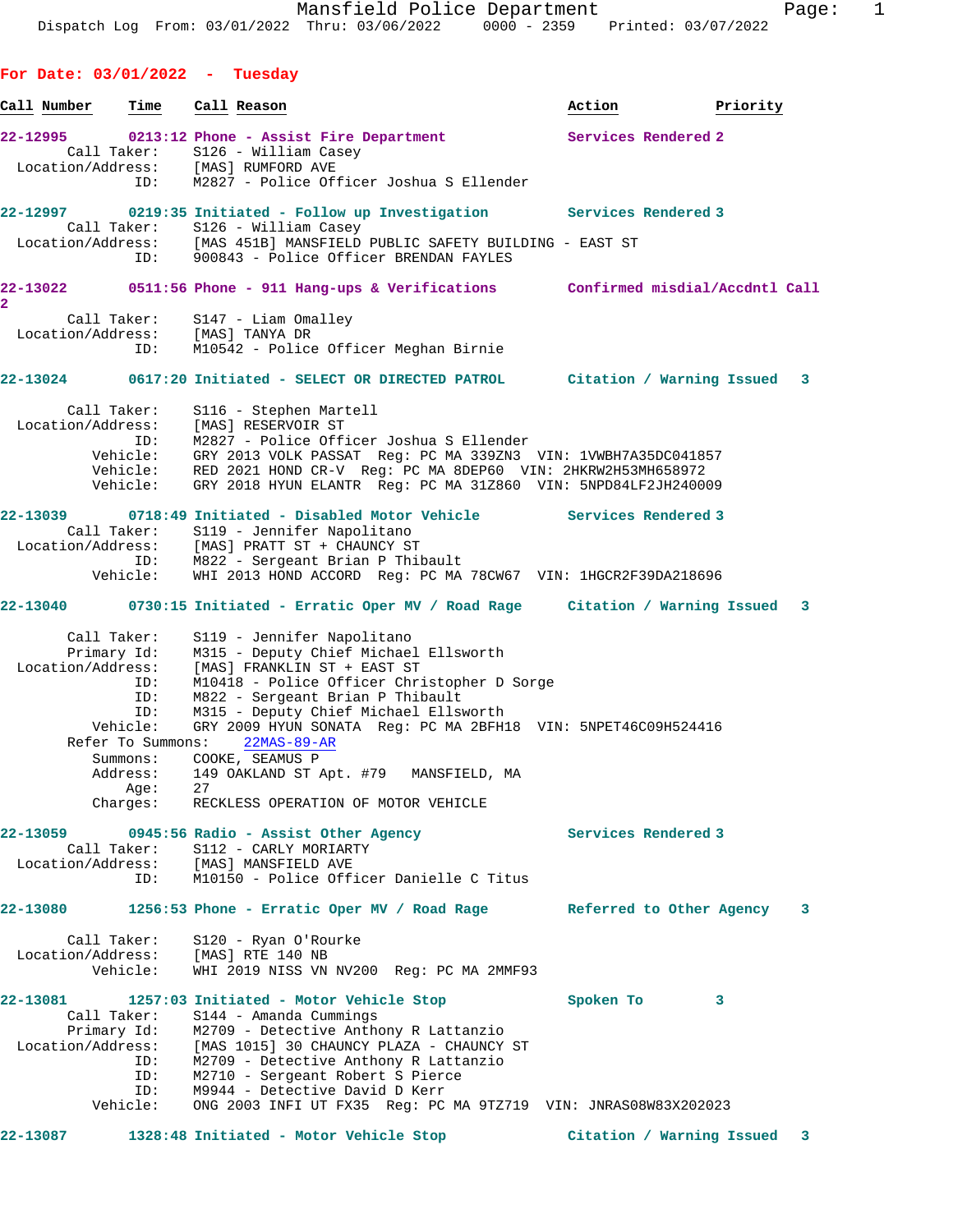Mansfield Police Department
Dispatch Log From: 03/01/2022 Thru: 03/06/2022 0000 - 2359 Printed: 03/07/2022

## For Date: 03/01/2022 - Tuesday

| Call Number | Time | Call Reason | Action | Priority |
|---|---|---|---|---|

**22-12995** 0213:12 Phone - Assist Fire Department — Services Rendered 2
Call Taker: S126 - William Casey
Location/Address: [MAS] RUMFORD AVE
ID: M2827 - Police Officer Joshua S Ellender

**22-12997** 0219:35 Initiated - Follow up Investigation — Services Rendered 3
Call Taker: S126 - William Casey
Location/Address: [MAS 451B] MANSFIELD PUBLIC SAFETY BUILDING - EAST ST
ID: 900843 - Police Officer BRENDAN FAYLES

**22-13022** 0511:56 Phone - 911 Hang-ups & Verifications — Confirmed misdial/Accdntl Call 2
Call Taker: S147 - Liam Omalley
Location/Address: [MAS] TANYA DR
ID: M10542 - Police Officer Meghan Birnie

**22-13024** 0617:20 Initiated - SELECT OR DIRECTED PATROL — Citation / Warning Issued 3
Call Taker: S116 - Stephen Martell
Location/Address: [MAS] RESERVOIR ST
ID: M2827 - Police Officer Joshua S Ellender
Vehicle: GRY 2013 VOLK PASSAT Reg: PC MA 339ZN3 VIN: 1VWBH7A35DC041857
Vehicle: RED 2021 HOND CR-V Reg: PC MA 8DEP60 VIN: 2HKRW2H53MH658972
Vehicle: GRY 2018 HYUN ELANTR Reg: PC MA 31Z860 VIN: 5NPD84LF2JH240009

**22-13039** 0718:49 Initiated - Disabled Motor Vehicle — Services Rendered 3
Call Taker: S119 - Jennifer Napolitano
Location/Address: [MAS] PRATT ST + CHAUNCY ST
ID: M822 - Sergeant Brian P Thibault
Vehicle: WHI 2013 HOND ACCORD Reg: PC MA 78CW67 VIN: 1HGCR2F39DA218696

**22-13040** 0730:15 Initiated - Erratic Oper MV / Road Rage — Citation / Warning Issued 3
Call Taker: S119 - Jennifer Napolitano
Primary Id: M315 - Deputy Chief Michael Ellsworth
Location/Address: [MAS] FRANKLIN ST + EAST ST
ID: M10418 - Police Officer Christopher D Sorge
ID: M822 - Sergeant Brian P Thibault
ID: M315 - Deputy Chief Michael Ellsworth
Vehicle: GRY 2009 HYUN SONATA Reg: PC MA 2BFH18 VIN: 5NPET46C09H524416
Refer To Summons: 22MAS-89-AR
Summons: COOKE, SEAMUS P
Address: 149 OAKLAND ST Apt. #79 MANSFIELD, MA
Age: 27
Charges: RECKLESS OPERATION OF MOTOR VEHICLE

**22-13059** 0945:56 Radio - Assist Other Agency — Services Rendered 3
Call Taker: S112 - CARLY MORIARTY
Location/Address: [MAS] MANSFIELD AVE
ID: M10150 - Police Officer Danielle C Titus

**22-13080** 1256:53 Phone - Erratic Oper MV / Road Rage — Referred to Other Agency 3
Call Taker: S120 - Ryan O'Rourke
Location/Address: [MAS] RTE 140 NB
Vehicle: WHI 2019 NISS VN NV200 Reg: PC MA 2MMF93

**22-13081** 1257:03 Initiated - Motor Vehicle Stop — Spoken To 3
Call Taker: S144 - Amanda Cummings
Primary Id: M2709 - Detective Anthony R Lattanzio
Location/Address: [MAS 1015] 30 CHAUNCY PLAZA - CHAUNCY ST
ID: M2709 - Detective Anthony R Lattanzio
ID: M2710 - Sergeant Robert S Pierce
ID: M9944 - Detective David D Kerr
Vehicle: ONG 2003 INFI UT FX35 Reg: PC MA 9TZ719 VIN: JNRAS08W83X202023

**22-13087** 1328:48 Initiated - Motor Vehicle Stop — Citation / Warning Issued 3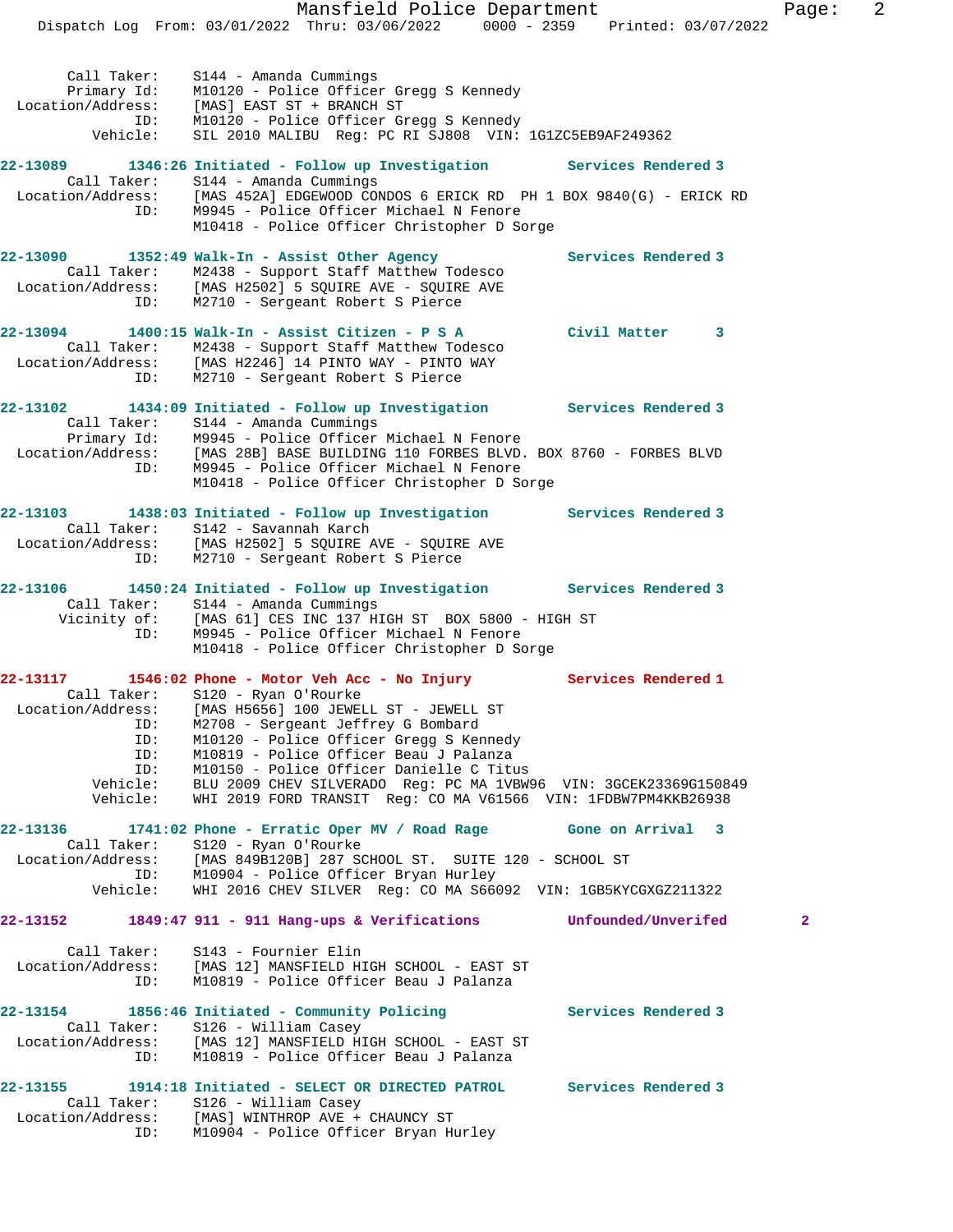Call Taker: S144 - Amanda Cummings
Primary Id: M10120 - Police Officer Gregg S Kennedy
Location/Address: [MAS] EAST ST + BRANCH ST
ID: M10120 - Police Officer Gregg S Kennedy
Vehicle: SIL 2010 MALIBU Reg: PC RI SJ808 VIN: 1G1ZC5EB9AF249362

**22-13089 1346:26 Initiated - Follow up Investigation Services Rendered 3**
Call Taker: S144 - Amanda Cummings
Location/Address: [MAS 452A] EDGEWOOD CONDOS 6 ERICK RD PH 1 BOX 9840(G) - ERICK RD
ID: M9945 - Police Officer Michael N Fenore
M10418 - Police Officer Christopher D Sorge

**22-13090 1352:49 Walk-In - Assist Other Agency Services Rendered 3**
Call Taker: M2438 - Support Staff Matthew Todesco
Location/Address: [MAS H2502] 5 SQUIRE AVE - SQUIRE AVE
ID: M2710 - Sergeant Robert S Pierce

**22-13094 1400:15 Walk-In - Assist Citizen - P S A Civil Matter 3**
Call Taker: M2438 - Support Staff Matthew Todesco
Location/Address: [MAS H2246] 14 PINTO WAY - PINTO WAY
ID: M2710 - Sergeant Robert S Pierce

**22-13102 1434:09 Initiated - Follow up Investigation Services Rendered 3**
Call Taker: S144 - Amanda Cummings
Primary Id: M9945 - Police Officer Michael N Fenore
Location/Address: [MAS 28B] BASE BUILDING 110 FORBES BLVD. BOX 8760 - FORBES BLVD
ID: M9945 - Police Officer Michael N Fenore
M10418 - Police Officer Christopher D Sorge

**22-13103 1438:03 Initiated - Follow up Investigation Services Rendered 3**
Call Taker: S142 - Savannah Karch
Location/Address: [MAS H2502] 5 SQUIRE AVE - SQUIRE AVE
ID: M2710 - Sergeant Robert S Pierce

**22-13106 1450:24 Initiated - Follow up Investigation Services Rendered 3**
Call Taker: S144 - Amanda Cummings
Vicinity of: [MAS 61] CES INC 137 HIGH ST BOX 5800 - HIGH ST
ID: M9945 - Police Officer Michael N Fenore
M10418 - Police Officer Christopher D Sorge

**22-13117 1546:02 Phone - Motor Veh Acc - No Injury Services Rendered 1**
Call Taker: S120 - Ryan O'Rourke
Location/Address: [MAS H5656] 100 JEWELL ST - JEWELL ST
ID: M2708 - Sergeant Jeffrey G Bombard
ID: M10120 - Police Officer Gregg S Kennedy
ID: M10819 - Police Officer Beau J Palanza
ID: M10150 - Police Officer Danielle C Titus
Vehicle: BLU 2009 CHEV SILVERADO Reg: PC MA 1VBW96 VIN: 3GCEK23369G150849
Vehicle: WHI 2019 FORD TRANSIT Reg: CO MA V61566 VIN: 1FDBW7PM4KKB26938

**22-13136 1741:02 Phone - Erratic Oper MV / Road Rage Gone on Arrival 3**
Call Taker: S120 - Ryan O'Rourke
Location/Address: [MAS 849B120B] 287 SCHOOL ST. SUITE 120 - SCHOOL ST
ID: M10904 - Police Officer Bryan Hurley
Vehicle: WHI 2016 CHEV SILVER Reg: CO MA S66092 VIN: 1GB5KYCGXGZ211322

**22-13152 1849:47 911 - 911 Hang-ups & Verifications Unfounded/Unverifed 2**
Call Taker: S143 - Fournier Elin
Location/Address: [MAS 12] MANSFIELD HIGH SCHOOL - EAST ST
ID: M10819 - Police Officer Beau J Palanza

**22-13154 1856:46 Initiated - Community Policing Services Rendered 3**
Call Taker: S126 - William Casey
Location/Address: [MAS 12] MANSFIELD HIGH SCHOOL - EAST ST
ID: M10819 - Police Officer Beau J Palanza

**22-13155 1914:18 Initiated - SELECT OR DIRECTED PATROL Services Rendered 3**
Call Taker: S126 - William Casey
Location/Address: [MAS] WINTHROP AVE + CHAUNCY ST
ID: M10904 - Police Officer Bryan Hurley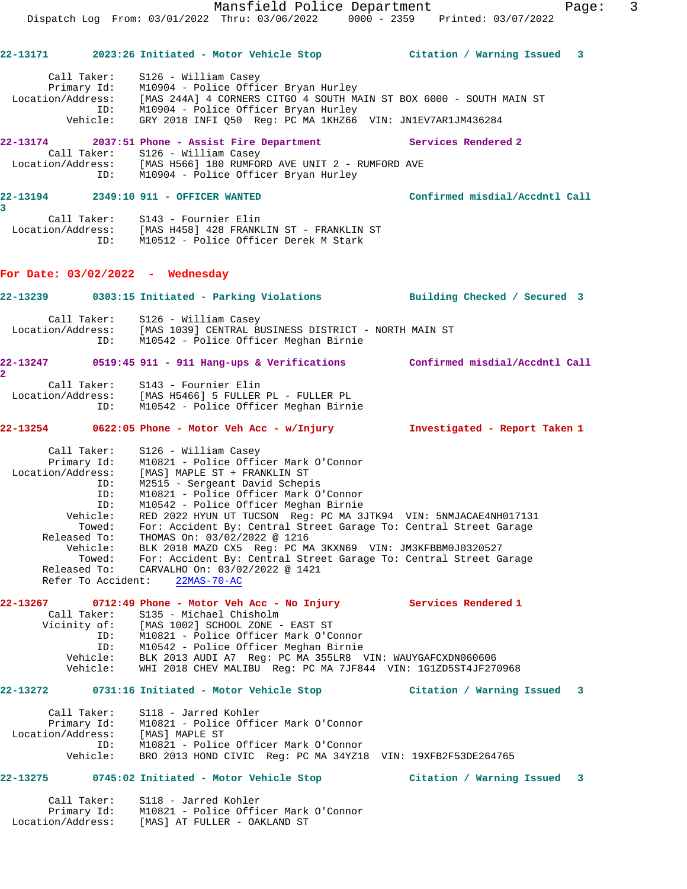**22-13171** 2023:26 Initiated - Motor Vehicle Stop — Citation / Warning Issued 3

Call Taker: S126 - William Casey
Primary Id: M10904 - Police Officer Bryan Hurley
Location/Address: [MAS 244A] 4 CORNERS CITGO 4 SOUTH MAIN ST BOX 6000 - SOUTH MAIN ST
ID: M10904 - Police Officer Bryan Hurley
Vehicle: GRY 2018 INFI Q50 Reg: PC MA 1KHZ66 VIN: JN1EV7AR1JM436284

**22-13174** 2037:51 Phone - Assist Fire Department — Services Rendered 2

Call Taker: S126 - William Casey
Location/Address: [MAS H566] 180 RUMFORD AVE UNIT 2 - RUMFORD AVE
ID: M10904 - Police Officer Bryan Hurley

**22-13194** 2349:10 911 - OFFICER WANTED — Confirmed misdial/Accdntl Call 3

Call Taker: S143 - Fournier Elin
Location/Address: [MAS H458] 428 FRANKLIN ST - FRANKLIN ST
ID: M10512 - Police Officer Derek M Stark

## For Date: 03/02/2022 - Wednesday

**22-13239** 0303:15 Initiated - Parking Violations — Building Checked / Secured 3

Call Taker: S126 - William Casey
Location/Address: [MAS 1039] CENTRAL BUSINESS DISTRICT - NORTH MAIN ST
ID: M10542 - Police Officer Meghan Birnie

**22-13247** 0519:45 911 - 911 Hang-ups & Verifications — Confirmed misdial/Accdntl Call 2

Call Taker: S143 - Fournier Elin
Location/Address: [MAS H5466] 5 FULLER PL - FULLER PL
ID: M10542 - Police Officer Meghan Birnie

**22-13254** 0622:05 Phone - Motor Veh Acc - w/Injury — Investigated - Report Taken 1

Call Taker: S126 - William Casey
Primary Id: M10821 - Police Officer Mark O'Connor
Location/Address: [MAS] MAPLE ST + FRANKLIN ST
ID: M2515 - Sergeant David Schepis
ID: M10821 - Police Officer Mark O'Connor
ID: M10542 - Police Officer Meghan Birnie
Vehicle: RED 2022 HYUN UT TUCSON Reg: PC MA 3JTK94 VIN: 5NMJACAE4NH017131
Towed: For: Accident By: Central Street Garage To: Central Street Garage
Released To: THOMAS On: 03/02/2022 @ 1216
Vehicle: BLK 2018 MAZD CX5 Reg: PC MA 3KXN69 VIN: JM3KFBBM0J0320527
Towed: For: Accident By: Central Street Garage To: Central Street Garage
Released To: CARVALHO On: 03/02/2022 @ 1421
Refer To Accident: 22MAS-70-AC

**22-13267** 0712:49 Phone - Motor Veh Acc - No Injury — Services Rendered 1

Call Taker: S135 - Michael Chisholm
Vicinity of: [MAS 1002] SCHOOL ZONE - EAST ST
ID: M10821 - Police Officer Mark O'Connor
ID: M10542 - Police Officer Meghan Birnie
Vehicle: BLK 2013 AUDI A7 Reg: PC MA 355LR8 VIN: WAUYGAFCXDN060606
Vehicle: WHI 2018 CHEV MALIBU Reg: PC MA 7JF844 VIN: 1G1ZD5ST4JF270968

**22-13272** 0731:16 Initiated - Motor Vehicle Stop — Citation / Warning Issued 3

Call Taker: S118 - Jarred Kohler
Primary Id: M10821 - Police Officer Mark O'Connor
Location/Address: [MAS] MAPLE ST
ID: M10821 - Police Officer Mark O'Connor
Vehicle: BRO 2013 HOND CIVIC Reg: PC MA 34YZ18 VIN: 19XFB2F53DE264765

**22-13275** 0745:02 Initiated - Motor Vehicle Stop — Citation / Warning Issued 3

Call Taker: S118 - Jarred Kohler
Primary Id: M10821 - Police Officer Mark O'Connor
Location/Address: [MAS] AT FULLER - OAKLAND ST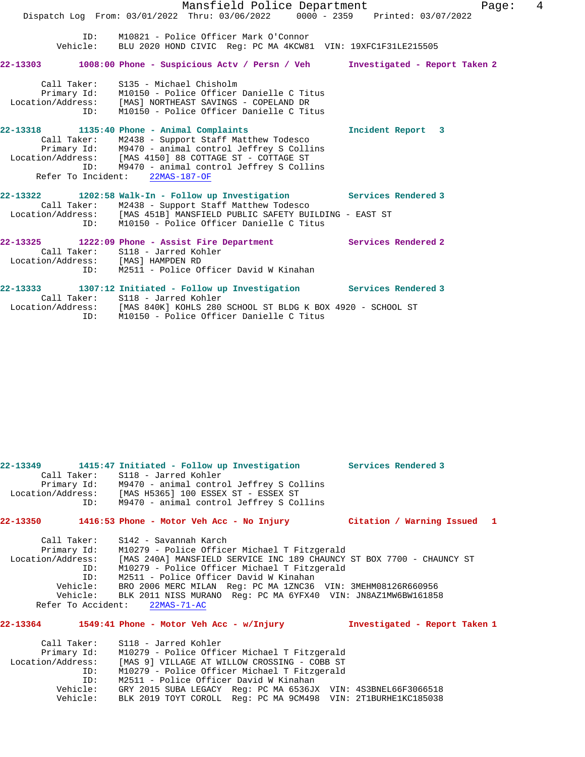```
          ID:     M10821 - Police Officer Mark O'Connor
     Vehicle:     BLU 2020 HOND CIVIC  Reg: PC MA 4KCW81  VIN: 19XFC1F31LE215505

22-13303        1008:00 Phone - Suspicious Actv / Persn / Veh       Investigated - Report Taken 2

       Call Taker:    S135 - Michael Chisholm
       Primary Id:    M10150 - Police Officer Danielle C Titus
 Location/Address:    [MAS] NORTHEAST SAVINGS - COPELAND DR
               ID:    M10150 - Police Officer Danielle C Titus

22-13318        1135:40 Phone - Animal Complaints                   Incident Report  3
       Call Taker:    M2438 - Support Staff Matthew Todesco
       Primary Id:    M9470 - animal control Jeffrey S Collins
 Location/Address:    [MAS 4150] 88 COTTAGE ST - COTTAGE ST
               ID:    M9470 - animal control Jeffrey S Collins
      Refer To Incident:    22MAS-187-OF

22-13322        1202:58 Walk-In - Follow up Investigation           Services Rendered 3
       Call Taker:    M2438 - Support Staff Matthew Todesco
 Location/Address:    [MAS 451B] MANSFIELD PUBLIC SAFETY BUILDING - EAST ST
               ID:    M10150 - Police Officer Danielle C Titus

22-13325        1222:09 Phone - Assist Fire Department              Services Rendered 2
       Call Taker:    S118 - Jarred Kohler
 Location/Address:    [MAS] HAMPDEN RD
               ID:    M2511 - Police Officer David W Kinahan

22-13333        1307:12 Initiated - Follow up Investigation         Services Rendered 3
       Call Taker:    S118 - Jarred Kohler
 Location/Address:    [MAS 840K] KOHLS 280 SCHOOL ST BLDG K BOX 4920 - SCHOOL ST
               ID:    M10150 - Police Officer Danielle C Titus

22-13349        1415:47 Initiated - Follow up Investigation         Services Rendered 3
       Call Taker:    S118 - Jarred Kohler
       Primary Id:    M9470 - animal control Jeffrey S Collins
 Location/Address:    [MAS H5365] 100 ESSEX ST - ESSEX ST
               ID:    M9470 - animal control Jeffrey S Collins

22-13350        1416:53 Phone - Motor Veh Acc - No Injury           Citation / Warning Issued  1

       Call Taker:    S142 - Savannah Karch
       Primary Id:    M10279 - Police Officer Michael T Fitzgerald
 Location/Address:    [MAS 240A] MANSFIELD SERVICE INC 189 CHAUNCY ST BOX 7700 - CHAUNCY ST
               ID:    M10279 - Police Officer Michael T Fitzgerald
               ID:    M2511 - Police Officer David W Kinahan
          Vehicle:    BRO 2006 MERC MILAN  Reg: PC MA 1ZNC36  VIN: 3MEHM08126R660956
          Vehicle:    BLK 2011 NISS MURANO  Reg: PC MA 6YFX40  VIN: JN8AZ1MW6BW161858
      Refer To Accident:    22MAS-71-AC

22-13364        1549:41 Phone - Motor Veh Acc - w/Injury            Investigated - Report Taken 1

       Call Taker:    S118 - Jarred Kohler
       Primary Id:    M10279 - Police Officer Michael T Fitzgerald
 Location/Address:    [MAS 9] VILLAGE AT WILLOW CROSSING - COBB ST
               ID:    M10279 - Police Officer Michael T Fitzgerald
               ID:    M2511 - Police Officer David W Kinahan
          Vehicle:    GRY 2015 SUBA LEGACY  Reg: PC MA 6536JX  VIN: 4S3BNEL66F3066518
          Vehicle:    BLK 2019 TOYT COROLL  Reg: PC MA 9CM498  VIN: 2T1BURHE1KC185038
```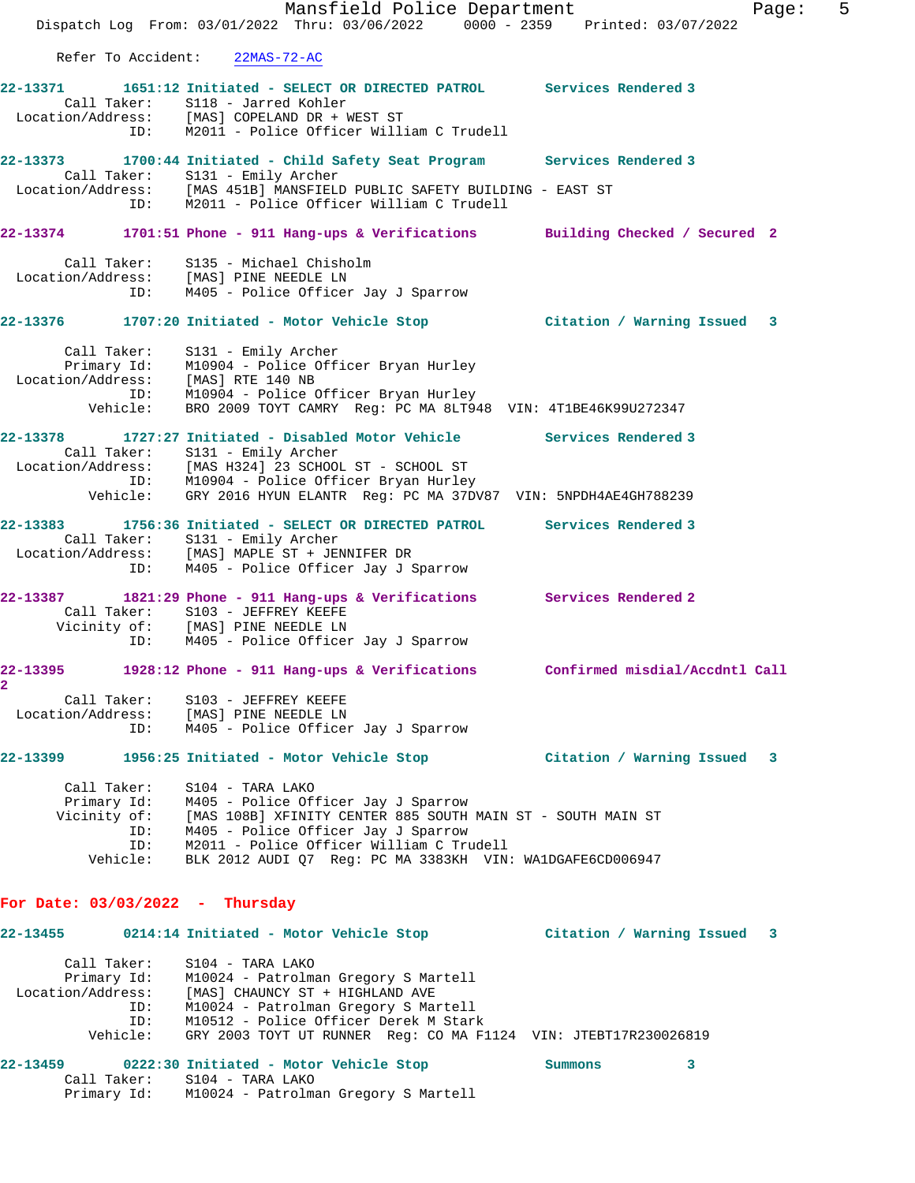Refer To Accident: 22MAS-72-AC

**22-13371 1651:12 Initiated - SELECT OR DIRECTED PATROL Services Rendered 3**
Call Taker: S118 - Jarred Kohler
Location/Address: [MAS] COPELAND DR + WEST ST
ID: M2011 - Police Officer William C Trudell

**22-13373 1700:44 Initiated - Child Safety Seat Program Services Rendered 3**
Call Taker: S131 - Emily Archer
Location/Address: [MAS 451B] MANSFIELD PUBLIC SAFETY BUILDING - EAST ST
ID: M2011 - Police Officer William C Trudell

**22-13374 1701:51 Phone - 911 Hang-ups & Verifications Building Checked / Secured 2**
Call Taker: S135 - Michael Chisholm
Location/Address: [MAS] PINE NEEDLE LN
ID: M405 - Police Officer Jay J Sparrow

**22-13376 1707:20 Initiated - Motor Vehicle Stop Citation / Warning Issued 3**
Call Taker: S131 - Emily Archer
Primary Id: M10904 - Police Officer Bryan Hurley
Location/Address: [MAS] RTE 140 NB
ID: M10904 - Police Officer Bryan Hurley
Vehicle: BRO 2009 TOYT CAMRY Reg: PC MA 8LT948 VIN: 4T1BE46K99U272347

**22-13378 1727:27 Initiated - Disabled Motor Vehicle Services Rendered 3**
Call Taker: S131 - Emily Archer
Location/Address: [MAS H324] 23 SCHOOL ST - SCHOOL ST
ID: M10904 - Police Officer Bryan Hurley
Vehicle: GRY 2016 HYUN ELANTR Reg: PC MA 37DV87 VIN: 5NPDH4AE4GH788239

**22-13383 1756:36 Initiated - SELECT OR DIRECTED PATROL Services Rendered 3**
Call Taker: S131 - Emily Archer
Location/Address: [MAS] MAPLE ST + JENNIFER DR
ID: M405 - Police Officer Jay J Sparrow

**22-13387 1821:29 Phone - 911 Hang-ups & Verifications Services Rendered 2**
Call Taker: S103 - JEFFREY KEEFE
Vicinity of: [MAS] PINE NEEDLE LN
ID: M405 - Police Officer Jay J Sparrow

**22-13395 1928:12 Phone - 911 Hang-ups & Verifications Confirmed misdial/Accdntl Call 2**
Call Taker: S103 - JEFFREY KEEFE
Location/Address: [MAS] PINE NEEDLE LN
ID: M405 - Police Officer Jay J Sparrow

**22-13399 1956:25 Initiated - Motor Vehicle Stop Citation / Warning Issued 3**
Call Taker: S104 - TARA LAKO
Primary Id: M405 - Police Officer Jay J Sparrow
Vicinity of: [MAS 108B] XFINITY CENTER 885 SOUTH MAIN ST - SOUTH MAIN ST
ID: M405 - Police Officer Jay J Sparrow
ID: M2011 - Police Officer William C Trudell
Vehicle: BLK 2012 AUDI Q7 Reg: PC MA 3383KH VIN: WA1DGAFE6CD006947

## For Date: 03/03/2022 - Thursday

**22-13455 0214:14 Initiated - Motor Vehicle Stop Citation / Warning Issued 3**
Call Taker: S104 - TARA LAKO
Primary Id: M10024 - Patrolman Gregory S Martell
Location/Address: [MAS] CHAUNCY ST + HIGHLAND AVE
ID: M10024 - Patrolman Gregory S Martell
ID: M10512 - Police Officer Derek M Stark
Vehicle: GRY 2003 TOYT UT RUNNER Reg: CO MA F1124 VIN: JTEBT17R230026819

**22-13459 0222:30 Initiated - Motor Vehicle Stop Summons 3**
Call Taker: S104 - TARA LAKO
Primary Id: M10024 - Patrolman Gregory S Martell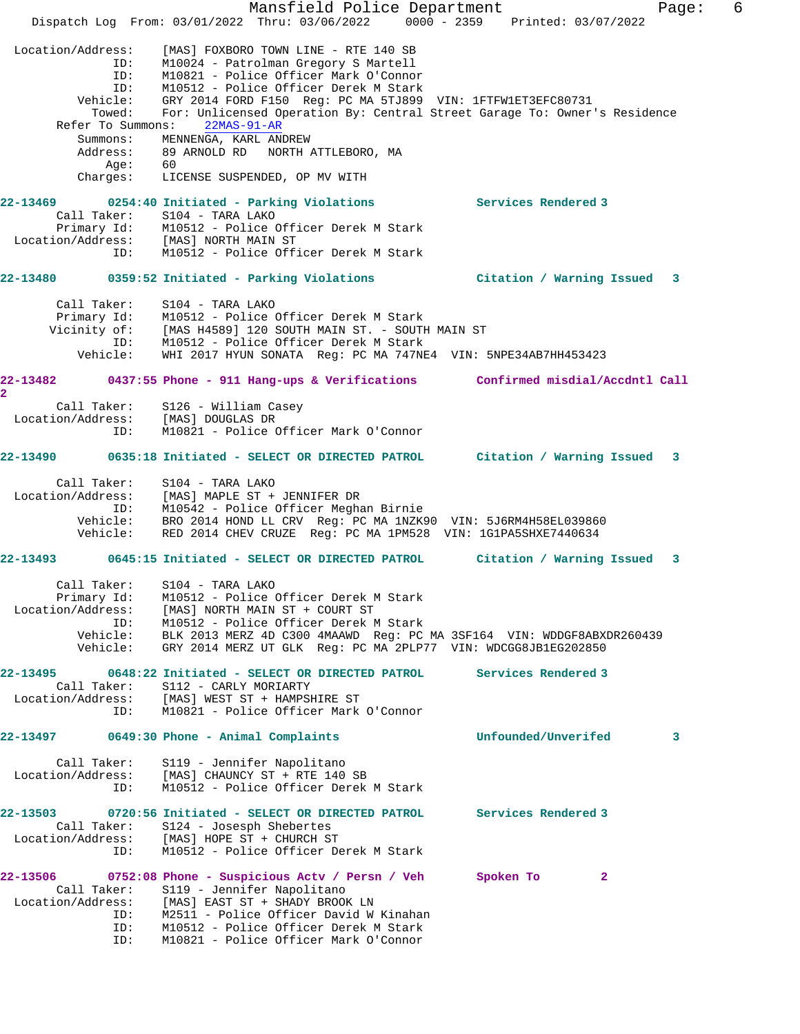```
 Location/Address:    [MAS] FOXBORO TOWN LINE - RTE 140 SB
                ID:    M10024 - Patrolman Gregory S Martell
                ID:    M10821 - Police Officer Mark O'Connor
                ID:    M10512 - Police Officer Derek M Stark
           Vehicle:    GRY 2014 FORD F150  Reg: PC MA 5TJ899  VIN: 1FTFW1ET3EFC80731
            Towed:    For: Unlicensed Operation By: Central Street Garage To: Owner's Residence
 Refer To Summons:    22MAS-91-AR
          Summons:    MENNENGA, KARL ANDREW
          Address:    89 ARNOLD RD   NORTH ATTLEBORO, MA
              Age:    60
          Charges:    LICENSE SUSPENDED, OP MV WITH

22-13469        0254:40 Initiated - Parking Violations           Services Rendered 3
       Call Taker:    S104 - TARA LAKO
       Primary Id:    M10512 - Police Officer Derek M Stark
 Location/Address:    [MAS] NORTH MAIN ST
               ID:    M10512 - Police Officer Derek M Stark

22-13480        0359:52 Initiated - Parking Violations           Citation / Warning Issued   3

       Call Taker:    S104 - TARA LAKO
       Primary Id:    M10512 - Police Officer Derek M Stark
      Vicinity of:    [MAS H4589] 120 SOUTH MAIN ST. - SOUTH MAIN ST
               ID:    M10512 - Police Officer Derek M Stark
          Vehicle:    WHI 2017 HYUN SONATA  Reg: PC MA 747NE4  VIN: 5NPE34AB7HH453423

22-13482        0437:55 Phone - 911 Hang-ups & Verifications     Confirmed misdial/Accdntl Call
2
       Call Taker:    S126 - William Casey
 Location/Address:    [MAS] DOUGLAS DR
               ID:    M10821 - Police Officer Mark O'Connor

22-13490        0635:18 Initiated - SELECT OR DIRECTED PATROL    Citation / Warning Issued   3

       Call Taker:    S104 - TARA LAKO
 Location/Address:    [MAS] MAPLE ST + JENNIFER DR
               ID:    M10542 - Police Officer Meghan Birnie
          Vehicle:    BRO 2014 HOND LL CRV  Reg: PC MA 1NZK90  VIN: 5J6RM4H58EL039860
          Vehicle:    RED 2014 CHEV CRUZE  Reg: PC MA 1PM528  VIN: 1G1PA5SHXE7440634

22-13493        0645:15 Initiated - SELECT OR DIRECTED PATROL    Citation / Warning Issued   3

       Call Taker:    S104 - TARA LAKO
       Primary Id:    M10512 - Police Officer Derek M Stark
 Location/Address:    [MAS] NORTH MAIN ST + COURT ST
               ID:    M10512 - Police Officer Derek M Stark
          Vehicle:    BLK 2013 MERZ 4D C300 4MAAWD  Reg: PC MA 3SF164  VIN: WDDGF8ABXDR260439
          Vehicle:    GRY 2014 MERZ UT GLK  Reg: PC MA 2PLP77  VIN: WDCGG8JB1EG202850

22-13495        0648:22 Initiated - SELECT OR DIRECTED PATROL    Services Rendered 3
       Call Taker:    S112 - CARLY MORIARTY
 Location/Address:    [MAS] WEST ST + HAMPSHIRE ST
               ID:    M10821 - Police Officer Mark O'Connor

22-13497        0649:30 Phone - Animal Complaints                Unfounded/Unverifed         3

       Call Taker:    S119 - Jennifer Napolitano
 Location/Address:    [MAS] CHAUNCY ST + RTE 140 SB
               ID:    M10512 - Police Officer Derek M Stark

22-13503        0720:56 Initiated - SELECT OR DIRECTED PATROL    Services Rendered 3
       Call Taker:    S124 - Josesph Shebertes
 Location/Address:    [MAS] HOPE ST + CHURCH ST
               ID:    M10512 - Police Officer Derek M Stark

22-13506        0752:08 Phone - Suspicious Actv / Persn / Veh    Spoken To         2
       Call Taker:    S119 - Jennifer Napolitano
 Location/Address:    [MAS] EAST ST + SHADY BROOK LN
               ID:    M2511 - Police Officer David W Kinahan
               ID:    M10512 - Police Officer Derek M Stark
               ID:    M10821 - Police Officer Mark O'Connor
```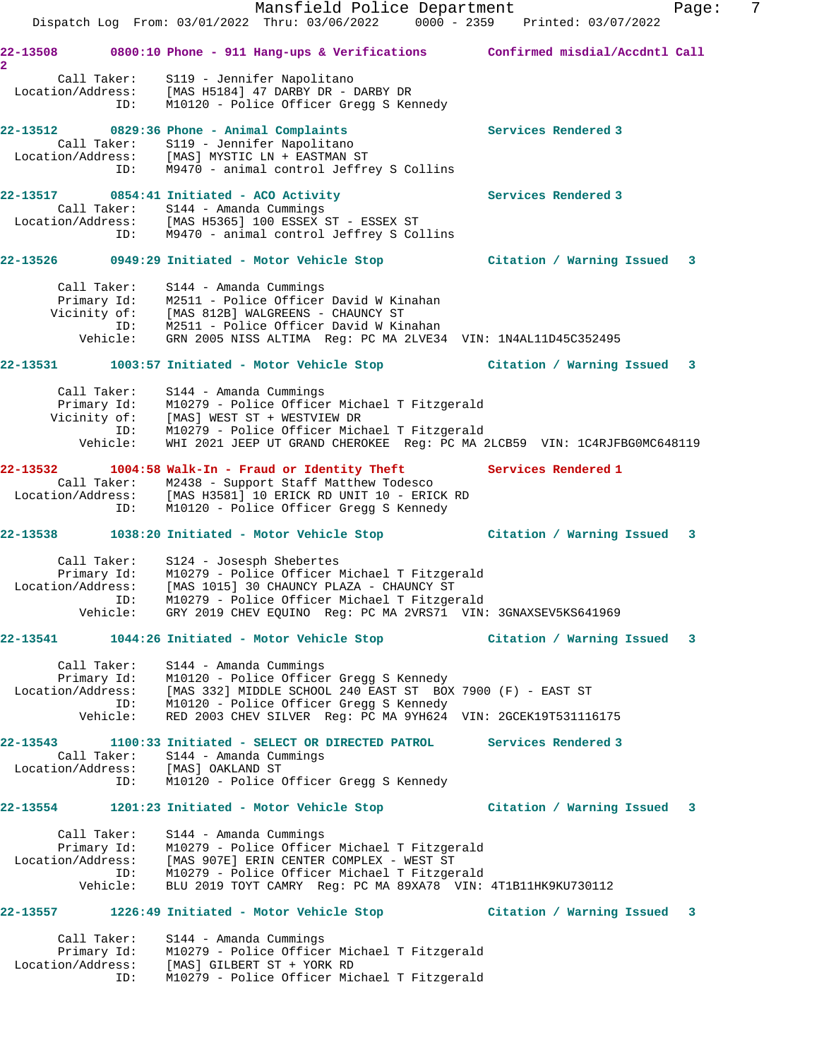**22-13508** 0800:10 Phone - 911 Hang-ups & Verifications — Confirmed misdial/Accdntl Call 2

Call Taker: S119 - Jennifer Napolitano
Location/Address: [MAS H5184] 47 DARBY DR - DARBY DR
ID: M10120 - Police Officer Gregg S Kennedy

**22-13512** 0829:36 Phone - Animal Complaints — Services Rendered 3

Call Taker: S119 - Jennifer Napolitano
Location/Address: [MAS] MYSTIC LN + EASTMAN ST
ID: M9470 - animal control Jeffrey S Collins

**22-13517** 0854:41 Initiated - ACO Activity — Services Rendered 3

Call Taker: S144 - Amanda Cummings
Location/Address: [MAS H5365] 100 ESSEX ST - ESSEX ST
ID: M9470 - animal control Jeffrey S Collins

**22-13526** 0949:29 Initiated - Motor Vehicle Stop — Citation / Warning Issued 3

Call Taker: S144 - Amanda Cummings
Primary Id: M2511 - Police Officer David W Kinahan
Vicinity of: [MAS 812B] WALGREENS - CHAUNCY ST
ID: M2511 - Police Officer David W Kinahan
Vehicle: GRN 2005 NISS ALTIMA Reg: PC MA 2LVE34 VIN: 1N4AL11D45C352495

**22-13531** 1003:57 Initiated - Motor Vehicle Stop — Citation / Warning Issued 3

Call Taker: S144 - Amanda Cummings
Primary Id: M10279 - Police Officer Michael T Fitzgerald
Vicinity of: [MAS] WEST ST + WESTVIEW DR
ID: M10279 - Police Officer Michael T Fitzgerald
Vehicle: WHI 2021 JEEP UT GRAND CHEROKEE Reg: PC MA 2LCB59 VIN: 1C4RJFBG0MC648119

**22-13532** 1004:58 Walk-In - Fraud or Identity Theft — Services Rendered 1

Call Taker: M2438 - Support Staff Matthew Todesco
Location/Address: [MAS H3581] 10 ERICK RD UNIT 10 - ERICK RD
ID: M10120 - Police Officer Gregg S Kennedy

**22-13538** 1038:20 Initiated - Motor Vehicle Stop — Citation / Warning Issued 3

Call Taker: S124 - Josesph Shebertes
Primary Id: M10279 - Police Officer Michael T Fitzgerald
Location/Address: [MAS 1015] 30 CHAUNCY PLAZA - CHAUNCY ST
ID: M10279 - Police Officer Michael T Fitzgerald
Vehicle: GRY 2019 CHEV EQUINO Reg: PC MA 2VRS71 VIN: 3GNAXSEV5KS641969

**22-13541** 1044:26 Initiated - Motor Vehicle Stop — Citation / Warning Issued 3

Call Taker: S144 - Amanda Cummings
Primary Id: M10120 - Police Officer Gregg S Kennedy
Location/Address: [MAS 332] MIDDLE SCHOOL 240 EAST ST BOX 7900 (F) - EAST ST
ID: M10120 - Police Officer Gregg S Kennedy
Vehicle: RED 2003 CHEV SILVER Reg: PC MA 9YH624 VIN: 2GCEK19T531116175

**22-13543** 1100:33 Initiated - SELECT OR DIRECTED PATROL — Services Rendered 3

Call Taker: S144 - Amanda Cummings
Location/Address: [MAS] OAKLAND ST
ID: M10120 - Police Officer Gregg S Kennedy

**22-13554** 1201:23 Initiated - Motor Vehicle Stop — Citation / Warning Issued 3

Call Taker: S144 - Amanda Cummings
Primary Id: M10279 - Police Officer Michael T Fitzgerald
Location/Address: [MAS 907E] ERIN CENTER COMPLEX - WEST ST
ID: M10279 - Police Officer Michael T Fitzgerald
Vehicle: BLU 2019 TOYT CAMRY Reg: PC MA 89XA78 VIN: 4T1B11HK9KU730112

**22-13557** 1226:49 Initiated - Motor Vehicle Stop — Citation / Warning Issued 3

Call Taker: S144 - Amanda Cummings
Primary Id: M10279 - Police Officer Michael T Fitzgerald
Location/Address: [MAS] GILBERT ST + YORK RD
ID: M10279 - Police Officer Michael T Fitzgerald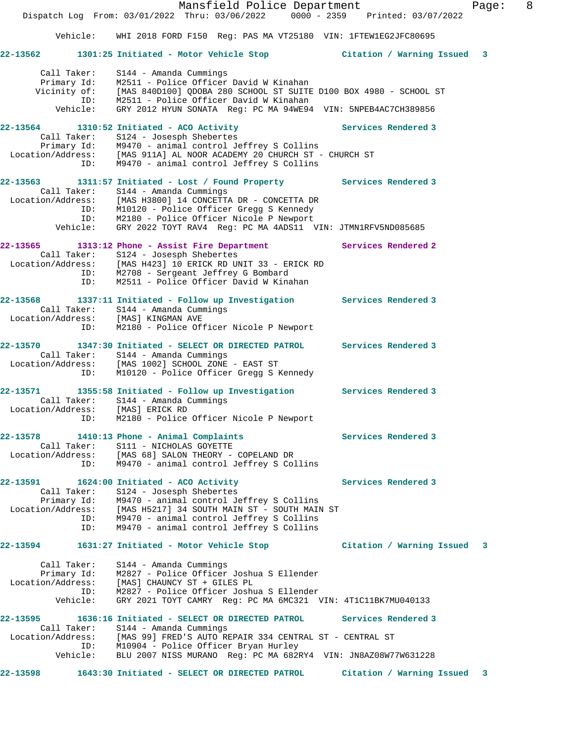Vehicle: WHI 2018 FORD F150 Reg: PAS MA VT25180 VIN: 1FTEW1EG2JFC80695

**22-13562** 1301:25 Initiated - Motor Vehicle Stop Citation / Warning Issued 3

Call Taker: S144 - Amanda Cummings
Primary Id: M2511 - Police Officer David W Kinahan
Vicinity of: [MAS 840D100] QDOBA 280 SCHOOL ST SUITE D100 BOX 4980 - SCHOOL ST
ID: M2511 - Police Officer David W Kinahan
Vehicle: GRY 2012 HYUN SONATA Reg: PC MA 94WE94 VIN: 5NPEB4AC7CH389856

**22-13564** 1310:52 Initiated - ACO Activity Services Rendered 3
Call Taker: S124 - Josesph Shebertes
Primary Id: M9470 - animal control Jeffrey S Collins
Location/Address: [MAS 911A] AL NOOR ACADEMY 20 CHURCH ST - CHURCH ST
ID: M9470 - animal control Jeffrey S Collins

**22-13563** 1311:57 Initiated - Lost / Found Property Services Rendered 3
Call Taker: S144 - Amanda Cummings
Location/Address: [MAS H3800] 14 CONCETTA DR - CONCETTA DR
ID: M10120 - Police Officer Gregg S Kennedy
ID: M2180 - Police Officer Nicole P Newport
Vehicle: GRY 2022 TOYT RAV4 Reg: PC MA 4ADS11 VIN: JTMN1RFV5ND085685

**22-13565** 1313:12 Phone - Assist Fire Department Services Rendered 2
Call Taker: S124 - Josesph Shebertes
Location/Address: [MAS H423] 10 ERICK RD UNIT 33 - ERICK RD
ID: M2708 - Sergeant Jeffrey G Bombard
ID: M2511 - Police Officer David W Kinahan

**22-13568** 1337:11 Initiated - Follow up Investigation Services Rendered 3
Call Taker: S144 - Amanda Cummings
Location/Address: [MAS] KINGMAN AVE
ID: M2180 - Police Officer Nicole P Newport

**22-13570** 1347:30 Initiated - SELECT OR DIRECTED PATROL Services Rendered 3
Call Taker: S144 - Amanda Cummings
Location/Address: [MAS 1002] SCHOOL ZONE - EAST ST
ID: M10120 - Police Officer Gregg S Kennedy

**22-13571** 1355:58 Initiated - Follow up Investigation Services Rendered 3
Call Taker: S144 - Amanda Cummings
Location/Address: [MAS] ERICK RD
ID: M2180 - Police Officer Nicole P Newport

**22-13578** 1410:13 Phone - Animal Complaints Services Rendered 3
Call Taker: S111 - NICHOLAS GOYETTE
Location/Address: [MAS 68] SALON THEORY - COPELAND DR
ID: M9470 - animal control Jeffrey S Collins

**22-13591** 1624:00 Initiated - ACO Activity Services Rendered 3
Call Taker: S124 - Josesph Shebertes
Primary Id: M9470 - animal control Jeffrey S Collins
Location/Address: [MAS H5217] 34 SOUTH MAIN ST - SOUTH MAIN ST
ID: M9470 - animal control Jeffrey S Collins
ID: M9470 - animal control Jeffrey S Collins

**22-13594** 1631:27 Initiated - Motor Vehicle Stop Citation / Warning Issued 3

Call Taker: S144 - Amanda Cummings
Primary Id: M2827 - Police Officer Joshua S Ellender
Location/Address: [MAS] CHAUNCY ST + GILES PL
ID: M2827 - Police Officer Joshua S Ellender
Vehicle: GRY 2021 TOYT CAMRY Reg: PC MA 6MC321 VIN: 4T1C11BK7MU040133

**22-13595** 1636:16 Initiated - SELECT OR DIRECTED PATROL Services Rendered 3
Call Taker: S144 - Amanda Cummings
Location/Address: [MAS 99] FRED'S AUTO REPAIR 334 CENTRAL ST - CENTRAL ST
ID: M10904 - Police Officer Bryan Hurley
Vehicle: BLU 2007 NISS MURANO Reg: PC MA 682RY4 VIN: JN8AZ08W77W631228

**22-13598** 1643:30 Initiated - SELECT OR DIRECTED PATROL Citation / Warning Issued 3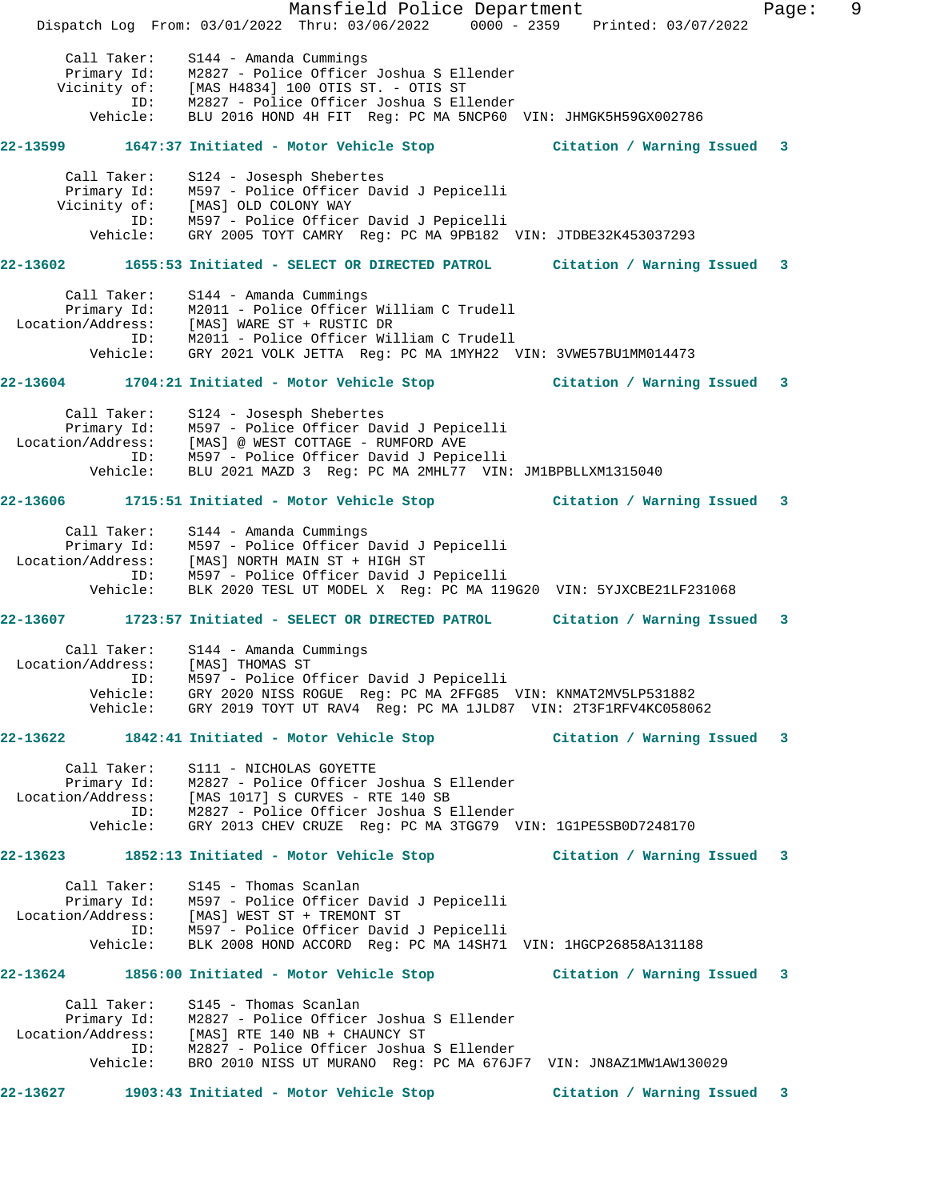```
    Call Taker:    S144 - Amanda Cummings
    Primary Id:    M2827 - Police Officer Joshua S Ellender
  Vicinity of:    [MAS H4834] 100 OTIS ST. - OTIS ST
            ID:    M2827 - Police Officer Joshua S Ellender
       Vehicle:    BLU 2016 HOND 4H FIT  Reg: PC MA 5NCP60  VIN: JHMGK5H59GX002786
```

**22-13599  1647:37 Initiated - Motor Vehicle Stop  Citation / Warning Issued  3**

```
    Call Taker:    S124 - Josesph Shebertes
    Primary Id:    M597 - Police Officer David J Pepicelli
  Vicinity of:    [MAS] OLD COLONY WAY
            ID:    M597 - Police Officer David J Pepicelli
       Vehicle:    GRY 2005 TOYT CAMRY  Reg: PC MA 9PB182  VIN: JTDBE32K453037293
```

**22-13602  1655:53 Initiated - SELECT OR DIRECTED PATROL  Citation / Warning Issued  3**

```
    Call Taker:    S144 - Amanda Cummings
    Primary Id:    M2011 - Police Officer William C Trudell
Location/Address:  [MAS] WARE ST + RUSTIC DR
            ID:    M2011 - Police Officer William C Trudell
       Vehicle:    GRY 2021 VOLK JETTA  Reg: PC MA 1MYH22  VIN: 3VWE57BU1MM014473
```

**22-13604  1704:21 Initiated - Motor Vehicle Stop  Citation / Warning Issued  3**

```
    Call Taker:    S124 - Josesph Shebertes
    Primary Id:    M597 - Police Officer David J Pepicelli
Location/Address:  [MAS] @ WEST COTTAGE - RUMFORD AVE
            ID:    M597 - Police Officer David J Pepicelli
       Vehicle:    BLU 2021 MAZD 3  Reg: PC MA 2MHL77  VIN: JM1BPBLLXM1315040
```

**22-13606  1715:51 Initiated - Motor Vehicle Stop  Citation / Warning Issued  3**

```
    Call Taker:    S144 - Amanda Cummings
    Primary Id:    M597 - Police Officer David J Pepicelli
Location/Address:  [MAS] NORTH MAIN ST + HIGH ST
            ID:    M597 - Police Officer David J Pepicelli
       Vehicle:    BLK 2020 TESL UT MODEL X  Reg: PC MA 119G20  VIN: 5YJXCBE21LF231068
```

**22-13607  1723:57 Initiated - SELECT OR DIRECTED PATROL  Citation / Warning Issued  3**

```
    Call Taker:    S144 - Amanda Cummings
Location/Address:  [MAS] THOMAS ST
            ID:    M597 - Police Officer David J Pepicelli
       Vehicle:    GRY 2020 NISS ROGUE  Reg: PC MA 2FFG85  VIN: KNMAT2MV5LP531882
       Vehicle:    GRY 2019 TOYT UT RAV4  Reg: PC MA 1JLD87  VIN: 2T3F1RFV4KC058062
```

**22-13622  1842:41 Initiated - Motor Vehicle Stop  Citation / Warning Issued  3**

```
    Call Taker:    S111 - NICHOLAS GOYETTE
    Primary Id:    M2827 - Police Officer Joshua S Ellender
Location/Address:  [MAS 1017] S CURVES - RTE 140 SB
            ID:    M2827 - Police Officer Joshua S Ellender
       Vehicle:    GRY 2013 CHEV CRUZE  Reg: PC MA 3TGG79  VIN: 1G1PE5SB0D7248170
```

**22-13623  1852:13 Initiated - Motor Vehicle Stop  Citation / Warning Issued  3**

```
    Call Taker:    S145 - Thomas Scanlan
    Primary Id:    M597 - Police Officer David J Pepicelli
Location/Address:  [MAS] WEST ST + TREMONT ST
            ID:    M597 - Police Officer David J Pepicelli
       Vehicle:    BLK 2008 HOND ACCORD  Reg: PC MA 14SH71  VIN: 1HGCP26858A131188
```

**22-13624  1856:00 Initiated - Motor Vehicle Stop  Citation / Warning Issued  3**

```
    Call Taker:    S145 - Thomas Scanlan
    Primary Id:    M2827 - Police Officer Joshua S Ellender
Location/Address:  [MAS] RTE 140 NB + CHAUNCY ST
            ID:    M2827 - Police Officer Joshua S Ellender
       Vehicle:    BRO 2010 NISS UT MURANO  Reg: PC MA 676JF7  VIN: JN8AZ1MW1AW130029
```

**22-13627  1903:43 Initiated - Motor Vehicle Stop  Citation / Warning Issued  3**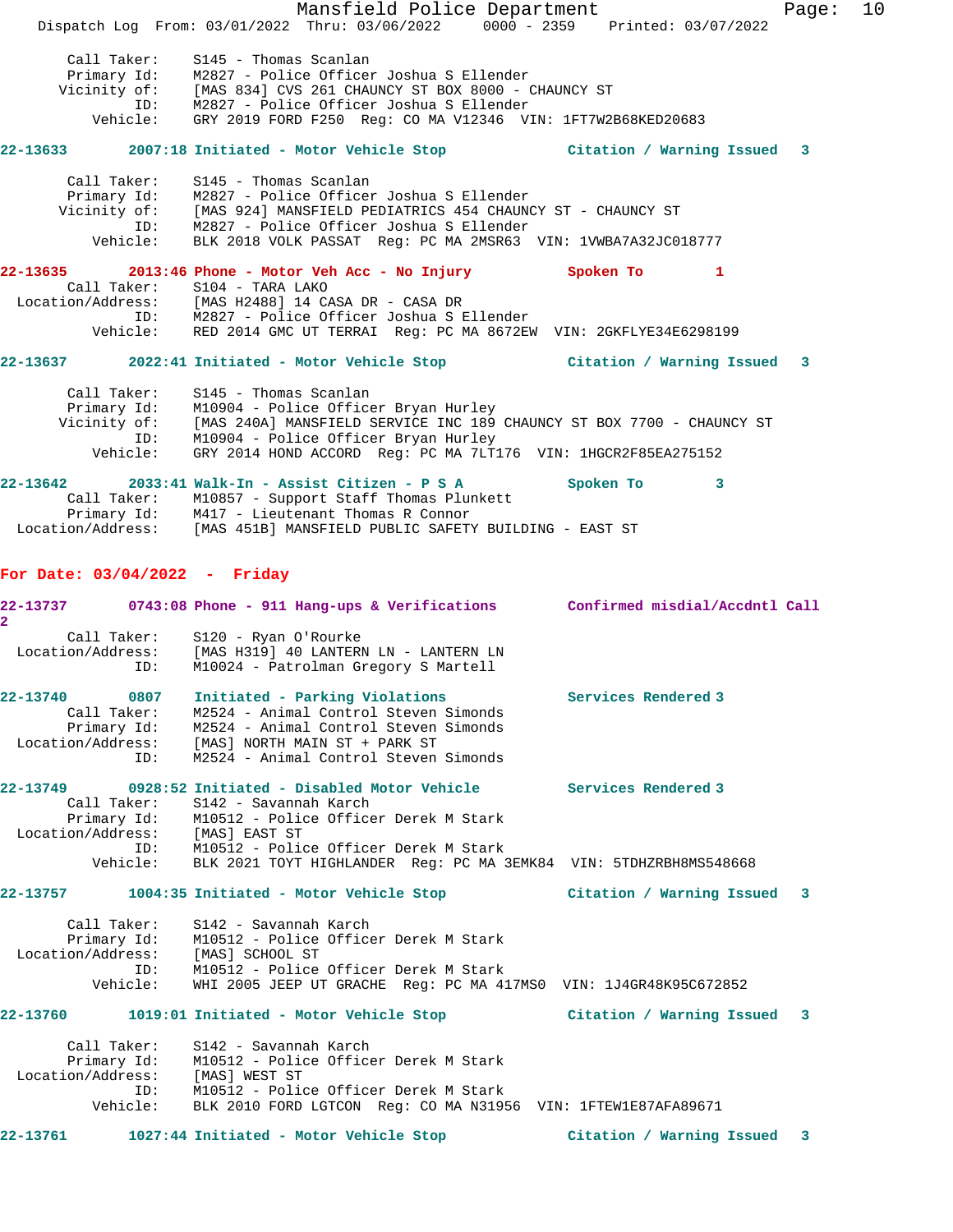Call Taker: S145 - Thomas Scanlan
Primary Id: M2827 - Police Officer Joshua S Ellender
Vicinity of: [MAS 834] CVS 261 CHAUNCY ST BOX 8000 - CHAUNCY ST
ID: M2827 - Police Officer Joshua S Ellender
Vehicle: GRY 2019 FORD F250 Reg: CO MA V12346 VIN: 1FT7W2B68KED20683

**22-13633 2007:18 Initiated - Motor Vehicle Stop Citation / Warning Issued 3**

Call Taker: S145 - Thomas Scanlan
Primary Id: M2827 - Police Officer Joshua S Ellender
Vicinity of: [MAS 924] MANSFIELD PEDIATRICS 454 CHAUNCY ST - CHAUNCY ST
ID: M2827 - Police Officer Joshua S Ellender
Vehicle: BLK 2018 VOLK PASSAT Reg: PC MA 2MSR63 VIN: 1VWBA7A32JC018777

**22-13635 2013:46 Phone - Motor Veh Acc - No Injury Spoken To 1**

Call Taker: S104 - TARA LAKO
Location/Address: [MAS H2488] 14 CASA DR - CASA DR
ID: M2827 - Police Officer Joshua S Ellender
Vehicle: RED 2014 GMC UT TERRAI Reg: PC MA 8672EW VIN: 2GKFLYE34E6298199

**22-13637 2022:41 Initiated - Motor Vehicle Stop Citation / Warning Issued 3**

Call Taker: S145 - Thomas Scanlan
Primary Id: M10904 - Police Officer Bryan Hurley
Vicinity of: [MAS 240A] MANSFIELD SERVICE INC 189 CHAUNCY ST BOX 7700 - CHAUNCY ST
ID: M10904 - Police Officer Bryan Hurley
Vehicle: GRY 2014 HOND ACCORD Reg: PC MA 7LT176 VIN: 1HGCR2F85EA275152

**22-13642 2033:41 Walk-In - Assist Citizen - P S A Spoken To 3**

Call Taker: M10857 - Support Staff Thomas Plunkett
Primary Id: M417 - Lieutenant Thomas R Connor
Location/Address: [MAS 451B] MANSFIELD PUBLIC SAFETY BUILDING - EAST ST

## For Date: 03/04/2022 - Friday

**22-13737 0743:08 Phone - 911 Hang-ups & Verifications Confirmed misdial/Accdntl Call 2**

Call Taker: S120 - Ryan O'Rourke
Location/Address: [MAS H319] 40 LANTERN LN - LANTERN LN
ID: M10024 - Patrolman Gregory S Martell

**22-13740 0807 Initiated - Parking Violations Services Rendered 3**

Call Taker: M2524 - Animal Control Steven Simonds
Primary Id: M2524 - Animal Control Steven Simonds
Location/Address: [MAS] NORTH MAIN ST + PARK ST
ID: M2524 - Animal Control Steven Simonds

**22-13749 0928:52 Initiated - Disabled Motor Vehicle Services Rendered 3**

Call Taker: S142 - Savannah Karch
Primary Id: M10512 - Police Officer Derek M Stark
Location/Address: [MAS] EAST ST
ID: M10512 - Police Officer Derek M Stark
Vehicle: BLK 2021 TOYT HIGHLANDER Reg: PC MA 3EMK84 VIN: 5TDHZRBH8MS548668

**22-13757 1004:35 Initiated - Motor Vehicle Stop Citation / Warning Issued 3**

Call Taker: S142 - Savannah Karch
Primary Id: M10512 - Police Officer Derek M Stark
Location/Address: [MAS] SCHOOL ST
ID: M10512 - Police Officer Derek M Stark
Vehicle: WHI 2005 JEEP UT GRACHE Reg: PC MA 417MS0 VIN: 1J4GR48K95C672852

**22-13760 1019:01 Initiated - Motor Vehicle Stop Citation / Warning Issued 3**

Call Taker: S142 - Savannah Karch
Primary Id: M10512 - Police Officer Derek M Stark
Location/Address: [MAS] WEST ST
ID: M10512 - Police Officer Derek M Stark
Vehicle: BLK 2010 FORD LGTCON Reg: CO MA N31956 VIN: 1FTEW1E87AFA89671

**22-13761 1027:44 Initiated - Motor Vehicle Stop Citation / Warning Issued 3**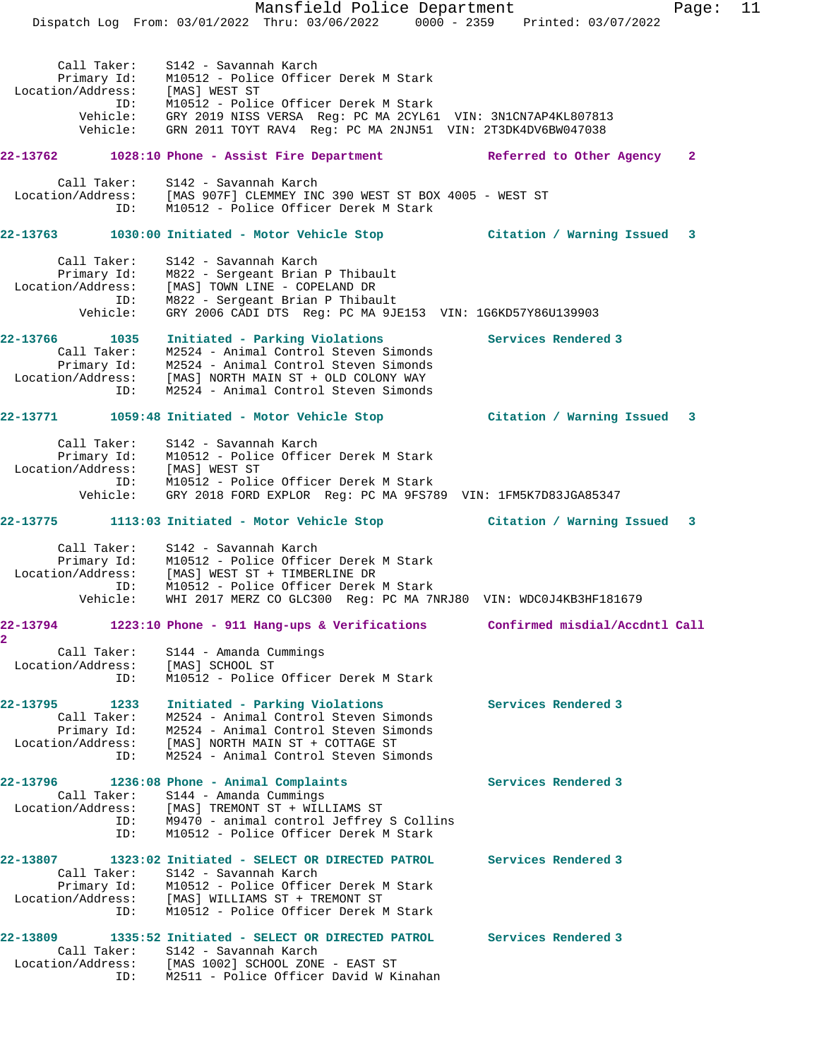Call Taker: S142 - Savannah Karch
Primary Id: M10512 - Police Officer Derek M Stark
Location/Address: [MAS] WEST ST
ID: M10512 - Police Officer Derek M Stark
Vehicle: GRY 2019 NISS VERSA Reg: PC MA 2CYL61 VIN: 3N1CN7AP4KL807813
Vehicle: GRN 2011 TOYT RAV4 Reg: PC MA 2NJN51 VIN: 2T3DK4DV6BW047038

**22-13762 1028:10 Phone - Assist Fire Department Referred to Other Agency 2**

Call Taker: S142 - Savannah Karch
Location/Address: [MAS 907F] CLEMMEY INC 390 WEST ST BOX 4005 - WEST ST
ID: M10512 - Police Officer Derek M Stark

**22-13763 1030:00 Initiated - Motor Vehicle Stop Citation / Warning Issued 3**

Call Taker: S142 - Savannah Karch
Primary Id: M822 - Sergeant Brian P Thibault
Location/Address: [MAS] TOWN LINE - COPELAND DR
ID: M822 - Sergeant Brian P Thibault
Vehicle: GRY 2006 CADI DTS Reg: PC MA 9JE153 VIN: 1G6KD57Y86U139903

**22-13766 1035 Initiated - Parking Violations Services Rendered 3**

Call Taker: M2524 - Animal Control Steven Simonds
Primary Id: M2524 - Animal Control Steven Simonds
Location/Address: [MAS] NORTH MAIN ST + OLD COLONY WAY
ID: M2524 - Animal Control Steven Simonds

**22-13771 1059:48 Initiated - Motor Vehicle Stop Citation / Warning Issued 3**

Call Taker: S142 - Savannah Karch
Primary Id: M10512 - Police Officer Derek M Stark
Location/Address: [MAS] WEST ST
ID: M10512 - Police Officer Derek M Stark
Vehicle: GRY 2018 FORD EXPLOR Reg: PC MA 9FS789 VIN: 1FM5K7D83JGA85347

**22-13775 1113:03 Initiated - Motor Vehicle Stop Citation / Warning Issued 3**

Call Taker: S142 - Savannah Karch
Primary Id: M10512 - Police Officer Derek M Stark
Location/Address: [MAS] WEST ST + TIMBERLINE DR
ID: M10512 - Police Officer Derek M Stark
Vehicle: WHI 2017 MERZ CO GLC300 Reg: PC MA 7NRJ80 VIN: WDC0J4KB3HF181679

**22-13794 1223:10 Phone - 911 Hang-ups & Verifications Confirmed misdial/Accdntl Call 2**

Call Taker: S144 - Amanda Cummings
Location/Address: [MAS] SCHOOL ST
ID: M10512 - Police Officer Derek M Stark

**22-13795 1233 Initiated - Parking Violations Services Rendered 3**

Call Taker: M2524 - Animal Control Steven Simonds
Primary Id: M2524 - Animal Control Steven Simonds
Location/Address: [MAS] NORTH MAIN ST + COTTAGE ST
ID: M2524 - Animal Control Steven Simonds

**22-13796 1236:08 Phone - Animal Complaints Services Rendered 3**

Call Taker: S144 - Amanda Cummings
Location/Address: [MAS] TREMONT ST + WILLIAMS ST
ID: M9470 - animal control Jeffrey S Collins
ID: M10512 - Police Officer Derek M Stark

**22-13807 1323:02 Initiated - SELECT OR DIRECTED PATROL Services Rendered 3**

Call Taker: S142 - Savannah Karch
Primary Id: M10512 - Police Officer Derek M Stark
Location/Address: [MAS] WILLIAMS ST + TREMONT ST
ID: M10512 - Police Officer Derek M Stark

**22-13809 1335:52 Initiated - SELECT OR DIRECTED PATROL Services Rendered 3**

Call Taker: S142 - Savannah Karch
Location/Address: [MAS 1002] SCHOOL ZONE - EAST ST
ID: M2511 - Police Officer David W Kinahan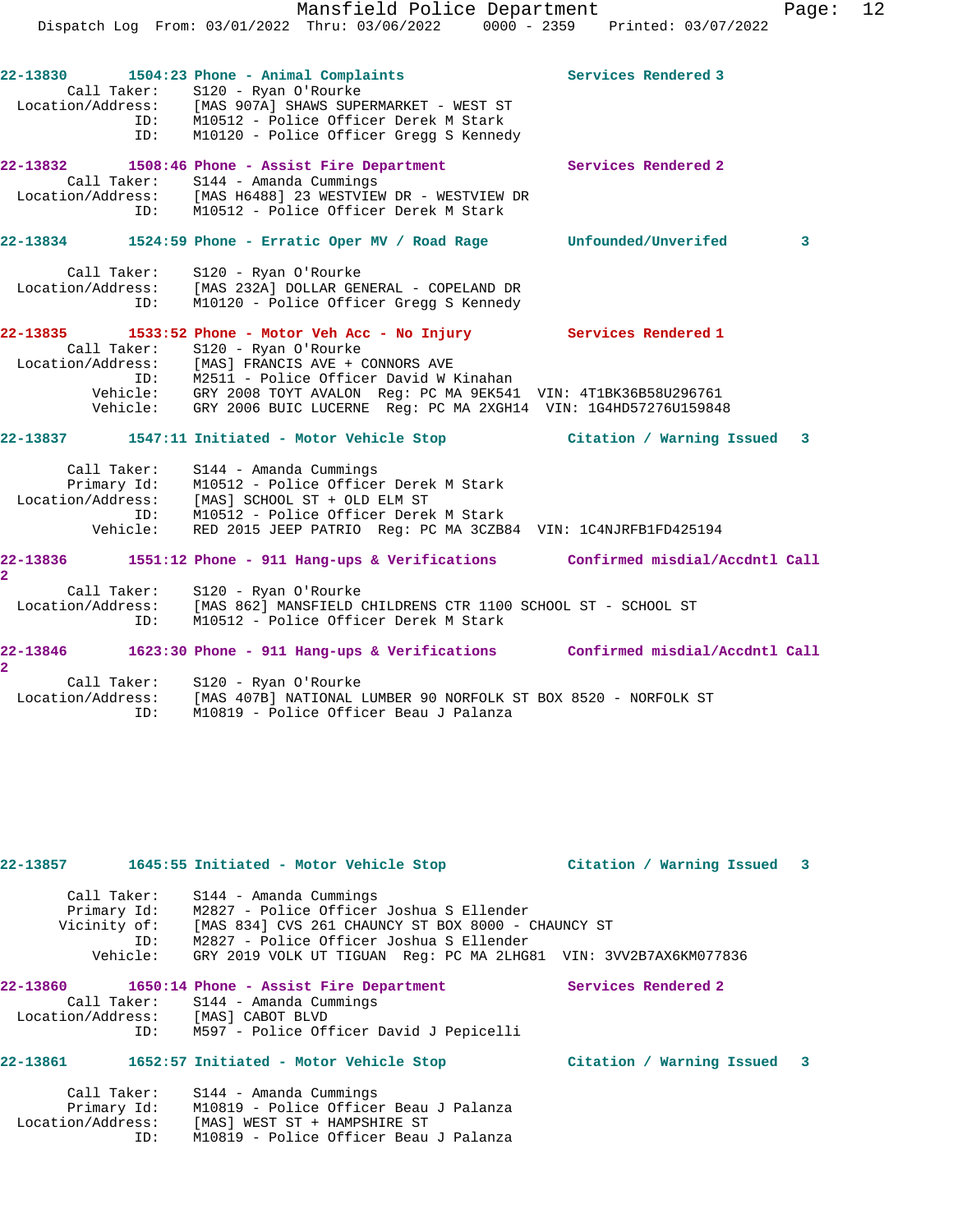22-13830 1504:23 Phone - Animal Complaints Services Rendered 3
Call Taker: S120 - Ryan O'Rourke
Location/Address: [MAS 907A] SHAWS SUPERMARKET - WEST ST
ID: M10512 - Police Officer Derek M Stark
ID: M10120 - Police Officer Gregg S Kennedy

22-13832 1508:46 Phone - Assist Fire Department Services Rendered 2
Call Taker: S144 - Amanda Cummings
Location/Address: [MAS H6488] 23 WESTVIEW DR - WESTVIEW DR
ID: M10512 - Police Officer Derek M Stark

22-13834 1524:59 Phone - Erratic Oper MV / Road Rage Unfounded/Unverifed 3
Call Taker: S120 - Ryan O'Rourke
Location/Address: [MAS 232A] DOLLAR GENERAL - COPELAND DR
ID: M10120 - Police Officer Gregg S Kennedy

22-13835 1533:52 Phone - Motor Veh Acc - No Injury Services Rendered 1
Call Taker: S120 - Ryan O'Rourke
Location/Address: [MAS] FRANCIS AVE + CONNORS AVE
ID: M2511 - Police Officer David W Kinahan
Vehicle: GRY 2008 TOYT AVALON Reg: PC MA 9EK541 VIN: 4T1BK36B58U296761
Vehicle: GRY 2006 BUIC LUCERNE Reg: PC MA 2XGH14 VIN: 1G4HD57276U159848

22-13837 1547:11 Initiated - Motor Vehicle Stop Citation / Warning Issued 3
Call Taker: S144 - Amanda Cummings
Primary Id: M10512 - Police Officer Derek M Stark
Location/Address: [MAS] SCHOOL ST + OLD ELM ST
ID: M10512 - Police Officer Derek M Stark
Vehicle: RED 2015 JEEP PATRIO Reg: PC MA 3CZB84 VIN: 1C4NJRFB1FD425194

22-13836 1551:12 Phone - 911 Hang-ups & Verifications Confirmed misdial/Accdntl Call 2
Call Taker: S120 - Ryan O'Rourke
Location/Address: [MAS 862] MANSFIELD CHILDRENS CTR 1100 SCHOOL ST - SCHOOL ST
ID: M10512 - Police Officer Derek M Stark

22-13846 1623:30 Phone - 911 Hang-ups & Verifications Confirmed misdial/Accdntl Call 2
Call Taker: S120 - Ryan O'Rourke
Location/Address: [MAS 407B] NATIONAL LUMBER 90 NORFOLK ST BOX 8520 - NORFOLK ST
ID: M10819 - Police Officer Beau J Palanza

22-13857 1645:55 Initiated - Motor Vehicle Stop Citation / Warning Issued 3
Call Taker: S144 - Amanda Cummings
Primary Id: M2827 - Police Officer Joshua S Ellender
Vicinity of: [MAS 834] CVS 261 CHAUNCY ST BOX 8000 - CHAUNCY ST
ID: M2827 - Police Officer Joshua S Ellender
Vehicle: GRY 2019 VOLK UT TIGUAN Reg: PC MA 2LHG81 VIN: 3VV2B7AX6KM077836

22-13860 1650:14 Phone - Assist Fire Department Services Rendered 2
Call Taker: S144 - Amanda Cummings
Location/Address: [MAS] CABOT BLVD
ID: M597 - Police Officer David J Pepicelli

22-13861 1652:57 Initiated - Motor Vehicle Stop Citation / Warning Issued 3
Call Taker: S144 - Amanda Cummings
Primary Id: M10819 - Police Officer Beau J Palanza
Location/Address: [MAS] WEST ST + HAMPSHIRE ST
ID: M10819 - Police Officer Beau J Palanza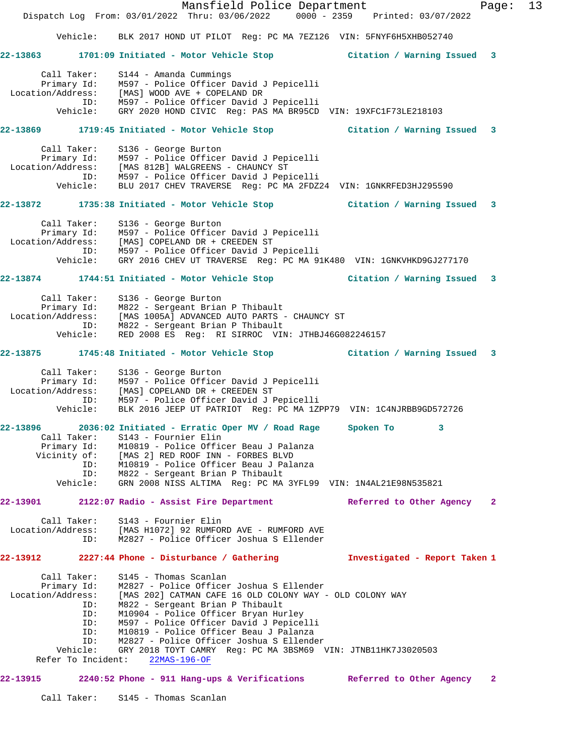Vehicle: BLK 2017 HOND UT PILOT Reg: PC MA 7EZ126 VIN: 5FNYF6H5XHB052740

**22-13863 1701:09 Initiated - Motor Vehicle Stop — Citation / Warning Issued 3**

```
Call Taker:       S144 - Amanda Cummings
Primary Id:       M597 - Police Officer David J Pepicelli
Location/Address: [MAS] WOOD AVE + COPELAND DR
ID:               M597 - Police Officer David J Pepicelli
Vehicle:          GRY 2020 HOND CIVIC Reg: PAS MA BR95CD VIN: 19XFC1F73LE218103
```

**22-13869 1719:45 Initiated - Motor Vehicle Stop — Citation / Warning Issued 3**

```
Call Taker:       S136 - George Burton
Primary Id:       M597 - Police Officer David J Pepicelli
Location/Address: [MAS 812B] WALGREENS - CHAUNCY ST
ID:               M597 - Police Officer David J Pepicelli
Vehicle:          BLU 2017 CHEV TRAVERSE Reg: PC MA 2FDZ24 VIN: 1GNKRFED3HJ295590
```

**22-13872 1735:38 Initiated - Motor Vehicle Stop — Citation / Warning Issued 3**

```
Call Taker:       S136 - George Burton
Primary Id:       M597 - Police Officer David J Pepicelli
Location/Address: [MAS] COPELAND DR + CREEDEN ST
ID:               M597 - Police Officer David J Pepicelli
Vehicle:          GRY 2016 CHEV UT TRAVERSE Reg: PC MA 91K480 VIN: 1GNKVHKD9GJ277170
```

**22-13874 1744:51 Initiated - Motor Vehicle Stop — Citation / Warning Issued 3**

```
Call Taker:       S136 - George Burton
Primary Id:       M822 - Sergeant Brian P Thibault
Location/Address: [MAS 1005A] ADVANCED AUTO PARTS - CHAUNCY ST
ID:               M822 - Sergeant Brian P Thibault
Vehicle:          RED 2008 ES Reg: RI SIRROC VIN: JTHBJ46G082246157
```

**22-13875 1745:48 Initiated - Motor Vehicle Stop — Citation / Warning Issued 3**

```
Call Taker:       S136 - George Burton
Primary Id:       M597 - Police Officer David J Pepicelli
Location/Address: [MAS] COPELAND DR + CREEDEN ST
ID:               M597 - Police Officer David J Pepicelli
Vehicle:          BLK 2016 JEEP UT PATRIOT Reg: PC MA 1ZPP79 VIN: 1C4NJRBB9GD572726
```

**22-13896 2036:02 Initiated - Erratic Oper MV / Road Rage — Spoken To 3**

```
Call Taker:       S143 - Fournier Elin
Primary Id:       M10819 - Police Officer Beau J Palanza
Vicinity of:      [MAS 2] RED ROOF INN - FORBES BLVD
ID:               M10819 - Police Officer Beau J Palanza
ID:               M822 - Sergeant Brian P Thibault
Vehicle:          GRN 2008 NISS ALTIMA Reg: PC MA 3YFL99 VIN: 1N4AL21E98N535821
```

**22-13901 2122:07 Radio - Assist Fire Department — Referred to Other Agency 2**

```
Call Taker:       S143 - Fournier Elin
Location/Address: [MAS H1072] 92 RUMFORD AVE - RUMFORD AVE
ID:               M2827 - Police Officer Joshua S Ellender
```

**22-13912 2227:44 Phone - Disturbance / Gathering — Investigated - Report Taken 1**

```
Call Taker:       S145 - Thomas Scanlan
Primary Id:       M2827 - Police Officer Joshua S Ellender
Location/Address: [MAS 202] CATMAN CAFE 16 OLD COLONY WAY - OLD COLONY WAY
ID:               M822 - Sergeant Brian P Thibault
ID:               M10904 - Police Officer Bryan Hurley
ID:               M597 - Police Officer David J Pepicelli
ID:               M10819 - Police Officer Beau J Palanza
ID:               M2827 - Police Officer Joshua S Ellender
Vehicle:          GRY 2018 TOYT CAMRY Reg: PC MA 3BSM69 VIN: JTNB11HK7J3020503
Refer To Incident: 22MAS-196-OF
```

**22-13915 2240:52 Phone - 911 Hang-ups & Verifications — Referred to Other Agency 2**

```
Call Taker:       S145 - Thomas Scanlan
```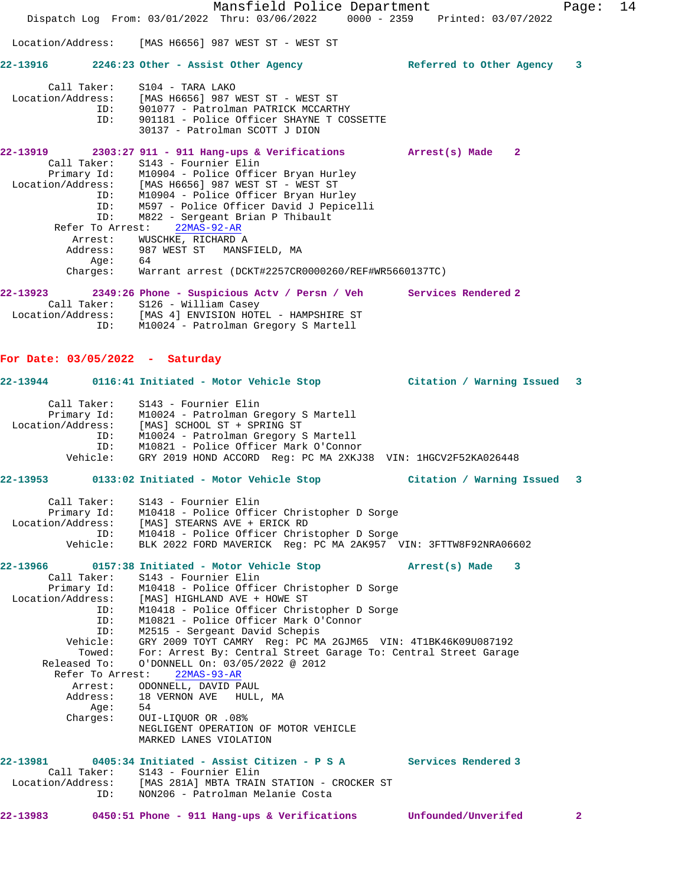Location/Address: [MAS H6656] 987 WEST ST - WEST ST

**22-13916 2246:23 Other - Assist Other Agency Referred to Other Agency 3**

Call Taker: S104 - TARA LAKO
Location/Address: [MAS H6656] 987 WEST ST - WEST ST
ID: 901077 - Patrolman PATRICK MCCARTHY
ID: 901181 - Police Officer SHAYNE T COSSETTE
30137 - Patrolman SCOTT J DION

**22-13919 2303:27 911 - 911 Hang-ups & Verifications Arrest(s) Made 2**

Call Taker: S143 - Fournier Elin
Primary Id: M10904 - Police Officer Bryan Hurley
Location/Address: [MAS H6656] 987 WEST ST - WEST ST
ID: M10904 - Police Officer Bryan Hurley
ID: M597 - Police Officer David J Pepicelli
ID: M822 - Sergeant Brian P Thibault
Refer To Arrest: 22MAS-92-AR
Arrest: WUSCHKE, RICHARD A
Address: 987 WEST ST MANSFIELD, MA
Age: 64
Charges: Warrant arrest (DCKT#2257CR0000260/REF#WR5660137TC)

**22-13923 2349:26 Phone - Suspicious Actv / Persn / Veh Services Rendered 2**

Call Taker: S126 - William Casey
Location/Address: [MAS 4] ENVISION HOTEL - HAMPSHIRE ST
ID: M10024 - Patrolman Gregory S Martell

## For Date: 03/05/2022 - Saturday

**22-13944 0116:41 Initiated - Motor Vehicle Stop Citation / Warning Issued 3**

Call Taker: S143 - Fournier Elin
Primary Id: M10024 - Patrolman Gregory S Martell
Location/Address: [MAS] SCHOOL ST + SPRING ST
ID: M10024 - Patrolman Gregory S Martell
ID: M10821 - Police Officer Mark O'Connor
Vehicle: GRY 2019 HOND ACCORD Reg: PC MA 2XKJ38 VIN: 1HGCV2F52KA026448

**22-13953 0133:02 Initiated - Motor Vehicle Stop Citation / Warning Issued 3**

Call Taker: S143 - Fournier Elin
Primary Id: M10418 - Police Officer Christopher D Sorge
Location/Address: [MAS] STEARNS AVE + ERICK RD
ID: M10418 - Police Officer Christopher D Sorge
Vehicle: BLK 2022 FORD MAVERICK Reg: PC MA 2AK957 VIN: 3FTTW8F92NRA06602

**22-13966 0157:38 Initiated - Motor Vehicle Stop Arrest(s) Made 3**

Call Taker: S143 - Fournier Elin
Primary Id: M10418 - Police Officer Christopher D Sorge
Location/Address: [MAS] HIGHLAND AVE + HOWE ST
ID: M10418 - Police Officer Christopher D Sorge
ID: M10821 - Police Officer Mark O'Connor
ID: M2515 - Sergeant David Schepis
Vehicle: GRY 2009 TOYT CAMRY Reg: PC MA 2GJM65 VIN: 4T1BK46K09U087192
Towed: For: Arrest By: Central Street Garage To: Central Street Garage
Released To: O'DONNELL On: 03/05/2022 @ 2012
Refer To Arrest: 22MAS-93-AR
Arrest: ODONNELL, DAVID PAUL
Address: 18 VERNON AVE HULL, MA
Age: 54
Charges: OUI-LIQUOR OR .08%
NEGLIGENT OPERATION OF MOTOR VEHICLE
MARKED LANES VIOLATION

**22-13981 0405:34 Initiated - Assist Citizen - P S A Services Rendered 3**

Call Taker: S143 - Fournier Elin
Location/Address: [MAS 281A] MBTA TRAIN STATION - CROCKER ST
ID: NON206 - Patrolman Melanie Costa

**22-13983 0450:51 Phone - 911 Hang-ups & Verifications Unfounded/Unverifed 2**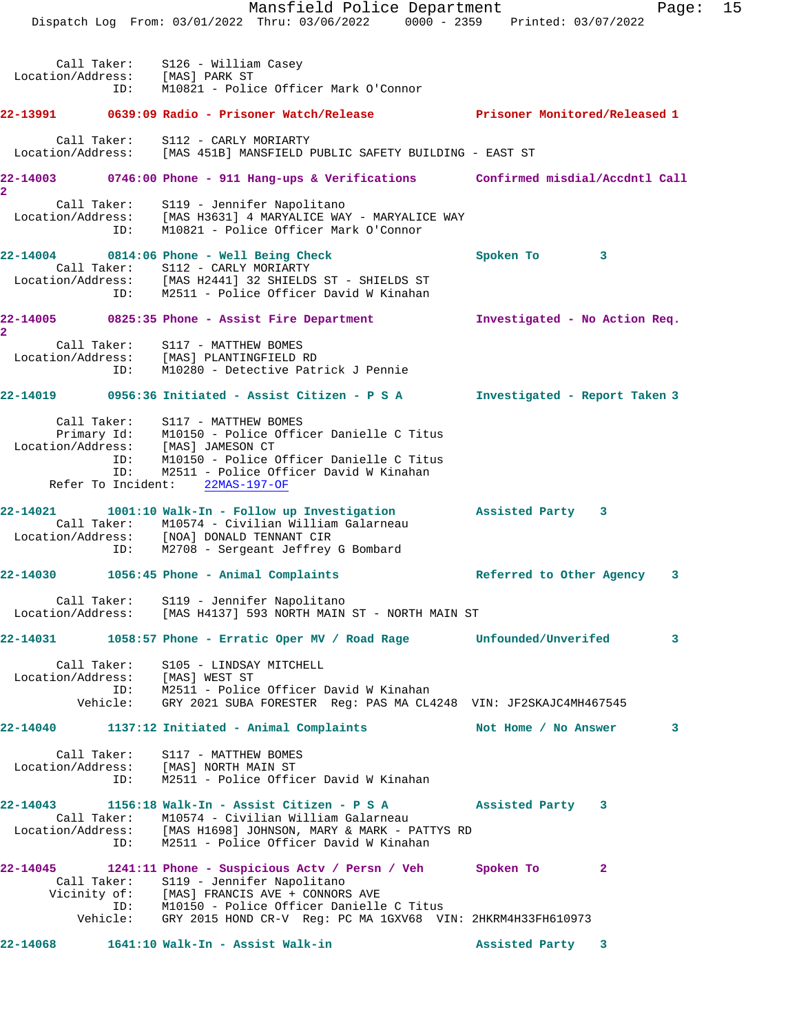Call Taker: S126 - William Casey
Location/Address: [MAS] PARK ST
ID: M10821 - Police Officer Mark O'Connor

**22-13991 0639:09 Radio - Prisoner Watch/Release Prisoner Monitored/Released 1**

Call Taker: S112 - CARLY MORIARTY
Location/Address: [MAS 451B] MANSFIELD PUBLIC SAFETY BUILDING - EAST ST

**22-14003 0746:00 Phone - 911 Hang-ups & Verifications Confirmed misdial/Accdntl Call 2**

Call Taker: S119 - Jennifer Napolitano
Location/Address: [MAS H3631] 4 MARYALICE WAY - MARYALICE WAY
ID: M10821 - Police Officer Mark O'Connor

**22-14004 0814:06 Phone - Well Being Check Spoken To 3**

Call Taker: S112 - CARLY MORIARTY
Location/Address: [MAS H2441] 32 SHIELDS ST - SHIELDS ST
ID: M2511 - Police Officer David W Kinahan

**22-14005 0825:35 Phone - Assist Fire Department Investigated - No Action Req. 2**

Call Taker: S117 - MATTHEW BOMES
Location/Address: [MAS] PLANTINGFIELD RD
ID: M10280 - Detective Patrick J Pennie

**22-14019 0956:36 Initiated - Assist Citizen - P S A Investigated - Report Taken 3**

Call Taker: S117 - MATTHEW BOMES
Primary Id: M10150 - Police Officer Danielle C Titus
Location/Address: [MAS] JAMESON CT
ID: M10150 - Police Officer Danielle C Titus
ID: M2511 - Police Officer David W Kinahan
Refer To Incident: 22MAS-197-OF

**22-14021 1001:10 Walk-In - Follow up Investigation Assisted Party 3**

Call Taker: M10574 - Civilian William Galarneau
Location/Address: [NOA] DONALD TENNANT CIR
ID: M2708 - Sergeant Jeffrey G Bombard

**22-14030 1056:45 Phone - Animal Complaints Referred to Other Agency 3**

Call Taker: S119 - Jennifer Napolitano
Location/Address: [MAS H4137] 593 NORTH MAIN ST - NORTH MAIN ST

**22-14031 1058:57 Phone - Erratic Oper MV / Road Rage Unfounded/Unverifed 3**

Call Taker: S105 - LINDSAY MITCHELL
Location/Address: [MAS] WEST ST
ID: M2511 - Police Officer David W Kinahan
Vehicle: GRY 2021 SUBA FORESTER Reg: PAS MA CL4248 VIN: JF2SKAJC4MH467545

**22-14040 1137:12 Initiated - Animal Complaints Not Home / No Answer 3**

Call Taker: S117 - MATTHEW BOMES
Location/Address: [MAS] NORTH MAIN ST
ID: M2511 - Police Officer David W Kinahan

**22-14043 1156:18 Walk-In - Assist Citizen - P S A Assisted Party 3**

Call Taker: M10574 - Civilian William Galarneau
Location/Address: [MAS H1698] JOHNSON, MARY & MARK - PATTYS RD
ID: M2511 - Police Officer David W Kinahan

**22-14045 1241:11 Phone - Suspicious Actv / Persn / Veh Spoken To 2**

Call Taker: S119 - Jennifer Napolitano
Vicinity of: [MAS] FRANCIS AVE + CONNORS AVE
ID: M10150 - Police Officer Danielle C Titus
Vehicle: GRY 2015 HOND CR-V Reg: PC MA 1GXV68 VIN: 2HKRM4H33FH610973

**22-14068 1641:10 Walk-In - Assist Walk-in Assisted Party 3**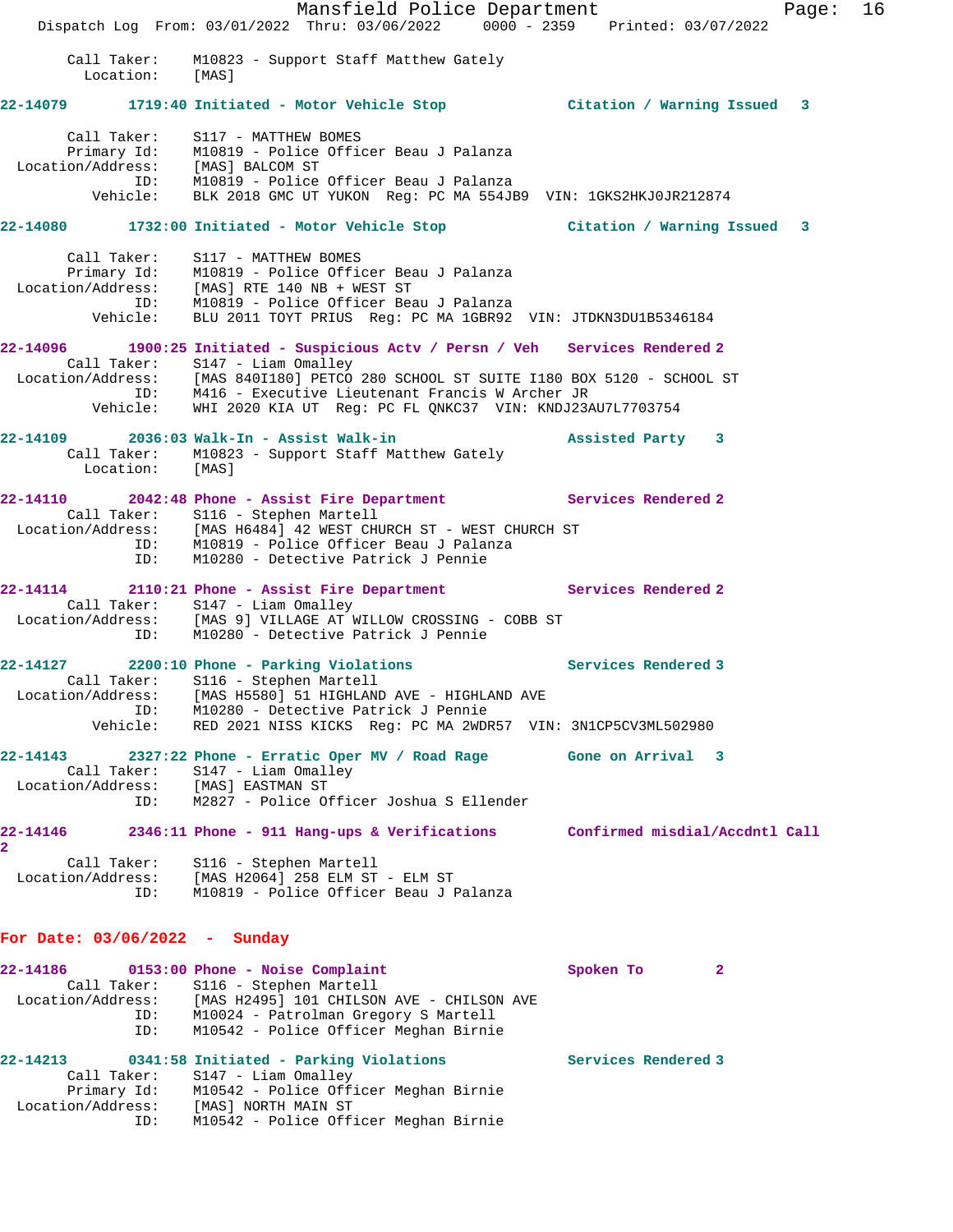```
       Call Taker:    M10823 - Support Staff Matthew Gately
         Location:    [MAS]

22-14079        1719:40 Initiated - Motor Vehicle Stop            Citation / Warning Issued   3

       Call Taker:    S117 - MATTHEW BOMES
       Primary Id:    M10819 - Police Officer Beau J Palanza
  Location/Address:   [MAS] BALCOM ST
               ID:    M10819 - Police Officer Beau J Palanza
          Vehicle:    BLK 2018 GMC UT YUKON  Reg: PC MA 554JB9  VIN: 1GKS2HKJ0JR212874

22-14080        1732:00 Initiated - Motor Vehicle Stop            Citation / Warning Issued   3

       Call Taker:    S117 - MATTHEW BOMES
       Primary Id:    M10819 - Police Officer Beau J Palanza
  Location/Address:   [MAS] RTE 140 NB + WEST ST
               ID:    M10819 - Police Officer Beau J Palanza
          Vehicle:    BLU 2011 TOYT PRIUS  Reg: PC MA 1GBR92  VIN: JTDKN3DU1B5346184

22-14096        1900:25 Initiated - Suspicious Actv / Persn / Veh    Services Rendered 2
       Call Taker:    S147 - Liam Omalley
  Location/Address:   [MAS 840I180] PETCO 280 SCHOOL ST SUITE I180 BOX 5120 - SCHOOL ST
               ID:    M416 - Executive Lieutenant Francis W Archer JR
          Vehicle:    WHI 2020 KIA UT  Reg: PC FL QNKC37  VIN: KNDJ23AU7L7703754

22-14109        2036:03 Walk-In - Assist Walk-in                  Assisted Party    3
       Call Taker:    M10823 - Support Staff Matthew Gately
         Location:    [MAS]

22-14110        2042:48 Phone - Assist Fire Department            Services Rendered 2
       Call Taker:    S116 - Stephen Martell
  Location/Address:   [MAS H6484] 42 WEST CHURCH ST - WEST CHURCH ST
               ID:    M10819 - Police Officer Beau J Palanza
               ID:    M10280 - Detective Patrick J Pennie

22-14114        2110:21 Phone - Assist Fire Department            Services Rendered 2
       Call Taker:    S147 - Liam Omalley
  Location/Address:   [MAS 9] VILLAGE AT WILLOW CROSSING - COBB ST
               ID:    M10280 - Detective Patrick J Pennie

22-14127        2200:10 Phone - Parking Violations                Services Rendered 3
       Call Taker:    S116 - Stephen Martell
  Location/Address:   [MAS H5580] 51 HIGHLAND AVE - HIGHLAND AVE
               ID:    M10280 - Detective Patrick J Pennie
          Vehicle:    RED 2021 NISS KICKS  Reg: PC MA 2WDR57  VIN: 3N1CP5CV3ML502980

22-14143        2327:22 Phone - Erratic Oper MV / Road Rage       Gone on Arrival   3
       Call Taker:    S147 - Liam Omalley
  Location/Address:   [MAS] EASTMAN ST
               ID:    M2827 - Police Officer Joshua S Ellender

22-14146        2346:11 Phone - 911 Hang-ups & Verifications       Confirmed misdial/Accdntl Call
2
       Call Taker:    S116 - Stephen Martell
  Location/Address:   [MAS H2064] 258 ELM ST - ELM ST
               ID:    M10819 - Police Officer Beau J Palanza
```

**For Date: 03/06/2022  -  Sunday**

```
22-14186        0153:00 Phone - Noise Complaint                   Spoken To         2
       Call Taker:    S116 - Stephen Martell
  Location/Address:   [MAS H2495] 101 CHILSON AVE - CHILSON AVE
               ID:    M10024 - Patrolman Gregory S Martell
               ID:    M10542 - Police Officer Meghan Birnie

22-14213        0341:58 Initiated - Parking Violations            Services Rendered 3
       Call Taker:    S147 - Liam Omalley
       Primary Id:    M10542 - Police Officer Meghan Birnie
  Location/Address:   [MAS] NORTH MAIN ST
               ID:    M10542 - Police Officer Meghan Birnie
```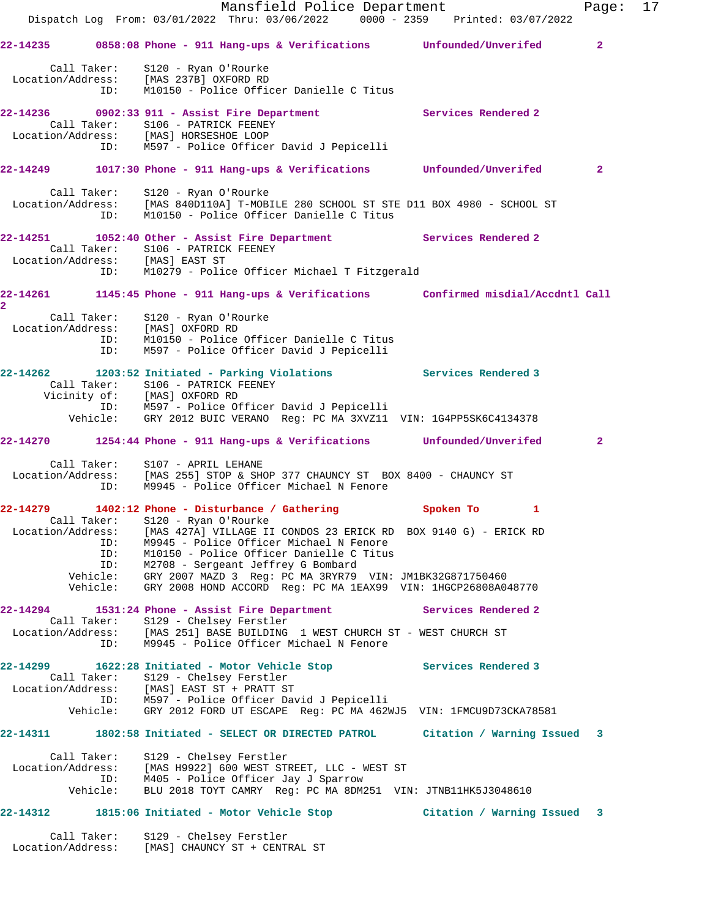22-14235 0858:08 Phone - 911 Hang-ups & Verifications Unfounded/Unverifed 2

Call Taker: S120 - Ryan O'Rourke
Location/Address: [MAS 237B] OXFORD RD
ID: M10150 - Police Officer Danielle C Titus

22-14236 0902:33 911 - Assist Fire Department Services Rendered 2
Call Taker: S106 - PATRICK FEENEY
Location/Address: [MAS] HORSESHOE LOOP
ID: M597 - Police Officer David J Pepicelli

22-14249 1017:30 Phone - 911 Hang-ups & Verifications Unfounded/Unverifed 2

Call Taker: S120 - Ryan O'Rourke
Location/Address: [MAS 840D110A] T-MOBILE 280 SCHOOL ST STE D11 BOX 4980 - SCHOOL ST
ID: M10150 - Police Officer Danielle C Titus

22-14251 1052:40 Other - Assist Fire Department Services Rendered 2
Call Taker: S106 - PATRICK FEENEY
Location/Address: [MAS] EAST ST
ID: M10279 - Police Officer Michael T Fitzgerald

22-14261 1145:45 Phone - 911 Hang-ups & Verifications Confirmed misdial/Accdntl Call 2
Call Taker: S120 - Ryan O'Rourke
Location/Address: [MAS] OXFORD RD
ID: M10150 - Police Officer Danielle C Titus
ID: M597 - Police Officer David J Pepicelli

22-14262 1203:52 Initiated - Parking Violations Services Rendered 3
Call Taker: S106 - PATRICK FEENEY
Vicinity of: [MAS] OXFORD RD
ID: M597 - Police Officer David J Pepicelli
Vehicle: GRY 2012 BUIC VERANO Reg: PC MA 3XVZ11 VIN: 1G4PP5SK6C4134378

22-14270 1254:44 Phone - 911 Hang-ups & Verifications Unfounded/Unverifed 2

Call Taker: S107 - APRIL LEHANE
Location/Address: [MAS 255] STOP & SHOP 377 CHAUNCY ST BOX 8400 - CHAUNCY ST
ID: M9945 - Police Officer Michael N Fenore

22-14279 1402:12 Phone - Disturbance / Gathering Spoken To 1
Call Taker: S120 - Ryan O'Rourke
Location/Address: [MAS 427A] VILLAGE II CONDOS 23 ERICK RD BOX 9140 G) - ERICK RD
ID: M9945 - Police Officer Michael N Fenore
ID: M10150 - Police Officer Danielle C Titus
ID: M2708 - Sergeant Jeffrey G Bombard
Vehicle: GRY 2007 MAZD 3 Reg: PC MA 3RYR79 VIN: JM1BK32G871750460
Vehicle: GRY 2008 HOND ACCORD Reg: PC MA 1EAX99 VIN: 1HGCP26808A048770

22-14294 1531:24 Phone - Assist Fire Department Services Rendered 2
Call Taker: S129 - Chelsey Ferstler
Location/Address: [MAS 251] BASE BUILDING 1 WEST CHURCH ST - WEST CHURCH ST
ID: M9945 - Police Officer Michael N Fenore

22-14299 1622:28 Initiated - Motor Vehicle Stop Services Rendered 3
Call Taker: S129 - Chelsey Ferstler
Location/Address: [MAS] EAST ST + PRATT ST
ID: M597 - Police Officer David J Pepicelli
Vehicle: GRY 2012 FORD UT ESCAPE Reg: PC MA 462WJ5 VIN: 1FMCU9D73CKA78581

22-14311 1802:58 Initiated - SELECT OR DIRECTED PATROL Citation / Warning Issued 3

Call Taker: S129 - Chelsey Ferstler
Location/Address: [MAS H9922] 600 WEST STREET, LLC - WEST ST
ID: M405 - Police Officer Jay J Sparrow
Vehicle: BLU 2018 TOYT CAMRY Reg: PC MA 8DM251 VIN: JTNB11HK5J3048610

22-14312 1815:06 Initiated - Motor Vehicle Stop Citation / Warning Issued 3

Call Taker: S129 - Chelsey Ferstler
Location/Address: [MAS] CHAUNCY ST + CENTRAL ST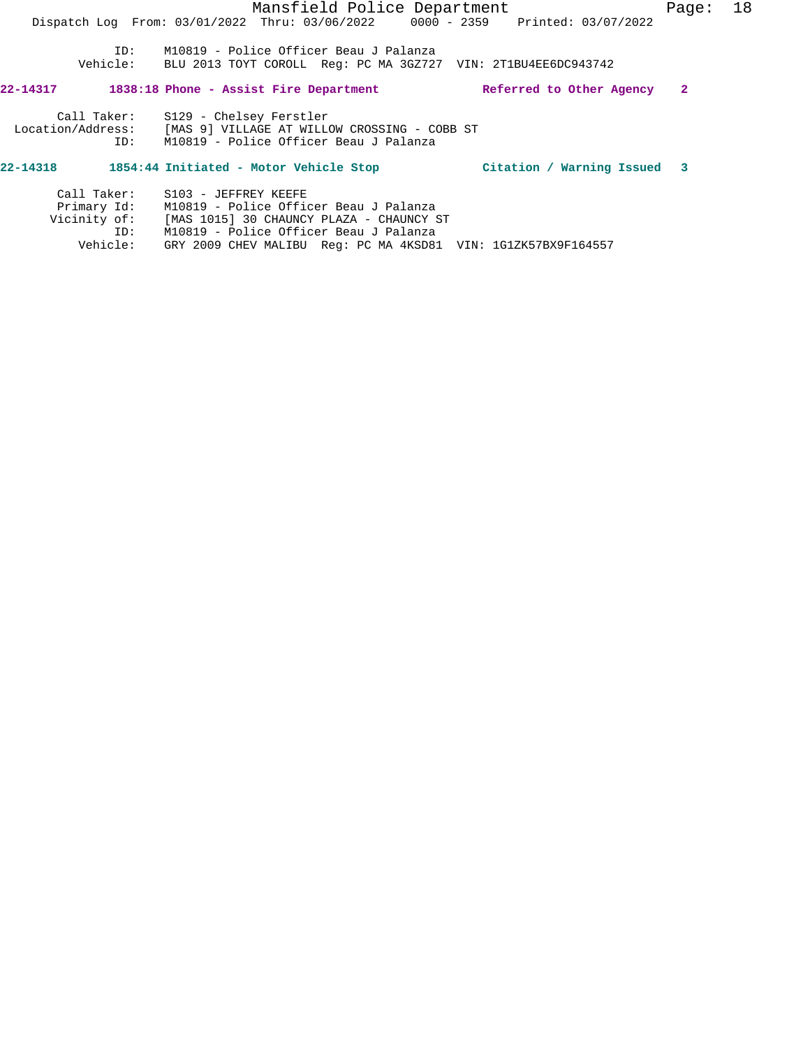ID: M10819 - Police Officer Beau J Palanza
Vehicle: BLU 2013 TOYT COROLL Reg: PC MA 3GZ727 VIN: 2T1BU4EE6DC943742

**22-14317 1838:18 Phone - Assist Fire Department Referred to Other Agency 2**

Call Taker: S129 - Chelsey Ferstler
Location/Address: [MAS 9] VILLAGE AT WILLOW CROSSING - COBB ST
ID: M10819 - Police Officer Beau J Palanza

**22-14318 1854:44 Initiated - Motor Vehicle Stop Citation / Warning Issued 3**

Call Taker: S103 - JEFFREY KEEFE
Primary Id: M10819 - Police Officer Beau J Palanza
Vicinity of: [MAS 1015] 30 CHAUNCY PLAZA - CHAUNCY ST
ID: M10819 - Police Officer Beau J Palanza
Vehicle: GRY 2009 CHEV MALIBU Reg: PC MA 4KSD81 VIN: 1G1ZK57BX9F164557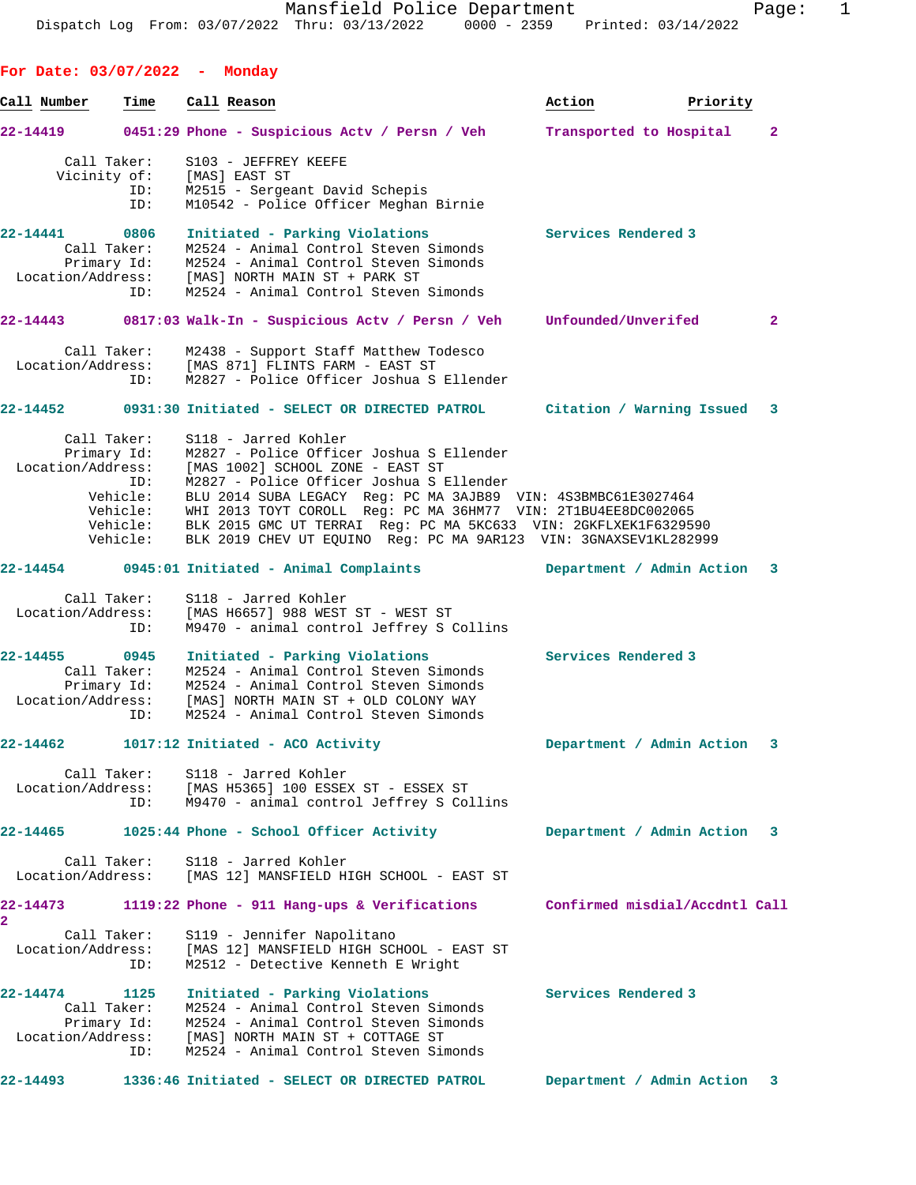## For Date: 03/07/2022 - Monday

| Call Number | Time | Call Reason | Action | Priority |
|---|---|---|---|---|
| 22-14419 | 0451:29 | Phone - Suspicious Actv / Persn / Veh | Transported to Hospital | 2 |

Call Taker: S103 - JEFFREY KEEFE
Vicinity of: [MAS] EAST ST
ID: M2515 - Sergeant David Schepis
ID: M10542 - Police Officer Meghan Birnie

**22-14441** 0806 Initiated - Parking Violations — Services Rendered 3
Call Taker: M2524 - Animal Control Steven Simonds
Primary Id: M2524 - Animal Control Steven Simonds
Location/Address: [MAS] NORTH MAIN ST + PARK ST
ID: M2524 - Animal Control Steven Simonds

**22-14443** 0817:03 Walk-In - Suspicious Actv / Persn / Veh — Unfounded/Unverifed 2
Call Taker: M2438 - Support Staff Matthew Todesco
Location/Address: [MAS 871] FLINTS FARM - EAST ST
ID: M2827 - Police Officer Joshua S Ellender

**22-14452** 0931:30 Initiated - SELECT OR DIRECTED PATROL — Citation / Warning Issued 3
Call Taker: S118 - Jarred Kohler
Primary Id: M2827 - Police Officer Joshua S Ellender
Location/Address: [MAS 1002] SCHOOL ZONE - EAST ST
ID: M2827 - Police Officer Joshua S Ellender
Vehicle: BLU 2014 SUBA LEGACY Reg: PC MA 3AJB89 VIN: 4S3BMBC61E3027464
Vehicle: WHI 2013 TOYT COROLL Reg: PC MA 36HM77 VIN: 2T1BU4EE8DC002065
Vehicle: BLK 2015 GMC UT TERRAI Reg: PC MA 5KC633 VIN: 2GKFLXEK1F6329590
Vehicle: BLK 2019 CHEV UT EQUINO Reg: PC MA 9AR123 VIN: 3GNAXSEV1KL282999

**22-14454** 0945:01 Initiated - Animal Complaints — Department / Admin Action 3
Call Taker: S118 - Jarred Kohler
Location/Address: [MAS H6657] 988 WEST ST - WEST ST
ID: M9470 - animal control Jeffrey S Collins

**22-14455** 0945 Initiated - Parking Violations — Services Rendered 3
Call Taker: M2524 - Animal Control Steven Simonds
Primary Id: M2524 - Animal Control Steven Simonds
Location/Address: [MAS] NORTH MAIN ST + OLD COLONY WAY
ID: M2524 - Animal Control Steven Simonds

**22-14462** 1017:12 Initiated - ACO Activity — Department / Admin Action 3
Call Taker: S118 - Jarred Kohler
Location/Address: [MAS H5365] 100 ESSEX ST - ESSEX ST
ID: M9470 - animal control Jeffrey S Collins

**22-14465** 1025:44 Phone - School Officer Activity — Department / Admin Action 3
Call Taker: S118 - Jarred Kohler
Location/Address: [MAS 12] MANSFIELD HIGH SCHOOL - EAST ST

**22-14473** 1119:22 Phone - 911 Hang-ups & Verifications — Confirmed misdial/Accdntl Call 2
Call Taker: S119 - Jennifer Napolitano
Location/Address: [MAS 12] MANSFIELD HIGH SCHOOL - EAST ST
ID: M2512 - Detective Kenneth E Wright

**22-14474** 1125 Initiated - Parking Violations — Services Rendered 3
Call Taker: M2524 - Animal Control Steven Simonds
Primary Id: M2524 - Animal Control Steven Simonds
Location/Address: [MAS] NORTH MAIN ST + COTTAGE ST
ID: M2524 - Animal Control Steven Simonds

**22-14493** 1336:46 Initiated - SELECT OR DIRECTED PATROL — Department / Admin Action 3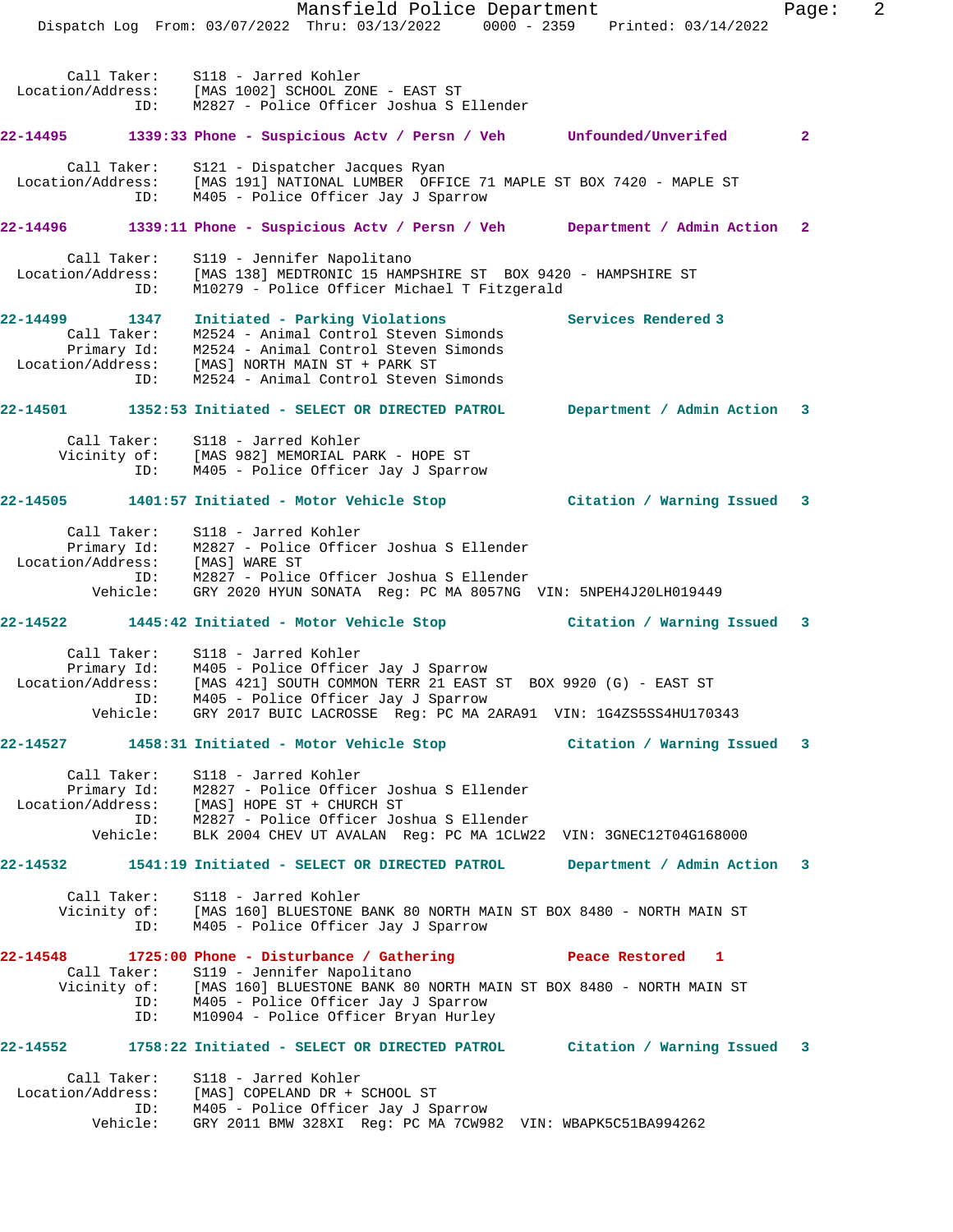```
 Call Taker:    S118 - Jarred Kohler
 Location/Address:    [MAS 1002] SCHOOL ZONE - EAST ST
 ID:    M2827 - Police Officer Joshua S Ellender
```

**22-14495  1339:33 Phone - Suspicious Actv / Persn / Veh  Unfounded/Unverifed  2**

```
 Call Taker:    S121 - Dispatcher Jacques Ryan
 Location/Address:    [MAS 191] NATIONAL LUMBER  OFFICE 71 MAPLE ST BOX 7420 - MAPLE ST
 ID:    M405 - Police Officer Jay J Sparrow
```

**22-14496  1339:11 Phone - Suspicious Actv / Persn / Veh  Department / Admin Action  2**

```
 Call Taker:    S119 - Jennifer Napolitano
 Location/Address:    [MAS 138] MEDTRONIC 15 HAMPSHIRE ST  BOX 9420 - HAMPSHIRE ST
 ID:    M10279 - Police Officer Michael T Fitzgerald
```

**22-14499  1347  Initiated - Parking Violations  Services Rendered 3**

```
 Call Taker:    M2524 - Animal Control Steven Simonds
 Primary Id:    M2524 - Animal Control Steven Simonds
 Location/Address:    [MAS] NORTH MAIN ST + PARK ST
 ID:    M2524 - Animal Control Steven Simonds
```

**22-14501  1352:53 Initiated - SELECT OR DIRECTED PATROL  Department / Admin Action  3**

```
 Call Taker:    S118 - Jarred Kohler
 Vicinity of:    [MAS 982] MEMORIAL PARK - HOPE ST
 ID:    M405 - Police Officer Jay J Sparrow
```

**22-14505  1401:57 Initiated - Motor Vehicle Stop  Citation / Warning Issued  3**

```
 Call Taker:    S118 - Jarred Kohler
 Primary Id:    M2827 - Police Officer Joshua S Ellender
 Location/Address:    [MAS] WARE ST
 ID:    M2827 - Police Officer Joshua S Ellender
 Vehicle:    GRY 2020 HYUN SONATA  Reg: PC MA 8057NG  VIN: 5NPEH4J20LH019449
```

**22-14522  1445:42 Initiated - Motor Vehicle Stop  Citation / Warning Issued  3**

```
 Call Taker:    S118 - Jarred Kohler
 Primary Id:    M405 - Police Officer Jay J Sparrow
 Location/Address:    [MAS 421] SOUTH COMMON TERR 21 EAST ST  BOX 9920 (G) - EAST ST
 ID:    M405 - Police Officer Jay J Sparrow
 Vehicle:    GRY 2017 BUIC LACROSSE  Reg: PC MA 2ARA91  VIN: 1G4ZS5SS4HU170343
```

**22-14527  1458:31 Initiated - Motor Vehicle Stop  Citation / Warning Issued  3**

```
 Call Taker:    S118 - Jarred Kohler
 Primary Id:    M2827 - Police Officer Joshua S Ellender
 Location/Address:    [MAS] HOPE ST + CHURCH ST
 ID:    M2827 - Police Officer Joshua S Ellender
 Vehicle:    BLK 2004 CHEV UT AVALAN  Reg: PC MA 1CLW22  VIN: 3GNEC12T04G168000
```

**22-14532  1541:19 Initiated - SELECT OR DIRECTED PATROL  Department / Admin Action  3**

```
 Call Taker:    S118 - Jarred Kohler
 Vicinity of:    [MAS 160] BLUESTONE BANK 80 NORTH MAIN ST BOX 8480 - NORTH MAIN ST
 ID:    M405 - Police Officer Jay J Sparrow
```

**22-14548  1725:00 Phone - Disturbance / Gathering  Peace Restored  1**

```
 Call Taker:    S119 - Jennifer Napolitano
 Vicinity of:    [MAS 160] BLUESTONE BANK 80 NORTH MAIN ST BOX 8480 - NORTH MAIN ST
 ID:    M405 - Police Officer Jay J Sparrow
 ID:    M10904 - Police Officer Bryan Hurley
```

**22-14552  1758:22 Initiated - SELECT OR DIRECTED PATROL  Citation / Warning Issued  3**

```
 Call Taker:    S118 - Jarred Kohler
 Location/Address:    [MAS] COPELAND DR + SCHOOL ST
 ID:    M405 - Police Officer Jay J Sparrow
 Vehicle:    GRY 2011 BMW 328XI  Reg: PC MA 7CW982  VIN: WBAPK5C51BA994262
```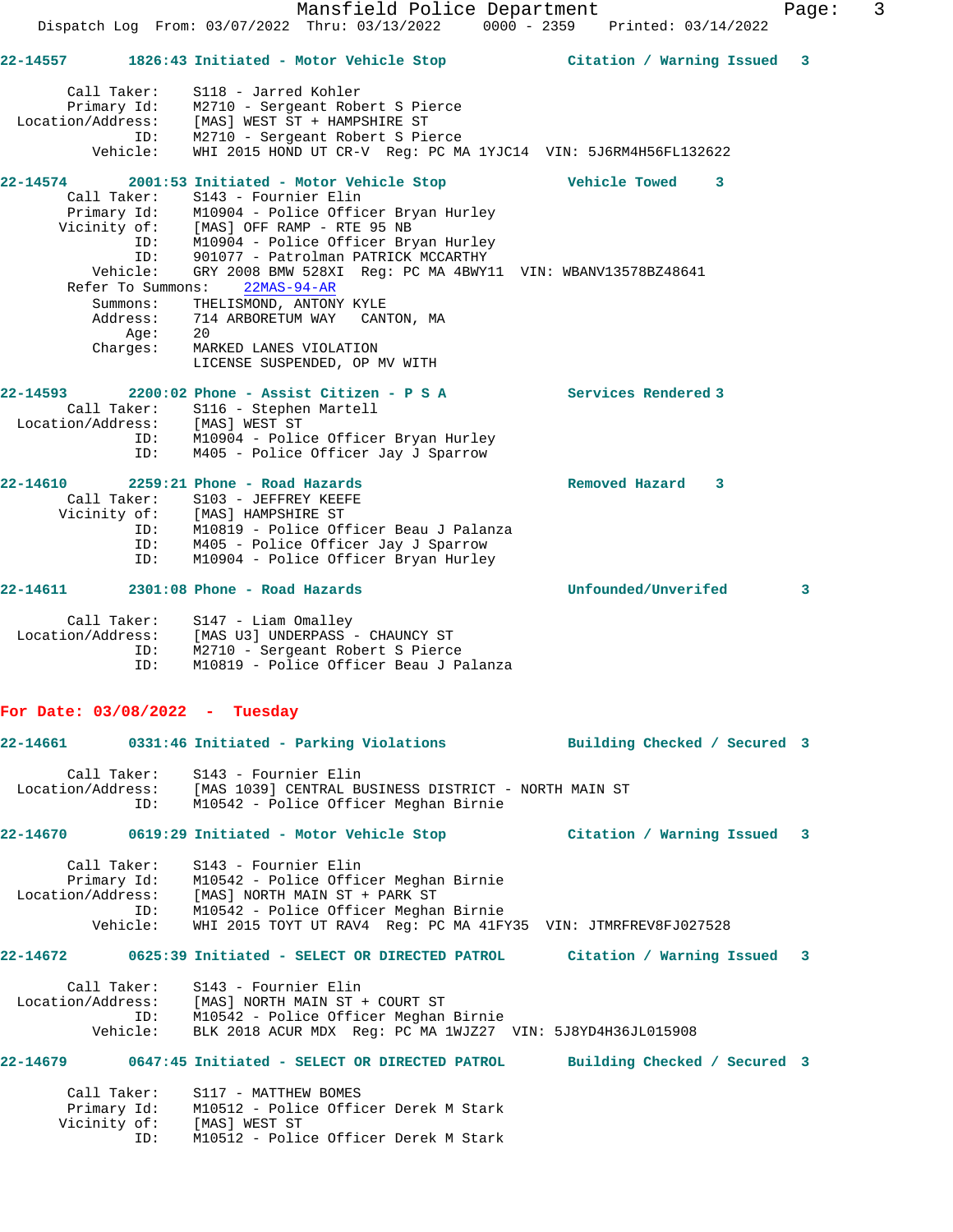**22-14557 1826:43 Initiated - Motor Vehicle Stop — Citation / Warning Issued 3**

Call Taker: S118 - Jarred Kohler
Primary Id: M2710 - Sergeant Robert S Pierce
Location/Address: [MAS] WEST ST + HAMPSHIRE ST
ID: M2710 - Sergeant Robert S Pierce
Vehicle: WHI 2015 HOND UT CR-V Reg: PC MA 1YJC14 VIN: 5J6RM4H56FL132622

**22-14574 2001:53 Initiated - Motor Vehicle Stop — Vehicle Towed 3**

Call Taker: S143 - Fournier Elin
Primary Id: M10904 - Police Officer Bryan Hurley
Vicinity of: [MAS] OFF RAMP - RTE 95 NB
ID: M10904 - Police Officer Bryan Hurley
ID: 901077 - Patrolman PATRICK MCCARTHY
Vehicle: GRY 2008 BMW 528XI Reg: PC MA 4BWY11 VIN: WBANV13578BZ48641
Refer To Summons: 22MAS-94-AR
Summons: THELISMOND, ANTONY KYLE
Address: 714 ARBORETUM WAY CANTON, MA
Age: 20
Charges: MARKED LANES VIOLATION
LICENSE SUSPENDED, OP MV WITH

**22-14593 2200:02 Phone - Assist Citizen - P S A — Services Rendered 3**

Call Taker: S116 - Stephen Martell
Location/Address: [MAS] WEST ST
ID: M10904 - Police Officer Bryan Hurley
ID: M405 - Police Officer Jay J Sparrow

**22-14610 2259:21 Phone - Road Hazards — Removed Hazard 3**

Call Taker: S103 - JEFFREY KEEFE
Vicinity of: [MAS] HAMPSHIRE ST
ID: M10819 - Police Officer Beau J Palanza
ID: M405 - Police Officer Jay J Sparrow
ID: M10904 - Police Officer Bryan Hurley

**22-14611 2301:08 Phone - Road Hazards — Unfounded/Unverifed 3**

Call Taker: S147 - Liam Omalley
Location/Address: [MAS U3] UNDERPASS - CHAUNCY ST
ID: M2710 - Sergeant Robert S Pierce
ID: M10819 - Police Officer Beau J Palanza

## For Date: 03/08/2022 - Tuesday

**22-14661 0331:46 Initiated - Parking Violations — Building Checked / Secured 3**

Call Taker: S143 - Fournier Elin
Location/Address: [MAS 1039] CENTRAL BUSINESS DISTRICT - NORTH MAIN ST
ID: M10542 - Police Officer Meghan Birnie

**22-14670 0619:29 Initiated - Motor Vehicle Stop — Citation / Warning Issued 3**

Call Taker: S143 - Fournier Elin
Primary Id: M10542 - Police Officer Meghan Birnie
Location/Address: [MAS] NORTH MAIN ST + PARK ST
ID: M10542 - Police Officer Meghan Birnie
Vehicle: WHI 2015 TOYT UT RAV4 Reg: PC MA 41FY35 VIN: JTMRFREV8FJ027528

**22-14672 0625:39 Initiated - SELECT OR DIRECTED PATROL — Citation / Warning Issued 3**

Call Taker: S143 - Fournier Elin
Location/Address: [MAS] NORTH MAIN ST + COURT ST
ID: M10542 - Police Officer Meghan Birnie
Vehicle: BLK 2018 ACUR MDX Reg: PC MA 1WJZ27 VIN: 5J8YD4H36JL015908

**22-14679 0647:45 Initiated - SELECT OR DIRECTED PATROL — Building Checked / Secured 3**

Call Taker: S117 - MATTHEW BOMES
Primary Id: M10512 - Police Officer Derek M Stark
Vicinity of: [MAS] WEST ST
ID: M10512 - Police Officer Derek M Stark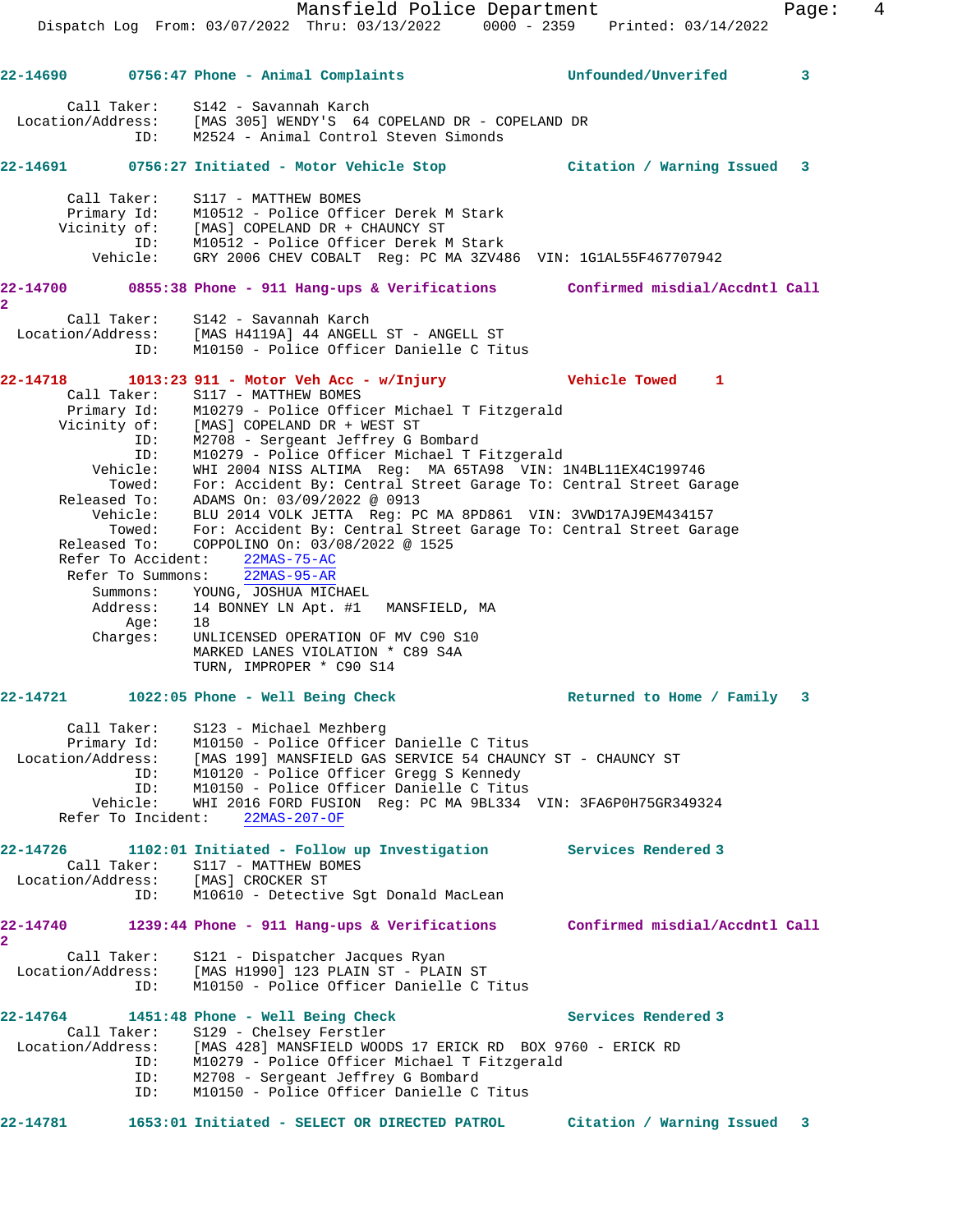**22-14690** 0756:47 Phone - Animal Complaints — Unfounded/Unverifed 3

Call Taker: S142 - Savannah Karch
Location/Address: [MAS 305] WENDY'S 64 COPELAND DR - COPELAND DR
ID: M2524 - Animal Control Steven Simonds

**22-14691** 0756:27 Initiated - Motor Vehicle Stop — Citation / Warning Issued 3

Call Taker: S117 - MATTHEW BOMES
Primary Id: M10512 - Police Officer Derek M Stark
Vicinity of: [MAS] COPELAND DR + CHAUNCY ST
ID: M10512 - Police Officer Derek M Stark
Vehicle: GRY 2006 CHEV COBALT Reg: PC MA 3ZV486 VIN: 1G1AL55F467707942

**22-14700** 0855:38 Phone - 911 Hang-ups & Verifications — Confirmed misdial/Accdntl Call 2

Call Taker: S142 - Savannah Karch
Location/Address: [MAS H4119A] 44 ANGELL ST - ANGELL ST
ID: M10150 - Police Officer Danielle C Titus

**22-14718** 1013:23 911 - Motor Veh Acc - w/Injury — Vehicle Towed 1

Call Taker: S117 - MATTHEW BOMES
Primary Id: M10279 - Police Officer Michael T Fitzgerald
Vicinity of: [MAS] COPELAND DR + WEST ST
ID: M2708 - Sergeant Jeffrey G Bombard
ID: M10279 - Police Officer Michael T Fitzgerald
Vehicle: WHI 2004 NISS ALTIMA Reg: MA 65TA98 VIN: 1N4BL11EX4C199746
Towed: For: Accident By: Central Street Garage To: Central Street Garage
Released To: ADAMS On: 03/09/2022 @ 0913
Vehicle: BLU 2014 VOLK JETTA Reg: PC MA 8PD861 VIN: 3VWD17AJ9EM434157
Towed: For: Accident By: Central Street Garage To: Central Street Garage
Released To: COPPOLINO On: 03/08/2022 @ 1525
Refer To Accident: 22MAS-75-AC
Refer To Summons: 22MAS-95-AR
Summons: YOUNG, JOSHUA MICHAEL
Address: 14 BONNEY LN Apt. #1 MANSFIELD, MA
Age: 18
Charges: UNLICENSED OPERATION OF MV C90 S10
MARKED LANES VIOLATION * C89 S4A
TURN, IMPROPER * C90 S14

**22-14721** 1022:05 Phone - Well Being Check — Returned to Home / Family 3

Call Taker: S123 - Michael Mezhberg
Primary Id: M10150 - Police Officer Danielle C Titus
Location/Address: [MAS 199] MANSFIELD GAS SERVICE 54 CHAUNCY ST - CHAUNCY ST
ID: M10120 - Police Officer Gregg S Kennedy
ID: M10150 - Police Officer Danielle C Titus
Vehicle: WHI 2016 FORD FUSION Reg: PC MA 9BL334 VIN: 3FA6P0H75GR349324
Refer To Incident: 22MAS-207-OF

**22-14726** 1102:01 Initiated - Follow up Investigation — Services Rendered 3

Call Taker: S117 - MATTHEW BOMES
Location/Address: [MAS] CROCKER ST
ID: M10610 - Detective Sgt Donald MacLean

**22-14740** 1239:44 Phone - 911 Hang-ups & Verifications — Confirmed misdial/Accdntl Call 2

Call Taker: S121 - Dispatcher Jacques Ryan
Location/Address: [MAS H1990] 123 PLAIN ST - PLAIN ST
ID: M10150 - Police Officer Danielle C Titus

**22-14764** 1451:48 Phone - Well Being Check — Services Rendered 3

Call Taker: S129 - Chelsey Ferstler
Location/Address: [MAS 428] MANSFIELD WOODS 17 ERICK RD BOX 9760 - ERICK RD
ID: M10279 - Police Officer Michael T Fitzgerald
ID: M2708 - Sergeant Jeffrey G Bombard
ID: M10150 - Police Officer Danielle C Titus

**22-14781** 1653:01 Initiated - SELECT OR DIRECTED PATROL — Citation / Warning Issued 3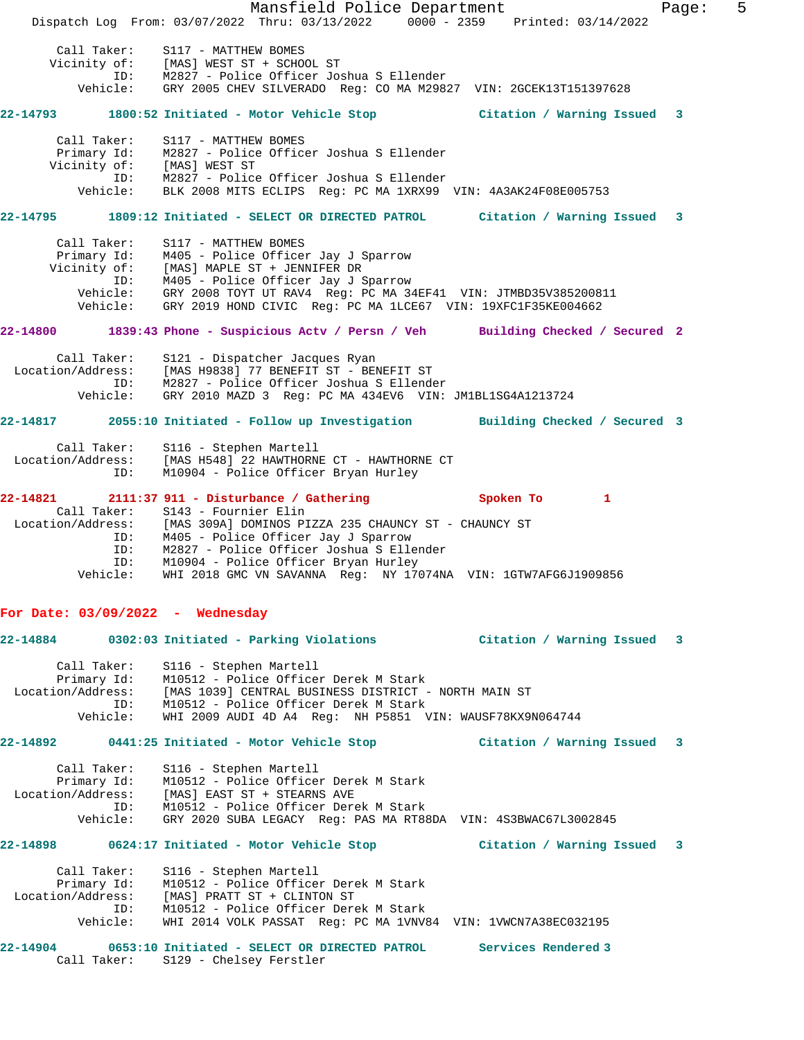```
Call Taker:    S117 - MATTHEW BOMES
Vicinity of:   [MAS] WEST ST + SCHOOL ST
ID:            M2827 - Police Officer Joshua S Ellender
Vehicle:       GRY 2005 CHEV SILVERADO  Reg: CO MA M29827  VIN: 2GCEK13T151397628
```

**22-14793 1800:52 Initiated - Motor Vehicle Stop** — Citation / Warning Issued 3

```
Call Taker:    S117 - MATTHEW BOMES
Primary Id:    M2827 - Police Officer Joshua S Ellender
Vicinity of:   [MAS] WEST ST
ID:            M2827 - Police Officer Joshua S Ellender
Vehicle:       BLK 2008 MITS ECLIPS  Reg: PC MA 1XRX99  VIN: 4A3AK24F08E005753
```

**22-14795 1809:12 Initiated - SELECT OR DIRECTED PATROL** — Citation / Warning Issued 3

```
Call Taker:    S117 - MATTHEW BOMES
Primary Id:    M405 - Police Officer Jay J Sparrow
Vicinity of:   [MAS] MAPLE ST + JENNIFER DR
ID:            M405 - Police Officer Jay J Sparrow
Vehicle:       GRY 2008 TOYT UT RAV4  Reg: PC MA 34EF41  VIN: JTMBD35V385200811
Vehicle:       GRY 2019 HOND CIVIC  Reg: PC MA 1LCE67  VIN: 19XFC1F35KE004662
```

**22-14800 1839:43 Phone - Suspicious Actv / Persn / Veh** — Building Checked / Secured 2

```
Call Taker:    S121 - Dispatcher Jacques Ryan
Location/Address:  [MAS H9838] 77 BENEFIT ST - BENEFIT ST
ID:            M2827 - Police Officer Joshua S Ellender
Vehicle:       GRY 2010 MAZD 3  Reg: PC MA 434EV6  VIN: JM1BL1SG4A1213724
```

**22-14817 2055:10 Initiated - Follow up Investigation** — Building Checked / Secured 3

```
Call Taker:    S116 - Stephen Martell
Location/Address:  [MAS H548] 22 HAWTHORNE CT - HAWTHORNE CT
ID:            M10904 - Police Officer Bryan Hurley
```

**22-14821 2111:37 911 - Disturbance / Gathering** — Spoken To 1

```
Call Taker:    S143 - Fournier Elin
Location/Address:  [MAS 309A] DOMINOS PIZZA 235 CHAUNCY ST - CHAUNCY ST
ID:            M405 - Police Officer Jay J Sparrow
ID:            M2827 - Police Officer Joshua S Ellender
ID:            M10904 - Police Officer Bryan Hurley
Vehicle:       WHI 2018 GMC VN SAVANNA  Reg:  NY 17074NA  VIN: 1GTW7AFG6J1909856
```

## For Date: 03/09/2022 - Wednesday

**22-14884 0302:03 Initiated - Parking Violations** — Citation / Warning Issued 3

```
Call Taker:    S116 - Stephen Martell
Primary Id:    M10512 - Police Officer Derek M Stark
Location/Address:  [MAS 1039] CENTRAL BUSINESS DISTRICT - NORTH MAIN ST
ID:            M10512 - Police Officer Derek M Stark
Vehicle:       WHI 2009 AUDI 4D A4  Reg:  NH P5851  VIN: WAUSF78KX9N064744
```

**22-14892 0441:25 Initiated - Motor Vehicle Stop** — Citation / Warning Issued 3

```
Call Taker:    S116 - Stephen Martell
Primary Id:    M10512 - Police Officer Derek M Stark
Location/Address:  [MAS] EAST ST + STEARNS AVE
ID:            M10512 - Police Officer Derek M Stark
Vehicle:       GRY 2020 SUBA LEGACY  Reg: PAS MA RT88DA  VIN: 4S3BWAC67L3002845
```

**22-14898 0624:17 Initiated - Motor Vehicle Stop** — Citation / Warning Issued 3

```
Call Taker:    S116 - Stephen Martell
Primary Id:    M10512 - Police Officer Derek M Stark
Location/Address:  [MAS] PRATT ST + CLINTON ST
ID:            M10512 - Police Officer Derek M Stark
Vehicle:       WHI 2014 VOLK PASSAT  Reg: PC MA 1VNV84  VIN: 1VWCN7A38EC032195
```

**22-14904 0653:10 Initiated - SELECT OR DIRECTED PATROL** — Services Rendered 3

```
Call Taker:    S129 - Chelsey Ferstler
```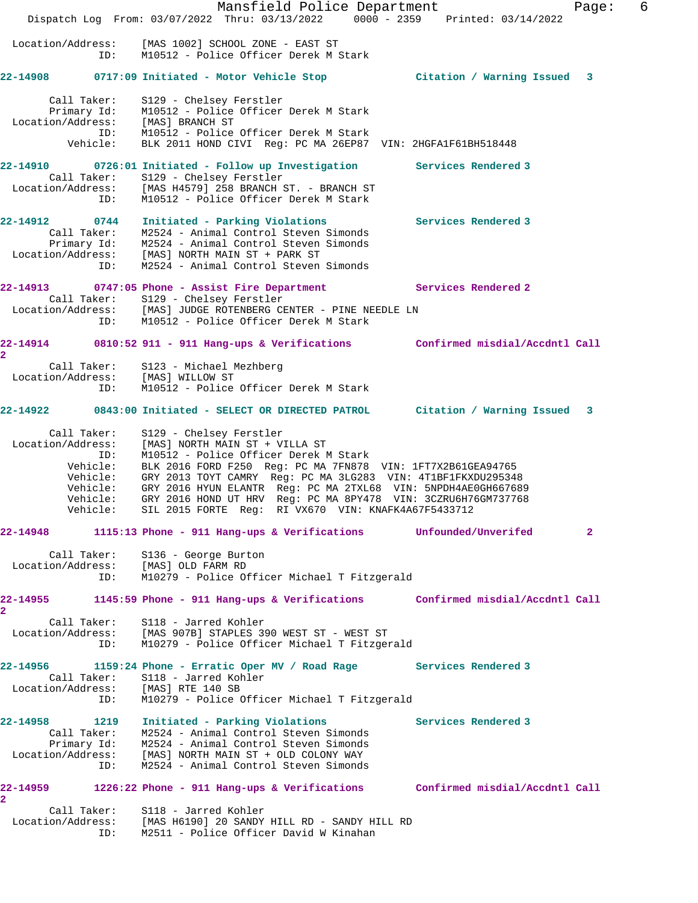Location/Address: [MAS 1002] SCHOOL ZONE - EAST ST
ID: M10512 - Police Officer Derek M Stark

**22-14908 0717:09 Initiated - Motor Vehicle Stop — Citation / Warning Issued 3**

Call Taker: S129 - Chelsey Ferstler
Primary Id: M10512 - Police Officer Derek M Stark
Location/Address: [MAS] BRANCH ST
ID: M10512 - Police Officer Derek M Stark
Vehicle: BLK 2011 HOND CIVI Reg: PC MA 26EP87 VIN: 2HGFA1F61BH518448

**22-14910 0726:01 Initiated - Follow up Investigation — Services Rendered 3**

Call Taker: S129 - Chelsey Ferstler
Location/Address: [MAS H4579] 258 BRANCH ST. - BRANCH ST
ID: M10512 - Police Officer Derek M Stark

**22-14912 0744 Initiated - Parking Violations — Services Rendered 3**

Call Taker: M2524 - Animal Control Steven Simonds
Primary Id: M2524 - Animal Control Steven Simonds
Location/Address: [MAS] NORTH MAIN ST + PARK ST
ID: M2524 - Animal Control Steven Simonds

**22-14913 0747:05 Phone - Assist Fire Department — Services Rendered 2**

Call Taker: S129 - Chelsey Ferstler
Location/Address: [MAS] JUDGE ROTENBERG CENTER - PINE NEEDLE LN
ID: M10512 - Police Officer Derek M Stark

**22-14914 0810:52 911 - 911 Hang-ups & Verifications — Confirmed misdial/Accdntl Call 2**

Call Taker: S123 - Michael Mezhberg
Location/Address: [MAS] WILLOW ST
ID: M10512 - Police Officer Derek M Stark

**22-14922 0843:00 Initiated - SELECT OR DIRECTED PATROL — Citation / Warning Issued 3**

Call Taker: S129 - Chelsey Ferstler
Location/Address: [MAS] NORTH MAIN ST + VILLA ST
ID: M10512 - Police Officer Derek M Stark
Vehicle: BLK 2016 FORD F250 Reg: PC MA 7FN878 VIN: 1FT7X2B61GEA94765
Vehicle: GRY 2013 TOYT CAMRY Reg: PC MA 3LG283 VIN: 4T1BF1FKXDU295348
Vehicle: GRY 2016 HYUN ELANTR Reg: PC MA 2TXL68 VIN: 5NPDH4AE0GH667689
Vehicle: GRY 2016 HOND UT HRV Reg: PC MA 8PY478 VIN: 3CZRU6H76GM737768
Vehicle: SIL 2015 FORTE Reg: RI VX670 VIN: KNAFK4A67F5433712

**22-14948 1115:13 Phone - 911 Hang-ups & Verifications — Unfounded/Unverifed 2**

Call Taker: S136 - George Burton
Location/Address: [MAS] OLD FARM RD
ID: M10279 - Police Officer Michael T Fitzgerald

**22-14955 1145:59 Phone - 911 Hang-ups & Verifications — Confirmed misdial/Accdntl Call 2**

Call Taker: S118 - Jarred Kohler
Location/Address: [MAS 907B] STAPLES 390 WEST ST - WEST ST
ID: M10279 - Police Officer Michael T Fitzgerald

**22-14956 1159:24 Phone - Erratic Oper MV / Road Rage — Services Rendered 3**

Call Taker: S118 - Jarred Kohler
Location/Address: [MAS] RTE 140 SB
ID: M10279 - Police Officer Michael T Fitzgerald

**22-14958 1219 Initiated - Parking Violations — Services Rendered 3**

Call Taker: M2524 - Animal Control Steven Simonds
Primary Id: M2524 - Animal Control Steven Simonds
Location/Address: [MAS] NORTH MAIN ST + OLD COLONY WAY
ID: M2524 - Animal Control Steven Simonds

**22-14959 1226:22 Phone - 911 Hang-ups & Verifications — Confirmed misdial/Accdntl Call 2**

Call Taker: S118 - Jarred Kohler
Location/Address: [MAS H6190] 20 SANDY HILL RD - SANDY HILL RD
ID: M2511 - Police Officer David W Kinahan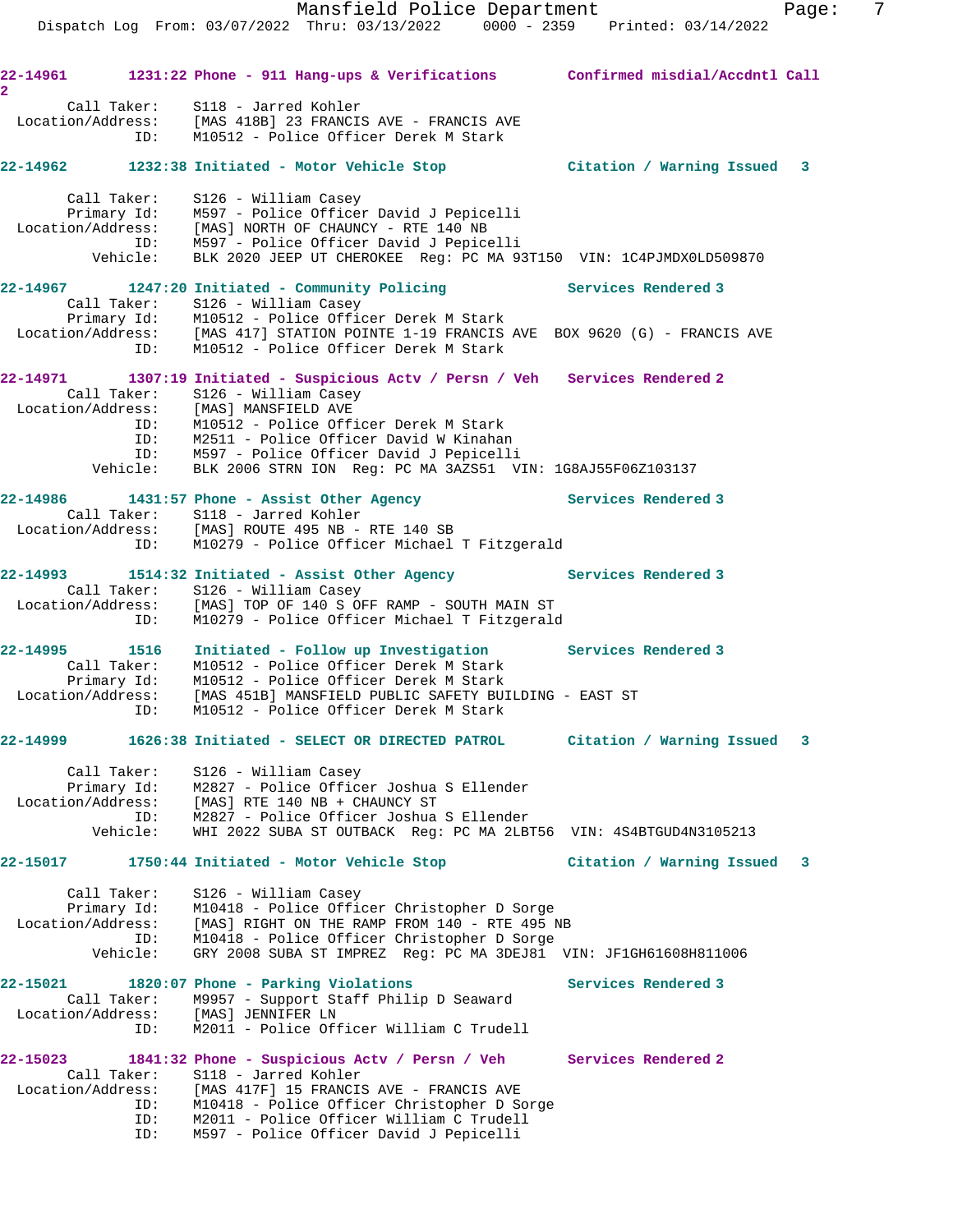**22-14961** 1231:22 Phone - 911 Hang-ups & Verifications — Confirmed misdial/Accdntl Call 2

```
        Call Taker:    S118 - Jarred Kohler
  Location/Address:    [MAS 418B] 23 FRANCIS AVE - FRANCIS AVE
                ID:    M10512 - Police Officer Derek M Stark
```

**22-14962** 1232:38 Initiated - Motor Vehicle Stop — Citation / Warning Issued 3

```
        Call Taker:    S126 - William Casey
        Primary Id:    M597 - Police Officer David J Pepicelli
  Location/Address:    [MAS] NORTH OF CHAUNCY - RTE 140 NB
                ID:    M597 - Police Officer David J Pepicelli
           Vehicle:    BLK 2020 JEEP UT CHEROKEE  Reg: PC MA 93T150  VIN: 1C4PJMDX0LD509870
```

**22-14967** 1247:20 Initiated - Community Policing — Services Rendered 3

```
        Call Taker:    S126 - William Casey
        Primary Id:    M10512 - Police Officer Derek M Stark
  Location/Address:    [MAS 417] STATION POINTE 1-19 FRANCIS AVE  BOX 9620 (G) - FRANCIS AVE
                ID:    M10512 - Police Officer Derek M Stark
```

**22-14971** 1307:19 Initiated - Suspicious Actv / Persn / Veh — Services Rendered 2

```
        Call Taker:    S126 - William Casey
  Location/Address:    [MAS] MANSFIELD AVE
                ID:    M10512 - Police Officer Derek M Stark
                ID:    M2511 - Police Officer David W Kinahan
                ID:    M597 - Police Officer David J Pepicelli
           Vehicle:    BLK 2006 STRN ION  Reg: PC MA 3AZS51  VIN: 1G8AJ55F06Z103137
```

**22-14986** 1431:57 Phone - Assist Other Agency — Services Rendered 3

```
        Call Taker:    S118 - Jarred Kohler
  Location/Address:    [MAS] ROUTE 495 NB - RTE 140 SB
                ID:    M10279 - Police Officer Michael T Fitzgerald
```

**22-14993** 1514:32 Initiated - Assist Other Agency — Services Rendered 3

```
        Call Taker:    S126 - William Casey
  Location/Address:    [MAS] TOP OF 140 S OFF RAMP - SOUTH MAIN ST
                ID:    M10279 - Police Officer Michael T Fitzgerald
```

**22-14995** 1516 Initiated - Follow up Investigation — Services Rendered 3

```
        Call Taker:    M10512 - Police Officer Derek M Stark
        Primary Id:    M10512 - Police Officer Derek M Stark
  Location/Address:    [MAS 451B] MANSFIELD PUBLIC SAFETY BUILDING - EAST ST
                ID:    M10512 - Police Officer Derek M Stark
```

**22-14999** 1626:38 Initiated - SELECT OR DIRECTED PATROL — Citation / Warning Issued 3

```
        Call Taker:    S126 - William Casey
        Primary Id:    M2827 - Police Officer Joshua S Ellender
  Location/Address:    [MAS] RTE 140 NB + CHAUNCY ST
                ID:    M2827 - Police Officer Joshua S Ellender
           Vehicle:    WHI 2022 SUBA ST OUTBACK  Reg: PC MA 2LBT56  VIN: 4S4BTGUD4N3105213
```

**22-15017** 1750:44 Initiated - Motor Vehicle Stop — Citation / Warning Issued 3

```
        Call Taker:    S126 - William Casey
        Primary Id:    M10418 - Police Officer Christopher D Sorge
  Location/Address:    [MAS] RIGHT ON THE RAMP FROM 140 - RTE 495 NB
                ID:    M10418 - Police Officer Christopher D Sorge
           Vehicle:    GRY 2008 SUBA ST IMPREZ  Reg: PC MA 3DEJ81  VIN: JF1GH61608H811006
```

**22-15021** 1820:07 Phone - Parking Violations — Services Rendered 3

```
        Call Taker:    M9957 - Support Staff Philip D Seaward
  Location/Address:    [MAS] JENNIFER LN
                ID:    M2011 - Police Officer William C Trudell
```

**22-15023** 1841:32 Phone - Suspicious Actv / Persn / Veh — Services Rendered 2

```
        Call Taker:    S118 - Jarred Kohler
  Location/Address:    [MAS 417F] 15 FRANCIS AVE - FRANCIS AVE
                ID:    M10418 - Police Officer Christopher D Sorge
                ID:    M2011 - Police Officer William C Trudell
                ID:    M597 - Police Officer David J Pepicelli
```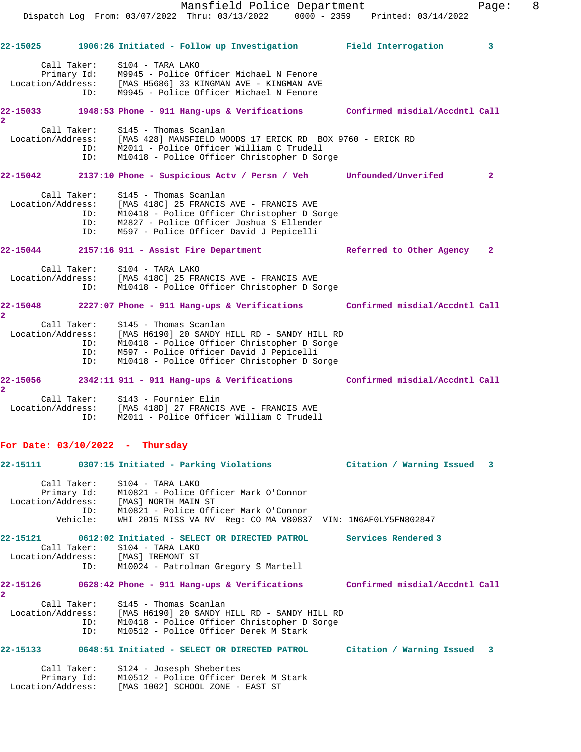**22-15025** 1906:26 Initiated - Follow up Investigation — Field Interrogation 3

Call Taker: S104 - TARA LAKO
Primary Id: M9945 - Police Officer Michael N Fenore
Location/Address: [MAS H5686] 33 KINGMAN AVE - KINGMAN AVE
ID: M9945 - Police Officer Michael N Fenore

**22-15033** 1948:53 Phone - 911 Hang-ups & Verifications — Confirmed misdial/Accdntl Call 2

Call Taker: S145 - Thomas Scanlan
Location/Address: [MAS 428] MANSFIELD WOODS 17 ERICK RD BOX 9760 - ERICK RD
ID: M2011 - Police Officer William C Trudell
ID: M10418 - Police Officer Christopher D Sorge

**22-15042** 2137:10 Phone - Suspicious Actv / Persn / Veh — Unfounded/Unverifed 2

Call Taker: S145 - Thomas Scanlan
Location/Address: [MAS 418C] 25 FRANCIS AVE - FRANCIS AVE
ID: M10418 - Police Officer Christopher D Sorge
ID: M2827 - Police Officer Joshua S Ellender
ID: M597 - Police Officer David J Pepicelli

**22-15044** 2157:16 911 - Assist Fire Department — Referred to Other Agency 2

Call Taker: S104 - TARA LAKO
Location/Address: [MAS 418C] 25 FRANCIS AVE - FRANCIS AVE
ID: M10418 - Police Officer Christopher D Sorge

**22-15048** 2227:07 Phone - 911 Hang-ups & Verifications — Confirmed misdial/Accdntl Call 2

Call Taker: S145 - Thomas Scanlan
Location/Address: [MAS H6190] 20 SANDY HILL RD - SANDY HILL RD
ID: M10418 - Police Officer Christopher D Sorge
ID: M597 - Police Officer David J Pepicelli
ID: M10418 - Police Officer Christopher D Sorge

**22-15056** 2342:11 911 - 911 Hang-ups & Verifications — Confirmed misdial/Accdntl Call 2

Call Taker: S143 - Fournier Elin
Location/Address: [MAS 418D] 27 FRANCIS AVE - FRANCIS AVE
ID: M2011 - Police Officer William C Trudell

## For Date: 03/10/2022 - Thursday

**22-15111** 0307:15 Initiated - Parking Violations — Citation / Warning Issued 3

Call Taker: S104 - TARA LAKO
Primary Id: M10821 - Police Officer Mark O'Connor
Location/Address: [MAS] NORTH MAIN ST
ID: M10821 - Police Officer Mark O'Connor
Vehicle: WHI 2015 NISS VA NV Reg: CO MA V80837 VIN: 1N6AF0LY5FN802847

**22-15121** 0612:02 Initiated - SELECT OR DIRECTED PATROL — Services Rendered 3

Call Taker: S104 - TARA LAKO
Location/Address: [MAS] TREMONT ST
ID: M10024 - Patrolman Gregory S Martell

**22-15126** 0628:42 Phone - 911 Hang-ups & Verifications — Confirmed misdial/Accdntl Call 2

Call Taker: S145 - Thomas Scanlan
Location/Address: [MAS H6190] 20 SANDY HILL RD - SANDY HILL RD
ID: M10418 - Police Officer Christopher D Sorge
ID: M10512 - Police Officer Derek M Stark

**22-15133** 0648:51 Initiated - SELECT OR DIRECTED PATROL — Citation / Warning Issued 3

Call Taker: S124 - Josesph Shebertes
Primary Id: M10512 - Police Officer Derek M Stark
Location/Address: [MAS 1002] SCHOOL ZONE - EAST ST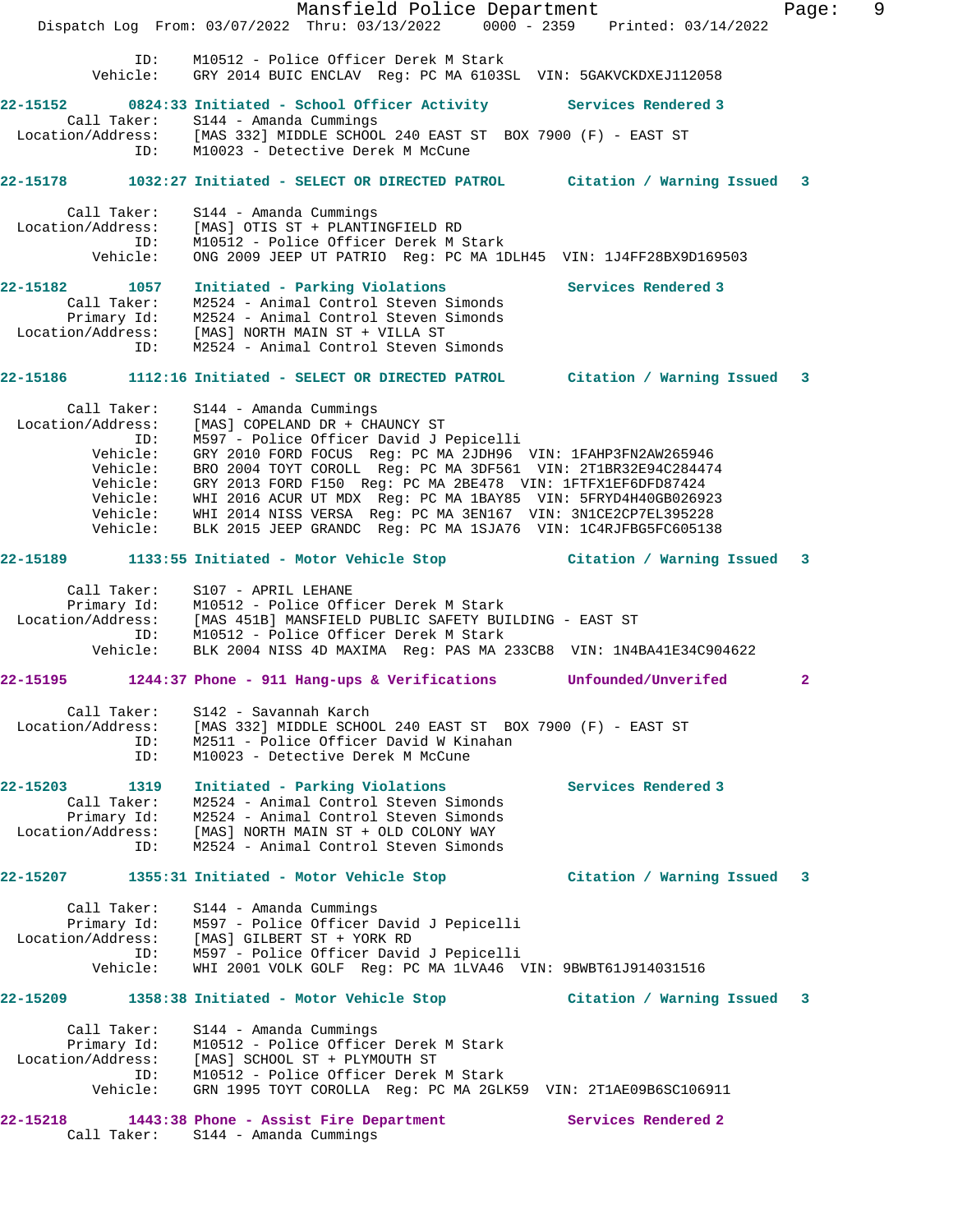```
                ID:    M10512 - Police Officer Derek M Stark
           Vehicle:    GRY 2014 BUIC ENCLAV  Reg: PC MA 6103SL  VIN: 5GAKVCKDXEJ112058

22-15152       0824:33 Initiated - School Officer Activity          Services Rendered 3
        Call Taker:    S144 - Amanda Cummings
  Location/Address:    [MAS 332] MIDDLE SCHOOL 240 EAST ST  BOX 7900 (F) - EAST ST
                ID:    M10023 - Detective Derek M McCune

22-15178       1032:27 Initiated - SELECT OR DIRECTED PATROL        Citation / Warning Issued  3

        Call Taker:    S144 - Amanda Cummings
  Location/Address:    [MAS] OTIS ST + PLANTINGFIELD RD
                ID:    M10512 - Police Officer Derek M Stark
           Vehicle:    ONG 2009 JEEP UT PATRIO  Reg: PC MA 1DLH45  VIN: 1J4FF28BX9D169503

22-15182       1057    Initiated - Parking Violations               Services Rendered 3
        Call Taker:    M2524 - Animal Control Steven Simonds
        Primary Id:    M2524 - Animal Control Steven Simonds
  Location/Address:    [MAS] NORTH MAIN ST + VILLA ST
                ID:    M2524 - Animal Control Steven Simonds

22-15186       1112:16 Initiated - SELECT OR DIRECTED PATROL        Citation / Warning Issued  3

        Call Taker:    S144 - Amanda Cummings
  Location/Address:    [MAS] COPELAND DR + CHAUNCY ST
                ID:    M597 - Police Officer David J Pepicelli
           Vehicle:    GRY 2010 FORD FOCUS  Reg: PC MA 2JDH96  VIN: 1FAHP3FN2AW265946
           Vehicle:    BRO 2004 TOYT COROLL  Reg: PC MA 3DF561  VIN: 2T1BR32E94C284474
           Vehicle:    GRY 2013 FORD F150  Reg: PC MA 2BE478  VIN: 1FTFX1EF6DFD87424
           Vehicle:    WHI 2016 ACUR UT MDX  Reg: PC MA 1BAY85  VIN: 5FRYD4H40GB026923
           Vehicle:    WHI 2014 NISS VERSA  Reg: PC MA 3EN167  VIN: 3N1CE2CP7EL395228
           Vehicle:    BLK 2015 JEEP GRANDC  Reg: PC MA 1SJA76  VIN: 1C4RJFBG5FC605138

22-15189       1133:55 Initiated - Motor Vehicle Stop               Citation / Warning Issued  3

        Call Taker:    S107 - APRIL LEHANE
        Primary Id:    M10512 - Police Officer Derek M Stark
  Location/Address:    [MAS 451B] MANSFIELD PUBLIC SAFETY BUILDING - EAST ST
                ID:    M10512 - Police Officer Derek M Stark
           Vehicle:    BLK 2004 NISS 4D MAXIMA  Reg: PAS MA 233CB8  VIN: 1N4BA41E34C904622

22-15195       1244:37 Phone - 911 Hang-ups & Verifications         Unfounded/Unverifed        2

        Call Taker:    S142 - Savannah Karch
  Location/Address:    [MAS 332] MIDDLE SCHOOL 240 EAST ST  BOX 7900 (F) - EAST ST
                ID:    M2511 - Police Officer David W Kinahan
                ID:    M10023 - Detective Derek M McCune

22-15203       1319    Initiated - Parking Violations               Services Rendered 3
        Call Taker:    M2524 - Animal Control Steven Simonds
        Primary Id:    M2524 - Animal Control Steven Simonds
  Location/Address:    [MAS] NORTH MAIN ST + OLD COLONY WAY
                ID:    M2524 - Animal Control Steven Simonds

22-15207       1355:31 Initiated - Motor Vehicle Stop               Citation / Warning Issued  3

        Call Taker:    S144 - Amanda Cummings
        Primary Id:    M597 - Police Officer David J Pepicelli
  Location/Address:    [MAS] GILBERT ST + YORK RD
                ID:    M597 - Police Officer David J Pepicelli
           Vehicle:    WHI 2001 VOLK GOLF  Reg: PC MA 1LVA46  VIN: 9BWBT61J914031516

22-15209       1358:38 Initiated - Motor Vehicle Stop               Citation / Warning Issued  3

        Call Taker:    S144 - Amanda Cummings
        Primary Id:    M10512 - Police Officer Derek M Stark
  Location/Address:    [MAS] SCHOOL ST + PLYMOUTH ST
                ID:    M10512 - Police Officer Derek M Stark
           Vehicle:    GRN 1995 TOYT COROLLA  Reg: PC MA 2GLK59  VIN: 2T1AE09B6SC106911

22-15218       1443:38 Phone - Assist Fire Department               Services Rendered 2
        Call Taker:    S144 - Amanda Cummings
```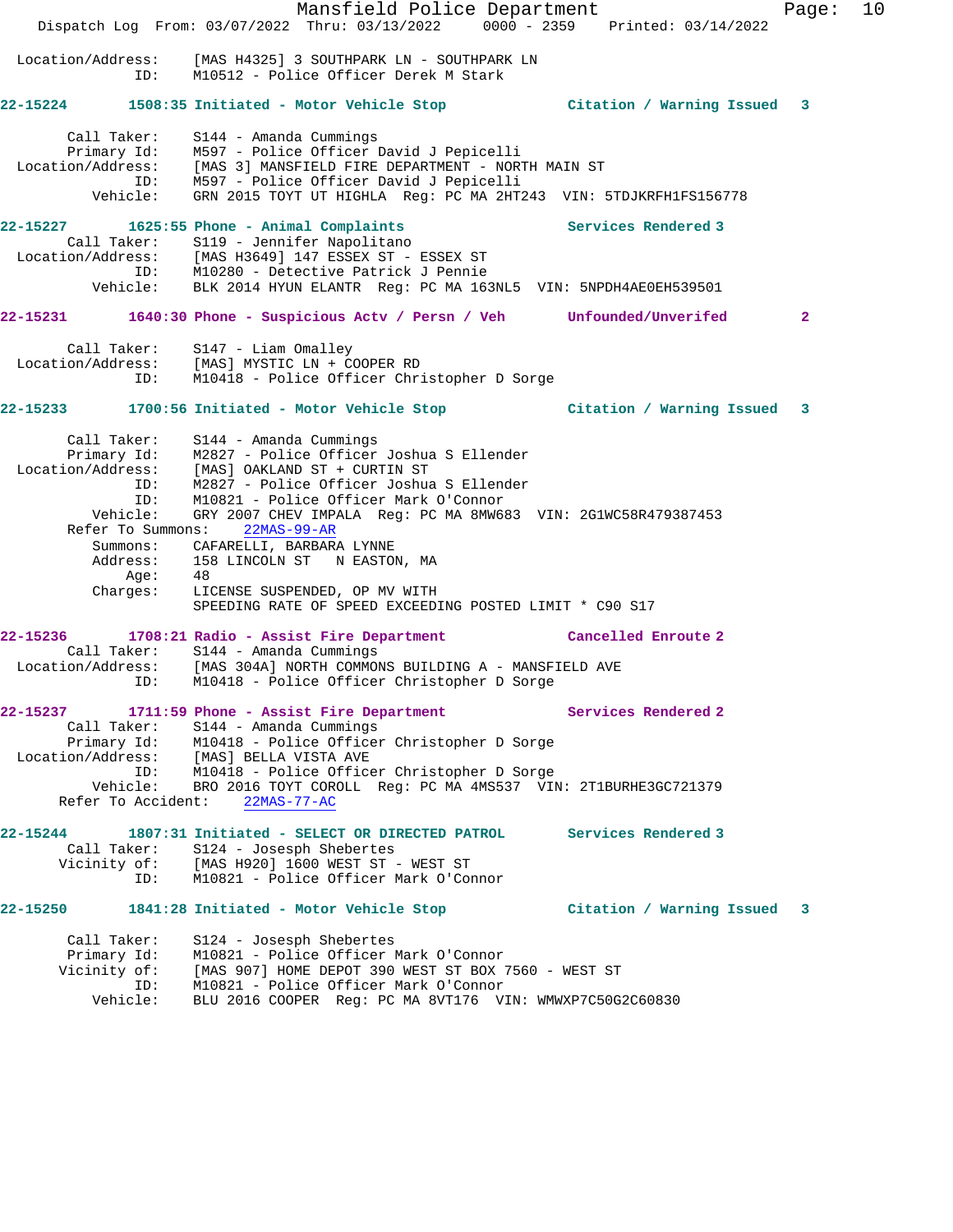Location/Address: [MAS H4325] 3 SOUTHPARK LN - SOUTHPARK LN
ID: M10512 - Police Officer Derek M Stark

**22-15224 1508:35 Initiated - Motor Vehicle Stop — Citation / Warning Issued 3**

Call Taker: S144 - Amanda Cummings
Primary Id: M597 - Police Officer David J Pepicelli
Location/Address: [MAS 3] MANSFIELD FIRE DEPARTMENT - NORTH MAIN ST
ID: M597 - Police Officer David J Pepicelli
Vehicle: GRN 2015 TOYT UT HIGHLA Reg: PC MA 2HT243 VIN: 5TDJKRFH1FS156778

**22-15227 1625:55 Phone - Animal Complaints — Services Rendered 3**

Call Taker: S119 - Jennifer Napolitano
Location/Address: [MAS H3649] 147 ESSEX ST - ESSEX ST
ID: M10280 - Detective Patrick J Pennie
Vehicle: BLK 2014 HYUN ELANTR Reg: PC MA 163NL5 VIN: 5NPDH4AE0EH539501

**22-15231 1640:30 Phone - Suspicious Actv / Persn / Veh — Unfounded/Unverifed 2**

Call Taker: S147 - Liam Omalley
Location/Address: [MAS] MYSTIC LN + COOPER RD
ID: M10418 - Police Officer Christopher D Sorge

**22-15233 1700:56 Initiated - Motor Vehicle Stop — Citation / Warning Issued 3**

Call Taker: S144 - Amanda Cummings
Primary Id: M2827 - Police Officer Joshua S Ellender
Location/Address: [MAS] OAKLAND ST + CURTIN ST
ID: M2827 - Police Officer Joshua S Ellender
ID: M10821 - Police Officer Mark O'Connor
Vehicle: GRY 2007 CHEV IMPALA Reg: PC MA 8MW683 VIN: 2G1WC58R479387453
Refer To Summons: 22MAS-99-AR
Summons: CAFARELLI, BARBARA LYNNE
Address: 158 LINCOLN ST N EASTON, MA
Age: 48
Charges: LICENSE SUSPENDED, OP MV WITH
SPEEDING RATE OF SPEED EXCEEDING POSTED LIMIT * C90 S17

**22-15236 1708:21 Radio - Assist Fire Department — Cancelled Enroute 2**

Call Taker: S144 - Amanda Cummings
Location/Address: [MAS 304A] NORTH COMMONS BUILDING A - MANSFIELD AVE
ID: M10418 - Police Officer Christopher D Sorge

**22-15237 1711:59 Phone - Assist Fire Department — Services Rendered 2**

Call Taker: S144 - Amanda Cummings
Primary Id: M10418 - Police Officer Christopher D Sorge
Location/Address: [MAS] BELLA VISTA AVE
ID: M10418 - Police Officer Christopher D Sorge
Vehicle: BRO 2016 TOYT COROLL Reg: PC MA 4MS537 VIN: 2T1BURHE3GC721379
Refer To Accident: 22MAS-77-AC

**22-15244 1807:31 Initiated - SELECT OR DIRECTED PATROL — Services Rendered 3**

Call Taker: S124 - Josesph Shebertes
Vicinity of: [MAS H920] 1600 WEST ST - WEST ST
ID: M10821 - Police Officer Mark O'Connor

**22-15250 1841:28 Initiated - Motor Vehicle Stop — Citation / Warning Issued 3**

Call Taker: S124 - Josesph Shebertes
Primary Id: M10821 - Police Officer Mark O'Connor
Vicinity of: [MAS 907] HOME DEPOT 390 WEST ST BOX 7560 - WEST ST
ID: M10821 - Police Officer Mark O'Connor
Vehicle: BLU 2016 COOPER Reg: PC MA 8VT176 VIN: WMWXP7C50G2C60830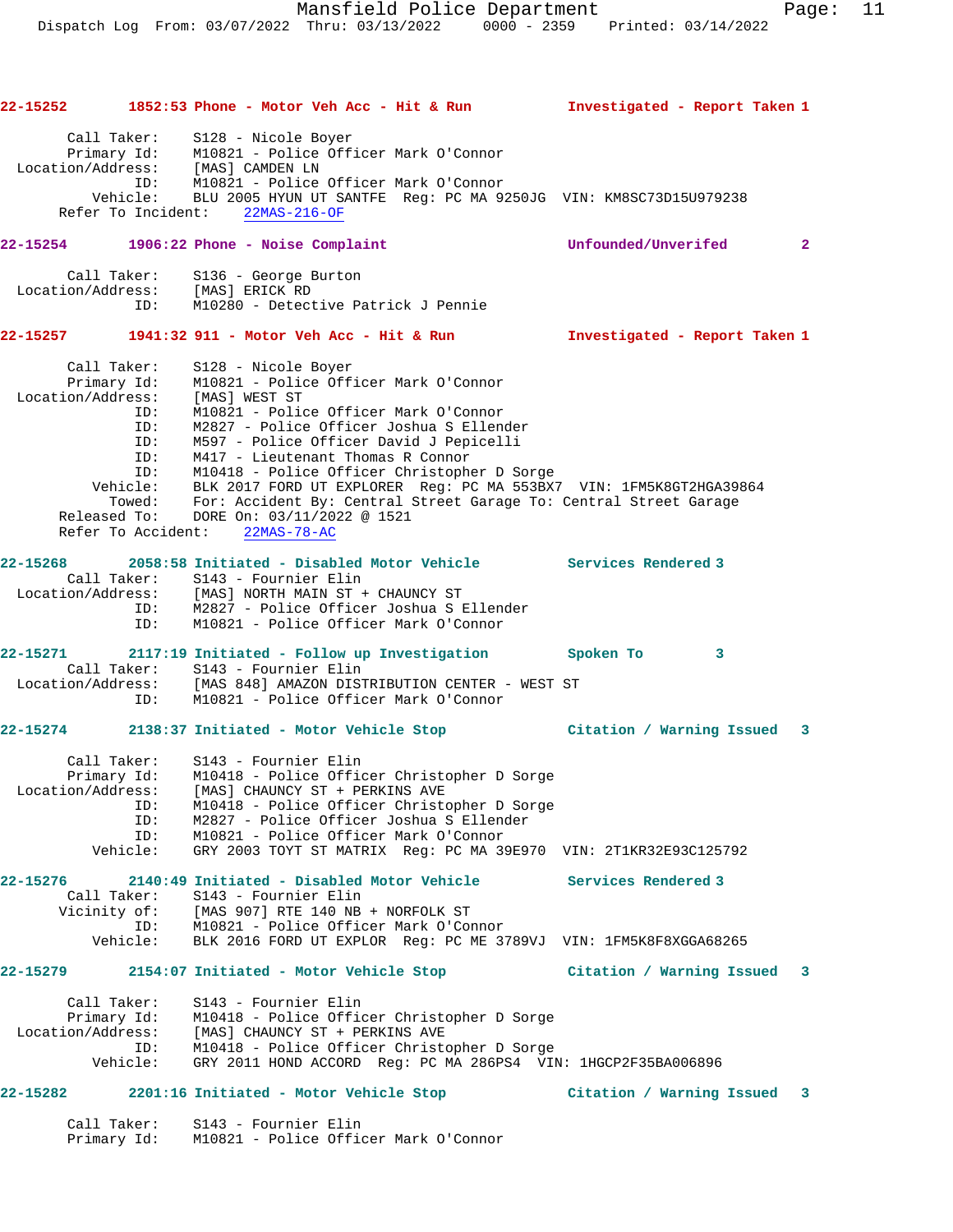**22-15252** 1852:53 Phone - Motor Veh Acc - Hit & Run — Investigated - Report Taken 1

```
       Call Taker:    S128 - Nicole Boyer
       Primary Id:    M10821 - Police Officer Mark O'Connor
 Location/Address:    [MAS] CAMDEN LN
               ID:    M10821 - Police Officer Mark O'Connor
          Vehicle:    BLU 2005 HYUN UT SANTFE  Reg: PC MA 9250JG  VIN: KM8SC73D15U979238
     Refer To Incident:    22MAS-216-OF
```

**22-15254** 1906:22 Phone - Noise Complaint — Unfounded/Unverifed 2

```
       Call Taker:    S136 - George Burton
 Location/Address:    [MAS] ERICK RD
               ID:    M10280 - Detective Patrick J Pennie
```

**22-15257** 1941:32 911 - Motor Veh Acc - Hit & Run — Investigated - Report Taken 1

```
       Call Taker:    S128 - Nicole Boyer
       Primary Id:    M10821 - Police Officer Mark O'Connor
 Location/Address:    [MAS] WEST ST
               ID:    M10821 - Police Officer Mark O'Connor
               ID:    M2827 - Police Officer Joshua S Ellender
               ID:    M597 - Police Officer David J Pepicelli
               ID:    M417 - Lieutenant Thomas R Connor
               ID:    M10418 - Police Officer Christopher D Sorge
          Vehicle:    BLK 2017 FORD UT EXPLORER  Reg: PC MA 553BX7  VIN: 1FM5K8GT2HGA39864
            Towed:    For: Accident By: Central Street Garage To: Central Street Garage
      Released To:    DORE On: 03/11/2022 @ 1521
     Refer To Accident:    22MAS-78-AC
```

**22-15268** 2058:58 Initiated - Disabled Motor Vehicle — Services Rendered 3

```
       Call Taker:    S143 - Fournier Elin
 Location/Address:    [MAS] NORTH MAIN ST + CHAUNCY ST
               ID:    M2827 - Police Officer Joshua S Ellender
               ID:    M10821 - Police Officer Mark O'Connor
```

**22-15271** 2117:19 Initiated - Follow up Investigation — Spoken To 3

```
       Call Taker:    S143 - Fournier Elin
 Location/Address:    [MAS 848] AMAZON DISTRIBUTION CENTER - WEST ST
               ID:    M10821 - Police Officer Mark O'Connor
```

**22-15274** 2138:37 Initiated - Motor Vehicle Stop — Citation / Warning Issued 3

```
       Call Taker:    S143 - Fournier Elin
       Primary Id:    M10418 - Police Officer Christopher D Sorge
 Location/Address:    [MAS] CHAUNCY ST + PERKINS AVE
               ID:    M10418 - Police Officer Christopher D Sorge
               ID:    M2827 - Police Officer Joshua S Ellender
               ID:    M10821 - Police Officer Mark O'Connor
          Vehicle:    GRY 2003 TOYT ST MATRIX  Reg: PC MA 39E970  VIN: 2T1KR32E93C125792
```

**22-15276** 2140:49 Initiated - Disabled Motor Vehicle — Services Rendered 3

```
       Call Taker:    S143 - Fournier Elin
      Vicinity of:    [MAS 907] RTE 140 NB + NORFOLK ST
               ID:    M10821 - Police Officer Mark O'Connor
          Vehicle:    BLK 2016 FORD UT EXPLOR  Reg: PC ME 3789VJ  VIN: 1FM5K8F8XGGA68265
```

**22-15279** 2154:07 Initiated - Motor Vehicle Stop — Citation / Warning Issued 3

```
       Call Taker:    S143 - Fournier Elin
       Primary Id:    M10418 - Police Officer Christopher D Sorge
 Location/Address:    [MAS] CHAUNCY ST + PERKINS AVE
               ID:    M10418 - Police Officer Christopher D Sorge
          Vehicle:    GRY 2011 HOND ACCORD  Reg: PC MA 286PS4  VIN: 1HGCP2F35BA006896
```

**22-15282** 2201:16 Initiated - Motor Vehicle Stop — Citation / Warning Issued 3

```
       Call Taker:    S143 - Fournier Elin
       Primary Id:    M10821 - Police Officer Mark O'Connor
```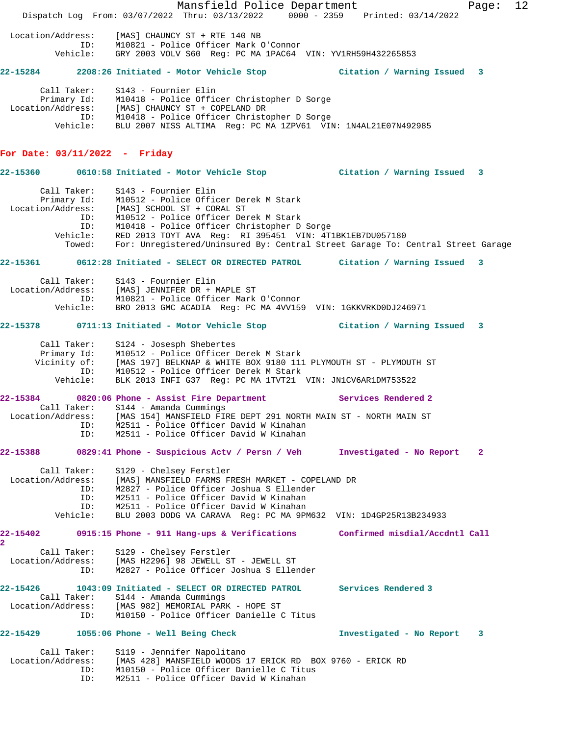```
Location/Address:    [MAS] CHAUNCY ST + RTE 140 NB
              ID:    M10821 - Police Officer Mark O'Connor
         Vehicle:    GRY 2003 VOLV S60  Reg: PC MA 1PAC64  VIN: YV1RH59H432265853
```

**22-15284        2208:26 Initiated - Motor Vehicle Stop            Citation / Warning Issued   3**

```
       Call Taker:    S143 - Fournier Elin
       Primary Id:    M10418 - Police Officer Christopher D Sorge
 Location/Address:    [MAS] CHAUNCY ST + COPELAND DR
               ID:    M10418 - Police Officer Christopher D Sorge
          Vehicle:    BLU 2007 NISS ALTIMA  Reg: PC MA 1ZPV61  VIN: 1N4AL21E07N492985
```

## For Date: 03/11/2022  -  Friday

**22-15360        0610:58 Initiated - Motor Vehicle Stop            Citation / Warning Issued   3**

```
       Call Taker:    S143 - Fournier Elin
       Primary Id:    M10512 - Police Officer Derek M Stark
 Location/Address:    [MAS] SCHOOL ST + CORAL ST
               ID:    M10512 - Police Officer Derek M Stark
               ID:    M10418 - Police Officer Christopher D Sorge
          Vehicle:    RED 2013 TOYT AVA  Reg:  RI 395451  VIN: 4T1BK1EB7DU057180
            Towed:    For: Unregistered/Uninsured By: Central Street Garage To: Central Street Garage
```

**22-15361        0612:28 Initiated - SELECT OR DIRECTED PATROL       Citation / Warning Issued   3**

```
       Call Taker:    S143 - Fournier Elin
 Location/Address:    [MAS] JENNIFER DR + MAPLE ST
               ID:    M10821 - Police Officer Mark O'Connor
          Vehicle:    BRO 2013 GMC ACADIA  Reg: PC MA 4VV159  VIN: 1GKKVRKD0DJ246971
```

**22-15378        0711:13 Initiated - Motor Vehicle Stop            Citation / Warning Issued   3**

```
       Call Taker:    S124 - Josesph Shebertes
       Primary Id:    M10512 - Police Officer Derek M Stark
      Vicinity of:    [MAS 197] BELKNAP & WHITE BOX 9180 111 PLYMOUTH ST - PLYMOUTH ST
               ID:    M10512 - Police Officer Derek M Stark
          Vehicle:    BLK 2013 INFI G37  Reg: PC MA 1TVT21  VIN: JN1CV6AR1DM753522
```

**22-15384        0820:06 Phone - Assist Fire Department            Services Rendered 2**

```
       Call Taker:    S144 - Amanda Cummings
 Location/Address:    [MAS 154] MANSFIELD FIRE DEPT 291 NORTH MAIN ST - NORTH MAIN ST
               ID:    M2511 - Police Officer David W Kinahan
               ID:    M2511 - Police Officer David W Kinahan
```

**22-15388        0829:41 Phone - Suspicious Actv / Persn / Veh       Investigated - No Report    2**

```
       Call Taker:    S129 - Chelsey Ferstler
 Location/Address:    [MAS] MANSFIELD FARMS FRESH MARKET - COPELAND DR
               ID:    M2827 - Police Officer Joshua S Ellender
               ID:    M2511 - Police Officer David W Kinahan
               ID:    M2511 - Police Officer David W Kinahan
          Vehicle:    BLU 2003 DODG VA CARAVA  Reg: PC MA 9PM632  VIN: 1D4GP25R13B234933
```

**22-15402        0915:15 Phone - 911 Hang-ups & Verifications        Confirmed misdial/Accdntl Call 2**

```
       Call Taker:    S129 - Chelsey Ferstler
 Location/Address:    [MAS H2296] 98 JEWELL ST - JEWELL ST
               ID:    M2827 - Police Officer Joshua S Ellender
```

**22-15426        1043:09 Initiated - SELECT OR DIRECTED PATROL       Services Rendered 3**

```
       Call Taker:    S144 - Amanda Cummings
 Location/Address:    [MAS 982] MEMORIAL PARK - HOPE ST
               ID:    M10150 - Police Officer Danielle C Titus
```

**22-15429        1055:06 Phone - Well Being Check                  Investigated - No Report    3**

```
       Call Taker:    S119 - Jennifer Napolitano
 Location/Address:    [MAS 428] MANSFIELD WOODS 17 ERICK RD  BOX 9760 - ERICK RD
               ID:    M10150 - Police Officer Danielle C Titus
               ID:    M2511 - Police Officer David W Kinahan
```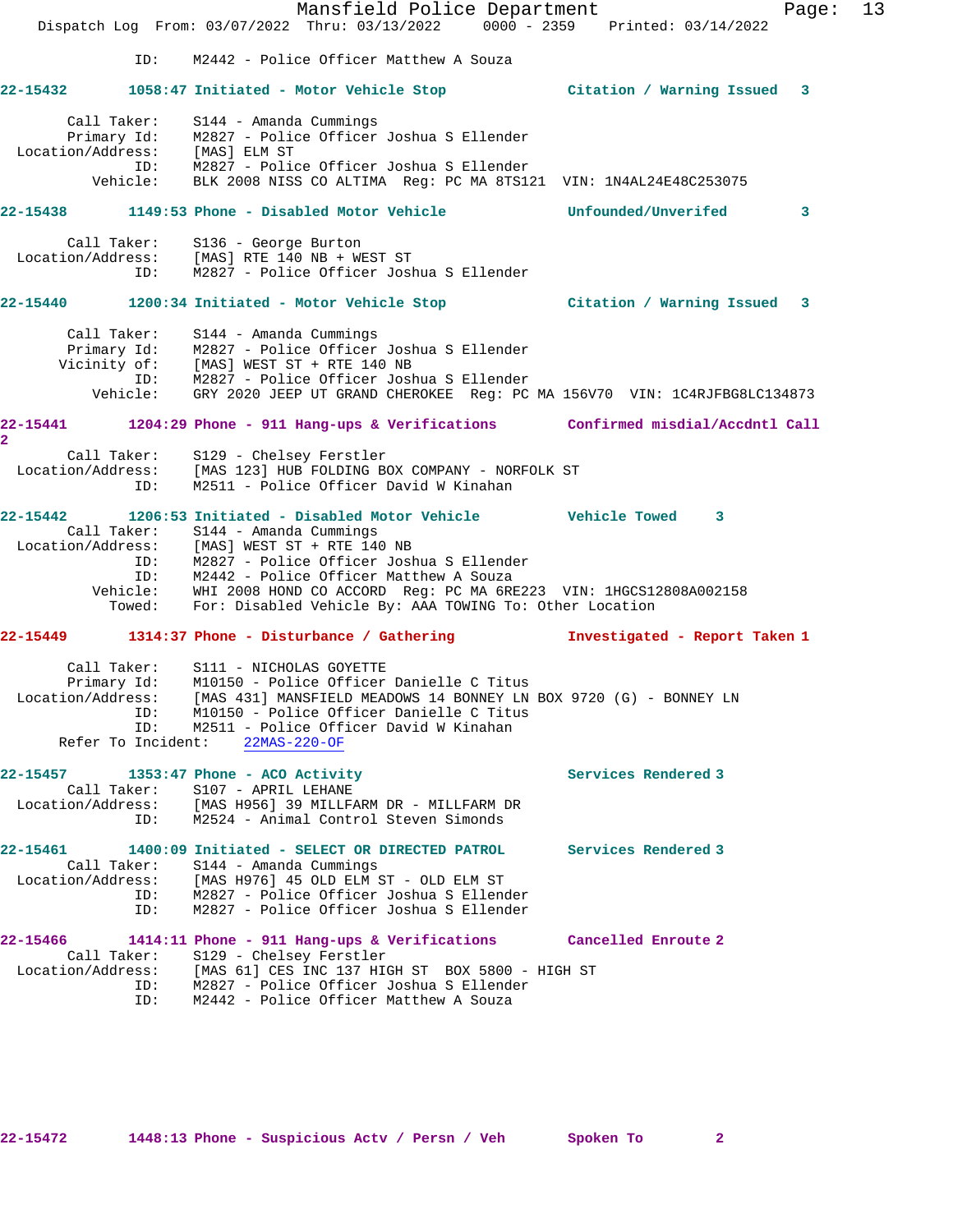ID: M2442 - Police Officer Matthew A Souza

**22-15432 1058:47 Initiated - Motor Vehicle Stop Citation / Warning Issued 3**

Call Taker: S144 - Amanda Cummings
Primary Id: M2827 - Police Officer Joshua S Ellender
Location/Address: [MAS] ELM ST
ID: M2827 - Police Officer Joshua S Ellender
Vehicle: BLK 2008 NISS CO ALTIMA Reg: PC MA 8TS121 VIN: 1N4AL24E48C253075

**22-15438 1149:53 Phone - Disabled Motor Vehicle Unfounded/Unverifed 3**

Call Taker: S136 - George Burton
Location/Address: [MAS] RTE 140 NB + WEST ST
ID: M2827 - Police Officer Joshua S Ellender

**22-15440 1200:34 Initiated - Motor Vehicle Stop Citation / Warning Issued 3**

Call Taker: S144 - Amanda Cummings
Primary Id: M2827 - Police Officer Joshua S Ellender
Vicinity of: [MAS] WEST ST + RTE 140 NB
ID: M2827 - Police Officer Joshua S Ellender
Vehicle: GRY 2020 JEEP UT GRAND CHEROKEE Reg: PC MA 156V70 VIN: 1C4RJFBG8LC134873

**22-15441 1204:29 Phone - 911 Hang-ups & Verifications Confirmed misdial/Accdntl Call 2**

Call Taker: S129 - Chelsey Ferstler
Location/Address: [MAS 123] HUB FOLDING BOX COMPANY - NORFOLK ST
ID: M2511 - Police Officer David W Kinahan

**22-15442 1206:53 Initiated - Disabled Motor Vehicle Vehicle Towed 3**

Call Taker: S144 - Amanda Cummings
Location/Address: [MAS] WEST ST + RTE 140 NB
ID: M2827 - Police Officer Joshua S Ellender
ID: M2442 - Police Officer Matthew A Souza
Vehicle: WHI 2008 HOND CO ACCORD Reg: PC MA 6RE223 VIN: 1HGCS12808A002158
Towed: For: Disabled Vehicle By: AAA TOWING To: Other Location

**22-15449 1314:37 Phone - Disturbance / Gathering Investigated - Report Taken 1**

Call Taker: S111 - NICHOLAS GOYETTE
Primary Id: M10150 - Police Officer Danielle C Titus
Location/Address: [MAS 431] MANSFIELD MEADOWS 14 BONNEY LN BOX 9720 (G) - BONNEY LN
ID: M10150 - Police Officer Danielle C Titus
ID: M2511 - Police Officer David W Kinahan
Refer To Incident: 22MAS-220-OF

**22-15457 1353:47 Phone - ACO Activity Services Rendered 3**

Call Taker: S107 - APRIL LEHANE
Location/Address: [MAS H956] 39 MILLFARM DR - MILLFARM DR
ID: M2524 - Animal Control Steven Simonds

**22-15461 1400:09 Initiated - SELECT OR DIRECTED PATROL Services Rendered 3**

Call Taker: S144 - Amanda Cummings
Location/Address: [MAS H976] 45 OLD ELM ST - OLD ELM ST
ID: M2827 - Police Officer Joshua S Ellender
ID: M2827 - Police Officer Joshua S Ellender

**22-15466 1414:11 Phone - 911 Hang-ups & Verifications Cancelled Enroute 2**

Call Taker: S129 - Chelsey Ferstler
Location/Address: [MAS 61] CES INC 137 HIGH ST BOX 5800 - HIGH ST
ID: M2827 - Police Officer Joshua S Ellender
ID: M2442 - Police Officer Matthew A Souza

**22-15472 1448:13 Phone - Suspicious Actv / Persn / Veh Spoken To 2**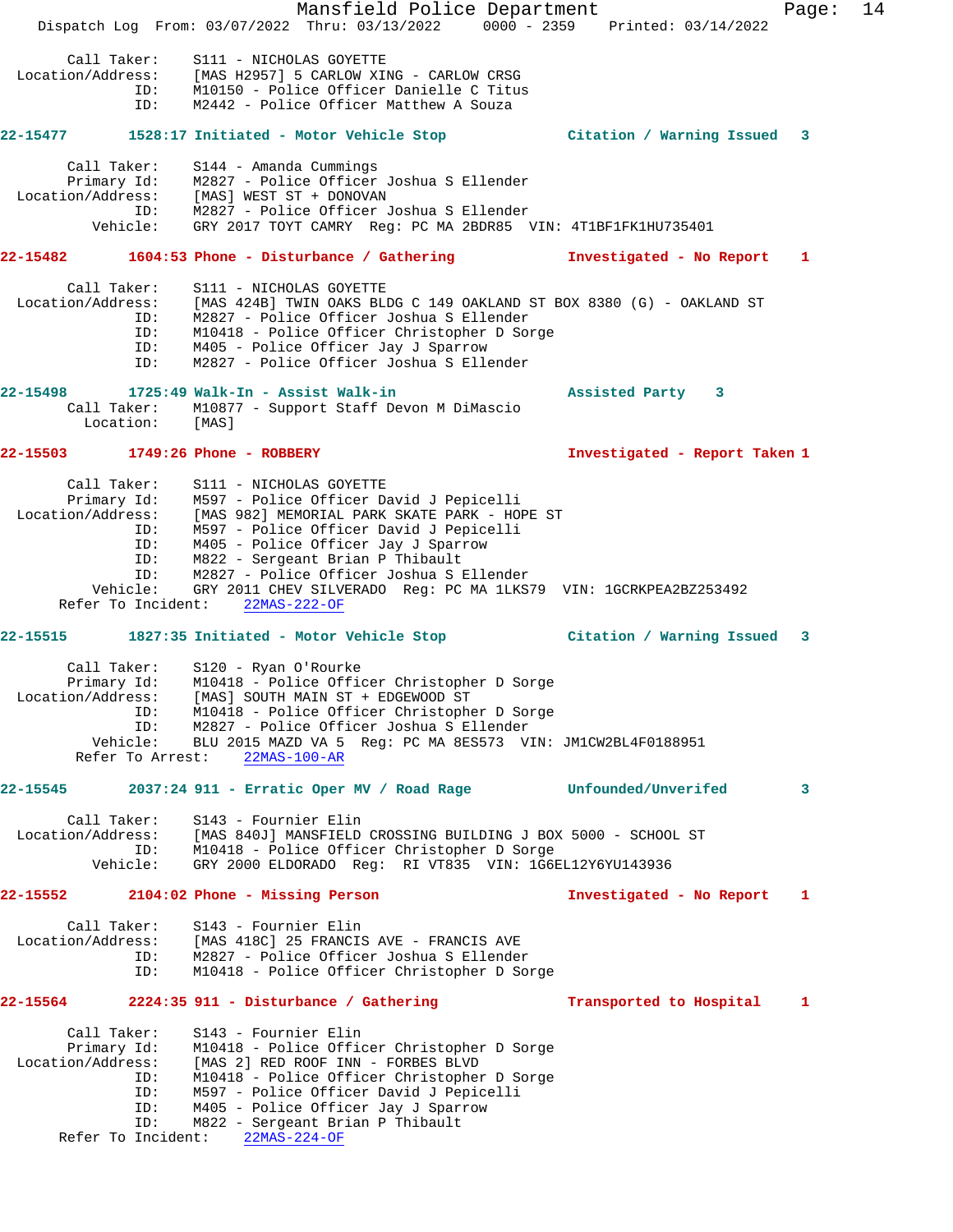Call Taker: S111 - NICHOLAS GOYETTE
Location/Address: [MAS H2957] 5 CARLOW XING - CARLOW CRSG
ID: M10150 - Police Officer Danielle C Titus
ID: M2442 - Police Officer Matthew A Souza

**22-15477 1528:17 Initiated - Motor Vehicle Stop — Citation / Warning Issued 3**

Call Taker: S144 - Amanda Cummings
Primary Id: M2827 - Police Officer Joshua S Ellender
Location/Address: [MAS] WEST ST + DONOVAN
ID: M2827 - Police Officer Joshua S Ellender
Vehicle: GRY 2017 TOYT CAMRY Reg: PC MA 2BDR85 VIN: 4T1BF1FK1HU735401

**22-15482 1604:53 Phone - Disturbance / Gathering — Investigated - No Report 1**

Call Taker: S111 - NICHOLAS GOYETTE
Location/Address: [MAS 424B] TWIN OAKS BLDG C 149 OAKLAND ST BOX 8380 (G) - OAKLAND ST
ID: M2827 - Police Officer Joshua S Ellender
ID: M10418 - Police Officer Christopher D Sorge
ID: M405 - Police Officer Jay J Sparrow
ID: M2827 - Police Officer Joshua S Ellender

**22-15498 1725:49 Walk-In - Assist Walk-in — Assisted Party 3**

Call Taker: M10877 - Support Staff Devon M DiMascio
Location: [MAS]

**22-15503 1749:26 Phone - ROBBERY — Investigated - Report Taken 1**

Call Taker: S111 - NICHOLAS GOYETTE
Primary Id: M597 - Police Officer David J Pepicelli
Location/Address: [MAS 982] MEMORIAL PARK SKATE PARK - HOPE ST
ID: M597 - Police Officer David J Pepicelli
ID: M405 - Police Officer Jay J Sparrow
ID: M822 - Sergeant Brian P Thibault
ID: M2827 - Police Officer Joshua S Ellender
Vehicle: GRY 2011 CHEV SILVERADO Reg: PC MA 1LKS79 VIN: 1GCRKPEA2BZ253492
Refer To Incident: 22MAS-222-OF

**22-15515 1827:35 Initiated - Motor Vehicle Stop — Citation / Warning Issued 3**

Call Taker: S120 - Ryan O'Rourke
Primary Id: M10418 - Police Officer Christopher D Sorge
Location/Address: [MAS] SOUTH MAIN ST + EDGEWOOD ST
ID: M10418 - Police Officer Christopher D Sorge
ID: M2827 - Police Officer Joshua S Ellender
Vehicle: BLU 2015 MAZD VA 5 Reg: PC MA 8ES573 VIN: JM1CW2BL4F0188951
Refer To Arrest: 22MAS-100-AR

**22-15545 2037:24 911 - Erratic Oper MV / Road Rage — Unfounded/Unverifed 3**

Call Taker: S143 - Fournier Elin
Location/Address: [MAS 840J] MANSFIELD CROSSING BUILDING J BOX 5000 - SCHOOL ST
ID: M10418 - Police Officer Christopher D Sorge
Vehicle: GRY 2000 ELDORADO Reg: RI VT835 VIN: 1G6EL12Y6YU143936

**22-15552 2104:02 Phone - Missing Person — Investigated - No Report 1**

Call Taker: S143 - Fournier Elin
Location/Address: [MAS 418C] 25 FRANCIS AVE - FRANCIS AVE
ID: M2827 - Police Officer Joshua S Ellender
ID: M10418 - Police Officer Christopher D Sorge

**22-15564 2224:35 911 - Disturbance / Gathering — Transported to Hospital 1**

Call Taker: S143 - Fournier Elin
Primary Id: M10418 - Police Officer Christopher D Sorge
Location/Address: [MAS 2] RED ROOF INN - FORBES BLVD
ID: M10418 - Police Officer Christopher D Sorge
ID: M597 - Police Officer David J Pepicelli
ID: M405 - Police Officer Jay J Sparrow
ID: M822 - Sergeant Brian P Thibault
Refer To Incident: 22MAS-224-OF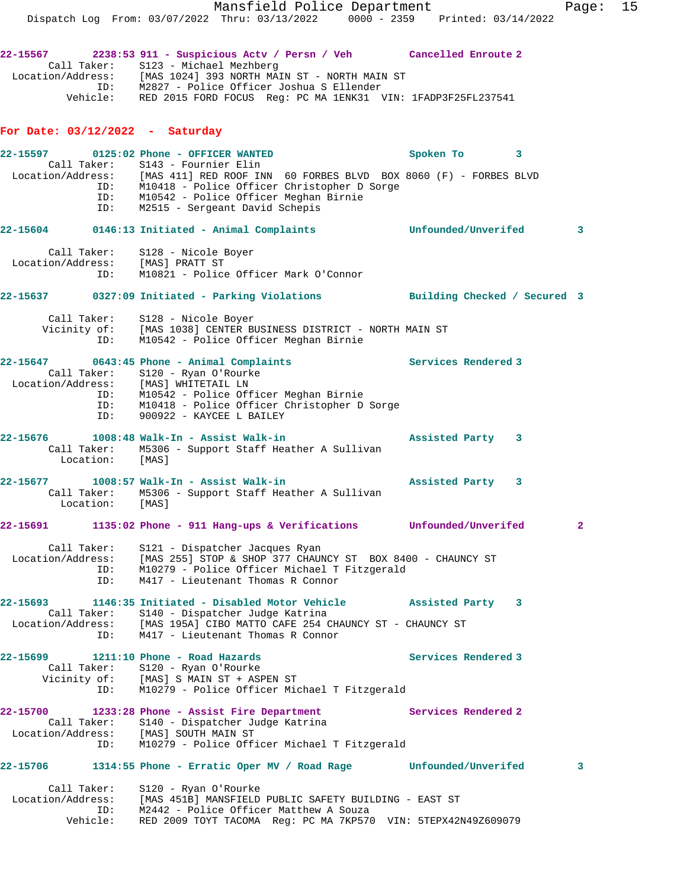22-15567 2238:53 911 - Suspicious Actv / Persn / Veh Cancelled Enroute 2
Call Taker: S123 - Michael Mezhberg
Location/Address: [MAS 1024] 393 NORTH MAIN ST - NORTH MAIN ST
ID: M2827 - Police Officer Joshua S Ellender
Vehicle: RED 2015 FORD FOCUS Reg: PC MA 1ENK31 VIN: 1FADP3F25FL237541

## For Date: 03/12/2022 - Saturday

22-15597 0125:02 Phone - OFFICER WANTED Spoken To 3
Call Taker: S143 - Fournier Elin
Location/Address: [MAS 411] RED ROOF INN 60 FORBES BLVD BOX 8060 (F) - FORBES BLVD
ID: M10418 - Police Officer Christopher D Sorge
ID: M10542 - Police Officer Meghan Birnie
ID: M2515 - Sergeant David Schepis

22-15604 0146:13 Initiated - Animal Complaints Unfounded/Unverifed 3
Call Taker: S128 - Nicole Boyer
Location/Address: [MAS] PRATT ST
ID: M10821 - Police Officer Mark O'Connor

22-15637 0327:09 Initiated - Parking Violations Building Checked / Secured 3
Call Taker: S128 - Nicole Boyer
Vicinity of: [MAS 1038] CENTER BUSINESS DISTRICT - NORTH MAIN ST
ID: M10542 - Police Officer Meghan Birnie

22-15647 0643:45 Phone - Animal Complaints Services Rendered 3
Call Taker: S120 - Ryan O'Rourke
Location/Address: [MAS] WHITETAIL LN
ID: M10542 - Police Officer Meghan Birnie
ID: M10418 - Police Officer Christopher D Sorge
ID: 900922 - KAYCEE L BAILEY

22-15676 1008:48 Walk-In - Assist Walk-in Assisted Party 3
Call Taker: M5306 - Support Staff Heather A Sullivan
Location: [MAS]

22-15677 1008:57 Walk-In - Assist Walk-in Assisted Party 3
Call Taker: M5306 - Support Staff Heather A Sullivan
Location: [MAS]

22-15691 1135:02 Phone - 911 Hang-ups & Verifications Unfounded/Unverifed 2
Call Taker: S121 - Dispatcher Jacques Ryan
Location/Address: [MAS 255] STOP & SHOP 377 CHAUNCY ST BOX 8400 - CHAUNCY ST
ID: M10279 - Police Officer Michael T Fitzgerald
ID: M417 - Lieutenant Thomas R Connor

22-15693 1146:35 Initiated - Disabled Motor Vehicle Assisted Party 3
Call Taker: S140 - Dispatcher Judge Katrina
Location/Address: [MAS 195A] CIBO MATTO CAFE 254 CHAUNCY ST - CHAUNCY ST
ID: M417 - Lieutenant Thomas R Connor

22-15699 1211:10 Phone - Road Hazards Services Rendered 3
Call Taker: S120 - Ryan O'Rourke
Vicinity of: [MAS] S MAIN ST + ASPEN ST
ID: M10279 - Police Officer Michael T Fitzgerald

22-15700 1233:28 Phone - Assist Fire Department Services Rendered 2
Call Taker: S140 - Dispatcher Judge Katrina
Location/Address: [MAS] SOUTH MAIN ST
ID: M10279 - Police Officer Michael T Fitzgerald

22-15706 1314:55 Phone - Erratic Oper MV / Road Rage Unfounded/Unverifed 3
Call Taker: S120 - Ryan O'Rourke
Location/Address: [MAS 451B] MANSFIELD PUBLIC SAFETY BUILDING - EAST ST
ID: M2442 - Police Officer Matthew A Souza
Vehicle: RED 2009 TOYT TACOMA Reg: PC MA 7KP570 VIN: 5TEPX42N49Z609079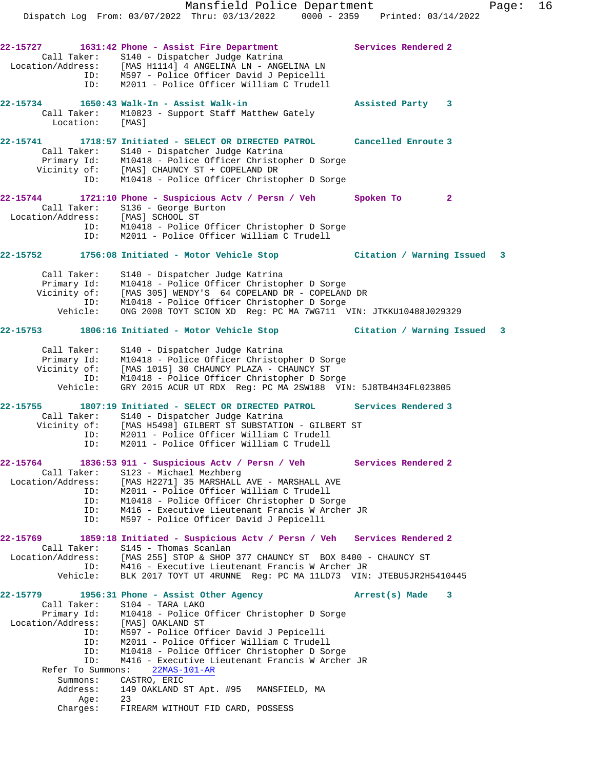**22-15727** 1631:42 Phone - Assist Fire Department — Services Rendered 2

- Call Taker: S140 - Dispatcher Judge Katrina
- Location/Address: [MAS H1114] 4 ANGELINA LN - ANGELINA LN
- ID: M597 - Police Officer David J Pepicelli
- ID: M2011 - Police Officer William C Trudell

**22-15734** 1650:43 Walk-In - Assist Walk-in — Assisted Party 3

- Call Taker: M10823 - Support Staff Matthew Gately
- Location: [MAS]

**22-15741** 1718:57 Initiated - SELECT OR DIRECTED PATROL — Cancelled Enroute 3

- Call Taker: S140 - Dispatcher Judge Katrina
- Primary Id: M10418 - Police Officer Christopher D Sorge
- Vicinity of: [MAS] CHAUNCY ST + COPELAND DR
- ID: M10418 - Police Officer Christopher D Sorge

**22-15744** 1721:10 Phone - Suspicious Actv / Persn / Veh — Spoken To 2

- Call Taker: S136 - George Burton
- Location/Address: [MAS] SCHOOL ST
- ID: M10418 - Police Officer Christopher D Sorge
- ID: M2011 - Police Officer William C Trudell

**22-15752** 1756:08 Initiated - Motor Vehicle Stop — Citation / Warning Issued 3

- Call Taker: S140 - Dispatcher Judge Katrina
- Primary Id: M10418 - Police Officer Christopher D Sorge
- Vicinity of: [MAS 305] WENDY'S 64 COPELAND DR - COPELAND DR
- ID: M10418 - Police Officer Christopher D Sorge
- Vehicle: ONG 2008 TOYT SCION XD Reg: PC MA 7WG711 VIN: JTKKU10488J029329

**22-15753** 1806:16 Initiated - Motor Vehicle Stop — Citation / Warning Issued 3

- Call Taker: S140 - Dispatcher Judge Katrina
- Primary Id: M10418 - Police Officer Christopher D Sorge
- Vicinity of: [MAS 1015] 30 CHAUNCY PLAZA - CHAUNCY ST
- ID: M10418 - Police Officer Christopher D Sorge
- Vehicle: GRY 2015 ACUR UT RDX Reg: PC MA 2SW188 VIN: 5J8TB4H34FL023805

**22-15755** 1807:19 Initiated - SELECT OR DIRECTED PATROL — Services Rendered 3

- Call Taker: S140 - Dispatcher Judge Katrina
- Vicinity of: [MAS H5498] GILBERT ST SUBSTATION - GILBERT ST
- ID: M2011 - Police Officer William C Trudell
- ID: M2011 - Police Officer William C Trudell

**22-15764** 1836:53 911 - Suspicious Actv / Persn / Veh — Services Rendered 2

- Call Taker: S123 - Michael Mezhberg
- Location/Address: [MAS H2271] 35 MARSHALL AVE - MARSHALL AVE
- ID: M2011 - Police Officer William C Trudell
- ID: M10418 - Police Officer Christopher D Sorge
- ID: M416 - Executive Lieutenant Francis W Archer JR
- ID: M597 - Police Officer David J Pepicelli

**22-15769** 1859:18 Initiated - Suspicious Actv / Persn / Veh — Services Rendered 2

- Call Taker: S145 - Thomas Scanlan
- Location/Address: [MAS 255] STOP & SHOP 377 CHAUNCY ST BOX 8400 - CHAUNCY ST
- ID: M416 - Executive Lieutenant Francis W Archer JR
- Vehicle: BLK 2017 TOYT UT 4RUNNE Reg: PC MA 11LD73 VIN: JTEBU5JR2H5410445

**22-15779** 1956:31 Phone - Assist Other Agency — Arrest(s) Made 3

- Call Taker: S104 - TARA LAKO
- Primary Id: M10418 - Police Officer Christopher D Sorge
- Location/Address: [MAS] OAKLAND ST
- ID: M597 - Police Officer David J Pepicelli
- ID: M2011 - Police Officer William C Trudell
- ID: M10418 - Police Officer Christopher D Sorge
- ID: M416 - Executive Lieutenant Francis W Archer JR
- Refer To Summons: 22MAS-101-AR
- Summons: CASTRO, ERIC
- Address: 149 OAKLAND ST Apt. #95 MANSFIELD, MA
- Age: 23
- Charges: FIREARM WITHOUT FID CARD, POSSESS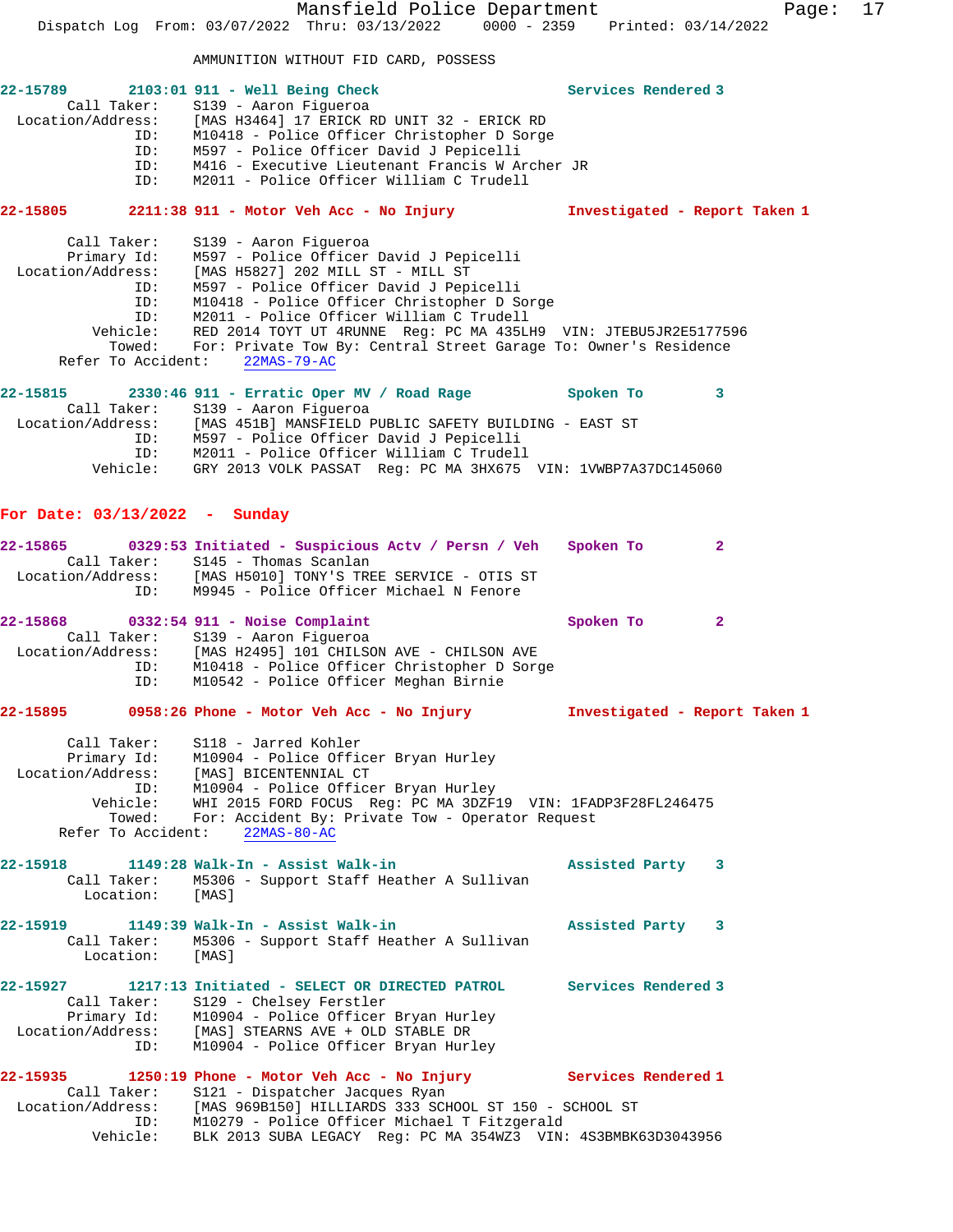AMMUNITION WITHOUT FID CARD, POSSESS

**22-15789 2103:01 911 - Well Being Check Services Rendered 3**

```
        Call Taker:    S139 - Aaron Figueroa
  Location/Address:    [MAS H3464] 17 ERICK RD UNIT 32 - ERICK RD
                ID:    M10418 - Police Officer Christopher D Sorge
                ID:    M597 - Police Officer David J Pepicelli
                ID:    M416 - Executive Lieutenant Francis W Archer JR
                ID:    M2011 - Police Officer William C Trudell
```

**22-15805 2211:38 911 - Motor Veh Acc - No Injury Investigated - Report Taken 1**

```
        Call Taker:    S139 - Aaron Figueroa
        Primary Id:    M597 - Police Officer David J Pepicelli
  Location/Address:    [MAS H5827] 202 MILL ST - MILL ST
                ID:    M597 - Police Officer David J Pepicelli
                ID:    M10418 - Police Officer Christopher D Sorge
                ID:    M2011 - Police Officer William C Trudell
           Vehicle:    RED 2014 TOYT UT 4RUNNE  Reg: PC MA 435LH9  VIN: JTEBU5JR2E5177596
            Towed:     For: Private Tow By: Central Street Garage To: Owner's Residence
     Refer To Accident:    22MAS-79-AC
```

**22-15815 2330:46 911 - Erratic Oper MV / Road Rage Spoken To 3**

```
        Call Taker:    S139 - Aaron Figueroa
  Location/Address:    [MAS 451B] MANSFIELD PUBLIC SAFETY BUILDING - EAST ST
                ID:    M597 - Police Officer David J Pepicelli
                ID:    M2011 - Police Officer William C Trudell
           Vehicle:    GRY 2013 VOLK PASSAT  Reg: PC MA 3HX675  VIN: 1VWBP7A37DC145060
```

## For Date: 03/13/2022 - Sunday

**22-15865 0329:53 Initiated - Suspicious Actv / Persn / Veh Spoken To 2**

```
        Call Taker:    S145 - Thomas Scanlan
  Location/Address:    [MAS H5010] TONY'S TREE SERVICE - OTIS ST
                ID:    M9945 - Police Officer Michael N Fenore
```

**22-15868 0332:54 911 - Noise Complaint Spoken To 2**

```
        Call Taker:    S139 - Aaron Figueroa
  Location/Address:    [MAS H2495] 101 CHILSON AVE - CHILSON AVE
                ID:    M10418 - Police Officer Christopher D Sorge
                ID:    M10542 - Police Officer Meghan Birnie
```

**22-15895 0958:26 Phone - Motor Veh Acc - No Injury Investigated - Report Taken 1**

```
        Call Taker:    S118 - Jarred Kohler
        Primary Id:    M10904 - Police Officer Bryan Hurley
  Location/Address:    [MAS] BICENTENNIAL CT
                ID:    M10904 - Police Officer Bryan Hurley
           Vehicle:    WHI 2015 FORD FOCUS  Reg: PC MA 3DZF19  VIN: 1FADP3F28FL246475
            Towed:     For: Accident By: Private Tow - Operator Request
     Refer To Accident:    22MAS-80-AC
```

**22-15918 1149:28 Walk-In - Assist Walk-in Assisted Party 3**

```
        Call Taker:    M5306 - Support Staff Heather A Sullivan
          Location:    [MAS]
```

**22-15919 1149:39 Walk-In - Assist Walk-in Assisted Party 3**

```
        Call Taker:    M5306 - Support Staff Heather A Sullivan
          Location:    [MAS]
```

**22-15927 1217:13 Initiated - SELECT OR DIRECTED PATROL Services Rendered 3**

```
        Call Taker:    S129 - Chelsey Ferstler
        Primary Id:    M10904 - Police Officer Bryan Hurley
  Location/Address:    [MAS] STEARNS AVE + OLD STABLE DR
                ID:    M10904 - Police Officer Bryan Hurley
```

**22-15935 1250:19 Phone - Motor Veh Acc - No Injury Services Rendered 1**

```
        Call Taker:    S121 - Dispatcher Jacques Ryan
  Location/Address:    [MAS 969B150] HILLIARDS 333 SCHOOL ST 150 - SCHOOL ST
                ID:    M10279 - Police Officer Michael T Fitzgerald
           Vehicle:    BLK 2013 SUBA LEGACY  Reg: PC MA 354WZ3  VIN: 4S3BMBK63D3043956
```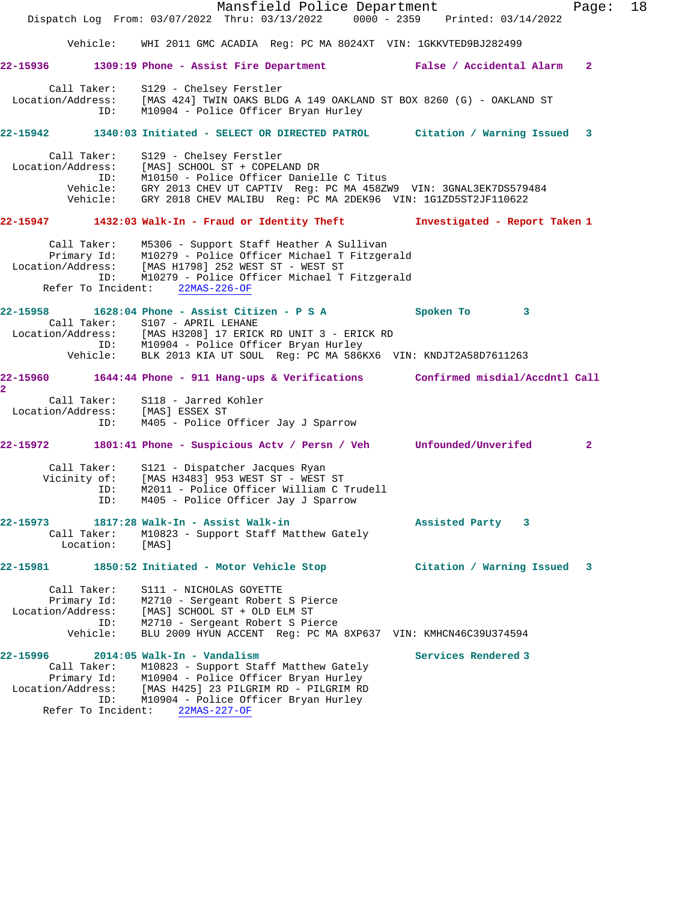Vehicle: WHI 2011 GMC ACADIA Reg: PC MA 8024XT VIN: 1GKKVTED9BJ282499

**22-15936 1309:19 Phone - Assist Fire Department False / Accidental Alarm 2**

Call Taker: S129 - Chelsey Ferstler
Location/Address: [MAS 424] TWIN OAKS BLDG A 149 OAKLAND ST BOX 8260 (G) - OAKLAND ST
ID: M10904 - Police Officer Bryan Hurley

**22-15942 1340:03 Initiated - SELECT OR DIRECTED PATROL Citation / Warning Issued 3**

Call Taker: S129 - Chelsey Ferstler
Location/Address: [MAS] SCHOOL ST + COPELAND DR
ID: M10150 - Police Officer Danielle C Titus
Vehicle: GRY 2013 CHEV UT CAPTIV Reg: PC MA 458ZW9 VIN: 3GNAL3EK7DS579484
Vehicle: GRY 2018 CHEV MALIBU Reg: PC MA 2DEK96 VIN: 1G1ZD5ST2JF110622

**22-15947 1432:03 Walk-In - Fraud or Identity Theft Investigated - Report Taken 1**

Call Taker: M5306 - Support Staff Heather A Sullivan
Primary Id: M10279 - Police Officer Michael T Fitzgerald
Location/Address: [MAS H1798] 252 WEST ST - WEST ST
ID: M10279 - Police Officer Michael T Fitzgerald
Refer To Incident: 22MAS-226-OF

**22-15958 1628:04 Phone - Assist Citizen - P S A Spoken To 3**

Call Taker: S107 - APRIL LEHANE
Location/Address: [MAS H3208] 17 ERICK RD UNIT 3 - ERICK RD
ID: M10904 - Police Officer Bryan Hurley
Vehicle: BLK 2013 KIA UT SOUL Reg: PC MA 586KX6 VIN: KNDJT2A58D7611263

**22-15960 1644:44 Phone - 911 Hang-ups & Verifications Confirmed misdial/Accdntl Call 2**

Call Taker: S118 - Jarred Kohler
Location/Address: [MAS] ESSEX ST
ID: M405 - Police Officer Jay J Sparrow

**22-15972 1801:41 Phone - Suspicious Actv / Persn / Veh Unfounded/Unverifed 2**

Call Taker: S121 - Dispatcher Jacques Ryan
Vicinity of: [MAS H3483] 953 WEST ST - WEST ST
ID: M2011 - Police Officer William C Trudell
ID: M405 - Police Officer Jay J Sparrow

**22-15973 1817:28 Walk-In - Assist Walk-in Assisted Party 3**

Call Taker: M10823 - Support Staff Matthew Gately
Location: [MAS]

**22-15981 1850:52 Initiated - Motor Vehicle Stop Citation / Warning Issued 3**

Call Taker: S111 - NICHOLAS GOYETTE
Primary Id: M2710 - Sergeant Robert S Pierce
Location/Address: [MAS] SCHOOL ST + OLD ELM ST
ID: M2710 - Sergeant Robert S Pierce
Vehicle: BLU 2009 HYUN ACCENT Reg: PC MA 8XP637 VIN: KMHCN46C39U374594

**22-15996 2014:05 Walk-In - Vandalism Services Rendered 3**

Call Taker: M10823 - Support Staff Matthew Gately
Primary Id: M10904 - Police Officer Bryan Hurley
Location/Address: [MAS H425] 23 PILGRIM RD - PILGRIM RD
ID: M10904 - Police Officer Bryan Hurley
Refer To Incident: 22MAS-227-OF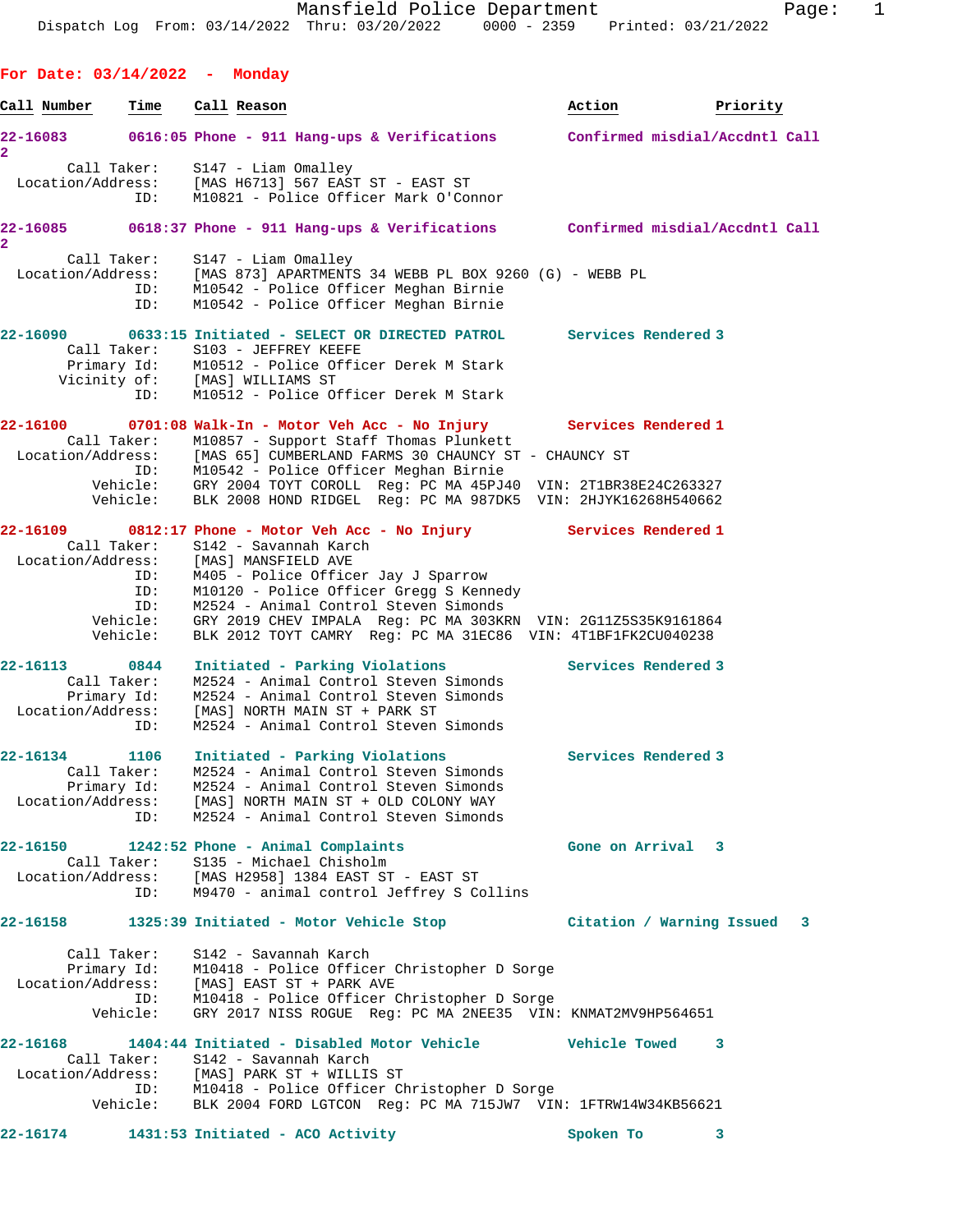Mansfield Police Department
Dispatch Log From: 03/14/2022 Thru: 03/20/2022 0000 - 2359 Printed: 03/21/2022

## For Date: 03/14/2022 - Monday

| Call Number | Time | Call Reason | Action | Priority |
|---|---|---|---|---|

**22-16083** 0616:05 Phone - 911 Hang-ups & Verifications — Confirmed misdial/Accdntl Call 2
- Call Taker: S147 - Liam Omalley
- Location/Address: [MAS H6713] 567 EAST ST - EAST ST
- ID: M10821 - Police Officer Mark O'Connor

**22-16085** 0618:37 Phone - 911 Hang-ups & Verifications — Confirmed misdial/Accdntl Call 2
- Call Taker: S147 - Liam Omalley
- Location/Address: [MAS 873] APARTMENTS 34 WEBB PL BOX 9260 (G) - WEBB PL
- ID: M10542 - Police Officer Meghan Birnie
- ID: M10542 - Police Officer Meghan Birnie

**22-16090** 0633:15 Initiated - SELECT OR DIRECTED PATROL — Services Rendered 3
- Call Taker: S103 - JEFFREY KEEFE
- Primary Id: M10512 - Police Officer Derek M Stark
- Vicinity of: [MAS] WILLIAMS ST
- ID: M10512 - Police Officer Derek M Stark

**22-16100** 0701:08 Walk-In - Motor Veh Acc - No Injury — Services Rendered 1
- Call Taker: M10857 - Support Staff Thomas Plunkett
- Location/Address: [MAS 65] CUMBERLAND FARMS 30 CHAUNCY ST - CHAUNCY ST
- ID: M10542 - Police Officer Meghan Birnie
- Vehicle: GRY 2004 TOYT COROLL Reg: PC MA 45PJ40 VIN: 2T1BR38E24C263327
- Vehicle: BLK 2008 HOND RIDGEL Reg: PC MA 987DK5 VIN: 2HJYK16268H540662

**22-16109** 0812:17 Phone - Motor Veh Acc - No Injury — Services Rendered 1
- Call Taker: S142 - Savannah Karch
- Location/Address: [MAS] MANSFIELD AVE
- ID: M405 - Police Officer Jay J Sparrow
- ID: M10120 - Police Officer Gregg S Kennedy
- ID: M2524 - Animal Control Steven Simonds
- Vehicle: GRY 2019 CHEV IMPALA Reg: PC MA 303KRN VIN: 2G11Z5S35K9161864
- Vehicle: BLK 2012 TOYT CAMRY Reg: PC MA 31EC86 VIN: 4T1BF1FK2CU040238

**22-16113** 0844 Initiated - Parking Violations — Services Rendered 3
- Call Taker: M2524 - Animal Control Steven Simonds
- Primary Id: M2524 - Animal Control Steven Simonds
- Location/Address: [MAS] NORTH MAIN ST + PARK ST
- ID: M2524 - Animal Control Steven Simonds

**22-16134** 1106 Initiated - Parking Violations — Services Rendered 3
- Call Taker: M2524 - Animal Control Steven Simonds
- Primary Id: M2524 - Animal Control Steven Simonds
- Location/Address: [MAS] NORTH MAIN ST + OLD COLONY WAY
- ID: M2524 - Animal Control Steven Simonds

**22-16150** 1242:52 Phone - Animal Complaints — Gone on Arrival 3
- Call Taker: S135 - Michael Chisholm
- Location/Address: [MAS H2958] 1384 EAST ST - EAST ST
- ID: M9470 - animal control Jeffrey S Collins

**22-16158** 1325:39 Initiated - Motor Vehicle Stop — Citation / Warning Issued 3
- Call Taker: S142 - Savannah Karch
- Primary Id: M10418 - Police Officer Christopher D Sorge
- Location/Address: [MAS] EAST ST + PARK AVE
- ID: M10418 - Police Officer Christopher D Sorge
- Vehicle: GRY 2017 NISS ROGUE Reg: PC MA 2NEE35 VIN: KNMAT2MV9HP564651

**22-16168** 1404:44 Initiated - Disabled Motor Vehicle — Vehicle Towed 3
- Call Taker: S142 - Savannah Karch
- Location/Address: [MAS] PARK ST + WILLIS ST
- ID: M10418 - Police Officer Christopher D Sorge
- Vehicle: BLK 2004 FORD LGTCON Reg: PC MA 715JW7 VIN: 1FTRW14W34KB56621

**22-16174** 1431:53 Initiated - ACO Activity — Spoken To 3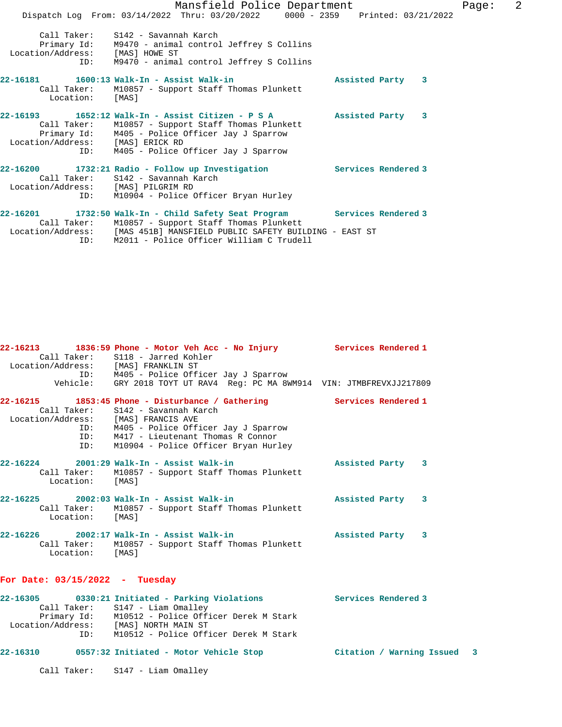```
        Call Taker:     S142 - Savannah Karch
        Primary Id:     M9470 - animal control Jeffrey S Collins
  Location/Address:     [MAS] HOWE ST
                ID:     M9470 - animal control Jeffrey S Collins

22-16181       1600:13 Walk-In - Assist Walk-in                  Assisted Party    3
        Call Taker:     M10857 - Support Staff Thomas Plunkett
          Location:     [MAS]

22-16193       1652:12 Walk-In - Assist Citizen - P S A          Assisted Party    3
        Call Taker:     M10857 - Support Staff Thomas Plunkett
        Primary Id:     M405 - Police Officer Jay J Sparrow
  Location/Address:     [MAS] ERICK RD
                ID:     M405 - Police Officer Jay J Sparrow

22-16200       1732:21 Radio - Follow up Investigation           Services Rendered 3
        Call Taker:     S142 - Savannah Karch
  Location/Address:     [MAS] PILGRIM RD
                ID:     M10904 - Police Officer Bryan Hurley

22-16201       1732:50 Walk-In - Child Safety Seat Program       Services Rendered 3
        Call Taker:     M10857 - Support Staff Thomas Plunkett
  Location/Address:     [MAS 451B] MANSFIELD PUBLIC SAFETY BUILDING - EAST ST
                ID:     M2011 - Police Officer William C Trudell

22-16213       1836:59 Phone - Motor Veh Acc - No Injury         Services Rendered 1
        Call Taker:     S118 - Jarred Kohler
  Location/Address:     [MAS] FRANKLIN ST
                ID:     M405 - Police Officer Jay J Sparrow
           Vehicle:     GRY 2018 TOYT UT RAV4  Reg: PC MA 8WM914  VIN: JTMBFREVXJJ217809

22-16215       1853:45 Phone - Disturbance / Gathering           Services Rendered 1
        Call Taker:     S142 - Savannah Karch
  Location/Address:     [MAS] FRANCIS AVE
                ID:     M405 - Police Officer Jay J Sparrow
                ID:     M417 - Lieutenant Thomas R Connor
                ID:     M10904 - Police Officer Bryan Hurley

22-16224       2001:29 Walk-In - Assist Walk-in                  Assisted Party    3
        Call Taker:     M10857 - Support Staff Thomas Plunkett
          Location:     [MAS]

22-16225       2002:03 Walk-In - Assist Walk-in                  Assisted Party    3
        Call Taker:     M10857 - Support Staff Thomas Plunkett
          Location:     [MAS]

22-16226       2002:17 Walk-In - Assist Walk-in                  Assisted Party    3
        Call Taker:     M10857 - Support Staff Thomas Plunkett
          Location:     [MAS]
```

**For Date: 03/15/2022 - Tuesday**

```
22-16305       0330:21 Initiated - Parking Violations            Services Rendered 3
        Call Taker:     S147 - Liam Omalley
        Primary Id:     M10512 - Police Officer Derek M Stark
  Location/Address:     [MAS] NORTH MAIN ST
                ID:     M10512 - Police Officer Derek M Stark

22-16310       0557:32 Initiated - Motor Vehicle Stop            Citation / Warning Issued   3

        Call Taker:     S147 - Liam Omalley
```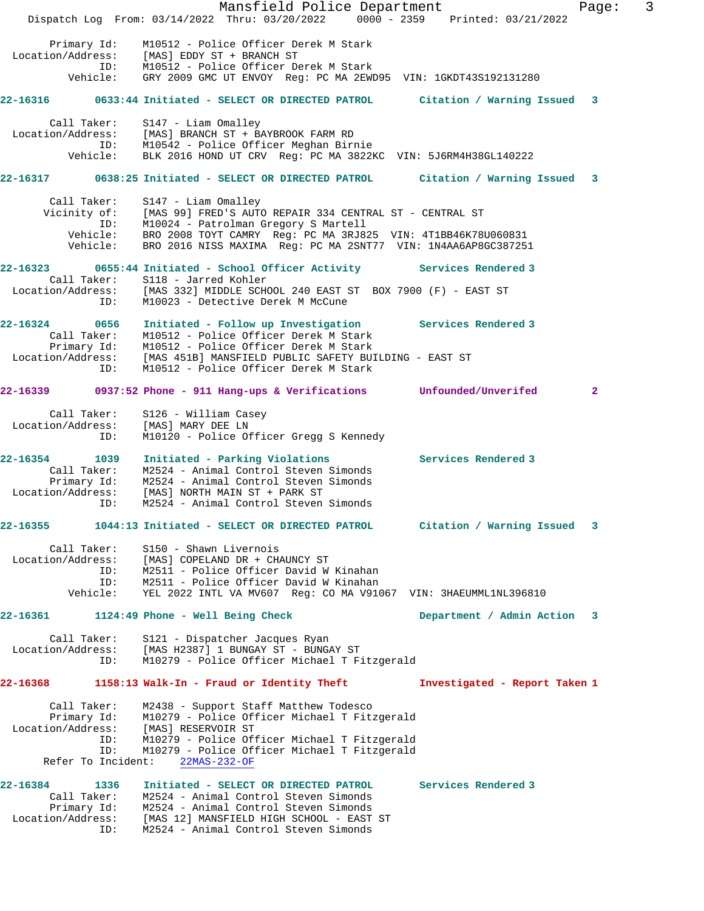```
    Primary Id:    M10512 - Police Officer Derek M Stark
  Location/Address:    [MAS] EDDY ST + BRANCH ST
              ID:    M10512 - Police Officer Derek M Stark
         Vehicle:    GRY 2009 GMC UT ENVOY  Reg: PC MA 2EWD95  VIN: 1GKDT43S192131280
```

**22-16316** **0633:44 Initiated - SELECT OR DIRECTED PATROL** **Citation / Warning Issued 3**

```
      Call Taker:    S147 - Liam Omalley
  Location/Address:    [MAS] BRANCH ST + BAYBROOK FARM RD
              ID:    M10542 - Police Officer Meghan Birnie
         Vehicle:    BLK 2016 HOND UT CRV  Reg: PC MA 3822KC  VIN: 5J6RM4H38GL140222
```

**22-16317** **0638:25 Initiated - SELECT OR DIRECTED PATROL** **Citation / Warning Issued 3**

```
      Call Taker:    S147 - Liam Omalley
     Vicinity of:    [MAS 99] FRED'S AUTO REPAIR 334 CENTRAL ST - CENTRAL ST
              ID:    M10024 - Patrolman Gregory S Martell
         Vehicle:    BRO 2008 TOYT CAMRY  Reg: PC MA 3RJ825  VIN: 4T1BB46K78U060831
         Vehicle:    BRO 2016 NISS MAXIMA  Reg: PC MA 2SNT77  VIN: 1N4AA6AP8GC387251
```

**22-16323** **0655:44 Initiated - School Officer Activity** **Services Rendered 3**

```
      Call Taker:    S118 - Jarred Kohler
  Location/Address:    [MAS 332] MIDDLE SCHOOL 240 EAST ST  BOX 7900 (F) - EAST ST
              ID:    M10023 - Detective Derek M McCune
```

**22-16324** **0656 Initiated - Follow up Investigation** **Services Rendered 3**

```
      Call Taker:    M10512 - Police Officer Derek M Stark
      Primary Id:    M10512 - Police Officer Derek M Stark
  Location/Address:    [MAS 451B] MANSFIELD PUBLIC SAFETY BUILDING - EAST ST
              ID:    M10512 - Police Officer Derek M Stark
```

**22-16339** **0937:52 Phone - 911 Hang-ups & Verifications** **Unfounded/Unverifed 2**

```
      Call Taker:    S126 - William Casey
  Location/Address:    [MAS] MARY DEE LN
              ID:    M10120 - Police Officer Gregg S Kennedy
```

**22-16354** **1039 Initiated - Parking Violations** **Services Rendered 3**

```
      Call Taker:    M2524 - Animal Control Steven Simonds
      Primary Id:    M2524 - Animal Control Steven Simonds
  Location/Address:    [MAS] NORTH MAIN ST + PARK ST
              ID:    M2524 - Animal Control Steven Simonds
```

**22-16355** **1044:13 Initiated - SELECT OR DIRECTED PATROL** **Citation / Warning Issued 3**

```
      Call Taker:    S150 - Shawn Livernois
  Location/Address:    [MAS] COPELAND DR + CHAUNCY ST
              ID:    M2511 - Police Officer David W Kinahan
              ID:    M2511 - Police Officer David W Kinahan
         Vehicle:    YEL 2022 INTL VA MV607  Reg: CO MA V91067  VIN: 3HAEUMML1NL396810
```

**22-16361** **1124:49 Phone - Well Being Check** **Department / Admin Action 3**

```
      Call Taker:    S121 - Dispatcher Jacques Ryan
  Location/Address:    [MAS H2387] 1 BUNGAY ST - BUNGAY ST
              ID:    M10279 - Police Officer Michael T Fitzgerald
```

**22-16368** **1158:13 Walk-In - Fraud or Identity Theft** **Investigated - Report Taken 1**

```
      Call Taker:    M2438 - Support Staff Matthew Todesco
      Primary Id:    M10279 - Police Officer Michael T Fitzgerald
  Location/Address:    [MAS] RESERVOIR ST
              ID:    M10279 - Police Officer Michael T Fitzgerald
              ID:    M10279 - Police Officer Michael T Fitzgerald
   Refer To Incident:    22MAS-232-OF
```

**22-16384** **1336 Initiated - SELECT OR DIRECTED PATROL** **Services Rendered 3**

```
      Call Taker:    M2524 - Animal Control Steven Simonds
      Primary Id:    M2524 - Animal Control Steven Simonds
  Location/Address:    [MAS 12] MANSFIELD HIGH SCHOOL - EAST ST
              ID:    M2524 - Animal Control Steven Simonds
```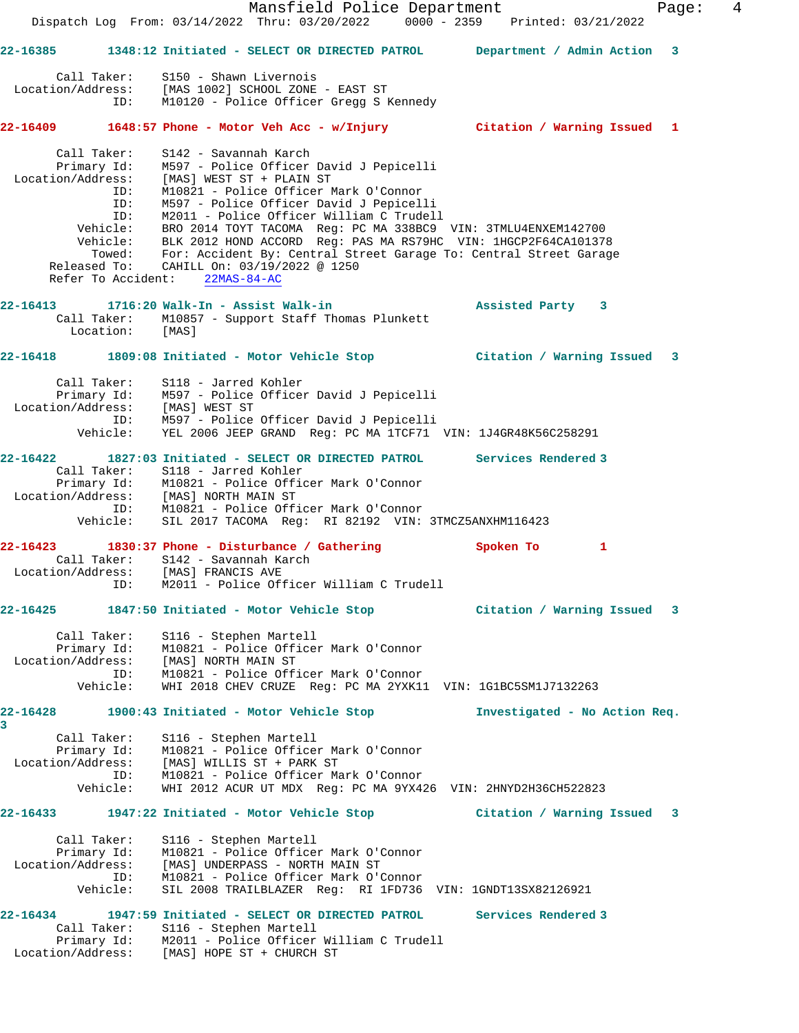22-16385 1348:12 Initiated - SELECT OR DIRECTED PATROL Department / Admin Action 3

Call Taker: S150 - Shawn Livernois
Location/Address: [MAS 1002] SCHOOL ZONE - EAST ST
ID: M10120 - Police Officer Gregg S Kennedy

22-16409 1648:57 Phone - Motor Veh Acc - w/Injury Citation / Warning Issued 1

Call Taker: S142 - Savannah Karch
Primary Id: M597 - Police Officer David J Pepicelli
Location/Address: [MAS] WEST ST + PLAIN ST
ID: M10821 - Police Officer Mark O'Connor
ID: M597 - Police Officer David J Pepicelli
ID: M2011 - Police Officer William C Trudell
Vehicle: BRO 2014 TOYT TACOMA Reg: PC MA 338BC9 VIN: 3TMLU4ENXEM142700
Vehicle: BLK 2012 HOND ACCORD Reg: PAS MA RS79HC VIN: 1HGCP2F64CA101378
Towed: For: Accident By: Central Street Garage To: Central Street Garage
Released To: CAHILL On: 03/19/2022 @ 1250
Refer To Accident: 22MAS-84-AC

22-16413 1716:20 Walk-In - Assist Walk-in Assisted Party 3
Call Taker: M10857 - Support Staff Thomas Plunkett
Location: [MAS]

22-16418 1809:08 Initiated - Motor Vehicle Stop Citation / Warning Issued 3

Call Taker: S118 - Jarred Kohler
Primary Id: M597 - Police Officer David J Pepicelli
Location/Address: [MAS] WEST ST
ID: M597 - Police Officer David J Pepicelli
Vehicle: YEL 2006 JEEP GRAND Reg: PC MA 1TCF71 VIN: 1J4GR48K56C258291

22-16422 1827:03 Initiated - SELECT OR DIRECTED PATROL Services Rendered 3
Call Taker: S118 - Jarred Kohler
Primary Id: M10821 - Police Officer Mark O'Connor
Location/Address: [MAS] NORTH MAIN ST
ID: M10821 - Police Officer Mark O'Connor
Vehicle: SIL 2017 TACOMA Reg: RI 82192 VIN: 3TMCZ5ANXHM116423

22-16423 1830:37 Phone - Disturbance / Gathering Spoken To 1
Call Taker: S142 - Savannah Karch
Location/Address: [MAS] FRANCIS AVE
ID: M2011 - Police Officer William C Trudell

22-16425 1847:50 Initiated - Motor Vehicle Stop Citation / Warning Issued 3

Call Taker: S116 - Stephen Martell
Primary Id: M10821 - Police Officer Mark O'Connor
Location/Address: [MAS] NORTH MAIN ST
ID: M10821 - Police Officer Mark O'Connor
Vehicle: WHI 2018 CHEV CRUZE Reg: PC MA 2YXK11 VIN: 1G1BC5SM1J7132263

22-16428 1900:43 Initiated - Motor Vehicle Stop Investigated - No Action Req. 3

Call Taker: S116 - Stephen Martell
Primary Id: M10821 - Police Officer Mark O'Connor
Location/Address: [MAS] WILLIS ST + PARK ST
ID: M10821 - Police Officer Mark O'Connor
Vehicle: WHI 2012 ACUR UT MDX Reg: PC MA 9YX426 VIN: 2HNYD2H36CH522823

22-16433 1947:22 Initiated - Motor Vehicle Stop Citation / Warning Issued 3

Call Taker: S116 - Stephen Martell
Primary Id: M10821 - Police Officer Mark O'Connor
Location/Address: [MAS] UNDERPASS - NORTH MAIN ST
ID: M10821 - Police Officer Mark O'Connor
Vehicle: SIL 2008 TRAILBLAZER Reg: RI 1FD736 VIN: 1GNDT13SX82126921

22-16434 1947:59 Initiated - SELECT OR DIRECTED PATROL Services Rendered 3
Call Taker: S116 - Stephen Martell
Primary Id: M2011 - Police Officer William C Trudell
Location/Address: [MAS] HOPE ST + CHURCH ST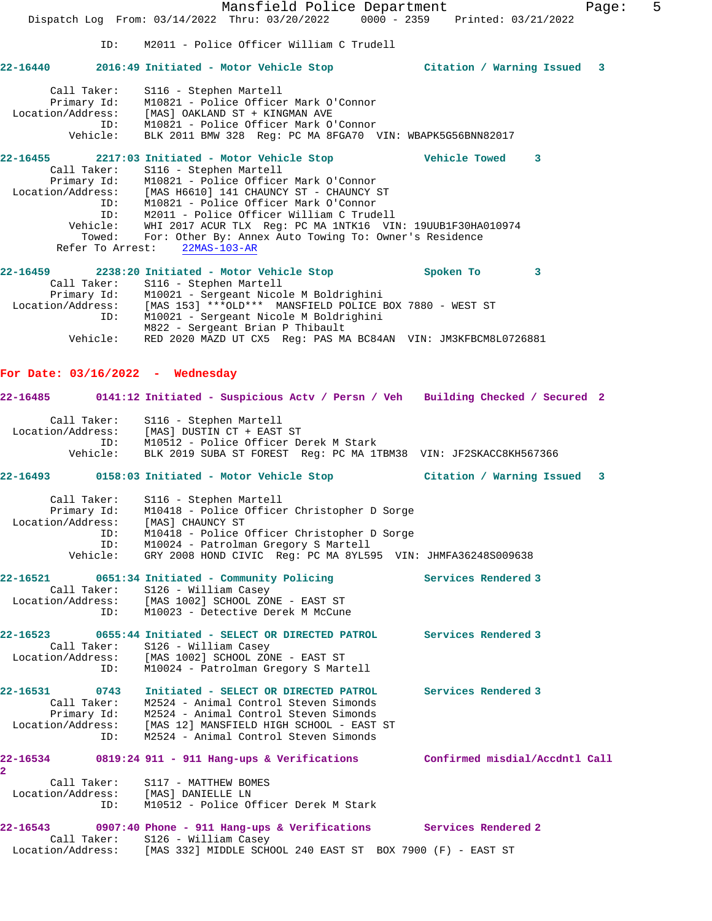ID: M2011 - Police Officer William C Trudell

**22-16440 2016:49 Initiated - Motor Vehicle Stop Citation / Warning Issued 3**

Call Taker: S116 - Stephen Martell
Primary Id: M10821 - Police Officer Mark O'Connor
Location/Address: [MAS] OAKLAND ST + KINGMAN AVE
ID: M10821 - Police Officer Mark O'Connor
Vehicle: BLK 2011 BMW 328 Reg: PC MA 8FGA70 VIN: WBAPK5G56BNN82017

**22-16455 2217:03 Initiated - Motor Vehicle Stop Vehicle Towed 3**

Call Taker: S116 - Stephen Martell
Primary Id: M10821 - Police Officer Mark O'Connor
Location/Address: [MAS H6610] 141 CHAUNCY ST - CHAUNCY ST
ID: M10821 - Police Officer Mark O'Connor
ID: M2011 - Police Officer William C Trudell
Vehicle: WHI 2017 ACUR TLX Reg: PC MA 1NTK16 VIN: 19UUB1F30HA010974
Towed: For: Other By: Annex Auto Towing To: Owner's Residence
Refer To Arrest: 22MAS-103-AR

**22-16459 2238:20 Initiated - Motor Vehicle Stop Spoken To 3**

Call Taker: S116 - Stephen Martell
Primary Id: M10021 - Sergeant Nicole M Boldrighini
Location/Address: [MAS 153] ***OLD*** MANSFIELD POLICE BOX 7880 - WEST ST
ID: M10021 - Sergeant Nicole M Boldrighini
M822 - Sergeant Brian P Thibault
Vehicle: RED 2020 MAZD UT CX5 Reg: PAS MA BC84AN VIN: JM3KFBCM8L0726881

## For Date: 03/16/2022 - Wednesday

**22-16485 0141:12 Initiated - Suspicious Actv / Persn / Veh Building Checked / Secured 2**

Call Taker: S116 - Stephen Martell
Location/Address: [MAS] DUSTIN CT + EAST ST
ID: M10512 - Police Officer Derek M Stark
Vehicle: BLK 2019 SUBA ST FOREST Reg: PC MA 1TBM38 VIN: JF2SKACC8KH567366

**22-16493 0158:03 Initiated - Motor Vehicle Stop Citation / Warning Issued 3**

Call Taker: S116 - Stephen Martell
Primary Id: M10418 - Police Officer Christopher D Sorge
Location/Address: [MAS] CHAUNCY ST
ID: M10418 - Police Officer Christopher D Sorge
ID: M10024 - Patrolman Gregory S Martell
Vehicle: GRY 2008 HOND CIVIC Reg: PC MA 8YL595 VIN: JHMFA36248S009638

**22-16521 0651:34 Initiated - Community Policing Services Rendered 3**

Call Taker: S126 - William Casey
Location/Address: [MAS 1002] SCHOOL ZONE - EAST ST
ID: M10023 - Detective Derek M McCune

**22-16523 0655:44 Initiated - SELECT OR DIRECTED PATROL Services Rendered 3**

Call Taker: S126 - William Casey
Location/Address: [MAS 1002] SCHOOL ZONE - EAST ST
ID: M10024 - Patrolman Gregory S Martell

**22-16531 0743 Initiated - SELECT OR DIRECTED PATROL Services Rendered 3**

Call Taker: M2524 - Animal Control Steven Simonds
Primary Id: M2524 - Animal Control Steven Simonds
Location/Address: [MAS 12] MANSFIELD HIGH SCHOOL - EAST ST
ID: M2524 - Animal Control Steven Simonds

**22-16534 0819:24 911 - 911 Hang-ups & Verifications Confirmed misdial/Accdntl Call 2**

Call Taker: S117 - MATTHEW BOMES
Location/Address: [MAS] DANIELLE LN
ID: M10512 - Police Officer Derek M Stark

**22-16543 0907:40 Phone - 911 Hang-ups & Verifications Services Rendered 2**

Call Taker: S126 - William Casey
Location/Address: [MAS 332] MIDDLE SCHOOL 240 EAST ST BOX 7900 (F) - EAST ST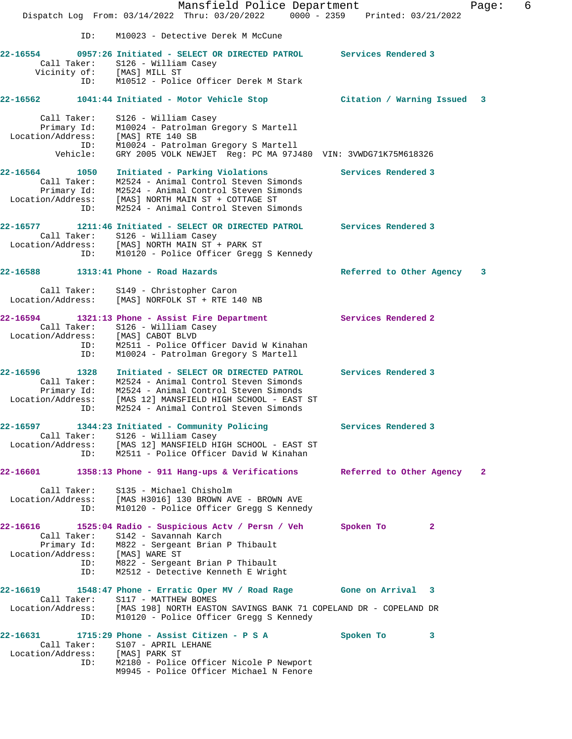ID: M10023 - Detective Derek M McCune

**22-16554** 0957:26 Initiated - SELECT OR DIRECTED PATROL — Services Rendered 3
Call Taker: S126 - William Casey
Vicinity of: [MAS] MILL ST
ID: M10512 - Police Officer Derek M Stark

**22-16562** 1041:44 Initiated - Motor Vehicle Stop — Citation / Warning Issued 3
Call Taker: S126 - William Casey
Primary Id: M10024 - Patrolman Gregory S Martell
Location/Address: [MAS] RTE 140 SB
ID: M10024 - Patrolman Gregory S Martell
Vehicle: GRY 2005 VOLK NEWJET Reg: PC MA 97J480 VIN: 3VWDG71K75M618326

**22-16564** 1050 Initiated - Parking Violations — Services Rendered 3
Call Taker: M2524 - Animal Control Steven Simonds
Primary Id: M2524 - Animal Control Steven Simonds
Location/Address: [MAS] NORTH MAIN ST + COTTAGE ST
ID: M2524 - Animal Control Steven Simonds

**22-16577** 1211:46 Initiated - SELECT OR DIRECTED PATROL — Services Rendered 3
Call Taker: S126 - William Casey
Location/Address: [MAS] NORTH MAIN ST + PARK ST
ID: M10120 - Police Officer Gregg S Kennedy

**22-16588** 1313:41 Phone - Road Hazards — Referred to Other Agency 3
Call Taker: S149 - Christopher Caron
Location/Address: [MAS] NORFOLK ST + RTE 140 NB

**22-16594** 1321:13 Phone - Assist Fire Department — Services Rendered 2
Call Taker: S126 - William Casey
Location/Address: [MAS] CABOT BLVD
ID: M2511 - Police Officer David W Kinahan
ID: M10024 - Patrolman Gregory S Martell

**22-16596** 1328 Initiated - SELECT OR DIRECTED PATROL — Services Rendered 3
Call Taker: M2524 - Animal Control Steven Simonds
Primary Id: M2524 - Animal Control Steven Simonds
Location/Address: [MAS 12] MANSFIELD HIGH SCHOOL - EAST ST
ID: M2524 - Animal Control Steven Simonds

**22-16597** 1344:23 Initiated - Community Policing — Services Rendered 3
Call Taker: S126 - William Casey
Location/Address: [MAS 12] MANSFIELD HIGH SCHOOL - EAST ST
ID: M2511 - Police Officer David W Kinahan

**22-16601** 1358:13 Phone - 911 Hang-ups & Verifications — Referred to Other Agency 2
Call Taker: S135 - Michael Chisholm
Location/Address: [MAS H3016] 130 BROWN AVE - BROWN AVE
ID: M10120 - Police Officer Gregg S Kennedy

**22-16616** 1525:04 Radio - Suspicious Actv / Persn / Veh — Spoken To 2
Call Taker: S142 - Savannah Karch
Primary Id: M822 - Sergeant Brian P Thibault
Location/Address: [MAS] WARE ST
ID: M822 - Sergeant Brian P Thibault
ID: M2512 - Detective Kenneth E Wright

**22-16619** 1548:47 Phone - Erratic Oper MV / Road Rage — Gone on Arrival 3
Call Taker: S117 - MATTHEW BOMES
Location/Address: [MAS 198] NORTH EASTON SAVINGS BANK 71 COPELAND DR - COPELAND DR
ID: M10120 - Police Officer Gregg S Kennedy

**22-16631** 1715:29 Phone - Assist Citizen - P S A — Spoken To 3
Call Taker: S107 - APRIL LEHANE
Location/Address: [MAS] PARK ST
ID: M2180 - Police Officer Nicole P Newport
M9945 - Police Officer Michael N Fenore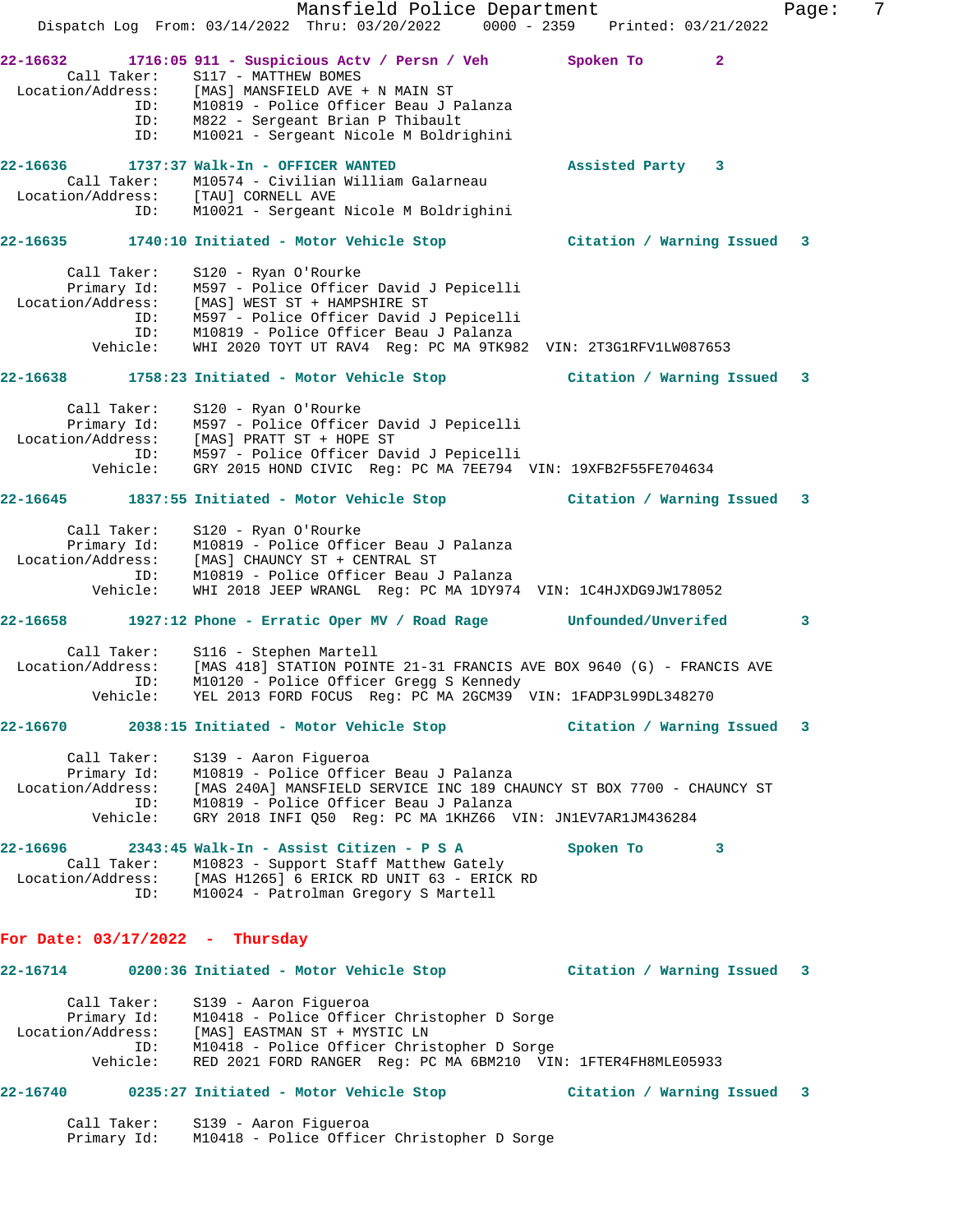**22-16632** 1716:05 911 - Suspicious Actv / Persn / Veh — Spoken To — 2

Call Taker: S117 - MATTHEW BOMES
Location/Address: [MAS] MANSFIELD AVE + N MAIN ST
ID: M10819 - Police Officer Beau J Palanza
ID: M822 - Sergeant Brian P Thibault
ID: M10021 - Sergeant Nicole M Boldrighini

**22-16636** 1737:37 Walk-In - OFFICER WANTED — Assisted Party — 3

Call Taker: M10574 - Civilian William Galarneau
Location/Address: [TAU] CORNELL AVE
ID: M10021 - Sergeant Nicole M Boldrighini

**22-16635** 1740:10 Initiated - Motor Vehicle Stop — Citation / Warning Issued — 3

Call Taker: S120 - Ryan O'Rourke
Primary Id: M597 - Police Officer David J Pepicelli
Location/Address: [MAS] WEST ST + HAMPSHIRE ST
ID: M597 - Police Officer David J Pepicelli
ID: M10819 - Police Officer Beau J Palanza
Vehicle: WHI 2020 TOYT UT RAV4 Reg: PC MA 9TK982 VIN: 2T3G1RFV1LW087653

**22-16638** 1758:23 Initiated - Motor Vehicle Stop — Citation / Warning Issued — 3

Call Taker: S120 - Ryan O'Rourke
Primary Id: M597 - Police Officer David J Pepicelli
Location/Address: [MAS] PRATT ST + HOPE ST
ID: M597 - Police Officer David J Pepicelli
Vehicle: GRY 2015 HOND CIVIC Reg: PC MA 7EE794 VIN: 19XFB2F55FE704634

**22-16645** 1837:55 Initiated - Motor Vehicle Stop — Citation / Warning Issued — 3

Call Taker: S120 - Ryan O'Rourke
Primary Id: M10819 - Police Officer Beau J Palanza
Location/Address: [MAS] CHAUNCY ST + CENTRAL ST
ID: M10819 - Police Officer Beau J Palanza
Vehicle: WHI 2018 JEEP WRANGL Reg: PC MA 1DY974 VIN: 1C4HJXDG9JW178052

**22-16658** 1927:12 Phone - Erratic Oper MV / Road Rage — Unfounded/Unverifed — 3

Call Taker: S116 - Stephen Martell
Location/Address: [MAS 418] STATION POINTE 21-31 FRANCIS AVE BOX 9640 (G) - FRANCIS AVE
ID: M10120 - Police Officer Gregg S Kennedy
Vehicle: YEL 2013 FORD FOCUS Reg: PC MA 2GCM39 VIN: 1FADP3L99DL348270

**22-16670** 2038:15 Initiated - Motor Vehicle Stop — Citation / Warning Issued — 3

Call Taker: S139 - Aaron Figueroa
Primary Id: M10819 - Police Officer Beau J Palanza
Location/Address: [MAS 240A] MANSFIELD SERVICE INC 189 CHAUNCY ST BOX 7700 - CHAUNCY ST
ID: M10819 - Police Officer Beau J Palanza
Vehicle: GRY 2018 INFI Q50 Reg: PC MA 1KHZ66 VIN: JN1EV7AR1JM436284

**22-16696** 2343:45 Walk-In - Assist Citizen - P S A — Spoken To — 3

Call Taker: M10823 - Support Staff Matthew Gately
Location/Address: [MAS H1265] 6 ERICK RD UNIT 63 - ERICK RD
ID: M10024 - Patrolman Gregory S Martell

## For Date: 03/17/2022 - Thursday

**22-16714** 0200:36 Initiated - Motor Vehicle Stop — Citation / Warning Issued — 3

Call Taker: S139 - Aaron Figueroa
Primary Id: M10418 - Police Officer Christopher D Sorge
Location/Address: [MAS] EASTMAN ST + MYSTIC LN
ID: M10418 - Police Officer Christopher D Sorge
Vehicle: RED 2021 FORD RANGER Reg: PC MA 6BM210 VIN: 1FTER4FH8MLE05933

**22-16740** 0235:27 Initiated - Motor Vehicle Stop — Citation / Warning Issued — 3

Call Taker: S139 - Aaron Figueroa
Primary Id: M10418 - Police Officer Christopher D Sorge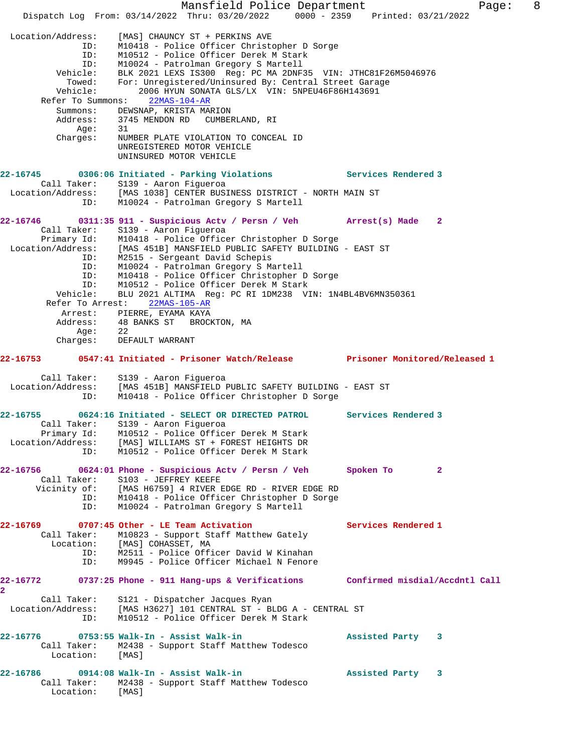```
 Location/Address:    [MAS] CHAUNCY ST + PERKINS AVE
                ID:    M10418 - Police Officer Christopher D Sorge
                ID:    M10512 - Police Officer Derek M Stark
                ID:    M10024 - Patrolman Gregory S Martell
           Vehicle:    BLK 2021 LEXS IS300  Reg: PC MA 2DNF35  VIN: JTHC81F26M5046976
             Towed:    For: Unregistered/Uninsured By: Central Street Garage
           Vehicle:       2006 HYUN SONATA GLS/LX  VIN: 5NPEU46F86H143691
      Refer To Summons:    22MAS-104-AR
           Summons:    DEWSNAP, KRISTA MARION
           Address:    3745 MENDON RD   CUMBERLAND, RI
               Age:    31
           Charges:    NUMBER PLATE VIOLATION TO CONCEAL ID
                       UNREGISTERED MOTOR VEHICLE
                       UNINSURED MOTOR VEHICLE

22-16745        0306:06 Initiated - Parking Violations            Services Rendered 3
        Call Taker:    S139 - Aaron Figueroa
  Location/Address:    [MAS 1038] CENTER BUSINESS DISTRICT - NORTH MAIN ST
                ID:    M10024 - Patrolman Gregory S Martell

22-16746        0311:35 911 - Suspicious Actv / Persn / Veh         Arrest(s) Made    2
        Call Taker:    S139 - Aaron Figueroa
        Primary Id:    M10418 - Police Officer Christopher D Sorge
  Location/Address:    [MAS 451B] MANSFIELD PUBLIC SAFETY BUILDING - EAST ST
                ID:    M2515 - Sergeant David Schepis
                ID:    M10024 - Patrolman Gregory S Martell
                ID:    M10418 - Police Officer Christopher D Sorge
                ID:    M10512 - Police Officer Derek M Stark
           Vehicle:    BLU 2021 ALTIMA  Reg: PC RI 1DM238  VIN: 1N4BL4BV6MN350361
       Refer To Arrest:    22MAS-105-AR
            Arrest:    PIERRE, EYAMA KAYA
           Address:    48 BANKS ST   BROCKTON, MA
               Age:    22
           Charges:    DEFAULT WARRANT

22-16753        0547:41 Initiated - Prisoner Watch/Release          Prisoner Monitored/Released 1

        Call Taker:    S139 - Aaron Figueroa
  Location/Address:    [MAS 451B] MANSFIELD PUBLIC SAFETY BUILDING - EAST ST
                ID:    M10418 - Police Officer Christopher D Sorge

22-16755        0624:16 Initiated - SELECT OR DIRECTED PATROL       Services Rendered 3
        Call Taker:    S139 - Aaron Figueroa
        Primary Id:    M10512 - Police Officer Derek M Stark
  Location/Address:    [MAS] WILLIAMS ST + FOREST HEIGHTS DR
                ID:    M10512 - Police Officer Derek M Stark

22-16756        0624:01 Phone - Suspicious Actv / Persn / Veh       Spoken To         2
        Call Taker:    S103 - JEFFREY KEEFE
       Vicinity of:    [MAS H6759] 4 RIVER EDGE RD - RIVER EDGE RD
                ID:    M10418 - Police Officer Christopher D Sorge
                ID:    M10024 - Patrolman Gregory S Martell

22-16769        0707:45 Other - LE Team Activation                  Services Rendered 1
        Call Taker:    M10823 - Support Staff Matthew Gately
          Location:    [MAS] COHASSET, MA
                ID:    M2511 - Police Officer David W Kinahan
                ID:    M9945 - Police Officer Michael N Fenore

22-16772        0737:25 Phone - 911 Hang-ups & Verifications        Confirmed misdial/Accdntl Call
2
        Call Taker:    S121 - Dispatcher Jacques Ryan
  Location/Address:    [MAS H3627] 101 CENTRAL ST - BLDG A - CENTRAL ST
                ID:    M10512 - Police Officer Derek M Stark

22-16776        0753:55 Walk-In - Assist Walk-in                    Assisted Party    3
        Call Taker:    M2438 - Support Staff Matthew Todesco
          Location:    [MAS]

22-16786        0914:08 Walk-In - Assist Walk-in                    Assisted Party    3
        Call Taker:    M2438 - Support Staff Matthew Todesco
          Location:    [MAS]
```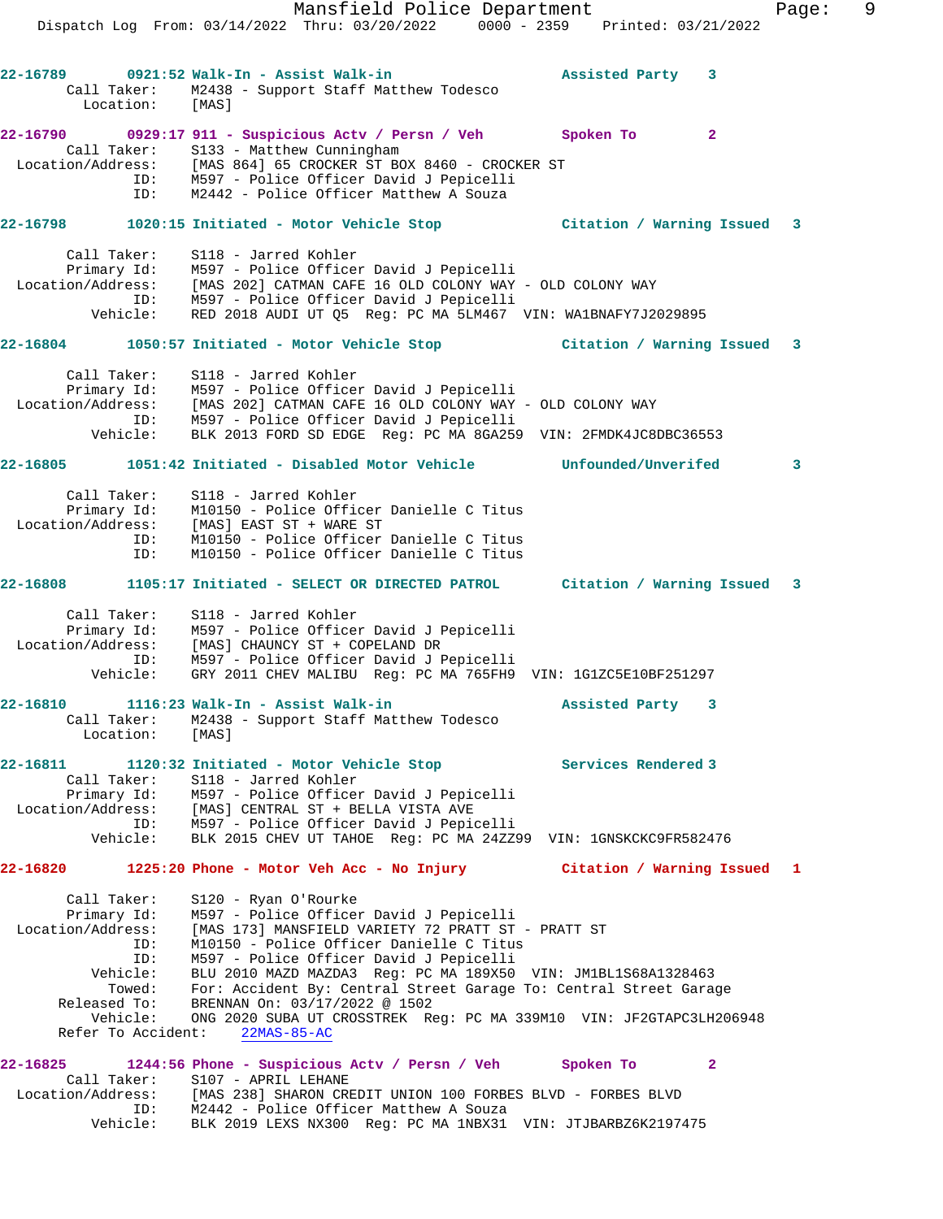**22-16789 0921:52 Walk-In - Assist Walk-in — Assisted Party 3**

Call Taker: M2438 - Support Staff Matthew Todesco
Location: [MAS]

**22-16790 0929:17 911 - Suspicious Actv / Persn / Veh — Spoken To 2**

Call Taker: S133 - Matthew Cunningham
Location/Address: [MAS 864] 65 CROCKER ST BOX 8460 - CROCKER ST
ID: M597 - Police Officer David J Pepicelli
ID: M2442 - Police Officer Matthew A Souza

**22-16798 1020:15 Initiated - Motor Vehicle Stop — Citation / Warning Issued 3**

Call Taker: S118 - Jarred Kohler
Primary Id: M597 - Police Officer David J Pepicelli
Location/Address: [MAS 202] CATMAN CAFE 16 OLD COLONY WAY - OLD COLONY WAY
ID: M597 - Police Officer David J Pepicelli
Vehicle: RED 2018 AUDI UT Q5 Reg: PC MA 5LM467 VIN: WA1BNAFY7J2029895

**22-16804 1050:57 Initiated - Motor Vehicle Stop — Citation / Warning Issued 3**

Call Taker: S118 - Jarred Kohler
Primary Id: M597 - Police Officer David J Pepicelli
Location/Address: [MAS 202] CATMAN CAFE 16 OLD COLONY WAY - OLD COLONY WAY
ID: M597 - Police Officer David J Pepicelli
Vehicle: BLK 2013 FORD SD EDGE Reg: PC MA 8GA259 VIN: 2FMDK4JC8DBC36553

**22-16805 1051:42 Initiated - Disabled Motor Vehicle — Unfounded/Unverifed 3**

Call Taker: S118 - Jarred Kohler
Primary Id: M10150 - Police Officer Danielle C Titus
Location/Address: [MAS] EAST ST + WARE ST
ID: M10150 - Police Officer Danielle C Titus
ID: M10150 - Police Officer Danielle C Titus

**22-16808 1105:17 Initiated - SELECT OR DIRECTED PATROL — Citation / Warning Issued 3**

Call Taker: S118 - Jarred Kohler
Primary Id: M597 - Police Officer David J Pepicelli
Location/Address: [MAS] CHAUNCY ST + COPELAND DR
ID: M597 - Police Officer David J Pepicelli
Vehicle: GRY 2011 CHEV MALIBU Reg: PC MA 765FH9 VIN: 1G1ZC5E10BF251297

**22-16810 1116:23 Walk-In - Assist Walk-in — Assisted Party 3**

Call Taker: M2438 - Support Staff Matthew Todesco
Location: [MAS]

**22-16811 1120:32 Initiated - Motor Vehicle Stop — Services Rendered 3**

Call Taker: S118 - Jarred Kohler
Primary Id: M597 - Police Officer David J Pepicelli
Location/Address: [MAS] CENTRAL ST + BELLA VISTA AVE
ID: M597 - Police Officer David J Pepicelli
Vehicle: BLK 2015 CHEV UT TAHOE Reg: PC MA 24ZZ99 VIN: 1GNSKCKC9FR582476

**22-16820 1225:20 Phone - Motor Veh Acc - No Injury — Citation / Warning Issued 1**

Call Taker: S120 - Ryan O'Rourke
Primary Id: M597 - Police Officer David J Pepicelli
Location/Address: [MAS 173] MANSFIELD VARIETY 72 PRATT ST - PRATT ST
ID: M10150 - Police Officer Danielle C Titus
ID: M597 - Police Officer David J Pepicelli
Vehicle: BLU 2010 MAZD MAZDA3 Reg: PC MA 189X50 VIN: JM1BL1S68A1328463
Towed: For: Accident By: Central Street Garage To: Central Street Garage
Released To: BRENNAN On: 03/17/2022 @ 1502
Vehicle: ONG 2020 SUBA UT CROSSTREK Reg: PC MA 339M10 VIN: JF2GTAPC3LH206948
Refer To Accident: 22MAS-85-AC

**22-16825 1244:56 Phone - Suspicious Actv / Persn / Veh — Spoken To 2**

Call Taker: S107 - APRIL LEHANE
Location/Address: [MAS 238] SHARON CREDIT UNION 100 FORBES BLVD - FORBES BLVD
ID: M2442 - Police Officer Matthew A Souza
Vehicle: BLK 2019 LEXS NX300 Reg: PC MA 1NBX31 VIN: JTJBARBZ6K2197475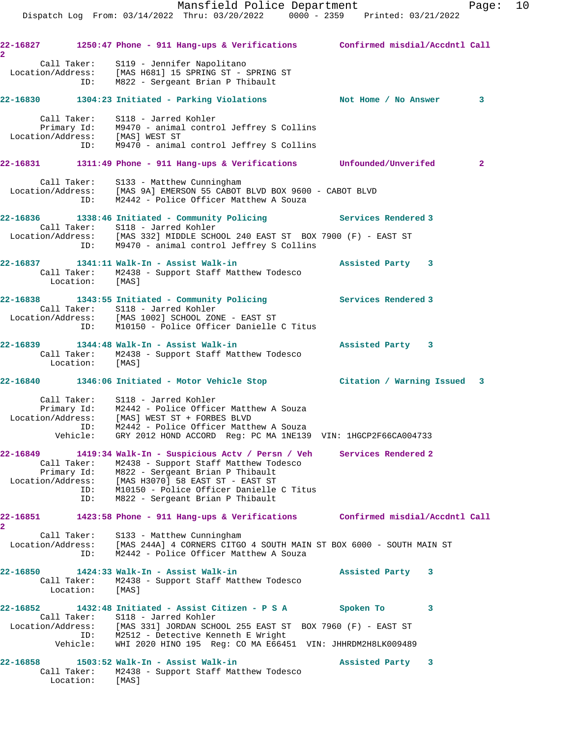22-16827 1250:47 Phone - 911 Hang-ups & Verifications Confirmed misdial/Accdntl Call 2

```
Call Taker:       S119 - Jennifer Napolitano
Location/Address: [MAS H681] 15 SPRING ST - SPRING ST
ID:               M822 - Sergeant Brian P Thibault
```

22-16830 1304:23 Initiated - Parking Violations Not Home / No Answer 3

```
Call Taker:       S118 - Jarred Kohler
Primary Id:       M9470 - animal control Jeffrey S Collins
Location/Address: [MAS] WEST ST
ID:               M9470 - animal control Jeffrey S Collins
```

22-16831 1311:49 Phone - 911 Hang-ups & Verifications Unfounded/Unverifed 2

```
Call Taker:       S133 - Matthew Cunningham
Location/Address: [MAS 9A] EMERSON 55 CABOT BLVD BOX 9600 - CABOT BLVD
ID:               M2442 - Police Officer Matthew A Souza
```

22-16836 1338:46 Initiated - Community Policing Services Rendered 3

```
Call Taker:       S118 - Jarred Kohler
Location/Address: [MAS 332] MIDDLE SCHOOL 240 EAST ST  BOX 7900 (F) - EAST ST
ID:               M9470 - animal control Jeffrey S Collins
```

22-16837 1341:11 Walk-In - Assist Walk-in Assisted Party 3

```
Call Taker:       M2438 - Support Staff Matthew Todesco
Location:         [MAS]
```

22-16838 1343:55 Initiated - Community Policing Services Rendered 3

```
Call Taker:       S118 - Jarred Kohler
Location/Address: [MAS 1002] SCHOOL ZONE - EAST ST
ID:               M10150 - Police Officer Danielle C Titus
```

22-16839 1344:48 Walk-In - Assist Walk-in Assisted Party 3

```
Call Taker:       M2438 - Support Staff Matthew Todesco
Location:         [MAS]
```

22-16840 1346:06 Initiated - Motor Vehicle Stop Citation / Warning Issued 3

```
Call Taker:       S118 - Jarred Kohler
Primary Id:       M2442 - Police Officer Matthew A Souza
Location/Address: [MAS] WEST ST + FORBES BLVD
ID:               M2442 - Police Officer Matthew A Souza
Vehicle:          GRY 2012 HOND ACCORD  Reg: PC MA 1NE139  VIN: 1HGCP2F66CA004733
```

22-16849 1419:34 Walk-In - Suspicious Actv / Persn / Veh Services Rendered 2

```
Call Taker:       M2438 - Support Staff Matthew Todesco
Primary Id:       M822 - Sergeant Brian P Thibault
Location/Address: [MAS H3070] 58 EAST ST - EAST ST
ID:               M10150 - Police Officer Danielle C Titus
ID:               M822 - Sergeant Brian P Thibault
```

22-16851 1423:58 Phone - 911 Hang-ups & Verifications Confirmed misdial/Accdntl Call 2

```
Call Taker:       S133 - Matthew Cunningham
Location/Address: [MAS 244A] 4 CORNERS CITGO 4 SOUTH MAIN ST BOX 6000 - SOUTH MAIN ST
ID:               M2442 - Police Officer Matthew A Souza
```

22-16850 1424:33 Walk-In - Assist Walk-in Assisted Party 3

```
Call Taker:       M2438 - Support Staff Matthew Todesco
Location:         [MAS]
```

22-16852 1432:48 Initiated - Assist Citizen - P S A Spoken To 3

```
Call Taker:       S118 - Jarred Kohler
Location/Address: [MAS 331] JORDAN SCHOOL 255 EAST ST  BOX 7960 (F) - EAST ST
ID:               M2512 - Detective Kenneth E Wright
Vehicle:          WHI 2020 HINO 195  Reg: CO MA E66451  VIN: JHHRDM2H8LK009489
```

22-16858 1503:52 Walk-In - Assist Walk-in Assisted Party 3

```
Call Taker:       M2438 - Support Staff Matthew Todesco
Location:         [MAS]
```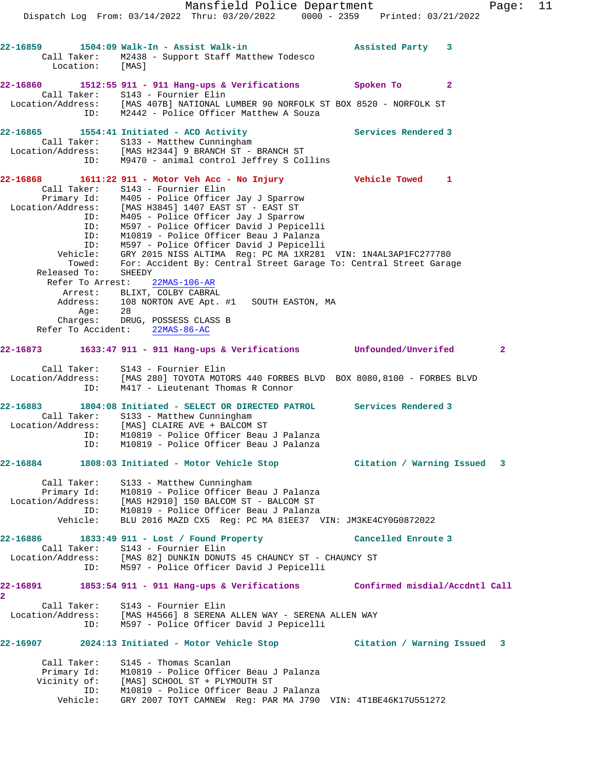22-16859 1504:09 Walk-In - Assist Walk-in Assisted Party 3
Call Taker: M2438 - Support Staff Matthew Todesco
Location: [MAS]

22-16860 1512:55 911 - 911 Hang-ups & Verifications Spoken To 2
Call Taker: S143 - Fournier Elin
Location/Address: [MAS 407B] NATIONAL LUMBER 90 NORFOLK ST BOX 8520 - NORFOLK ST
ID: M2442 - Police Officer Matthew A Souza

22-16865 1554:41 Initiated - ACO Activity Services Rendered 3
Call Taker: S133 - Matthew Cunningham
Location/Address: [MAS H2344] 9 BRANCH ST - BRANCH ST
ID: M9470 - animal control Jeffrey S Collins

22-16868 1611:22 911 - Motor Veh Acc - No Injury Vehicle Towed 1
Call Taker: S143 - Fournier Elin
Primary Id: M405 - Police Officer Jay J Sparrow
Location/Address: [MAS H3845] 1407 EAST ST - EAST ST
ID: M405 - Police Officer Jay J Sparrow
ID: M597 - Police Officer David J Pepicelli
ID: M10819 - Police Officer Beau J Palanza
ID: M597 - Police Officer David J Pepicelli
Vehicle: GRY 2015 NISS ALTIMA Reg: PC MA 1XR281 VIN: 1N4AL3AP1FC277780
Towed: For: Accident By: Central Street Garage To: Central Street Garage
Released To: SHEEDY
Refer To Arrest: 22MAS-106-AR
Arrest: BLIXT, COLBY CABRAL
Address: 108 NORTON AVE Apt. #1 SOUTH EASTON, MA
Age: 28
Charges: DRUG, POSSESS CLASS B
Refer To Accident: 22MAS-86-AC

22-16873 1633:47 911 - 911 Hang-ups & Verifications Unfounded/Unverifed 2
Call Taker: S143 - Fournier Elin
Location/Address: [MAS 280] TOYOTA MOTORS 440 FORBES BLVD BOX 8080,8100 - FORBES BLVD
ID: M417 - Lieutenant Thomas R Connor

22-16883 1804:08 Initiated - SELECT OR DIRECTED PATROL Services Rendered 3
Call Taker: S133 - Matthew Cunningham
Location/Address: [MAS] CLAIRE AVE + BALCOM ST
ID: M10819 - Police Officer Beau J Palanza
ID: M10819 - Police Officer Beau J Palanza

22-16884 1808:03 Initiated - Motor Vehicle Stop Citation / Warning Issued 3
Call Taker: S133 - Matthew Cunningham
Primary Id: M10819 - Police Officer Beau J Palanza
Location/Address: [MAS H2910] 150 BALCOM ST - BALCOM ST
ID: M10819 - Police Officer Beau J Palanza
Vehicle: BLU 2016 MAZD CX5 Reg: PC MA 81EE37 VIN: JM3KE4CY0G0872022

22-16886 1833:49 911 - Lost / Found Property Cancelled Enroute 3
Call Taker: S143 - Fournier Elin
Location/Address: [MAS 82] DUNKIN DONUTS 45 CHAUNCY ST - CHAUNCY ST
ID: M597 - Police Officer David J Pepicelli

22-16891 1853:54 911 - 911 Hang-ups & Verifications Confirmed misdial/Accdntl Call 2
Call Taker: S143 - Fournier Elin
Location/Address: [MAS H4566] 8 SERENA ALLEN WAY - SERENA ALLEN WAY
ID: M597 - Police Officer David J Pepicelli

22-16907 2024:13 Initiated - Motor Vehicle Stop Citation / Warning Issued 3
Call Taker: S145 - Thomas Scanlan
Primary Id: M10819 - Police Officer Beau J Palanza
Vicinity of: [MAS] SCHOOL ST + PLYMOUTH ST
ID: M10819 - Police Officer Beau J Palanza
Vehicle: GRY 2007 TOYT CAMNEW Reg: PAR MA J790 VIN: 4T1BE46K17U551272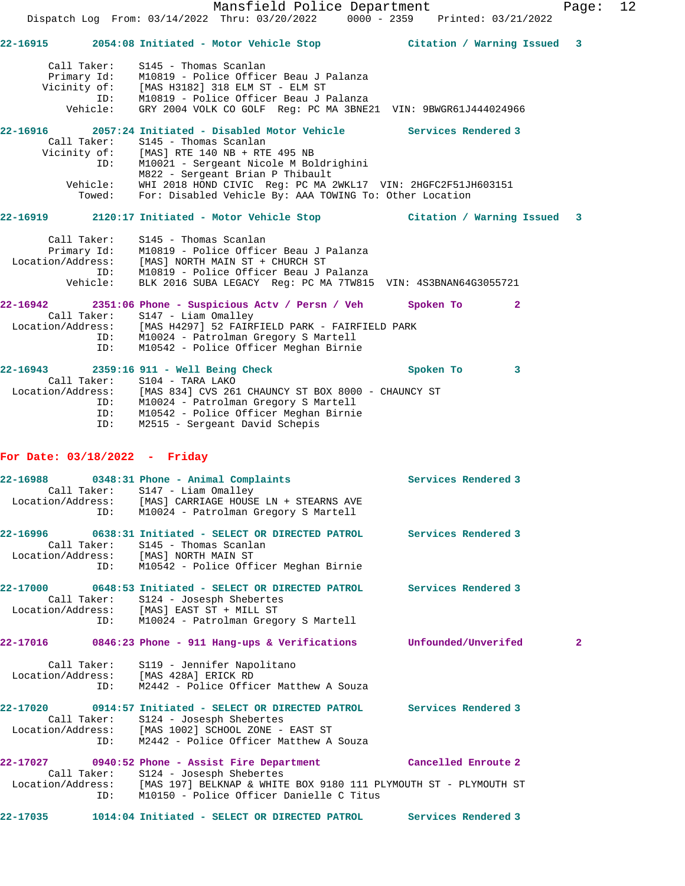**22-16915** 2054:08 Initiated - Motor Vehicle Stop — Citation / Warning Issued 3

```
Call Taker:   S145 - Thomas Scanlan
Primary Id:   M10819 - Police Officer Beau J Palanza
Vicinity of:  [MAS H3182] 318 ELM ST - ELM ST
ID:           M10819 - Police Officer Beau J Palanza
Vehicle:      GRY 2004 VOLK CO GOLF  Reg: PC MA 3BNE21  VIN: 9BWGR61J444024966
```

**22-16916** 2057:24 Initiated - Disabled Motor Vehicle — Services Rendered 3

```
Call Taker:   S145 - Thomas Scanlan
Vicinity of:  [MAS] RTE 140 NB + RTE 495 NB
ID:           M10021 - Sergeant Nicole M Boldrighini
              M822 - Sergeant Brian P Thibault
Vehicle:      WHI 2018 HOND CIVIC  Reg: PC MA 2WKL17  VIN: 2HGFC2F51JH603151
Towed:        For: Disabled Vehicle By: AAA TOWING To: Other Location
```

**22-16919** 2120:17 Initiated - Motor Vehicle Stop — Citation / Warning Issued 3

```
Call Taker:        S145 - Thomas Scanlan
Primary Id:        M10819 - Police Officer Beau J Palanza
Location/Address:  [MAS] NORTH MAIN ST + CHURCH ST
ID:                M10819 - Police Officer Beau J Palanza
Vehicle:           BLK 2016 SUBA LEGACY  Reg: PC MA 7TW815  VIN: 4S3BNAN64G3055721
```

**22-16942** 2351:06 Phone - Suspicious Actv / Persn / Veh — Spoken To 2

```
Call Taker:        S147 - Liam Omalley
Location/Address:  [MAS H4297] 52 FAIRFIELD PARK - FAIRFIELD PARK
ID:                M10024 - Patrolman Gregory S Martell
ID:                M10542 - Police Officer Meghan Birnie
```

**22-16943** 2359:16 911 - Well Being Check — Spoken To 3

```
Call Taker:        S104 - TARA LAKO
Location/Address:  [MAS 834] CVS 261 CHAUNCY ST BOX 8000 - CHAUNCY ST
ID:                M10024 - Patrolman Gregory S Martell
ID:                M10542 - Police Officer Meghan Birnie
ID:                M2515 - Sergeant David Schepis
```

## For Date: 03/18/2022 - Friday

**22-16988** 0348:31 Phone - Animal Complaints — Services Rendered 3

```
Call Taker:        S147 - Liam Omalley
Location/Address:  [MAS] CARRIAGE HOUSE LN + STEARNS AVE
ID:                M10024 - Patrolman Gregory S Martell
```

**22-16996** 0638:31 Initiated - SELECT OR DIRECTED PATROL — Services Rendered 3

```
Call Taker:        S145 - Thomas Scanlan
Location/Address:  [MAS] NORTH MAIN ST
ID:                M10542 - Police Officer Meghan Birnie
```

**22-17000** 0648:53 Initiated - SELECT OR DIRECTED PATROL — Services Rendered 3

```
Call Taker:        S124 - Josesph Shebertes
Location/Address:  [MAS] EAST ST + MILL ST
ID:                M10024 - Patrolman Gregory S Martell
```

**22-17016** 0846:23 Phone - 911 Hang-ups & Verifications — Unfounded/Unverifed 2

```
Call Taker:        S119 - Jennifer Napolitano
Location/Address:  [MAS 428A] ERICK RD
ID:                M2442 - Police Officer Matthew A Souza
```

**22-17020** 0914:57 Initiated - SELECT OR DIRECTED PATROL — Services Rendered 3

```
Call Taker:        S124 - Josesph Shebertes
Location/Address:  [MAS 1002] SCHOOL ZONE - EAST ST
ID:                M2442 - Police Officer Matthew A Souza
```

**22-17027** 0940:52 Phone - Assist Fire Department — Cancelled Enroute 2

```
Call Taker:        S124 - Josesph Shebertes
Location/Address:  [MAS 197] BELKNAP & WHITE BOX 9180 111 PLYMOUTH ST - PLYMOUTH ST
ID:                M10150 - Police Officer Danielle C Titus
```

**22-17035** 1014:04 Initiated - SELECT OR DIRECTED PATROL — Services Rendered 3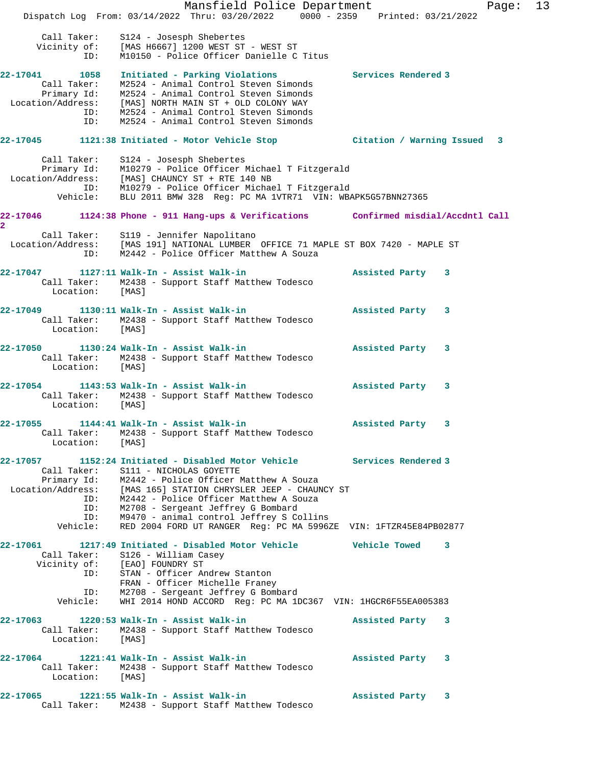```
       Call Taker:    S124 - Josesph Shebertes
      Vicinity of:    [MAS H6667] 1200 WEST ST - WEST ST
              ID:     M10150 - Police Officer Danielle C Titus

22-17041       1058   Initiated - Parking Violations          Services Rendered 3
       Call Taker:    M2524 - Animal Control Steven Simonds
       Primary Id:    M2524 - Animal Control Steven Simonds
  Location/Address:   [MAS] NORTH MAIN ST + OLD COLONY WAY
              ID:     M2524 - Animal Control Steven Simonds
              ID:     M2524 - Animal Control Steven Simonds

22-17045       1121:38 Initiated - Motor Vehicle Stop         Citation / Warning Issued   3

       Call Taker:    S124 - Josesph Shebertes
       Primary Id:    M10279 - Police Officer Michael T Fitzgerald
  Location/Address:   [MAS] CHAUNCY ST + RTE 140 NB
              ID:     M10279 - Police Officer Michael T Fitzgerald
          Vehicle:    BLU 2011 BMW 328  Reg: PC MA 1VTR71  VIN: WBAPK5G57BNN27365

22-17046       1124:38 Phone - 911 Hang-ups & Verifications    Confirmed misdial/Accdntl Call
2
       Call Taker:    S119 - Jennifer Napolitano
  Location/Address:   [MAS 191] NATIONAL LUMBER  OFFICE 71 MAPLE ST BOX 7420 - MAPLE ST
              ID:     M2442 - Police Officer Matthew A Souza

22-17047       1127:11 Walk-In - Assist Walk-in                Assisted Party    3
       Call Taker:    M2438 - Support Staff Matthew Todesco
         Location:    [MAS]

22-17049       1130:11 Walk-In - Assist Walk-in                Assisted Party    3
       Call Taker:    M2438 - Support Staff Matthew Todesco
         Location:    [MAS]

22-17050       1130:24 Walk-In - Assist Walk-in                Assisted Party    3
       Call Taker:    M2438 - Support Staff Matthew Todesco
         Location:    [MAS]

22-17054       1143:53 Walk-In - Assist Walk-in                Assisted Party    3
       Call Taker:    M2438 - Support Staff Matthew Todesco
         Location:    [MAS]

22-17055       1144:41 Walk-In - Assist Walk-in                Assisted Party    3
       Call Taker:    M2438 - Support Staff Matthew Todesco
         Location:    [MAS]

22-17057       1152:24 Initiated - Disabled Motor Vehicle      Services Rendered 3
       Call Taker:    S111 - NICHOLAS GOYETTE
       Primary Id:    M2442 - Police Officer Matthew A Souza
  Location/Address:   [MAS 165] STATION CHRYSLER JEEP - CHAUNCY ST
              ID:     M2442 - Police Officer Matthew A Souza
              ID:     M2708 - Sergeant Jeffrey G Bombard
              ID:     M9470 - animal control Jeffrey S Collins
          Vehicle:    RED 2004 FORD UT RANGER  Reg: PC MA 5996ZE  VIN: 1FTZR45E84PB02877

22-17061       1217:49 Initiated - Disabled Motor Vehicle      Vehicle Towed     3
       Call Taker:    S126 - William Casey
      Vicinity of:    [EAO] FOUNDRY ST
              ID:     STAN - Officer Andrew Stanton
                      FRAN - Officer Michelle Franey
              ID:     M2708 - Sergeant Jeffrey G Bombard
          Vehicle:    WHI 2014 HOND ACCORD  Reg: PC MA 1DC367  VIN: 1HGCR6F55EA005383

22-17063       1220:53 Walk-In - Assist Walk-in                Assisted Party    3
       Call Taker:    M2438 - Support Staff Matthew Todesco
         Location:    [MAS]

22-17064       1221:41 Walk-In - Assist Walk-in                Assisted Party    3
       Call Taker:    M2438 - Support Staff Matthew Todesco
         Location:    [MAS]

22-17065       1221:55 Walk-In - Assist Walk-in                Assisted Party    3
       Call Taker:    M2438 - Support Staff Matthew Todesco
```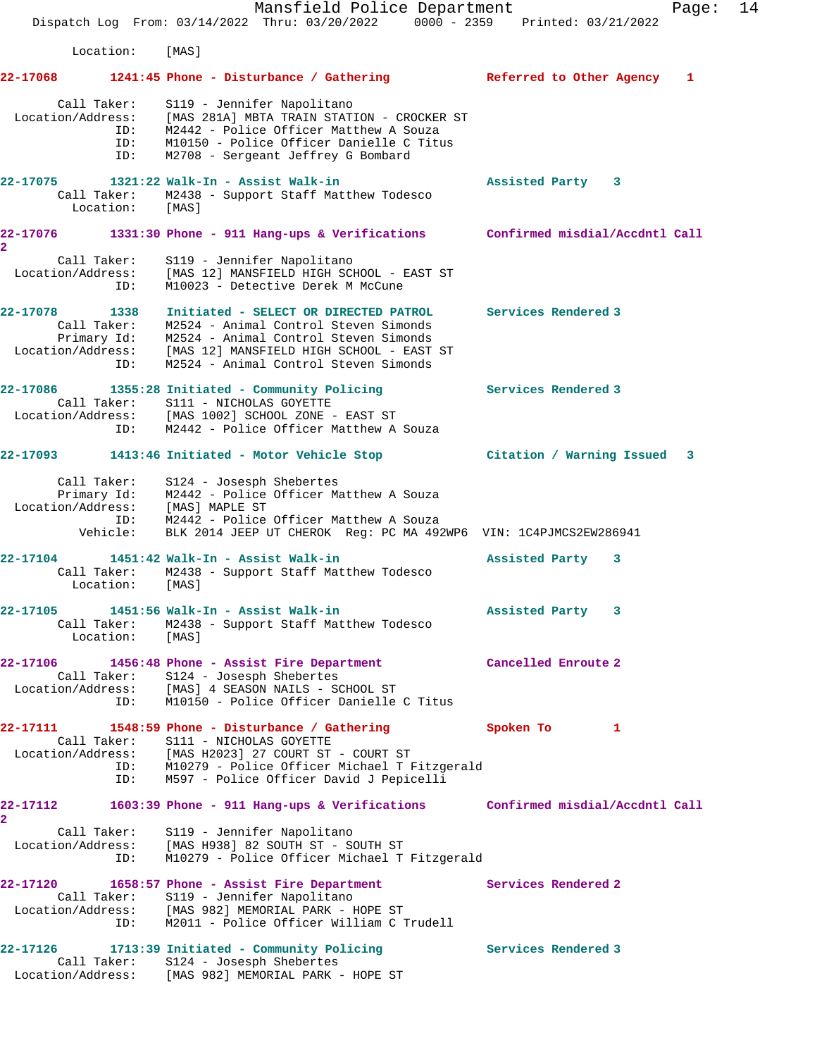Location: [MAS]

**22-17068 1241:45 Phone - Disturbance / Gathering** Referred to Other Agency 1

Call Taker: S119 - Jennifer Napolitano
Location/Address: [MAS 281A] MBTA TRAIN STATION - CROCKER ST
ID: M2442 - Police Officer Matthew A Souza
ID: M10150 - Police Officer Danielle C Titus
ID: M2708 - Sergeant Jeffrey G Bombard

**22-17075 1321:22 Walk-In - Assist Walk-in** Assisted Party 3
Call Taker: M2438 - Support Staff Matthew Todesco
Location: [MAS]

**22-17076 1331:30 Phone - 911 Hang-ups & Verifications** Confirmed misdial/Accdntl Call 2
Call Taker: S119 - Jennifer Napolitano
Location/Address: [MAS 12] MANSFIELD HIGH SCHOOL - EAST ST
ID: M10023 - Detective Derek M McCune

**22-17078 1338 Initiated - SELECT OR DIRECTED PATROL** Services Rendered 3
Call Taker: M2524 - Animal Control Steven Simonds
Primary Id: M2524 - Animal Control Steven Simonds
Location/Address: [MAS 12] MANSFIELD HIGH SCHOOL - EAST ST
ID: M2524 - Animal Control Steven Simonds

**22-17086 1355:28 Initiated - Community Policing** Services Rendered 3
Call Taker: S111 - NICHOLAS GOYETTE
Location/Address: [MAS 1002] SCHOOL ZONE - EAST ST
ID: M2442 - Police Officer Matthew A Souza

**22-17093 1413:46 Initiated - Motor Vehicle Stop** Citation / Warning Issued 3

Call Taker: S124 - Josesph Shebertes
Primary Id: M2442 - Police Officer Matthew A Souza
Location/Address: [MAS] MAPLE ST
ID: M2442 - Police Officer Matthew A Souza
Vehicle: BLK 2014 JEEP UT CHEROK Reg: PC MA 492WP6 VIN: 1C4PJMCS2EW286941

**22-17104 1451:42 Walk-In - Assist Walk-in** Assisted Party 3
Call Taker: M2438 - Support Staff Matthew Todesco
Location: [MAS]

**22-17105 1451:56 Walk-In - Assist Walk-in** Assisted Party 3
Call Taker: M2438 - Support Staff Matthew Todesco
Location: [MAS]

**22-17106 1456:48 Phone - Assist Fire Department** Cancelled Enroute 2
Call Taker: S124 - Josesph Shebertes
Location/Address: [MAS] 4 SEASON NAILS - SCHOOL ST
ID: M10150 - Police Officer Danielle C Titus

**22-17111 1548:59 Phone - Disturbance / Gathering** Spoken To 1
Call Taker: S111 - NICHOLAS GOYETTE
Location/Address: [MAS H2023] 27 COURT ST - COURT ST
ID: M10279 - Police Officer Michael T Fitzgerald
ID: M597 - Police Officer David J Pepicelli

**22-17112 1603:39 Phone - 911 Hang-ups & Verifications** Confirmed misdial/Accdntl Call 2
Call Taker: S119 - Jennifer Napolitano
Location/Address: [MAS H938] 82 SOUTH ST - SOUTH ST
ID: M10279 - Police Officer Michael T Fitzgerald

**22-17120 1658:57 Phone - Assist Fire Department** Services Rendered 2
Call Taker: S119 - Jennifer Napolitano
Location/Address: [MAS 982] MEMORIAL PARK - HOPE ST
ID: M2011 - Police Officer William C Trudell

**22-17126 1713:39 Initiated - Community Policing** Services Rendered 3
Call Taker: S124 - Josesph Shebertes
Location/Address: [MAS 982] MEMORIAL PARK - HOPE ST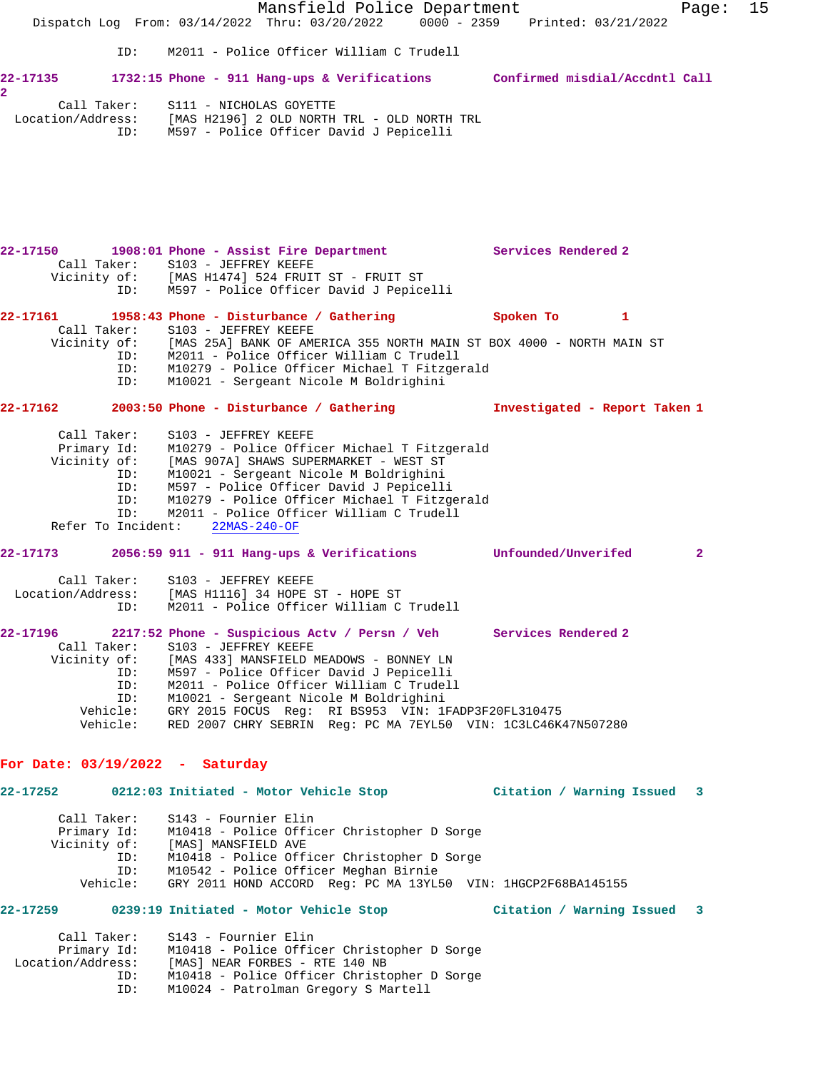ID: M2011 - Police Officer William C Trudell

**22-17135 1732:15 Phone - 911 Hang-ups & Verifications Confirmed misdial/Accdntl Call 2**

Call Taker: S111 - NICHOLAS GOYETTE
Location/Address: [MAS H2196] 2 OLD NORTH TRL - OLD NORTH TRL
ID: M597 - Police Officer David J Pepicelli

**22-17150 1908:01 Phone - Assist Fire Department Services Rendered 2**

Call Taker: S103 - JEFFREY KEEFE
Vicinity of: [MAS H1474] 524 FRUIT ST - FRUIT ST
ID: M597 - Police Officer David J Pepicelli

**22-17161 1958:43 Phone - Disturbance / Gathering Spoken To 1**

Call Taker: S103 - JEFFREY KEEFE
Vicinity of: [MAS 25A] BANK OF AMERICA 355 NORTH MAIN ST BOX 4000 - NORTH MAIN ST
ID: M2011 - Police Officer William C Trudell
ID: M10279 - Police Officer Michael T Fitzgerald
ID: M10021 - Sergeant Nicole M Boldrighini

**22-17162 2003:50 Phone - Disturbance / Gathering Investigated - Report Taken 1**

Call Taker: S103 - JEFFREY KEEFE
Primary Id: M10279 - Police Officer Michael T Fitzgerald
Vicinity of: [MAS 907A] SHAWS SUPERMARKET - WEST ST
ID: M10021 - Sergeant Nicole M Boldrighini
ID: M597 - Police Officer David J Pepicelli
ID: M10279 - Police Officer Michael T Fitzgerald
ID: M2011 - Police Officer William C Trudell
Refer To Incident: 22MAS-240-OF

**22-17173 2056:59 911 - 911 Hang-ups & Verifications Unfounded/Unverifed 2**

Call Taker: S103 - JEFFREY KEEFE
Location/Address: [MAS H1116] 34 HOPE ST - HOPE ST
ID: M2011 - Police Officer William C Trudell

**22-17196 2217:52 Phone - Suspicious Actv / Persn / Veh Services Rendered 2**

Call Taker: S103 - JEFFREY KEEFE
Vicinity of: [MAS 433] MANSFIELD MEADOWS - BONNEY LN
ID: M597 - Police Officer David J Pepicelli
ID: M2011 - Police Officer William C Trudell
ID: M10021 - Sergeant Nicole M Boldrighini
Vehicle: GRY 2015 FOCUS Reg: RI BS953 VIN: 1FADP3F20FL310475
Vehicle: RED 2007 CHRY SEBRIN Reg: PC MA 7EYL50 VIN: 1C3LC46K47N507280

## For Date: 03/19/2022 - Saturday

**22-17252 0212:03 Initiated - Motor Vehicle Stop Citation / Warning Issued 3**

Call Taker: S143 - Fournier Elin
Primary Id: M10418 - Police Officer Christopher D Sorge
Vicinity of: [MAS] MANSFIELD AVE
ID: M10418 - Police Officer Christopher D Sorge
ID: M10542 - Police Officer Meghan Birnie
Vehicle: GRY 2011 HOND ACCORD Reg: PC MA 13YL50 VIN: 1HGCP2F68BA145155

**22-17259 0239:19 Initiated - Motor Vehicle Stop Citation / Warning Issued 3**

Call Taker: S143 - Fournier Elin
Primary Id: M10418 - Police Officer Christopher D Sorge
Location/Address: [MAS] NEAR FORBES - RTE 140 NB
ID: M10418 - Police Officer Christopher D Sorge
ID: M10024 - Patrolman Gregory S Martell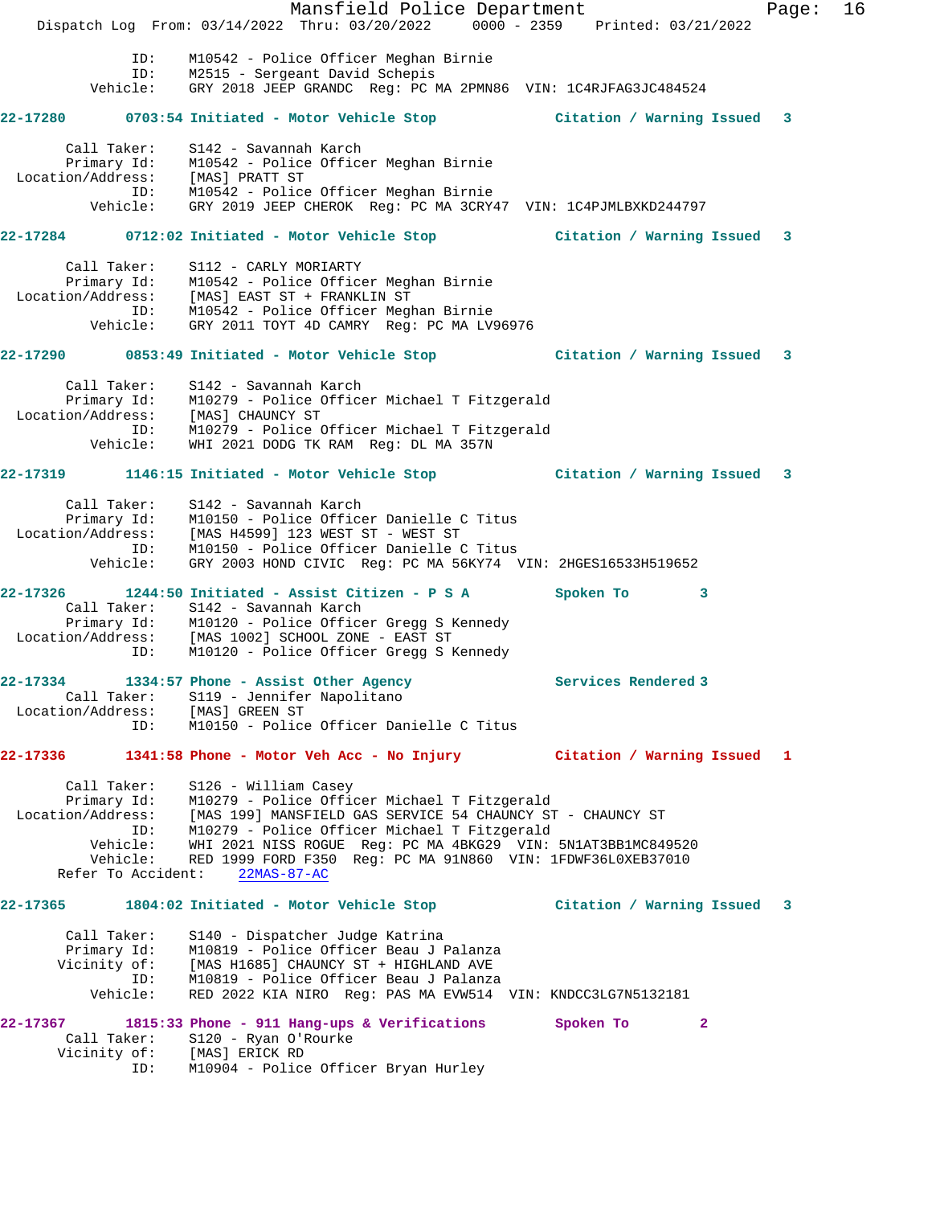```
                ID:    M10542 - Police Officer Meghan Birnie
                ID:    M2515 - Sergeant David Schepis
           Vehicle:    GRY 2018 JEEP GRANDC  Reg: PC MA 2PMN86  VIN: 1C4RJFAG3JC484524

22-17280        0703:54 Initiated - Motor Vehicle Stop            Citation / Warning Issued   3

        Call Taker:    S142 - Savannah Karch
        Primary Id:    M10542 - Police Officer Meghan Birnie
  Location/Address:    [MAS] PRATT ST
                ID:    M10542 - Police Officer Meghan Birnie
           Vehicle:    GRY 2019 JEEP CHEROK  Reg: PC MA 3CRY47  VIN: 1C4PJMLBXKD244797

22-17284        0712:02 Initiated - Motor Vehicle Stop            Citation / Warning Issued   3

        Call Taker:    S112 - CARLY MORIARTY
        Primary Id:    M10542 - Police Officer Meghan Birnie
  Location/Address:    [MAS] EAST ST + FRANKLIN ST
                ID:    M10542 - Police Officer Meghan Birnie
           Vehicle:    GRY 2011 TOYT 4D CAMRY  Reg: PC MA LV96976

22-17290        0853:49 Initiated - Motor Vehicle Stop            Citation / Warning Issued   3

        Call Taker:    S142 - Savannah Karch
        Primary Id:    M10279 - Police Officer Michael T Fitzgerald
  Location/Address:    [MAS] CHAUNCY ST
                ID:    M10279 - Police Officer Michael T Fitzgerald
           Vehicle:    WHI 2021 DODG TK RAM  Reg: DL MA 357N

22-17319        1146:15 Initiated - Motor Vehicle Stop            Citation / Warning Issued   3

        Call Taker:    S142 - Savannah Karch
        Primary Id:    M10150 - Police Officer Danielle C Titus
  Location/Address:    [MAS H4599] 123 WEST ST - WEST ST
                ID:    M10150 - Police Officer Danielle C Titus
           Vehicle:    GRY 2003 HOND CIVIC  Reg: PC MA 56KY74  VIN: 2HGES16533H519652

22-17326        1244:50 Initiated - Assist Citizen - P S A        Spoken To        3
        Call Taker:    S142 - Savannah Karch
        Primary Id:    M10120 - Police Officer Gregg S Kennedy
  Location/Address:    [MAS 1002] SCHOOL ZONE - EAST ST
                ID:    M10120 - Police Officer Gregg S Kennedy

22-17334        1334:57 Phone - Assist Other Agency               Services Rendered 3
        Call Taker:    S119 - Jennifer Napolitano
  Location/Address:    [MAS] GREEN ST
                ID:    M10150 - Police Officer Danielle C Titus

22-17336        1341:58 Phone - Motor Veh Acc - No Injury         Citation / Warning Issued   1

        Call Taker:    S126 - William Casey
        Primary Id:    M10279 - Police Officer Michael T Fitzgerald
  Location/Address:    [MAS 199] MANSFIELD GAS SERVICE 54 CHAUNCY ST - CHAUNCY ST
                ID:    M10279 - Police Officer Michael T Fitzgerald
           Vehicle:    WHI 2021 NISS ROGUE  Reg: PC MA 4BKG29  VIN: 5N1AT3BB1MC849520
           Vehicle:    RED 1999 FORD F350  Reg: PC MA 91N860  VIN: 1FDWF36L0XEB37010
      Refer To Accident:    22MAS-87-AC

22-17365        1804:02 Initiated - Motor Vehicle Stop            Citation / Warning Issued   3

        Call Taker:    S140 - Dispatcher Judge Katrina
        Primary Id:    M10819 - Police Officer Beau J Palanza
       Vicinity of:    [MAS H1685] CHAUNCY ST + HIGHLAND AVE
                ID:    M10819 - Police Officer Beau J Palanza
           Vehicle:    RED 2022 KIA NIRO  Reg: PAS MA EVW514  VIN: KNDCC3LG7N5132181

22-17367        1815:33 Phone - 911 Hang-ups & Verifications      Spoken To        2
        Call Taker:    S120 - Ryan O'Rourke
       Vicinity of:    [MAS] ERICK RD
                ID:    M10904 - Police Officer Bryan Hurley
```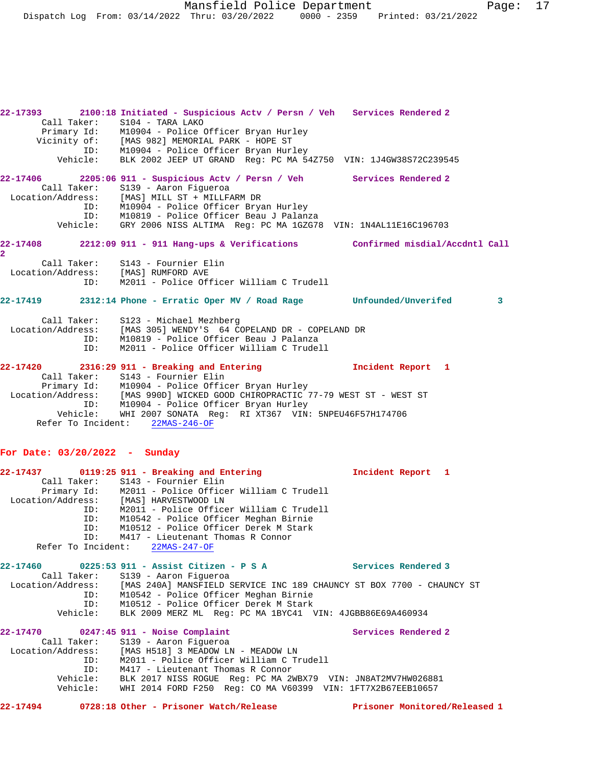**22-17393 2100:18 Initiated - Suspicious Actv / Persn / Veh Services Rendered 2**

```
       Call Taker:     S104 - TARA LAKO
       Primary Id:     M10904 - Police Officer Bryan Hurley
      Vicinity of:     [MAS 982] MEMORIAL PARK - HOPE ST
               ID:     M10904 - Police Officer Bryan Hurley
          Vehicle:     BLK 2002 JEEP UT GRAND  Reg: PC MA 54Z750  VIN: 1J4GW38S72C239545
```

**22-17406 2205:06 911 - Suspicious Actv / Persn / Veh Services Rendered 2**

```
       Call Taker:     S139 - Aaron Figueroa
 Location/Address:     [MAS] MILL ST + MILLFARM DR
               ID:     M10904 - Police Officer Bryan Hurley
               ID:     M10819 - Police Officer Beau J Palanza
          Vehicle:     GRY 2006 NISS ALTIMA  Reg: PC MA 1GZG78  VIN: 1N4AL11E16C196703
```

**22-17408 2212:09 911 - 911 Hang-ups & Verifications Confirmed misdial/Accdntl Call 2**

```
       Call Taker:     S143 - Fournier Elin
 Location/Address:     [MAS] RUMFORD AVE
               ID:     M2011 - Police Officer William C Trudell
```

**22-17419 2312:14 Phone - Erratic Oper MV / Road Rage Unfounded/Unverifed 3**

```
       Call Taker:     S123 - Michael Mezhberg
 Location/Address:     [MAS 305] WENDY'S  64 COPELAND DR - COPELAND DR
               ID:     M10819 - Police Officer Beau J Palanza
               ID:     M2011 - Police Officer William C Trudell
```

**22-17420 2316:29 911 - Breaking and Entering Incident Report 1**

```
       Call Taker:     S143 - Fournier Elin
       Primary Id:     M10904 - Police Officer Bryan Hurley
 Location/Address:     [MAS 990D] WICKED GOOD CHIROPRACTIC 77-79 WEST ST - WEST ST
               ID:     M10904 - Police Officer Bryan Hurley
          Vehicle:     WHI 2007 SONATA  Reg:  RI XT367  VIN: 5NPEU46F57H174706
      Refer To Incident:    22MAS-246-OF
```

## For Date: 03/20/2022 - Sunday

**22-17437 0119:25 911 - Breaking and Entering Incident Report 1**

```
       Call Taker:     S143 - Fournier Elin
       Primary Id:     M2011 - Police Officer William C Trudell
 Location/Address:     [MAS] HARVESTWOOD LN
               ID:     M2011 - Police Officer William C Trudell
               ID:     M10542 - Police Officer Meghan Birnie
               ID:     M10512 - Police Officer Derek M Stark
               ID:     M417 - Lieutenant Thomas R Connor
      Refer To Incident:    22MAS-247-OF
```

**22-17460 0225:53 911 - Assist Citizen - P S A Services Rendered 3**

```
       Call Taker:     S139 - Aaron Figueroa
 Location/Address:     [MAS 240A] MANSFIELD SERVICE INC 189 CHAUNCY ST BOX 7700 - CHAUNCY ST
               ID:     M10542 - Police Officer Meghan Birnie
               ID:     M10512 - Police Officer Derek M Stark
          Vehicle:     BLK 2009 MERZ ML  Reg: PC MA 1BYC41  VIN: 4JGBB86E69A460934
```

**22-17470 0247:45 911 - Noise Complaint Services Rendered 2**

```
       Call Taker:     S139 - Aaron Figueroa
 Location/Address:     [MAS H518] 3 MEADOW LN - MEADOW LN
               ID:     M2011 - Police Officer William C Trudell
               ID:     M417 - Lieutenant Thomas R Connor
          Vehicle:     BLK 2017 NISS ROGUE  Reg: PC MA 2WBX79  VIN: JN8AT2MV7HW026881
          Vehicle:     WHI 2014 FORD F250  Reg: CO MA V60399  VIN: 1FT7X2B67EEB10657
```

**22-17494 0728:18 Other - Prisoner Watch/Release Prisoner Monitored/Released 1**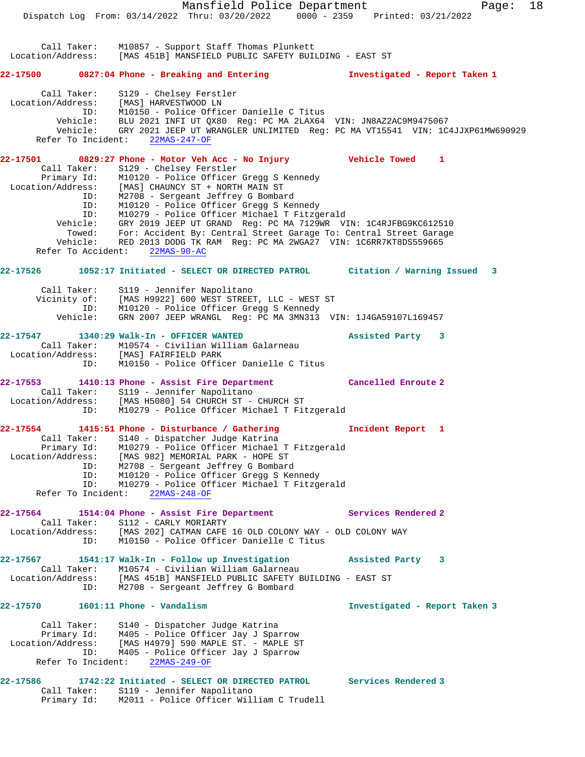Call Taker: M10857 - Support Staff Thomas Plunkett
Location/Address: [MAS 451B] MANSFIELD PUBLIC SAFETY BUILDING - EAST ST

**22-17500 0827:04 Phone - Breaking and Entering Investigated - Report Taken 1**

Call Taker: S129 - Chelsey Ferstler
Location/Address: [MAS] HARVESTWOOD LN
ID: M10150 - Police Officer Danielle C Titus
Vehicle: BLU 2021 INFI UT QX80 Reg: PC MA 2LAX64 VIN: JN8AZ2AC9M9475067
Vehicle: GRY 2021 JEEP UT WRANGLER UNLIMITED Reg: PC MA VT15541 VIN: 1C4JJXP61MW690929
Refer To Incident: 22MAS-247-OF

**22-17501 0829:27 Phone - Motor Veh Acc - No Injury Vehicle Towed 1**

Call Taker: S129 - Chelsey Ferstler
Primary Id: M10120 - Police Officer Gregg S Kennedy
Location/Address: [MAS] CHAUNCY ST + NORTH MAIN ST
ID: M2708 - Sergeant Jeffrey G Bombard
ID: M10120 - Police Officer Gregg S Kennedy
ID: M10279 - Police Officer Michael T Fitzgerald
Vehicle: GRY 2019 JEEP UT GRAND Reg: PC MA 7129WR VIN: 1C4RJFBG9KC612510
Towed: For: Accident By: Central Street Garage To: Central Street Garage
Vehicle: RED 2013 DODG TK RAM Reg: PC MA 2WGA27 VIN: 1C6RR7KT8DS559665
Refer To Accident: 22MAS-90-AC

**22-17526 1052:17 Initiated - SELECT OR DIRECTED PATROL Citation / Warning Issued 3**

Call Taker: S119 - Jennifer Napolitano
Vicinity of: [MAS H9922] 600 WEST STREET, LLC - WEST ST
ID: M10120 - Police Officer Gregg S Kennedy
Vehicle: GRN 2007 JEEP WRANGL Reg: PC MA 3MN313 VIN: 1J4GA59107L169457

**22-17547 1340:29 Walk-In - OFFICER WANTED Assisted Party 3**

Call Taker: M10574 - Civilian William Galarneau
Location/Address: [MAS] FAIRFIELD PARK
ID: M10150 - Police Officer Danielle C Titus

**22-17553 1410:13 Phone - Assist Fire Department Cancelled Enroute 2**

Call Taker: S119 - Jennifer Napolitano
Location/Address: [MAS H5080] 54 CHURCH ST - CHURCH ST
ID: M10279 - Police Officer Michael T Fitzgerald

**22-17554 1415:51 Phone - Disturbance / Gathering Incident Report 1**

Call Taker: S140 - Dispatcher Judge Katrina
Primary Id: M10279 - Police Officer Michael T Fitzgerald
Location/Address: [MAS 982] MEMORIAL PARK - HOPE ST
ID: M2708 - Sergeant Jeffrey G Bombard
ID: M10120 - Police Officer Gregg S Kennedy
ID: M10279 - Police Officer Michael T Fitzgerald
Refer To Incident: 22MAS-248-OF

**22-17564 1514:04 Phone - Assist Fire Department Services Rendered 2**

Call Taker: S112 - CARLY MORIARTY
Location/Address: [MAS 202] CATMAN CAFE 16 OLD COLONY WAY - OLD COLONY WAY
ID: M10150 - Police Officer Danielle C Titus

**22-17567 1541:17 Walk-In - Follow up Investigation Assisted Party 3**

Call Taker: M10574 - Civilian William Galarneau
Location/Address: [MAS 451B] MANSFIELD PUBLIC SAFETY BUILDING - EAST ST
ID: M2708 - Sergeant Jeffrey G Bombard

**22-17570 1601:11 Phone - Vandalism Investigated - Report Taken 3**

Call Taker: S140 - Dispatcher Judge Katrina
Primary Id: M405 - Police Officer Jay J Sparrow
Location/Address: [MAS H4979] 590 MAPLE ST. - MAPLE ST
ID: M405 - Police Officer Jay J Sparrow
Refer To Incident: 22MAS-249-OF

**22-17586 1742:22 Initiated - SELECT OR DIRECTED PATROL Services Rendered 3**

Call Taker: S119 - Jennifer Napolitano
Primary Id: M2011 - Police Officer William C Trudell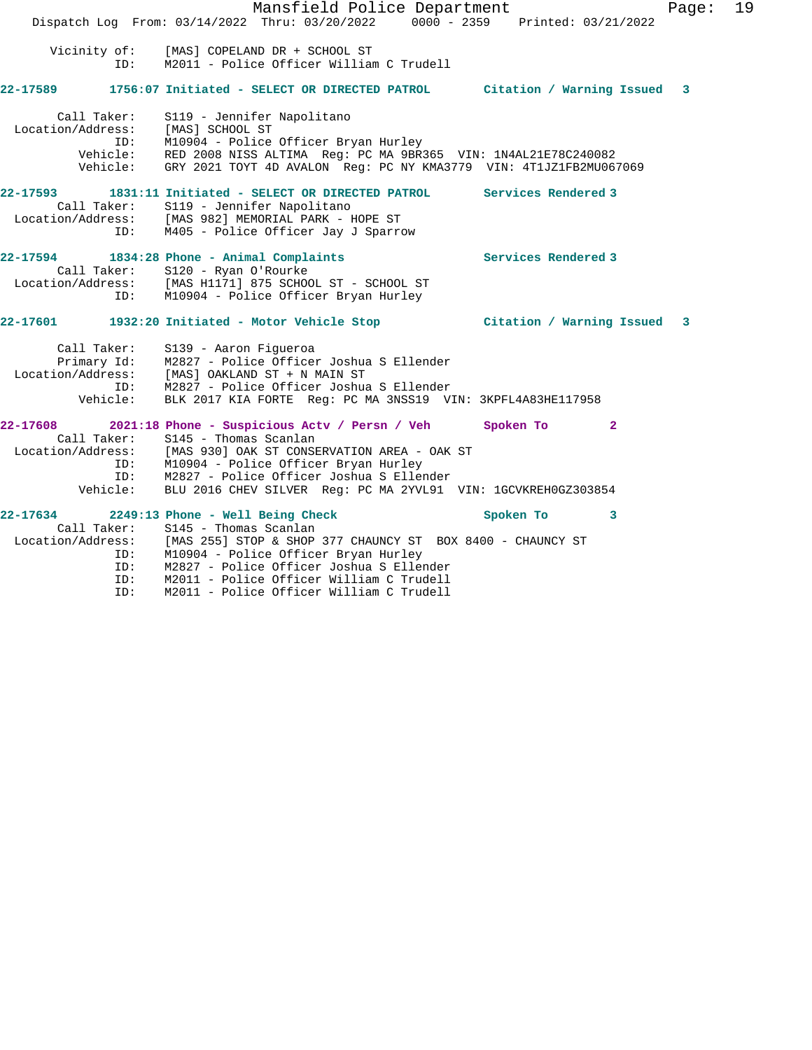Vicinity of: [MAS] COPELAND DR + SCHOOL ST
ID: M2011 - Police Officer William C Trudell

**22-17589** 1756:07 Initiated - SELECT OR DIRECTED PATROL — Citation / Warning Issued 3

Call Taker: S119 - Jennifer Napolitano
Location/Address: [MAS] SCHOOL ST
ID: M10904 - Police Officer Bryan Hurley
Vehicle: RED 2008 NISS ALTIMA Reg: PC MA 9BR365 VIN: 1N4AL21E78C240082
Vehicle: GRY 2021 TOYT 4D AVALON Reg: PC NY KMA3779 VIN: 4T1JZ1FB2MU067069

**22-17593** 1831:11 Initiated - SELECT OR DIRECTED PATROL — Services Rendered 3
Call Taker: S119 - Jennifer Napolitano
Location/Address: [MAS 982] MEMORIAL PARK - HOPE ST
ID: M405 - Police Officer Jay J Sparrow

**22-17594** 1834:28 Phone - Animal Complaints — Services Rendered 3
Call Taker: S120 - Ryan O'Rourke
Location/Address: [MAS H1171] 875 SCHOOL ST - SCHOOL ST
ID: M10904 - Police Officer Bryan Hurley

**22-17601** 1932:20 Initiated - Motor Vehicle Stop — Citation / Warning Issued 3

Call Taker: S139 - Aaron Figueroa
Primary Id: M2827 - Police Officer Joshua S Ellender
Location/Address: [MAS] OAKLAND ST + N MAIN ST
ID: M2827 - Police Officer Joshua S Ellender
Vehicle: BLK 2017 KIA FORTE Reg: PC MA 3NSS19 VIN: 3KPFL4A83HE117958

**22-17608** 2021:18 Phone - Suspicious Actv / Persn / Veh — Spoken To 2
Call Taker: S145 - Thomas Scanlan
Location/Address: [MAS 930] OAK ST CONSERVATION AREA - OAK ST
ID: M10904 - Police Officer Bryan Hurley
ID: M2827 - Police Officer Joshua S Ellender
Vehicle: BLU 2016 CHEV SILVER Reg: PC MA 2YVL91 VIN: 1GCVKREH0GZ303854

**22-17634** 2249:13 Phone - Well Being Check — Spoken To 3
Call Taker: S145 - Thomas Scanlan
Location/Address: [MAS 255] STOP & SHOP 377 CHAUNCY ST BOX 8400 - CHAUNCY ST
ID: M10904 - Police Officer Bryan Hurley
ID: M2827 - Police Officer Joshua S Ellender
ID: M2011 - Police Officer William C Trudell
ID: M2011 - Police Officer William C Trudell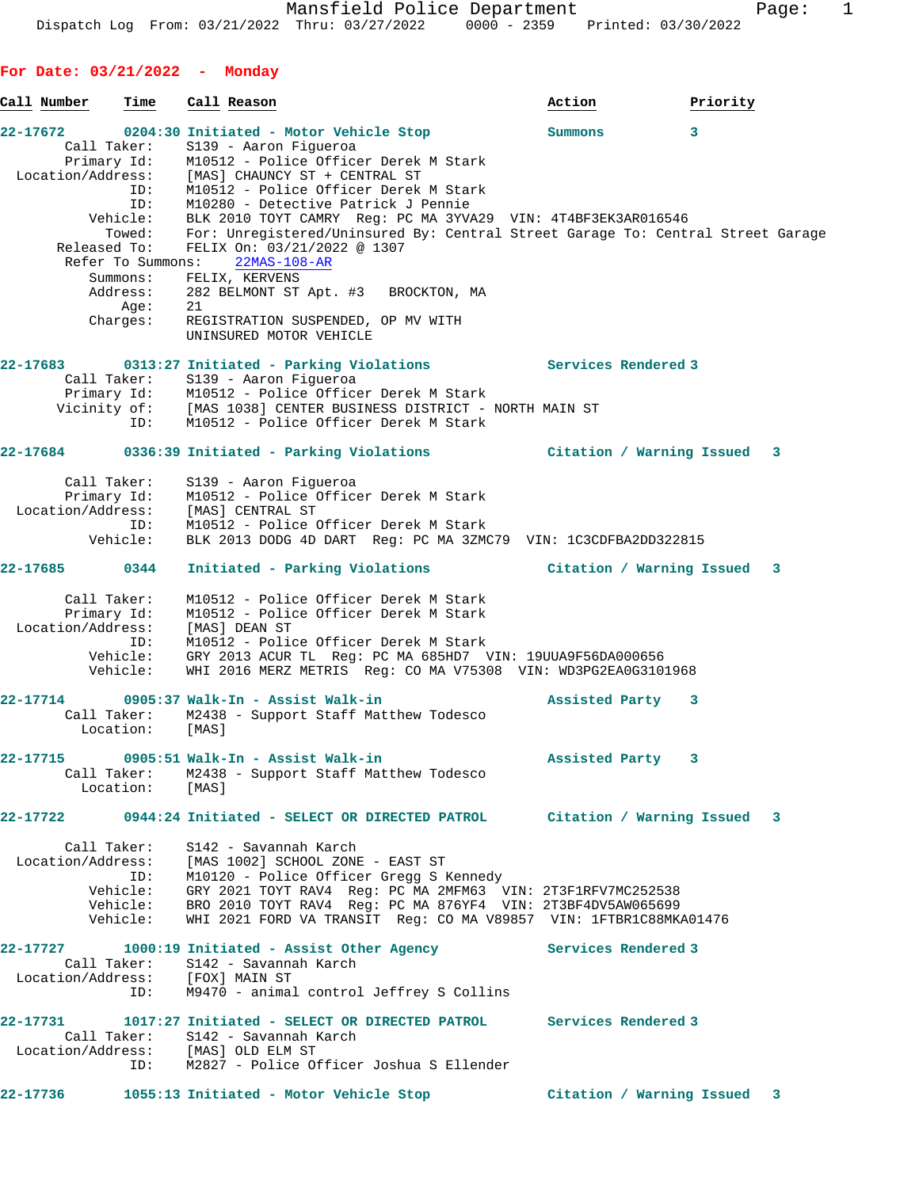**For Date: 03/21/2022 - Monday**

| Call Number | Time | Call Reason | Action | Priority |
|---|---|---|---|---|

**22-17672** 0204:30 Initiated - Motor Vehicle Stop — Summons — 3

```
        Call Taker:    S139 - Aaron Figueroa
        Primary Id:    M10512 - Police Officer Derek M Stark
  Location/Address:    [MAS] CHAUNCY ST + CENTRAL ST
                ID:    M10512 - Police Officer Derek M Stark
                ID:    M10280 - Detective Patrick J Pennie
           Vehicle:    BLK 2010 TOYT CAMRY  Reg: PC MA 3YVA29  VIN: 4T4BF3EK3AR016546
             Towed:    For: Unregistered/Uninsured By: Central Street Garage To: Central Street Garage
       Released To:    FELIX On: 03/21/2022 @ 1307
   Refer To Summons:   22MAS-108-AR
           Summons:    FELIX, KERVENS
           Address:    282 BELMONT ST Apt. #3   BROCKTON, MA
               Age:    21
           Charges:    REGISTRATION SUSPENDED, OP MV WITH
                       UNINSURED MOTOR VEHICLE
```

**22-17683** 0313:27 Initiated - Parking Violations — Services Rendered — 3

```
        Call Taker:    S139 - Aaron Figueroa
        Primary Id:    M10512 - Police Officer Derek M Stark
       Vicinity of:    [MAS 1038] CENTER BUSINESS DISTRICT - NORTH MAIN ST
                ID:    M10512 - Police Officer Derek M Stark
```

**22-17684** 0336:39 Initiated - Parking Violations — Citation / Warning Issued — 3

```
        Call Taker:    S139 - Aaron Figueroa
        Primary Id:    M10512 - Police Officer Derek M Stark
  Location/Address:    [MAS] CENTRAL ST
                ID:    M10512 - Police Officer Derek M Stark
           Vehicle:    BLK 2013 DODG 4D DART  Reg: PC MA 3ZMC79  VIN: 1C3CDFBA2DD322815
```

**22-17685** 0344 Initiated - Parking Violations — Citation / Warning Issued — 3

```
        Call Taker:    M10512 - Police Officer Derek M Stark
        Primary Id:    M10512 - Police Officer Derek M Stark
  Location/Address:    [MAS] DEAN ST
                ID:    M10512 - Police Officer Derek M Stark
           Vehicle:    GRY 2013 ACUR TL  Reg: PC MA 685HD7  VIN: 19UUA9F56DA000656
           Vehicle:    WHI 2016 MERZ METRIS  Reg: CO MA V75308  VIN: WD3PG2EA0G3101968
```

**22-17714** 0905:37 Walk-In - Assist Walk-in — Assisted Party — 3

```
        Call Taker:    M2438 - Support Staff Matthew Todesco
          Location:    [MAS]
```

**22-17715** 0905:51 Walk-In - Assist Walk-in — Assisted Party — 3

```
        Call Taker:    M2438 - Support Staff Matthew Todesco
          Location:    [MAS]
```

**22-17722** 0944:24 Initiated - SELECT OR DIRECTED PATROL — Citation / Warning Issued — 3

```
        Call Taker:    S142 - Savannah Karch
  Location/Address:    [MAS 1002] SCHOOL ZONE - EAST ST
                ID:    M10120 - Police Officer Gregg S Kennedy
           Vehicle:    GRY 2021 TOYT RAV4  Reg: PC MA 2MFM63  VIN: 2T3F1RFV7MC252538
           Vehicle:    BRO 2010 TOYT RAV4  Reg: PC MA 876YF4  VIN: 2T3BF4DV5AW065699
           Vehicle:    WHI 2021 FORD VA TRANSIT  Reg: CO MA V89857  VIN: 1FTBR1C88MKA01476
```

**22-17727** 1000:19 Initiated - Assist Other Agency — Services Rendered — 3

```
        Call Taker:    S142 - Savannah Karch
  Location/Address:    [FOX] MAIN ST
                ID:    M9470 - animal control Jeffrey S Collins
```

**22-17731** 1017:27 Initiated - SELECT OR DIRECTED PATROL — Services Rendered — 3

```
        Call Taker:    S142 - Savannah Karch
  Location/Address:    [MAS] OLD ELM ST
                ID:    M2827 - Police Officer Joshua S Ellender
```

**22-17736** 1055:13 Initiated - Motor Vehicle Stop — Citation / Warning Issued — 3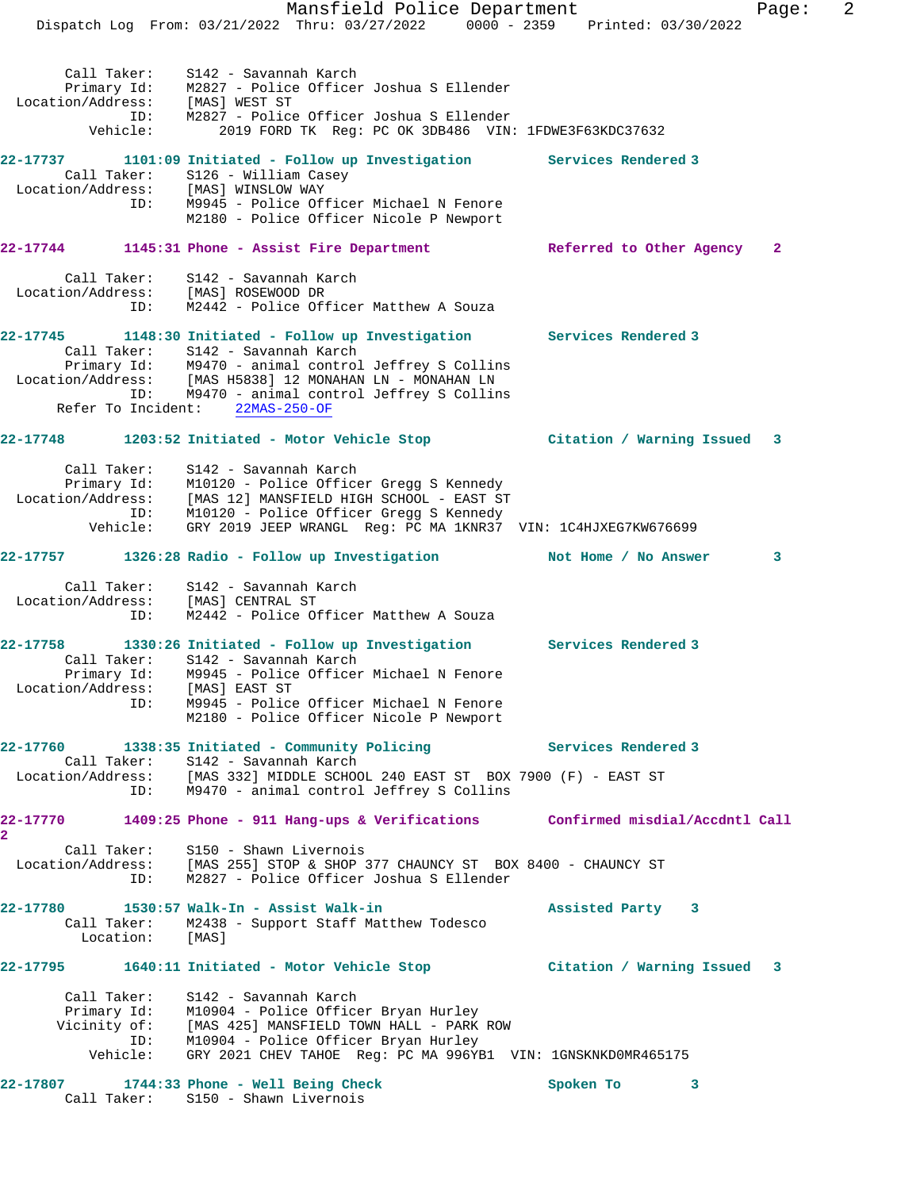```
       Call Taker:    S142 - Savannah Karch
       Primary Id:    M2827 - Police Officer Joshua S Ellender
 Location/Address:    [MAS] WEST ST
               ID:    M2827 - Police Officer Joshua S Ellender
          Vehicle:      2019 FORD TK  Reg: PC OK 3DB486  VIN: 1FDWE3F63KDC37632

22-17737        1101:09 Initiated - Follow up Investigation         Services Rendered 3
       Call Taker:    S126 - William Casey
 Location/Address:    [MAS] WINSLOW WAY
               ID:    M9945 - Police Officer Michael N Fenore
                      M2180 - Police Officer Nicole P Newport

22-17744        1145:31 Phone - Assist Fire Department              Referred to Other Agency   2

       Call Taker:    S142 - Savannah Karch
 Location/Address:    [MAS] ROSEWOOD DR
               ID:    M2442 - Police Officer Matthew A Souza

22-17745        1148:30 Initiated - Follow up Investigation         Services Rendered 3
       Call Taker:    S142 - Savannah Karch
       Primary Id:    M9470 - animal control Jeffrey S Collins
 Location/Address:    [MAS H5838] 12 MONAHAN LN - MONAHAN LN
               ID:    M9470 - animal control Jeffrey S Collins
    Refer To Incident:    22MAS-250-OF

22-17748        1203:52 Initiated - Motor Vehicle Stop              Citation / Warning Issued   3

       Call Taker:    S142 - Savannah Karch
       Primary Id:    M10120 - Police Officer Gregg S Kennedy
 Location/Address:    [MAS 12] MANSFIELD HIGH SCHOOL - EAST ST
               ID:    M10120 - Police Officer Gregg S Kennedy
          Vehicle:    GRY 2019 JEEP WRANGL  Reg: PC MA 1KNR37  VIN: 1C4HJXEG7KW676699

22-17757        1326:28 Radio - Follow up Investigation             Not Home / No Answer       3

       Call Taker:    S142 - Savannah Karch
 Location/Address:    [MAS] CENTRAL ST
               ID:    M2442 - Police Officer Matthew A Souza

22-17758        1330:26 Initiated - Follow up Investigation         Services Rendered 3
       Call Taker:    S142 - Savannah Karch
       Primary Id:    M9945 - Police Officer Michael N Fenore
 Location/Address:    [MAS] EAST ST
               ID:    M9945 - Police Officer Michael N Fenore
                      M2180 - Police Officer Nicole P Newport

22-17760        1338:35 Initiated - Community Policing              Services Rendered 3
       Call Taker:    S142 - Savannah Karch
 Location/Address:    [MAS 332] MIDDLE SCHOOL 240 EAST ST  BOX 7900 (F) - EAST ST
               ID:    M9470 - animal control Jeffrey S Collins

22-17770        1409:25 Phone - 911 Hang-ups & Verifications        Confirmed misdial/Accdntl Call
2
       Call Taker:    S150 - Shawn Livernois
 Location/Address:    [MAS 255] STOP & SHOP 377 CHAUNCY ST  BOX 8400 - CHAUNCY ST
               ID:    M2827 - Police Officer Joshua S Ellender

22-17780        1530:57 Walk-In - Assist Walk-in                    Assisted Party    3
       Call Taker:    M2438 - Support Staff Matthew Todesco
         Location:    [MAS]

22-17795        1640:11 Initiated - Motor Vehicle Stop              Citation / Warning Issued   3

       Call Taker:    S142 - Savannah Karch
       Primary Id:    M10904 - Police Officer Bryan Hurley
      Vicinity of:    [MAS 425] MANSFIELD TOWN HALL - PARK ROW
               ID:    M10904 - Police Officer Bryan Hurley
          Vehicle:    GRY 2021 CHEV TAHOE  Reg: PC MA 996YB1  VIN: 1GNSKNKD0MR465175

22-17807        1744:33 Phone - Well Being Check                    Spoken To         3
       Call Taker:    S150 - Shawn Livernois
```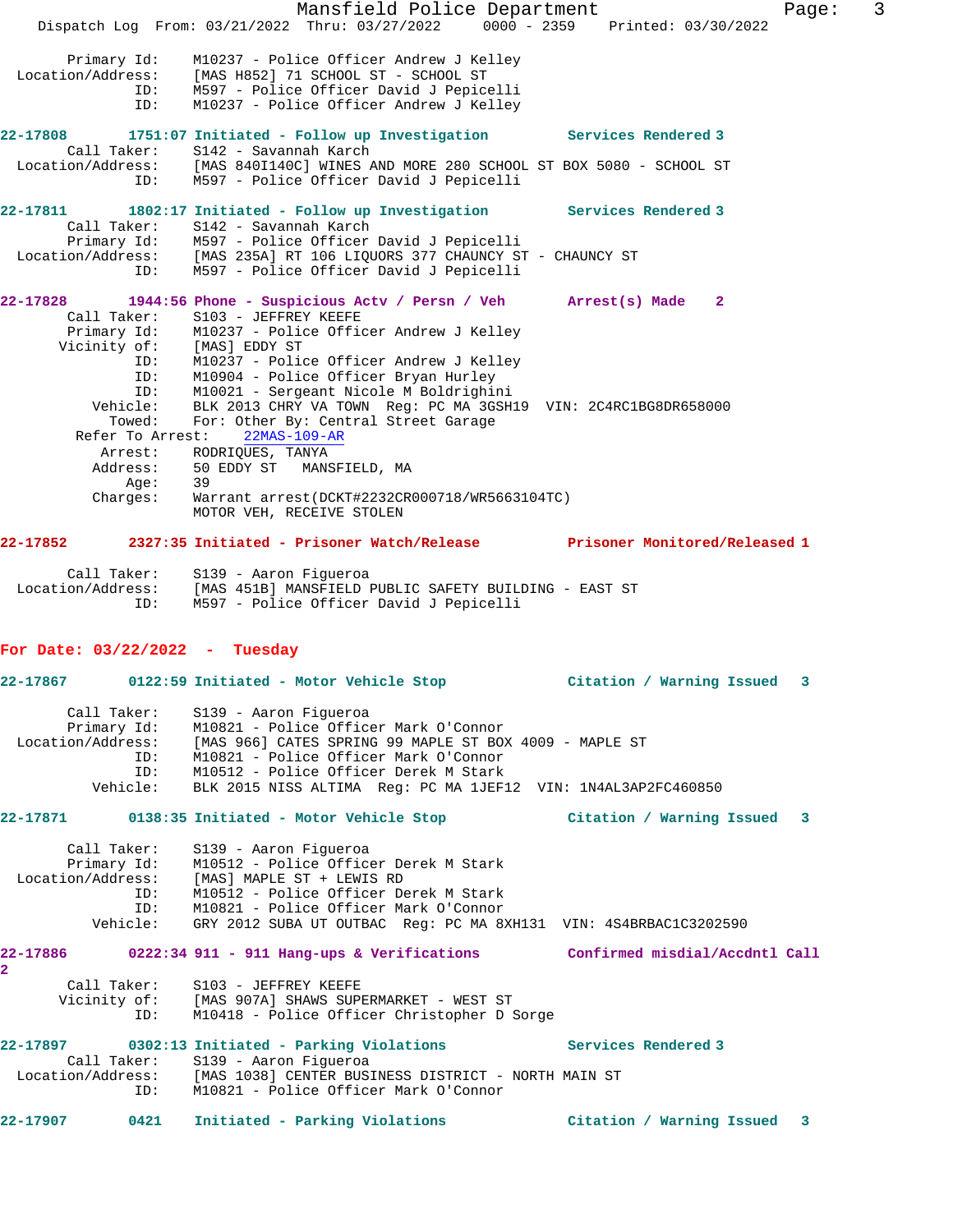Primary Id: M10237 - Police Officer Andrew J Kelley
Location/Address: [MAS H852] 71 SCHOOL ST - SCHOOL ST
ID: M597 - Police Officer David J Pepicelli
ID: M10237 - Police Officer Andrew J Kelley

**22-17808** 1751:07 Initiated - Follow up Investigation — Services Rendered 3
Call Taker: S142 - Savannah Karch
Location/Address: [MAS 840I140C] WINES AND MORE 280 SCHOOL ST BOX 5080 - SCHOOL ST
ID: M597 - Police Officer David J Pepicelli

**22-17811** 1802:17 Initiated - Follow up Investigation — Services Rendered 3
Call Taker: S142 - Savannah Karch
Primary Id: M597 - Police Officer David J Pepicelli
Location/Address: [MAS 235A] RT 106 LIQUORS 377 CHAUNCY ST - CHAUNCY ST
ID: M597 - Police Officer David J Pepicelli

**22-17828** 1944:56 Phone - Suspicious Actv / Persn / Veh — Arrest(s) Made 2
Call Taker: S103 - JEFFREY KEEFE
Primary Id: M10237 - Police Officer Andrew J Kelley
Vicinity of: [MAS] EDDY ST
ID: M10237 - Police Officer Andrew J Kelley
ID: M10904 - Police Officer Bryan Hurley
ID: M10021 - Sergeant Nicole M Boldrighini
Vehicle: BLK 2013 CHRY VA TOWN Reg: PC MA 3GSH19 VIN: 2C4RC1BG8DR658000
Towed: For: Other By: Central Street Garage
Refer To Arrest: 22MAS-109-AR
Arrest: RODRIQUES, TANYA
Address: 50 EDDY ST MANSFIELD, MA
Age: 39
Charges: Warrant arrest(DCKT#2232CR000718/WR5663104TC)
MOTOR VEH, RECEIVE STOLEN

**22-17852** 2327:35 Initiated - Prisoner Watch/Release — Prisoner Monitored/Released 1
Call Taker: S139 - Aaron Figueroa
Location/Address: [MAS 451B] MANSFIELD PUBLIC SAFETY BUILDING - EAST ST
ID: M597 - Police Officer David J Pepicelli

## For Date: 03/22/2022 - Tuesday

**22-17867** 0122:59 Initiated - Motor Vehicle Stop — Citation / Warning Issued 3
Call Taker: S139 - Aaron Figueroa
Primary Id: M10821 - Police Officer Mark O'Connor
Location/Address: [MAS 966] CATES SPRING 99 MAPLE ST BOX 4009 - MAPLE ST
ID: M10821 - Police Officer Mark O'Connor
ID: M10512 - Police Officer Derek M Stark
Vehicle: BLK 2015 NISS ALTIMA Reg: PC MA 1JEF12 VIN: 1N4AL3AP2FC460850

**22-17871** 0138:35 Initiated - Motor Vehicle Stop — Citation / Warning Issued 3
Call Taker: S139 - Aaron Figueroa
Primary Id: M10512 - Police Officer Derek M Stark
Location/Address: [MAS] MAPLE ST + LEWIS RD
ID: M10512 - Police Officer Derek M Stark
ID: M10821 - Police Officer Mark O'Connor
Vehicle: GRY 2012 SUBA UT OUTBAC Reg: PC MA 8XH131 VIN: 4S4BRBAC1C3202590

**22-17886** 0222:34 911 - 911 Hang-ups & Verifications — Confirmed misdial/Accdntl Call 2
Call Taker: S103 - JEFFREY KEEFE
Vicinity of: [MAS 907A] SHAWS SUPERMARKET - WEST ST
ID: M10418 - Police Officer Christopher D Sorge

**22-17897** 0302:13 Initiated - Parking Violations — Services Rendered 3
Call Taker: S139 - Aaron Figueroa
Location/Address: [MAS 1038] CENTER BUSINESS DISTRICT - NORTH MAIN ST
ID: M10821 - Police Officer Mark O'Connor

**22-17907** 0421 Initiated - Parking Violations — Citation / Warning Issued 3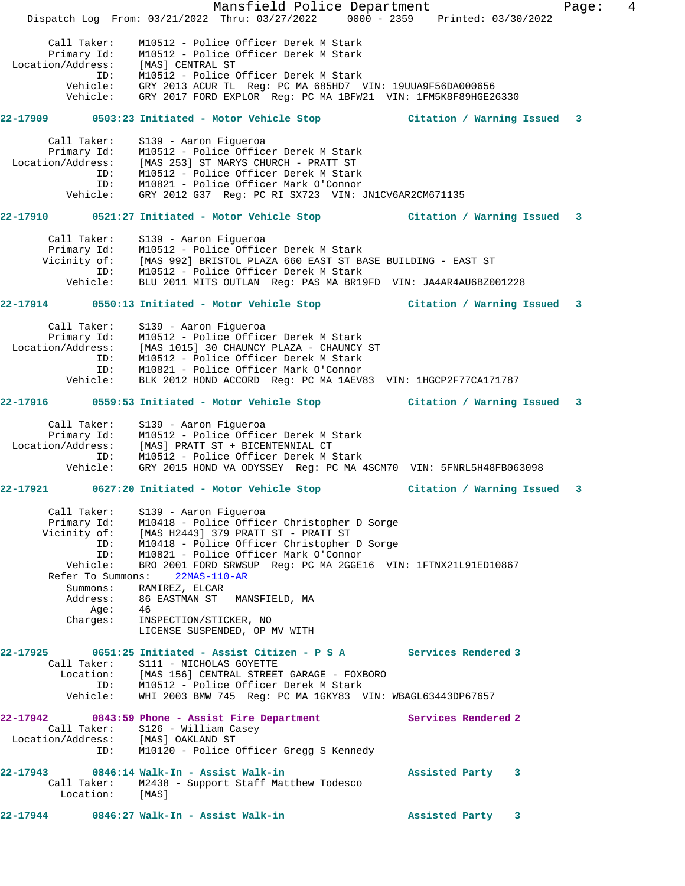```
    Call Taker:    M10512 - Police Officer Derek M Stark
    Primary Id:    M10512 - Police Officer Derek M Stark
Location/Address:  [MAS] CENTRAL ST
            ID:    M10512 - Police Officer Derek M Stark
       Vehicle:    GRY 2013 ACUR TL  Reg: PC MA 685HD7  VIN: 19UUA9F56DA000656
       Vehicle:    GRY 2017 FORD EXPLOR  Reg: PC MA 1BFW21  VIN: 1FM5K8F89HGE26330
```

**22-17909   0503:23 Initiated - Motor Vehicle Stop   Citation / Warning Issued 3**

```
    Call Taker:    S139 - Aaron Figueroa
    Primary Id:    M10512 - Police Officer Derek M Stark
Location/Address:  [MAS 253] ST MARYS CHURCH - PRATT ST
            ID:    M10512 - Police Officer Derek M Stark
            ID:    M10821 - Police Officer Mark O'Connor
       Vehicle:    GRY 2012 G37  Reg: PC RI SX723  VIN: JN1CV6AR2CM671135
```

**22-17910   0521:27 Initiated - Motor Vehicle Stop   Citation / Warning Issued 3**

```
    Call Taker:    S139 - Aaron Figueroa
    Primary Id:    M10512 - Police Officer Derek M Stark
   Vicinity of:    [MAS 992] BRISTOL PLAZA 660 EAST ST BASE BUILDING - EAST ST
            ID:    M10512 - Police Officer Derek M Stark
       Vehicle:    BLU 2011 MITS OUTLAN  Reg: PAS MA BR19FD  VIN: JA4AR4AU6BZ001228
```

**22-17914   0550:13 Initiated - Motor Vehicle Stop   Citation / Warning Issued 3**

```
    Call Taker:    S139 - Aaron Figueroa
    Primary Id:    M10512 - Police Officer Derek M Stark
Location/Address:  [MAS 1015] 30 CHAUNCY PLAZA - CHAUNCY ST
            ID:    M10512 - Police Officer Derek M Stark
            ID:    M10821 - Police Officer Mark O'Connor
       Vehicle:    BLK 2012 HOND ACCORD  Reg: PC MA 1AEV83  VIN: 1HGCP2F77CA171787
```

**22-17916   0559:53 Initiated - Motor Vehicle Stop   Citation / Warning Issued 3**

```
    Call Taker:    S139 - Aaron Figueroa
    Primary Id:    M10512 - Police Officer Derek M Stark
Location/Address:  [MAS] PRATT ST + BICENTENNIAL CT
            ID:    M10512 - Police Officer Derek M Stark
       Vehicle:    GRY 2015 HOND VA ODYSSEY  Reg: PC MA 4SCM70  VIN: 5FNRL5H48FB063098
```

**22-17921   0627:20 Initiated - Motor Vehicle Stop   Citation / Warning Issued 3**

```
    Call Taker:    S139 - Aaron Figueroa
    Primary Id:    M10418 - Police Officer Christopher D Sorge
   Vicinity of:    [MAS H2443] 379 PRATT ST - PRATT ST
            ID:    M10418 - Police Officer Christopher D Sorge
            ID:    M10821 - Police Officer Mark O'Connor
       Vehicle:    BRO 2001 FORD SRWSUP  Reg: PC MA 2GGE16  VIN: 1FTNX21L91ED10867
  Refer To Summons:    22MAS-110-AR
       Summons:    RAMIREZ, ELCAR
       Address:    86 EASTMAN ST   MANSFIELD, MA
           Age:    46
       Charges:    INSPECTION/STICKER, NO
                   LICENSE SUSPENDED, OP MV WITH
```

**22-17925   0651:25 Initiated - Assist Citizen - P S A   Services Rendered 3**

```
    Call Taker:    S111 - NICHOLAS GOYETTE
      Location:    [MAS 156] CENTRAL STREET GARAGE - FOXBORO
            ID:    M10512 - Police Officer Derek M Stark
       Vehicle:    WHI 2003 BMW 745  Reg: PC MA 1GKY83  VIN: WBAGL63443DP67657
```

**22-17942   0843:59 Phone - Assist Fire Department   Services Rendered 2**

```
    Call Taker:    S126 - William Casey
Location/Address:  [MAS] OAKLAND ST
            ID:    M10120 - Police Officer Gregg S Kennedy
```

**22-17943   0846:14 Walk-In - Assist Walk-in   Assisted Party 3**

```
    Call Taker:    M2438 - Support Staff Matthew Todesco
      Location:    [MAS]
```

**22-17944   0846:27 Walk-In - Assist Walk-in   Assisted Party 3**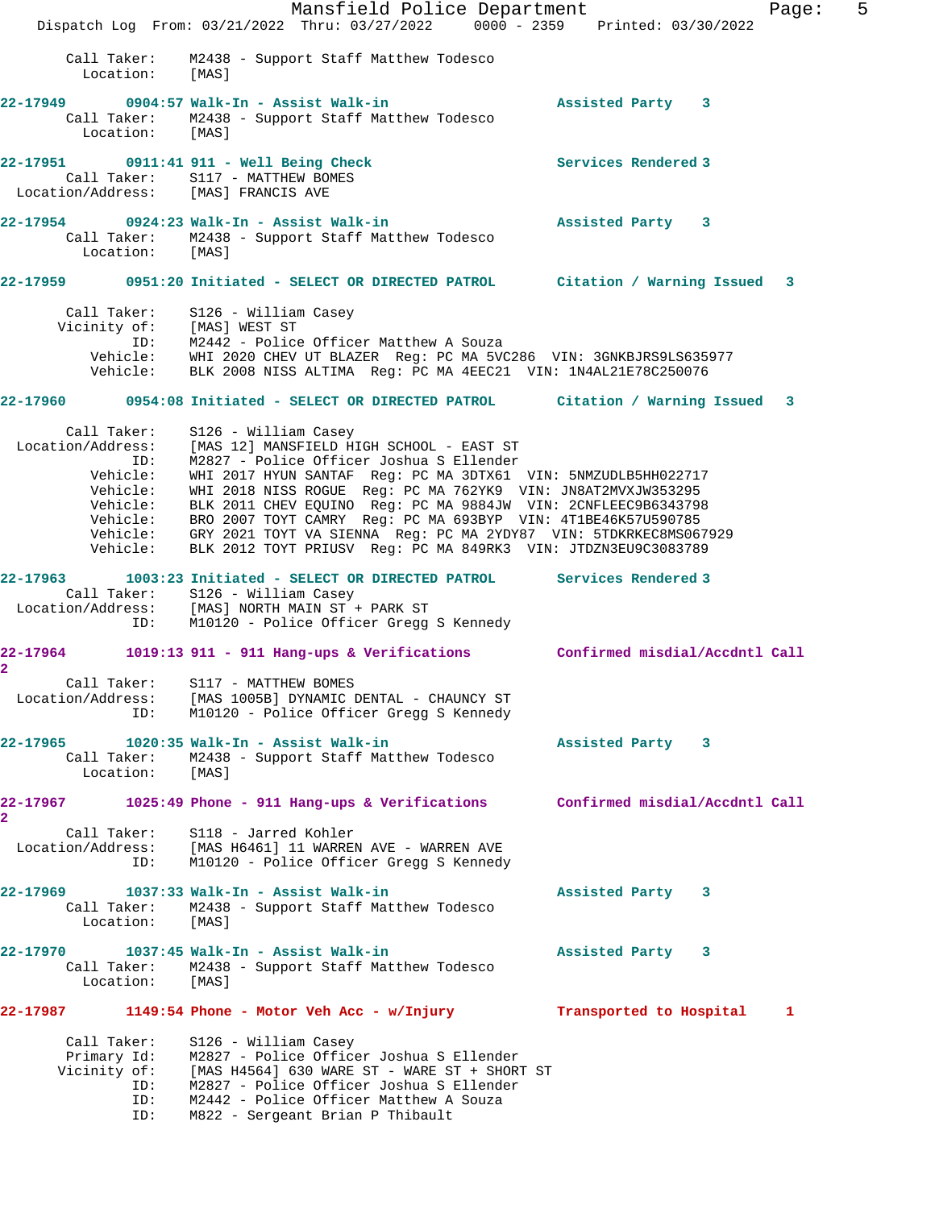Call Taker: M2438 - Support Staff Matthew Todesco
Location: [MAS]

**22-17949 0904:57 Walk-In - Assist Walk-in — Assisted Party 3**
Call Taker: M2438 - Support Staff Matthew Todesco
Location: [MAS]

**22-17951 0911:41 911 - Well Being Check — Services Rendered 3**
Call Taker: S117 - MATTHEW BOMES
Location/Address: [MAS] FRANCIS AVE

**22-17954 0924:23 Walk-In - Assist Walk-in — Assisted Party 3**
Call Taker: M2438 - Support Staff Matthew Todesco
Location: [MAS]

**22-17959 0951:20 Initiated - SELECT OR DIRECTED PATROL — Citation / Warning Issued 3**
Call Taker: S126 - William Casey
Vicinity of: [MAS] WEST ST
ID: M2442 - Police Officer Matthew A Souza
Vehicle: WHI 2020 CHEV UT BLAZER Reg: PC MA 5VC286 VIN: 3GNKBJRS9LS635977
Vehicle: BLK 2008 NISS ALTIMA Reg: PC MA 4EEC21 VIN: 1N4AL21E78C250076

**22-17960 0954:08 Initiated - SELECT OR DIRECTED PATROL — Citation / Warning Issued 3**
Call Taker: S126 - William Casey
Location/Address: [MAS 12] MANSFIELD HIGH SCHOOL - EAST ST
ID: M2827 - Police Officer Joshua S Ellender
Vehicle: WHI 2017 HYUN SANTAF Reg: PC MA 3DTX61 VIN: 5NMZUDLB5HH022717
Vehicle: WHI 2018 NISS ROGUE Reg: PC MA 762YK9 VIN: JN8AT2MVXJW353295
Vehicle: BLK 2011 CHEV EQUINO Reg: PC MA 9884JW VIN: 2CNFLEEC9B6343798
Vehicle: BRO 2007 TOYT CAMRY Reg: PC MA 693BYP VIN: 4T1BE46K57U590785
Vehicle: GRY 2021 TOYT VA SIENNA Reg: PC MA 2YDY87 VIN: 5TDKRKEC8MS067929
Vehicle: BLK 2012 TOYT PRIUSV Reg: PC MA 849RK3 VIN: JTDZN3EU9C3083789

**22-17963 1003:23 Initiated - SELECT OR DIRECTED PATROL — Services Rendered 3**
Call Taker: S126 - William Casey
Location/Address: [MAS] NORTH MAIN ST + PARK ST
ID: M10120 - Police Officer Gregg S Kennedy

**22-17964 1019:13 911 - 911 Hang-ups & Verifications — Confirmed misdial/Accdntl Call 2**
Call Taker: S117 - MATTHEW BOMES
Location/Address: [MAS 1005B] DYNAMIC DENTAL - CHAUNCY ST
ID: M10120 - Police Officer Gregg S Kennedy

**22-17965 1020:35 Walk-In - Assist Walk-in — Assisted Party 3**
Call Taker: M2438 - Support Staff Matthew Todesco
Location: [MAS]

**22-17967 1025:49 Phone - 911 Hang-ups & Verifications — Confirmed misdial/Accdntl Call 2**
Call Taker: S118 - Jarred Kohler
Location/Address: [MAS H6461] 11 WARREN AVE - WARREN AVE
ID: M10120 - Police Officer Gregg S Kennedy

**22-17969 1037:33 Walk-In - Assist Walk-in — Assisted Party 3**
Call Taker: M2438 - Support Staff Matthew Todesco
Location: [MAS]

**22-17970 1037:45 Walk-In - Assist Walk-in — Assisted Party 3**
Call Taker: M2438 - Support Staff Matthew Todesco
Location: [MAS]

**22-17987 1149:54 Phone - Motor Veh Acc - w/Injury — Transported to Hospital 1**
Call Taker: S126 - William Casey
Primary Id: M2827 - Police Officer Joshua S Ellender
Vicinity of: [MAS H4564] 630 WARE ST - WARE ST + SHORT ST
ID: M2827 - Police Officer Joshua S Ellender
ID: M2442 - Police Officer Matthew A Souza
ID: M822 - Sergeant Brian P Thibault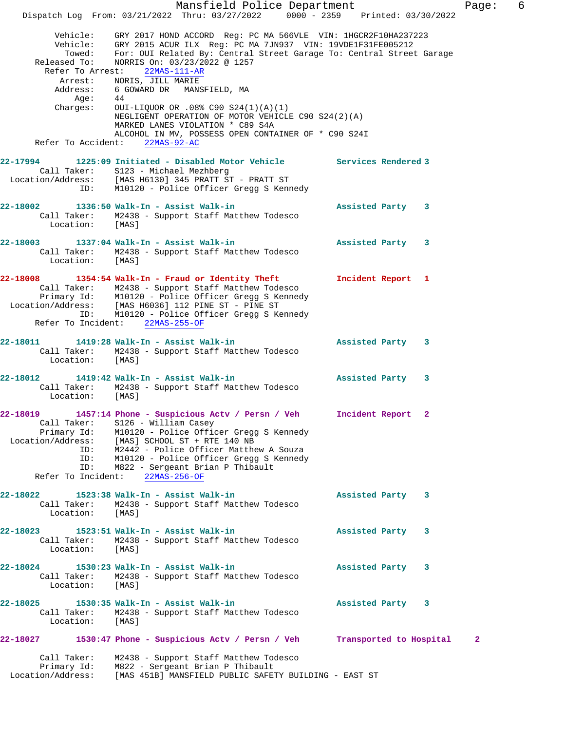```
        Vehicle:    GRY 2017 HOND ACCORD  Reg: PC MA 566VLE  VIN: 1HGCR2F10HA237223
        Vehicle:    GRY 2015 ACUR ILX  Reg: PC MA 7JN937  VIN: 19VDE1F31FE005212
          Towed:    For: OUI Related By: Central Street Garage To: Central Street Garage
    Released To:    NORRIS On: 03/23/2022 @ 1257
    Refer To Arrest:    22MAS-111-AR
         Arrest:    NORIS, JILL MARIE
        Address:    6 GOWARD DR   MANSFIELD, MA
            Age:    44
        Charges:    OUI-LIQUOR OR .08% C90 S24(1)(A)(1)
                    NEGLIGENT OPERATION OF MOTOR VEHICLE C90 S24(2)(A)
                    MARKED LANES VIOLATION * C89 S4A
                    ALCOHOL IN MV, POSSESS OPEN CONTAINER OF * C90 S24I
    Refer To Accident:    22MAS-92-AC

22-17994        1225:09 Initiated - Disabled Motor Vehicle          Services Rendered 3
        Call Taker:    S123 - Michael Mezhberg
  Location/Address:    [MAS H6130] 345 PRATT ST - PRATT ST
                ID:    M10120 - Police Officer Gregg S Kennedy

22-18002        1336:50 Walk-In - Assist Walk-in                    Assisted Party    3
        Call Taker:    M2438 - Support Staff Matthew Todesco
          Location:    [MAS]

22-18003        1337:04 Walk-In - Assist Walk-in                    Assisted Party    3
        Call Taker:    M2438 - Support Staff Matthew Todesco
          Location:    [MAS]

22-18008        1354:54 Walk-In - Fraud or Identity Theft           Incident Report   1
        Call Taker:    M2438 - Support Staff Matthew Todesco
        Primary Id:    M10120 - Police Officer Gregg S Kennedy
  Location/Address:    [MAS H6036] 112 PINE ST - PINE ST
                ID:    M10120 - Police Officer Gregg S Kennedy
    Refer To Incident:    22MAS-255-OF

22-18011        1419:28 Walk-In - Assist Walk-in                    Assisted Party    3
        Call Taker:    M2438 - Support Staff Matthew Todesco
          Location:    [MAS]

22-18012        1419:42 Walk-In - Assist Walk-in                    Assisted Party    3
        Call Taker:    M2438 - Support Staff Matthew Todesco
          Location:    [MAS]

22-18019        1457:14 Phone - Suspicious Actv / Persn / Veh       Incident Report   2
        Call Taker:    S126 - William Casey
        Primary Id:    M10120 - Police Officer Gregg S Kennedy
  Location/Address:    [MAS] SCHOOL ST + RTE 140 NB
                ID:    M2442 - Police Officer Matthew A Souza
                ID:    M10120 - Police Officer Gregg S Kennedy
                ID:    M822 - Sergeant Brian P Thibault
    Refer To Incident:    22MAS-256-OF

22-18022        1523:38 Walk-In - Assist Walk-in                    Assisted Party    3
        Call Taker:    M2438 - Support Staff Matthew Todesco
          Location:    [MAS]

22-18023        1523:51 Walk-In - Assist Walk-in                    Assisted Party    3
        Call Taker:    M2438 - Support Staff Matthew Todesco
          Location:    [MAS]

22-18024        1530:23 Walk-In - Assist Walk-in                    Assisted Party    3
        Call Taker:    M2438 - Support Staff Matthew Todesco
          Location:    [MAS]

22-18025        1530:35 Walk-In - Assist Walk-in                    Assisted Party    3
        Call Taker:    M2438 - Support Staff Matthew Todesco
          Location:    [MAS]

22-18027        1530:47 Phone - Suspicious Actv / Persn / Veh       Transported to Hospital     2

        Call Taker:    M2438 - Support Staff Matthew Todesco
        Primary Id:    M822 - Sergeant Brian P Thibault
  Location/Address:    [MAS 451B] MANSFIELD PUBLIC SAFETY BUILDING - EAST ST
```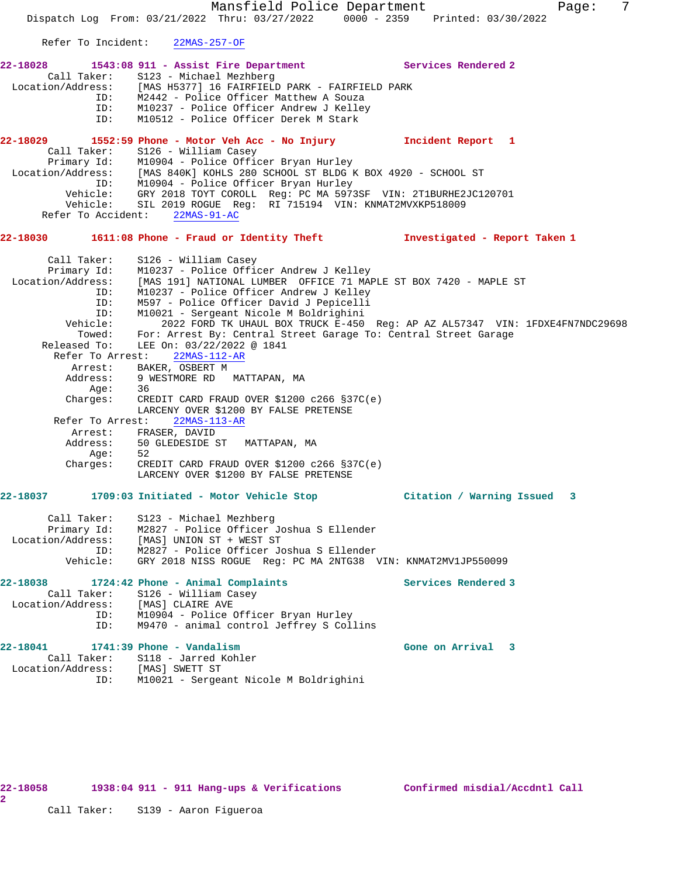Refer To Incident: 22MAS-257-OF

**22-18028 1543:08 911 - Assist Fire Department — Services Rendered 2**

Call Taker: S123 - Michael Mezhberg
Location/Address: [MAS H5377] 16 FAIRFIELD PARK - FAIRFIELD PARK
ID: M2442 - Police Officer Matthew A Souza
ID: M10237 - Police Officer Andrew J Kelley
ID: M10512 - Police Officer Derek M Stark

**22-18029 1552:59 Phone - Motor Veh Acc - No Injury — Incident Report 1**

Call Taker: S126 - William Casey
Primary Id: M10904 - Police Officer Bryan Hurley
Location/Address: [MAS 840K] KOHLS 280 SCHOOL ST BLDG K BOX 4920 - SCHOOL ST
ID: M10904 - Police Officer Bryan Hurley
Vehicle: GRY 2018 TOYT COROLL Reg: PC MA 5973SF VIN: 2T1BURHE2JC120701
Vehicle: SIL 2019 ROGUE Reg: RI 715194 VIN: KNMAT2MVXKP518009
Refer To Accident: 22MAS-91-AC

**22-18030 1611:08 Phone - Fraud or Identity Theft — Investigated - Report Taken 1**

Call Taker: S126 - William Casey
Primary Id: M10237 - Police Officer Andrew J Kelley
Location/Address: [MAS 191] NATIONAL LUMBER OFFICE 71 MAPLE ST BOX 7420 - MAPLE ST
ID: M10237 - Police Officer Andrew J Kelley
ID: M597 - Police Officer David J Pepicelli
ID: M10021 - Sergeant Nicole M Boldrighini
Vehicle: 2022 FORD TK UHAUL BOX TRUCK E-450 Reg: AP AZ AL57347 VIN: 1FDXE4FN7NDC29698
Towed: For: Arrest By: Central Street Garage To: Central Street Garage
Released To: LEE On: 03/22/2022 @ 1841
Refer To Arrest: 22MAS-112-AR
Arrest: BAKER, OSBERT M
Address: 9 WESTMORE RD MATTAPAN, MA
Age: 36
Charges: CREDIT CARD FRAUD OVER $1200 c266 §37C(e)
LARCENY OVER $1200 BY FALSE PRETENSE
Refer To Arrest: 22MAS-113-AR
Arrest: FRASER, DAVID
Address: 50 GLEDESIDE ST MATTAPAN, MA
Age: 52
Charges: CREDIT CARD FRAUD OVER $1200 c266 §37C(e)
LARCENY OVER $1200 BY FALSE PRETENSE

**22-18037 1709:03 Initiated - Motor Vehicle Stop — Citation / Warning Issued 3**

Call Taker: S123 - Michael Mezhberg
Primary Id: M2827 - Police Officer Joshua S Ellender
Location/Address: [MAS] UNION ST + WEST ST
ID: M2827 - Police Officer Joshua S Ellender
Vehicle: GRY 2018 NISS ROGUE Reg: PC MA 2NTG38 VIN: KNMAT2MV1JP550099

**22-18038 1724:42 Phone - Animal Complaints — Services Rendered 3**

Call Taker: S126 - William Casey
Location/Address: [MAS] CLAIRE AVE
ID: M10904 - Police Officer Bryan Hurley
ID: M9470 - animal control Jeffrey S Collins

**22-18041 1741:39 Phone - Vandalism — Gone on Arrival 3**

Call Taker: S118 - Jarred Kohler
Location/Address: [MAS] SWETT ST
ID: M10021 - Sergeant Nicole M Boldrighini

**22-18058 1938:04 911 - 911 Hang-ups & Verifications — Confirmed misdial/Accdntl Call 2**

Call Taker: S139 - Aaron Figueroa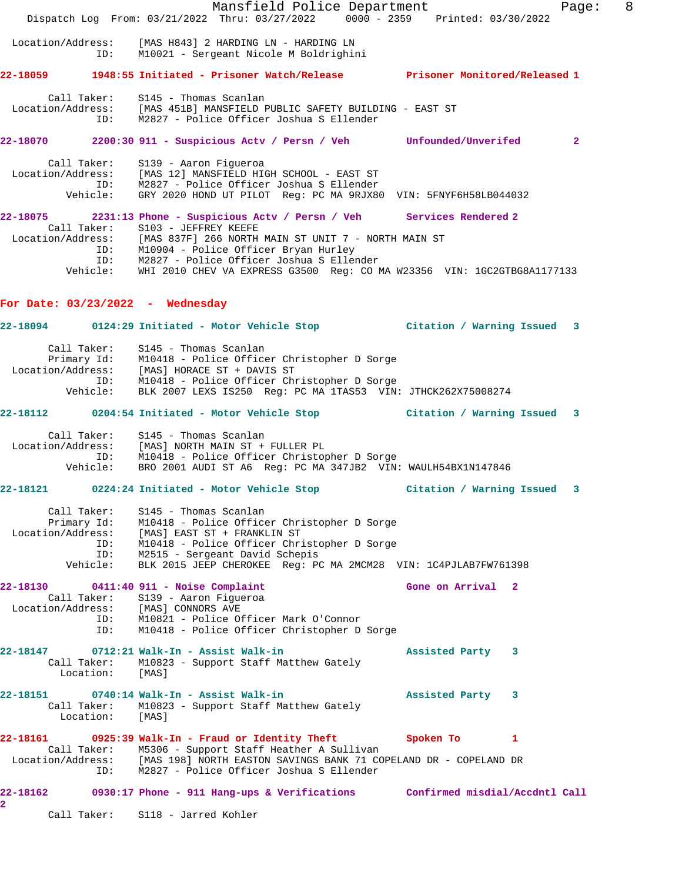Location/Address: [MAS H843] 2 HARDING LN - HARDING LN
ID: M10021 - Sergeant Nicole M Boldrighini

**22-18059 1948:55 Initiated - Prisoner Watch/Release Prisoner Monitored/Released 1**

Call Taker: S145 - Thomas Scanlan
Location/Address: [MAS 451B] MANSFIELD PUBLIC SAFETY BUILDING - EAST ST
ID: M2827 - Police Officer Joshua S Ellender

**22-18070 2200:30 911 - Suspicious Actv / Persn / Veh Unfounded/Unverifed 2**

Call Taker: S139 - Aaron Figueroa
Location/Address: [MAS 12] MANSFIELD HIGH SCHOOL - EAST ST
ID: M2827 - Police Officer Joshua S Ellender
Vehicle: GRY 2020 HOND UT PILOT Reg: PC MA 9RJX80 VIN: 5FNYF6H58LB044032

**22-18075 2231:13 Phone - Suspicious Actv / Persn / Veh Services Rendered 2**
Call Taker: S103 - JEFFREY KEEFE
Location/Address: [MAS 837F] 266 NORTH MAIN ST UNIT 7 - NORTH MAIN ST
ID: M10904 - Police Officer Bryan Hurley
ID: M2827 - Police Officer Joshua S Ellender
Vehicle: WHI 2010 CHEV VA EXPRESS G3500 Reg: CO MA W23356 VIN: 1GC2GTBG8A1177133

## For Date: 03/23/2022 - Wednesday

**22-18094 0124:29 Initiated - Motor Vehicle Stop Citation / Warning Issued 3**

Call Taker: S145 - Thomas Scanlan
Primary Id: M10418 - Police Officer Christopher D Sorge
Location/Address: [MAS] HORACE ST + DAVIS ST
ID: M10418 - Police Officer Christopher D Sorge
Vehicle: BLK 2007 LEXS IS250 Reg: PC MA 1TAS53 VIN: JTHCK262X75008274

**22-18112 0204:54 Initiated - Motor Vehicle Stop Citation / Warning Issued 3**

Call Taker: S145 - Thomas Scanlan
Location/Address: [MAS] NORTH MAIN ST + FULLER PL
ID: M10418 - Police Officer Christopher D Sorge
Vehicle: BRO 2001 AUDI ST A6 Reg: PC MA 347JB2 VIN: WAULH54BX1N147846

**22-18121 0224:24 Initiated - Motor Vehicle Stop Citation / Warning Issued 3**

Call Taker: S145 - Thomas Scanlan
Primary Id: M10418 - Police Officer Christopher D Sorge
Location/Address: [MAS] EAST ST + FRANKLIN ST
ID: M10418 - Police Officer Christopher D Sorge
ID: M2515 - Sergeant David Schepis
Vehicle: BLK 2015 JEEP CHEROKEE Reg: PC MA 2MCM28 VIN: 1C4PJLAB7FW761398

**22-18130 0411:40 911 - Noise Complaint Gone on Arrival 2**
Call Taker: S139 - Aaron Figueroa
Location/Address: [MAS] CONNORS AVE
ID: M10821 - Police Officer Mark O'Connor
ID: M10418 - Police Officer Christopher D Sorge

**22-18147 0712:21 Walk-In - Assist Walk-in Assisted Party 3**
Call Taker: M10823 - Support Staff Matthew Gately
Location: [MAS]

**22-18151 0740:14 Walk-In - Assist Walk-in Assisted Party 3**
Call Taker: M10823 - Support Staff Matthew Gately
Location: [MAS]

**22-18161 0925:39 Walk-In - Fraud or Identity Theft Spoken To 1**
Call Taker: M5306 - Support Staff Heather A Sullivan
Location/Address: [MAS 198] NORTH EASTON SAVINGS BANK 71 COPELAND DR - COPELAND DR
ID: M2827 - Police Officer Joshua S Ellender

**22-18162 0930:17 Phone - 911 Hang-ups & Verifications Confirmed misdial/Accdntl Call 2**
Call Taker: S118 - Jarred Kohler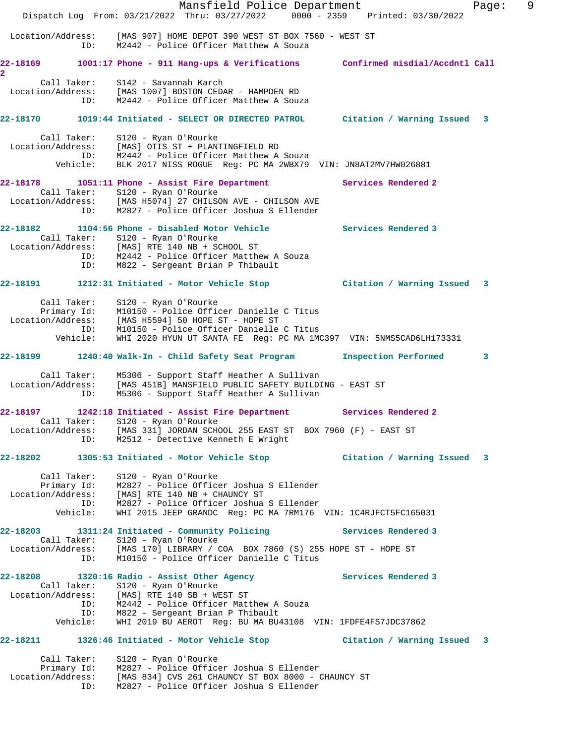Location/Address: [MAS 907] HOME DEPOT 390 WEST ST BOX 7560 - WEST ST
ID: M2442 - Police Officer Matthew A Souza

**22-18169 1001:17 Phone - 911 Hang-ups & Verifications Confirmed misdial/Accdntl Call 2**

Call Taker: S142 - Savannah Karch
Location/Address: [MAS 1007] BOSTON CEDAR - HAMPDEN RD
ID: M2442 - Police Officer Matthew A Souza

**22-18170 1019:44 Initiated - SELECT OR DIRECTED PATROL Citation / Warning Issued 3**

Call Taker: S120 - Ryan O'Rourke
Location/Address: [MAS] OTIS ST + PLANTINGFIELD RD
ID: M2442 - Police Officer Matthew A Souza
Vehicle: BLK 2017 NISS ROGUE Reg: PC MA 2WBX79 VIN: JN8AT2MV7HW026881

**22-18178 1051:11 Phone - Assist Fire Department Services Rendered 2**

Call Taker: S120 - Ryan O'Rourke
Location/Address: [MAS H5074] 27 CHILSON AVE - CHILSON AVE
ID: M2827 - Police Officer Joshua S Ellender

**22-18182 1104:56 Phone - Disabled Motor Vehicle Services Rendered 3**

Call Taker: S120 - Ryan O'Rourke
Location/Address: [MAS] RTE 140 NB + SCHOOL ST
ID: M2442 - Police Officer Matthew A Souza
ID: M822 - Sergeant Brian P Thibault

**22-18191 1212:31 Initiated - Motor Vehicle Stop Citation / Warning Issued 3**

Call Taker: S120 - Ryan O'Rourke
Primary Id: M10150 - Police Officer Danielle C Titus
Location/Address: [MAS H5594] 50 HOPE ST - HOPE ST
ID: M10150 - Police Officer Danielle C Titus
Vehicle: WHI 2020 HYUN UT SANTA FE Reg: PC MA 1MC397 VIN: 5NMS5CAD6LH173331

**22-18199 1240:40 Walk-In - Child Safety Seat Program Inspection Performed 3**

Call Taker: M5306 - Support Staff Heather A Sullivan
Location/Address: [MAS 451B] MANSFIELD PUBLIC SAFETY BUILDING - EAST ST
ID: M5306 - Support Staff Heather A Sullivan

**22-18197 1242:18 Initiated - Assist Fire Department Services Rendered 2**

Call Taker: S120 - Ryan O'Rourke
Location/Address: [MAS 331] JORDAN SCHOOL 255 EAST ST BOX 7960 (F) - EAST ST
ID: M2512 - Detective Kenneth E Wright

**22-18202 1305:53 Initiated - Motor Vehicle Stop Citation / Warning Issued 3**

Call Taker: S120 - Ryan O'Rourke
Primary Id: M2827 - Police Officer Joshua S Ellender
Location/Address: [MAS] RTE 140 NB + CHAUNCY ST
ID: M2827 - Police Officer Joshua S Ellender
Vehicle: WHI 2015 JEEP GRANDC Reg: PC MA 7RM176 VIN: 1C4RJFCT5FC165031

**22-18203 1311:24 Initiated - Community Policing Services Rendered 3**

Call Taker: S120 - Ryan O'Rourke
Location/Address: [MAS 170] LIBRARY / COA BOX 7860 (S) 255 HOPE ST - HOPE ST
ID: M10150 - Police Officer Danielle C Titus

**22-18208 1320:16 Radio - Assist Other Agency Services Rendered 3**

Call Taker: S120 - Ryan O'Rourke
Location/Address: [MAS] RTE 140 SB + WEST ST
ID: M2442 - Police Officer Matthew A Souza
ID: M822 - Sergeant Brian P Thibault
Vehicle: WHI 2019 BU AEROT Reg: BU MA BU43108 VIN: 1FDFE4FS7JDC37862

**22-18211 1326:46 Initiated - Motor Vehicle Stop Citation / Warning Issued 3**

Call Taker: S120 - Ryan O'Rourke
Primary Id: M2827 - Police Officer Joshua S Ellender
Location/Address: [MAS 834] CVS 261 CHAUNCY ST BOX 8000 - CHAUNCY ST
ID: M2827 - Police Officer Joshua S Ellender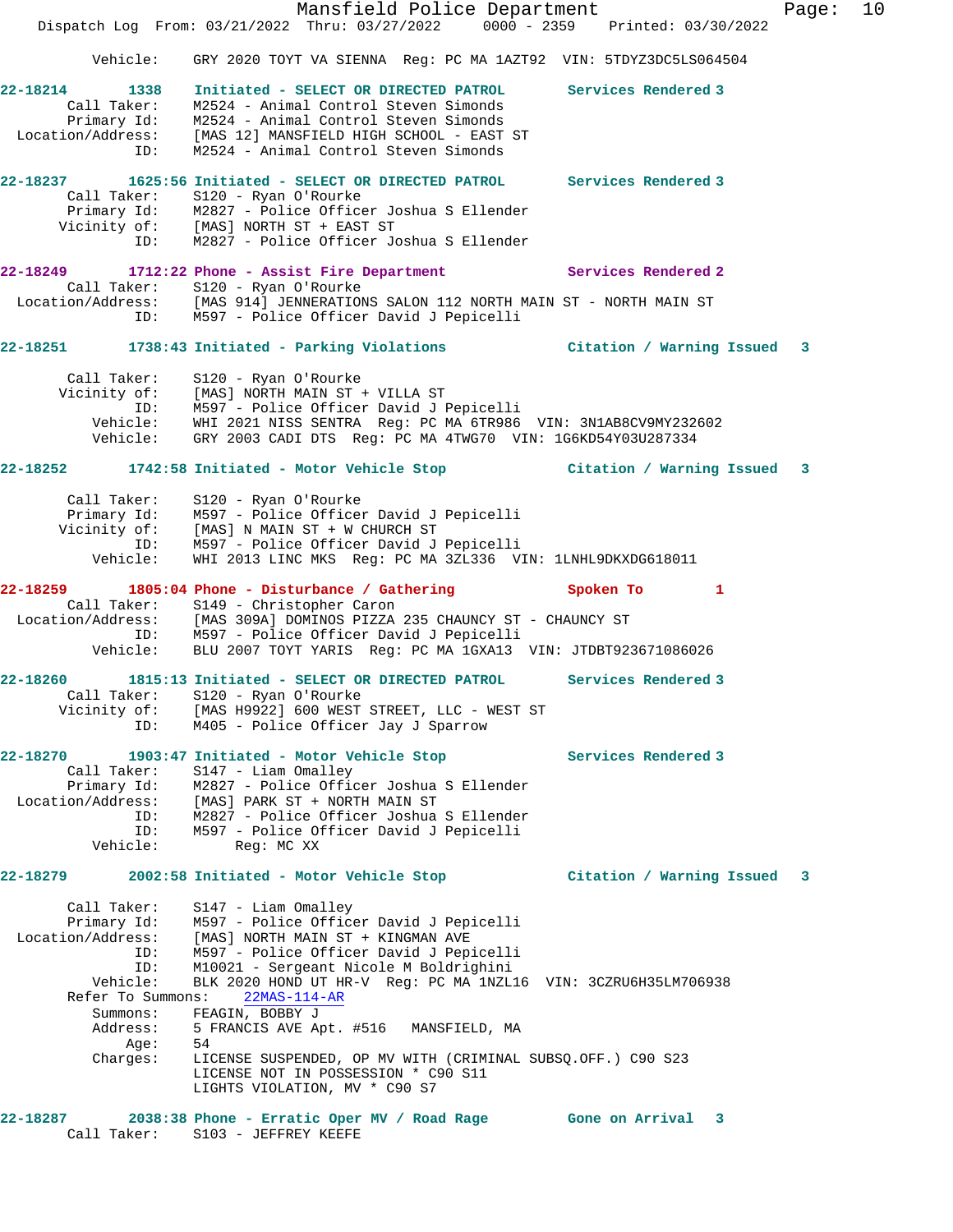Vehicle: GRY 2020 TOYT VA SIENNA Reg: PC MA 1AZT92 VIN: 5TDYZ3DC5LS064504

**22-18214** 1338 **Initiated - SELECT OR DIRECTED PATROL** **Services Rendered 3**
Call Taker: M2524 - Animal Control Steven Simonds
Primary Id: M2524 - Animal Control Steven Simonds
Location/Address: [MAS 12] MANSFIELD HIGH SCHOOL - EAST ST
ID: M2524 - Animal Control Steven Simonds

**22-18237** 1625:56 **Initiated - SELECT OR DIRECTED PATROL** **Services Rendered 3**
Call Taker: S120 - Ryan O'Rourke
Primary Id: M2827 - Police Officer Joshua S Ellender
Vicinity of: [MAS] NORTH ST + EAST ST
ID: M2827 - Police Officer Joshua S Ellender

**22-18249** 1712:22 **Phone - Assist Fire Department** **Services Rendered 2**
Call Taker: S120 - Ryan O'Rourke
Location/Address: [MAS 914] JENNERATIONS SALON 112 NORTH MAIN ST - NORTH MAIN ST
ID: M597 - Police Officer David J Pepicelli

**22-18251** 1738:43 **Initiated - Parking Violations** **Citation / Warning Issued 3**
Call Taker: S120 - Ryan O'Rourke
Vicinity of: [MAS] NORTH MAIN ST + VILLA ST
ID: M597 - Police Officer David J Pepicelli
Vehicle: WHI 2021 NISS SENTRA Reg: PC MA 6TR986 VIN: 3N1AB8CV9MY232602
Vehicle: GRY 2003 CADI DTS Reg: PC MA 4TWG70 VIN: 1G6KD54Y03U287334

**22-18252** 1742:58 **Initiated - Motor Vehicle Stop** **Citation / Warning Issued 3**
Call Taker: S120 - Ryan O'Rourke
Primary Id: M597 - Police Officer David J Pepicelli
Vicinity of: [MAS] N MAIN ST + W CHURCH ST
ID: M597 - Police Officer David J Pepicelli
Vehicle: WHI 2013 LINC MKS Reg: PC MA 3ZL336 VIN: 1LNHL9DKXDG618011

**22-18259** 1805:04 **Phone - Disturbance / Gathering** **Spoken To 1**
Call Taker: S149 - Christopher Caron
Location/Address: [MAS 309A] DOMINOS PIZZA 235 CHAUNCY ST - CHAUNCY ST
ID: M597 - Police Officer David J Pepicelli
Vehicle: BLU 2007 TOYT YARIS Reg: PC MA 1GXA13 VIN: JTDBT923671086026

**22-18260** 1815:13 **Initiated - SELECT OR DIRECTED PATROL** **Services Rendered 3**
Call Taker: S120 - Ryan O'Rourke
Vicinity of: [MAS H9922] 600 WEST STREET, LLC - WEST ST
ID: M405 - Police Officer Jay J Sparrow

**22-18270** 1903:47 **Initiated - Motor Vehicle Stop** **Services Rendered 3**
Call Taker: S147 - Liam Omalley
Primary Id: M2827 - Police Officer Joshua S Ellender
Location/Address: [MAS] PARK ST + NORTH MAIN ST
ID: M2827 - Police Officer Joshua S Ellender
ID: M597 - Police Officer David J Pepicelli
Vehicle: Reg: MC XX

**22-18279** 2002:58 **Initiated - Motor Vehicle Stop** **Citation / Warning Issued 3**
Call Taker: S147 - Liam Omalley
Primary Id: M597 - Police Officer David J Pepicelli
Location/Address: [MAS] NORTH MAIN ST + KINGMAN AVE
ID: M597 - Police Officer David J Pepicelli
ID: M10021 - Sergeant Nicole M Boldrighini
Vehicle: BLK 2020 HOND UT HR-V Reg: PC MA 1NZL16 VIN: 3CZRU6H35LM706938
Refer To Summons: 22MAS-114-AR
Summons: FEAGIN, BOBBY J
Address: 5 FRANCIS AVE Apt. #516 MANSFIELD, MA
Age: 54
Charges: LICENSE SUSPENDED, OP MV WITH (CRIMINAL SUBSQ.OFF.) C90 S23
LICENSE NOT IN POSSESSION * C90 S11
LIGHTS VIOLATION, MV * C90 S7

**22-18287** 2038:38 **Phone - Erratic Oper MV / Road Rage** **Gone on Arrival 3**
Call Taker: S103 - JEFFREY KEEFE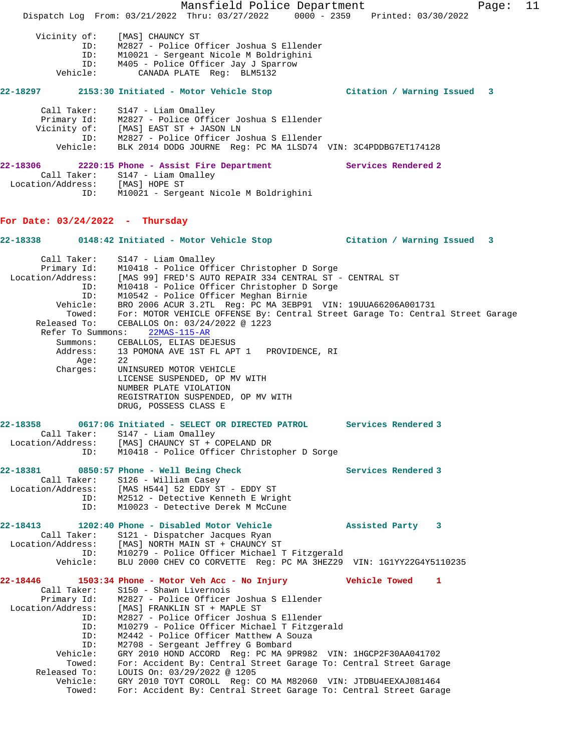```
      Vicinity of:    [MAS] CHAUNCY ST
                ID:    M2827 - Police Officer Joshua S Ellender
                ID:    M10021 - Sergeant Nicole M Boldrighini
                ID:    M405 - Police Officer Jay J Sparrow
           Vehicle:       CANADA PLATE  Reg:  BLM5132
```

**22-18297        2153:30 Initiated - Motor Vehicle Stop            Citation / Warning Issued   3**

```
        Call Taker:    S147 - Liam Omalley
        Primary Id:    M2827 - Police Officer Joshua S Ellender
       Vicinity of:    [MAS] EAST ST + JASON LN
                ID:    M2827 - Police Officer Joshua S Ellender
           Vehicle:    BLK 2014 DODG JOURNE  Reg: PC MA 1LSD74  VIN: 3C4PDDBG7ET174128
```

**22-18306        2220:15 Phone - Assist Fire Department            Services Rendered 2**

```
        Call Taker:    S147 - Liam Omalley
  Location/Address:    [MAS] HOPE ST
                ID:    M10021 - Sergeant Nicole M Boldrighini
```

## For Date: 03/24/2022  -  Thursday

**22-18338        0148:42 Initiated - Motor Vehicle Stop            Citation / Warning Issued   3**

```
        Call Taker:    S147 - Liam Omalley
        Primary Id:    M10418 - Police Officer Christopher D Sorge
  Location/Address:    [MAS 99] FRED'S AUTO REPAIR 334 CENTRAL ST - CENTRAL ST
                ID:    M10418 - Police Officer Christopher D Sorge
                ID:    M10542 - Police Officer Meghan Birnie
           Vehicle:    BRO 2006 ACUR 3.2TL  Reg: PC MA 3EBP91  VIN: 19UUA66206A001731
             Towed:    For: MOTOR VEHICLE OFFENSE By: Central Street Garage To: Central Street Garage
       Released To:    CEBALLOS On: 03/24/2022 @ 1223
        Refer To Summons:    22MAS-115-AR
           Summons:    CEBALLOS, ELIAS DEJESUS
           Address:    13 POMONA AVE 1ST FL APT 1   PROVIDENCE, RI
               Age:    22
           Charges:    UNINSURED MOTOR VEHICLE
                       LICENSE SUSPENDED, OP MV WITH
                       NUMBER PLATE VIOLATION
                       REGISTRATION SUSPENDED, OP MV WITH
                       DRUG, POSSESS CLASS E
```

**22-18358        0617:06 Initiated - SELECT OR DIRECTED PATROL       Services Rendered 3**

```
        Call Taker:    S147 - Liam Omalley
  Location/Address:    [MAS] CHAUNCY ST + COPELAND DR
                ID:    M10418 - Police Officer Christopher D Sorge
```

**22-18381        0850:57 Phone - Well Being Check                  Services Rendered 3**

```
        Call Taker:    S126 - William Casey
  Location/Address:    [MAS H544] 52 EDDY ST - EDDY ST
                ID:    M2512 - Detective Kenneth E Wright
                ID:    M10023 - Detective Derek M McCune
```

**22-18413        1202:40 Phone - Disabled Motor Vehicle            Assisted Party    3**

```
        Call Taker:    S121 - Dispatcher Jacques Ryan
  Location/Address:    [MAS] NORTH MAIN ST + CHAUNCY ST
                ID:    M10279 - Police Officer Michael T Fitzgerald
           Vehicle:    BLU 2000 CHEV CO CORVETTE  Reg: PC MA 3HEZ29  VIN: 1G1YY22G4Y5110235
```

**22-18446        1503:34 Phone - Motor Veh Acc - No Injury          Vehicle Towed     1**

```
        Call Taker:    S150 - Shawn Livernois
        Primary Id:    M2827 - Police Officer Joshua S Ellender
  Location/Address:    [MAS] FRANKLIN ST + MAPLE ST
                ID:    M2827 - Police Officer Joshua S Ellender
                ID:    M10279 - Police Officer Michael T Fitzgerald
                ID:    M2442 - Police Officer Matthew A Souza
                ID:    M2708 - Sergeant Jeffrey G Bombard
           Vehicle:    GRY 2010 HOND ACCORD  Reg: PC MA 9PR982  VIN: 1HGCP2F30AA041702
             Towed:    For: Accident By: Central Street Garage To: Central Street Garage
       Released To:    LOUIS On: 03/29/2022 @ 1205
           Vehicle:    GRY 2010 TOYT COROLL  Reg: CO MA M82060  VIN: JTDBU4EEXAJ081464
             Towed:    For: Accident By: Central Street Garage To: Central Street Garage
```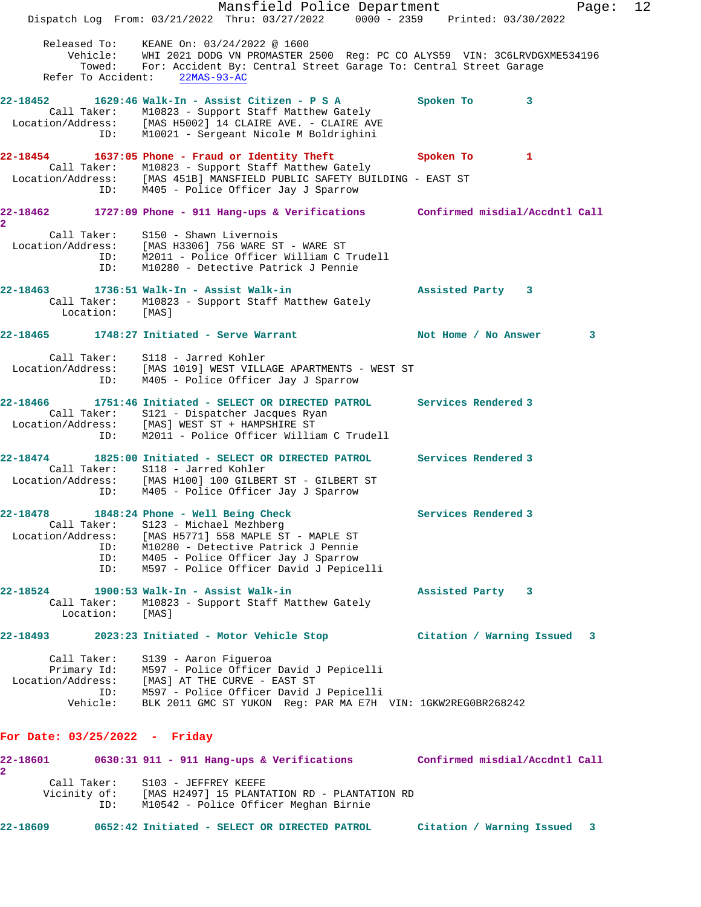```
      Released To:    KEANE On: 03/24/2022 @ 1600
          Vehicle:    WHI 2021 DODG VN PROMASTER 2500  Reg: PC CO ALYS59  VIN: 3C6LRVDGXME534196
            Towed:    For: Accident By: Central Street Garage To: Central Street Garage
 Refer To Accident:    22MAS-93-AC

22-18452       1629:46 Walk-In - Assist Citizen - P S A          Spoken To        3
        Call Taker:    M10823 - Support Staff Matthew Gately
  Location/Address:    [MAS H5002] 14 CLAIRE AVE. - CLAIRE AVE
                ID:    M10021 - Sergeant Nicole M Boldrighini

22-18454       1637:05 Phone - Fraud or Identity Theft           Spoken To        1
        Call Taker:    M10823 - Support Staff Matthew Gately
  Location/Address:    [MAS 451B] MANSFIELD PUBLIC SAFETY BUILDING - EAST ST
                ID:    M405 - Police Officer Jay J Sparrow

22-18462       1727:09 Phone - 911 Hang-ups & Verifications      Confirmed misdial/Accdntl Call
2
        Call Taker:    S150 - Shawn Livernois
  Location/Address:    [MAS H3306] 756 WARE ST - WARE ST
                ID:    M2011 - Police Officer William C Trudell
                ID:    M10280 - Detective Patrick J Pennie

22-18463       1736:51 Walk-In - Assist Walk-in                  Assisted Party    3
        Call Taker:    M10823 - Support Staff Matthew Gately
          Location:    [MAS]

22-18465       1748:27 Initiated - Serve Warrant                 Not Home / No Answer       3

        Call Taker:    S118 - Jarred Kohler
  Location/Address:    [MAS 1019] WEST VILLAGE APARTMENTS - WEST ST
                ID:    M405 - Police Officer Jay J Sparrow

22-18466       1751:46 Initiated - SELECT OR DIRECTED PATROL     Services Rendered 3
        Call Taker:    S121 - Dispatcher Jacques Ryan
  Location/Address:    [MAS] WEST ST + HAMPSHIRE ST
                ID:    M2011 - Police Officer William C Trudell

22-18474       1825:00 Initiated - SELECT OR DIRECTED PATROL     Services Rendered 3
        Call Taker:    S118 - Jarred Kohler
  Location/Address:    [MAS H100] 100 GILBERT ST - GILBERT ST
                ID:    M405 - Police Officer Jay J Sparrow

22-18478       1848:24 Phone - Well Being Check                  Services Rendered 3
        Call Taker:    S123 - Michael Mezhberg
  Location/Address:    [MAS H5771] 558 MAPLE ST - MAPLE ST
                ID:    M10280 - Detective Patrick J Pennie
                ID:    M405 - Police Officer Jay J Sparrow
                ID:    M597 - Police Officer David J Pepicelli

22-18524       1900:53 Walk-In - Assist Walk-in                  Assisted Party    3
        Call Taker:    M10823 - Support Staff Matthew Gately
          Location:    [MAS]

22-18493       2023:23 Initiated - Motor Vehicle Stop            Citation / Warning Issued   3

        Call Taker:    S139 - Aaron Figueroa
        Primary Id:    M597 - Police Officer David J Pepicelli
  Location/Address:    [MAS] AT THE CURVE - EAST ST
                ID:    M597 - Police Officer David J Pepicelli
           Vehicle:    BLK 2011 GMC ST YUKON  Reg: PAR MA E7H  VIN: 1GKW2REG0BR268242
```

**For Date: 03/25/2022 - Friday**

```
22-18601       0630:31 911 - 911 Hang-ups & Verifications        Confirmed misdial/Accdntl Call
2
        Call Taker:    S103 - JEFFREY KEEFE
       Vicinity of:    [MAS H2497] 15 PLANTATION RD - PLANTATION RD
                ID:    M10542 - Police Officer Meghan Birnie

22-18609       0652:42 Initiated - SELECT OR DIRECTED PATROL     Citation / Warning Issued   3
```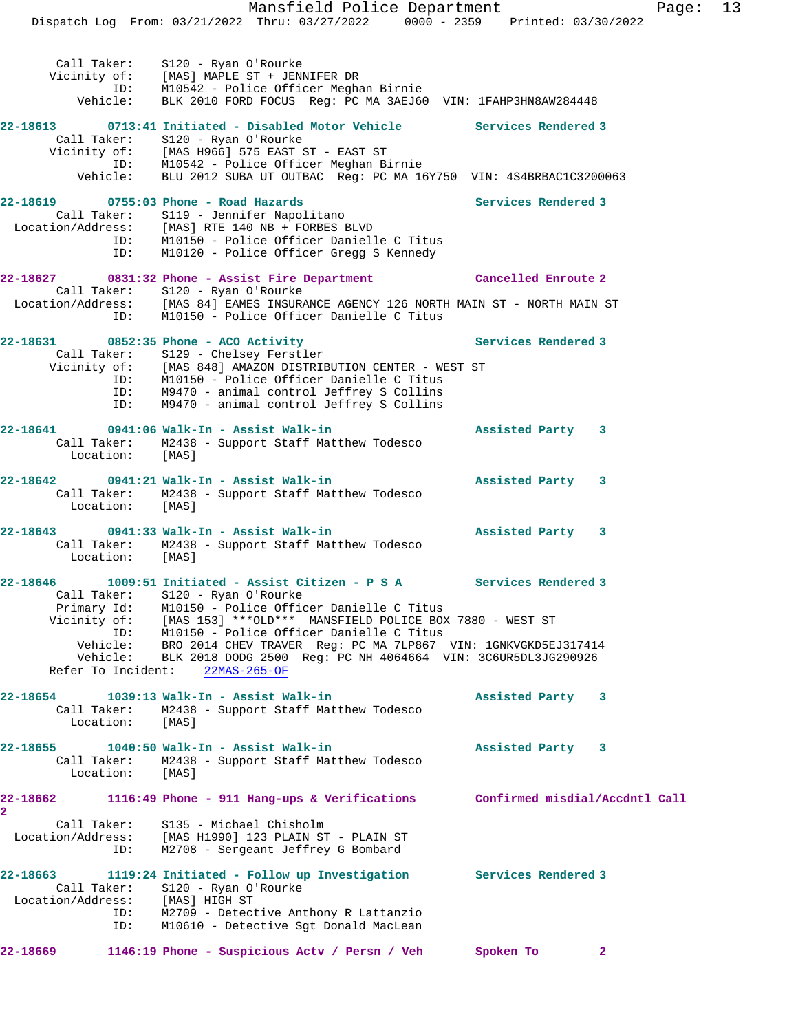Call Taker: S120 - Ryan O'Rourke
Vicinity of: [MAS] MAPLE ST + JENNIFER DR
ID: M10542 - Police Officer Meghan Birnie
Vehicle: BLK 2010 FORD FOCUS Reg: PC MA 3AEJ60 VIN: 1FAHP3HN8AW284448

**22-18613 0713:41 Initiated - Disabled Motor Vehicle** Services Rendered 3
Call Taker: S120 - Ryan O'Rourke
Vicinity of: [MAS H966] 575 EAST ST - EAST ST
ID: M10542 - Police Officer Meghan Birnie
Vehicle: BLU 2012 SUBA UT OUTBAC Reg: PC MA 16Y750 VIN: 4S4BRBAC1C3200063

**22-18619 0755:03 Phone - Road Hazards** Services Rendered 3
Call Taker: S119 - Jennifer Napolitano
Location/Address: [MAS] RTE 140 NB + FORBES BLVD
ID: M10150 - Police Officer Danielle C Titus
ID: M10120 - Police Officer Gregg S Kennedy

**22-18627 0831:32 Phone - Assist Fire Department** Cancelled Enroute 2
Call Taker: S120 - Ryan O'Rourke
Location/Address: [MAS 84] EAMES INSURANCE AGENCY 126 NORTH MAIN ST - NORTH MAIN ST
ID: M10150 - Police Officer Danielle C Titus

**22-18631 0852:35 Phone - ACO Activity** Services Rendered 3
Call Taker: S129 - Chelsey Ferstler
Vicinity of: [MAS 848] AMAZON DISTRIBUTION CENTER - WEST ST
ID: M10150 - Police Officer Danielle C Titus
ID: M9470 - animal control Jeffrey S Collins
ID: M9470 - animal control Jeffrey S Collins

**22-18641 0941:06 Walk-In - Assist Walk-in** Assisted Party 3
Call Taker: M2438 - Support Staff Matthew Todesco
Location: [MAS]

**22-18642 0941:21 Walk-In - Assist Walk-in** Assisted Party 3
Call Taker: M2438 - Support Staff Matthew Todesco
Location: [MAS]

**22-18643 0941:33 Walk-In - Assist Walk-in** Assisted Party 3
Call Taker: M2438 - Support Staff Matthew Todesco
Location: [MAS]

**22-18646 1009:51 Initiated - Assist Citizen - P S A** Services Rendered 3
Call Taker: S120 - Ryan O'Rourke
Primary Id: M10150 - Police Officer Danielle C Titus
Vicinity of: [MAS 153] ***OLD*** MANSFIELD POLICE BOX 7880 - WEST ST
ID: M10150 - Police Officer Danielle C Titus
Vehicle: BRO 2014 CHEV TRAVER Reg: PC MA 7LP867 VIN: 1GNKVGKD5EJ317414
Vehicle: BLK 2018 DODG 2500 Reg: PC NH 4064664 VIN: 3C6UR5DL3JG290926
Refer To Incident: 22MAS-265-OF

**22-18654 1039:13 Walk-In - Assist Walk-in** Assisted Party 3
Call Taker: M2438 - Support Staff Matthew Todesco
Location: [MAS]

**22-18655 1040:50 Walk-In - Assist Walk-in** Assisted Party 3
Call Taker: M2438 - Support Staff Matthew Todesco
Location: [MAS]

**22-18662 1116:49 Phone - 911 Hang-ups & Verifications** Confirmed misdial/Accdntl Call 2
Call Taker: S135 - Michael Chisholm
Location/Address: [MAS H1990] 123 PLAIN ST - PLAIN ST
ID: M2708 - Sergeant Jeffrey G Bombard

**22-18663 1119:24 Initiated - Follow up Investigation** Services Rendered 3
Call Taker: S120 - Ryan O'Rourke
Location/Address: [MAS] HIGH ST
ID: M2709 - Detective Anthony R Lattanzio
ID: M10610 - Detective Sgt Donald MacLean

**22-18669 1146:19 Phone - Suspicious Actv / Persn / Veh** Spoken To 2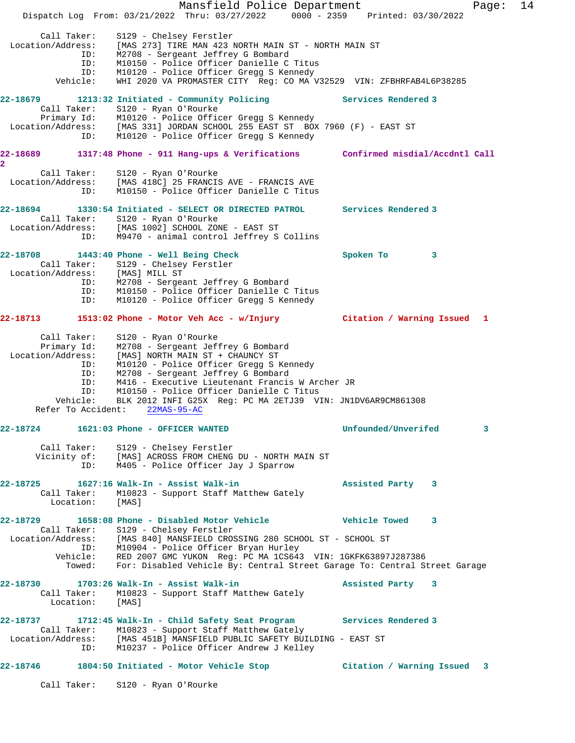```
    Call Taker:     S129 - Chelsey Ferstler
Location/Address:   [MAS 273] TIRE MAN 423 NORTH MAIN ST - NORTH MAIN ST
             ID:    M2708 - Sergeant Jeffrey G Bombard
             ID:    M10150 - Police Officer Danielle C Titus
             ID:    M10120 - Police Officer Gregg S Kennedy
        Vehicle:    WHI 2020 VA PROMASTER CITY  Reg: CO MA V32529  VIN: ZFBHRFAB4L6P38285

22-18679       1213:32 Initiated - Community Policing          Services Rendered 3
    Call Taker:     S120 - Ryan O'Rourke
    Primary Id:     M10120 - Police Officer Gregg S Kennedy
Location/Address:   [MAS 331] JORDAN SCHOOL 255 EAST ST  BOX 7960 (F) - EAST ST
             ID:    M10120 - Police Officer Gregg S Kennedy

22-18689       1317:48 Phone - 911 Hang-ups & Verifications    Confirmed misdial/Accdntl Call
2
    Call Taker:     S120 - Ryan O'Rourke
Location/Address:   [MAS 418C] 25 FRANCIS AVE - FRANCIS AVE
             ID:    M10150 - Police Officer Danielle C Titus

22-18694       1330:54 Initiated - SELECT OR DIRECTED PATROL   Services Rendered 3
    Call Taker:     S120 - Ryan O'Rourke
Location/Address:   [MAS 1002] SCHOOL ZONE - EAST ST
             ID:    M9470 - animal control Jeffrey S Collins

22-18708       1443:40 Phone - Well Being Check                Spoken To        3
    Call Taker:     S129 - Chelsey Ferstler
Location/Address:   [MAS] MILL ST
             ID:    M2708 - Sergeant Jeffrey G Bombard
             ID:    M10150 - Police Officer Danielle C Titus
             ID:    M10120 - Police Officer Gregg S Kennedy

22-18713       1513:02 Phone - Motor Veh Acc - w/Injury        Citation / Warning Issued   1

    Call Taker:     S120 - Ryan O'Rourke
    Primary Id:     M2708 - Sergeant Jeffrey G Bombard
Location/Address:   [MAS] NORTH MAIN ST + CHAUNCY ST
             ID:    M10120 - Police Officer Gregg S Kennedy
             ID:    M2708 - Sergeant Jeffrey G Bombard
             ID:    M416 - Executive Lieutenant Francis W Archer JR
             ID:    M10150 - Police Officer Danielle C Titus
        Vehicle:    BLK 2012 INFI G25X  Reg: PC MA 2ETJ39  VIN: JN1DV6AR9CM861308
   Refer To Accident:    22MAS-95-AC

22-18724       1621:03 Phone - OFFICER WANTED                  Unfounded/Unverifed        3

    Call Taker:     S129 - Chelsey Ferstler
   Vicinity of:     [MAS] ACROSS FROM CHENG DU - NORTH MAIN ST
             ID:    M405 - Police Officer Jay J Sparrow

22-18725       1627:16 Walk-In - Assist Walk-in                Assisted Party    3
    Call Taker:     M10823 - Support Staff Matthew Gately
      Location:     [MAS]

22-18729       1658:08 Phone - Disabled Motor Vehicle          Vehicle Towed     3
    Call Taker:     S129 - Chelsey Ferstler
Location/Address:   [MAS 840] MANSFIELD CROSSING 280 SCHOOL ST - SCHOOL ST
             ID:    M10904 - Police Officer Bryan Hurley
        Vehicle:    RED 2007 GMC YUKON  Reg: PC MA 1CS643  VIN: 1GKFK63897J287386
          Towed:    For: Disabled Vehicle By: Central Street Garage To: Central Street Garage

22-18730       1703:26 Walk-In - Assist Walk-in                Assisted Party    3
    Call Taker:     M10823 - Support Staff Matthew Gately
      Location:     [MAS]

22-18737       1712:45 Walk-In - Child Safety Seat Program     Services Rendered 3
    Call Taker:     M10823 - Support Staff Matthew Gately
Location/Address:   [MAS 451B] MANSFIELD PUBLIC SAFETY BUILDING - EAST ST
             ID:    M10237 - Police Officer Andrew J Kelley

22-18746       1804:50 Initiated - Motor Vehicle Stop          Citation / Warning Issued   3

    Call Taker:     S120 - Ryan O'Rourke
```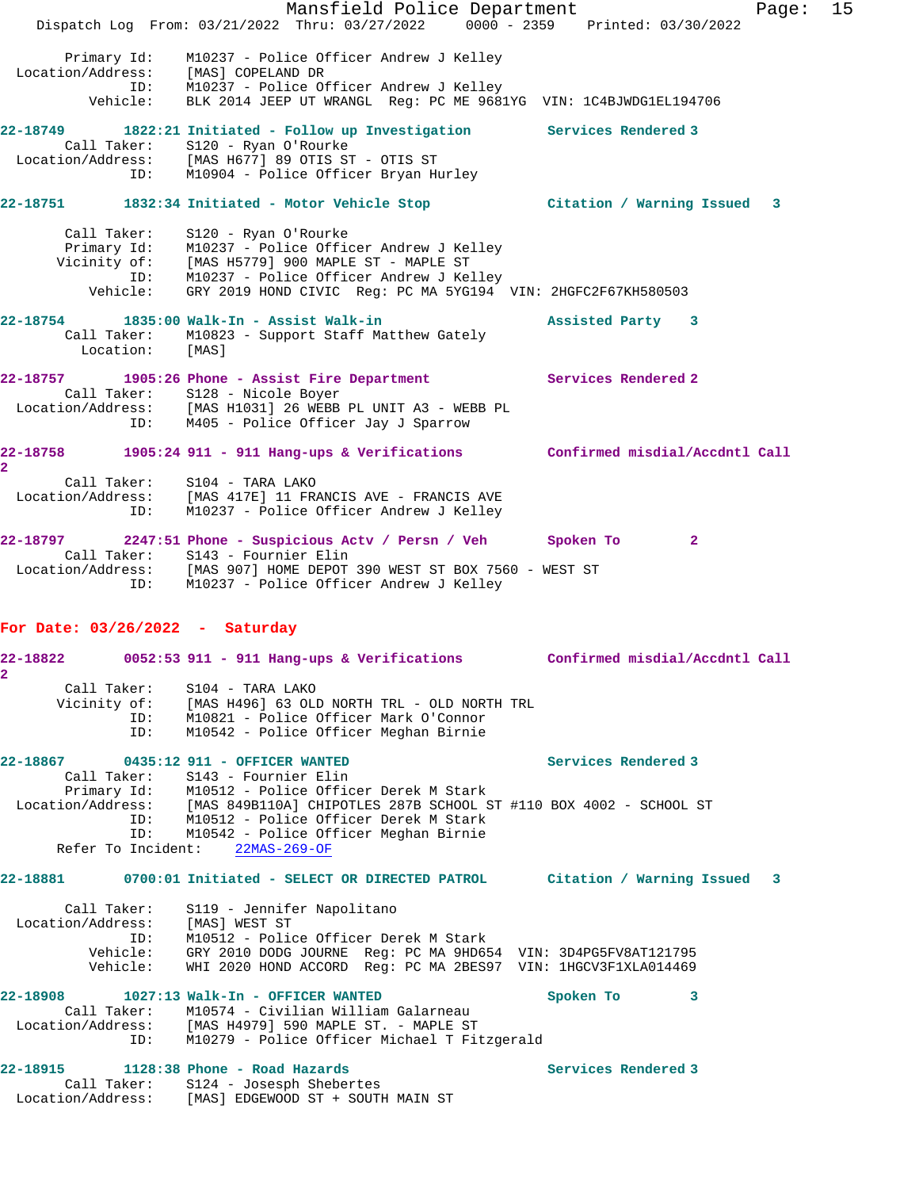Primary Id: M10237 - Police Officer Andrew J Kelley
Location/Address: [MAS] COPELAND DR
ID: M10237 - Police Officer Andrew J Kelley
Vehicle: BLK 2014 JEEP UT WRANGL Reg: PC ME 9681YG VIN: 1C4BJWDG1EL194706

**22-18749 1822:21 Initiated - Follow up Investigation** Services Rendered 3
Call Taker: S120 - Ryan O'Rourke
Location/Address: [MAS H677] 89 OTIS ST - OTIS ST
ID: M10904 - Police Officer Bryan Hurley

**22-18751 1832:34 Initiated - Motor Vehicle Stop** Citation / Warning Issued 3
Call Taker: S120 - Ryan O'Rourke
Primary Id: M10237 - Police Officer Andrew J Kelley
Vicinity of: [MAS H5779] 900 MAPLE ST - MAPLE ST
ID: M10237 - Police Officer Andrew J Kelley
Vehicle: GRY 2019 HOND CIVIC Reg: PC MA 5YG194 VIN: 2HGFC2F67KH580503

**22-18754 1835:00 Walk-In - Assist Walk-in** Assisted Party 3
Call Taker: M10823 - Support Staff Matthew Gately
Location: [MAS]

**22-18757 1905:26 Phone - Assist Fire Department** Services Rendered 2
Call Taker: S128 - Nicole Boyer
Location/Address: [MAS H1031] 26 WEBB PL UNIT A3 - WEBB PL
ID: M405 - Police Officer Jay J Sparrow

**22-18758 1905:24 911 - 911 Hang-ups & Verifications** Confirmed misdial/Accdntl Call 2
Call Taker: S104 - TARA LAKO
Location/Address: [MAS 417E] 11 FRANCIS AVE - FRANCIS AVE
ID: M10237 - Police Officer Andrew J Kelley

**22-18797 2247:51 Phone - Suspicious Actv / Persn / Veh** Spoken To 2
Call Taker: S143 - Fournier Elin
Location/Address: [MAS 907] HOME DEPOT 390 WEST ST BOX 7560 - WEST ST
ID: M10237 - Police Officer Andrew J Kelley

## For Date: 03/26/2022 - Saturday

**22-18822 0052:53 911 - 911 Hang-ups & Verifications** Confirmed misdial/Accdntl Call 2
Call Taker: S104 - TARA LAKO
Vicinity of: [MAS H496] 63 OLD NORTH TRL - OLD NORTH TRL
ID: M10821 - Police Officer Mark O'Connor
ID: M10542 - Police Officer Meghan Birnie

**22-18867 0435:12 911 - OFFICER WANTED** Services Rendered 3
Call Taker: S143 - Fournier Elin
Primary Id: M10512 - Police Officer Derek M Stark
Location/Address: [MAS 849B110A] CHIPOTLES 287B SCHOOL ST #110 BOX 4002 - SCHOOL ST
ID: M10512 - Police Officer Derek M Stark
ID: M10542 - Police Officer Meghan Birnie
Refer To Incident: 22MAS-269-OF

**22-18881 0700:01 Initiated - SELECT OR DIRECTED PATROL** Citation / Warning Issued 3
Call Taker: S119 - Jennifer Napolitano
Location/Address: [MAS] WEST ST
ID: M10512 - Police Officer Derek M Stark
Vehicle: GRY 2010 DODG JOURNE Reg: PC MA 9HD654 VIN: 3D4PG5FV8AT121795
Vehicle: WHI 2020 HOND ACCORD Reg: PC MA 2BES97 VIN: 1HGCV3F1XLA014469

**22-18908 1027:13 Walk-In - OFFICER WANTED** Spoken To 3
Call Taker: M10574 - Civilian William Galarneau
Location/Address: [MAS H4979] 590 MAPLE ST. - MAPLE ST
ID: M10279 - Police Officer Michael T Fitzgerald

**22-18915 1128:38 Phone - Road Hazards** Services Rendered 3
Call Taker: S124 - Josesph Shebertes
Location/Address: [MAS] EDGEWOOD ST + SOUTH MAIN ST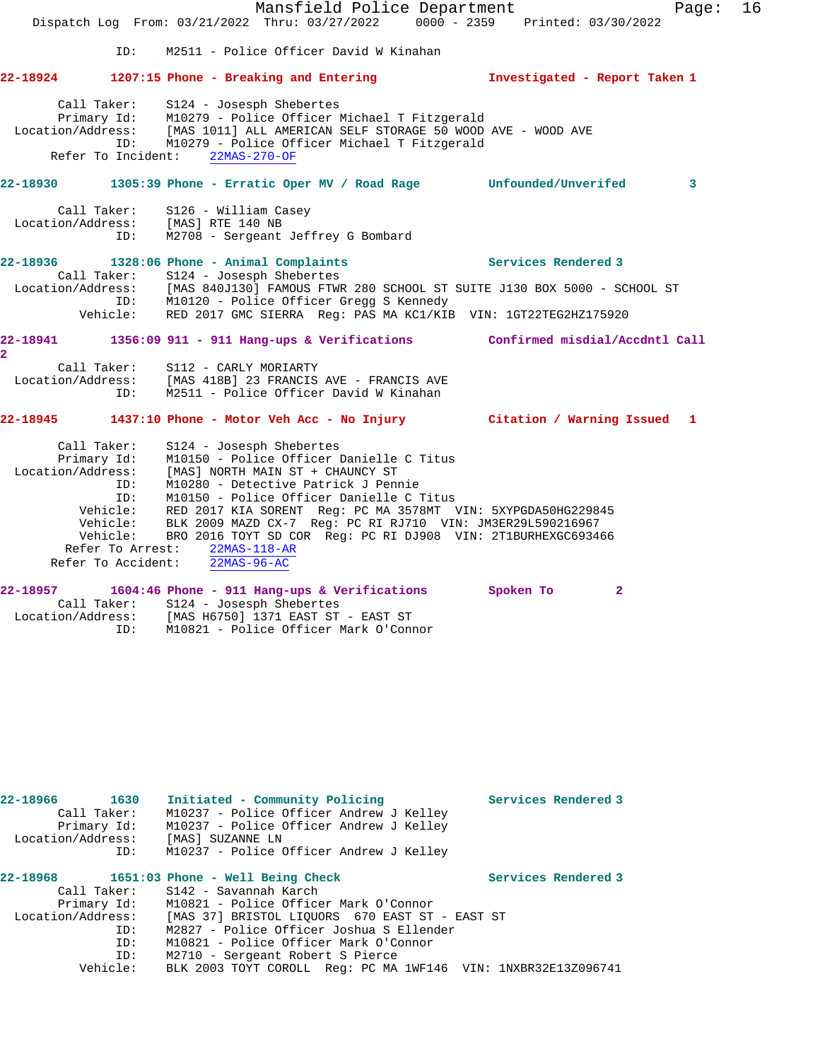ID: M2511 - Police Officer David W Kinahan

**22-18924 1207:15 Phone - Breaking and Entering** Investigated - Report Taken 1

Call Taker: S124 - Josesph Shebertes
Primary Id: M10279 - Police Officer Michael T Fitzgerald
Location/Address: [MAS 1011] ALL AMERICAN SELF STORAGE 50 WOOD AVE - WOOD AVE
ID: M10279 - Police Officer Michael T Fitzgerald
Refer To Incident: 22MAS-270-OF

**22-18930 1305:39 Phone - Erratic Oper MV / Road Rage** Unfounded/Unverifed 3

Call Taker: S126 - William Casey
Location/Address: [MAS] RTE 140 NB
ID: M2708 - Sergeant Jeffrey G Bombard

**22-18936 1328:06 Phone - Animal Complaints** Services Rendered 3

Call Taker: S124 - Josesph Shebertes
Location/Address: [MAS 840J130] FAMOUS FTWR 280 SCHOOL ST SUITE J130 BOX 5000 - SCHOOL ST
ID: M10120 - Police Officer Gregg S Kennedy
Vehicle: RED 2017 GMC SIERRA Reg: PAS MA KC1/KIB VIN: 1GT22TEG2HZ175920

**22-18941 1356:09 911 - 911 Hang-ups & Verifications** Confirmed misdial/Accdntl Call 2

Call Taker: S112 - CARLY MORIARTY
Location/Address: [MAS 418B] 23 FRANCIS AVE - FRANCIS AVE
ID: M2511 - Police Officer David W Kinahan

**22-18945 1437:10 Phone - Motor Veh Acc - No Injury** Citation / Warning Issued 1

Call Taker: S124 - Josesph Shebertes
Primary Id: M10150 - Police Officer Danielle C Titus
Location/Address: [MAS] NORTH MAIN ST + CHAUNCY ST
ID: M10280 - Detective Patrick J Pennie
ID: M10150 - Police Officer Danielle C Titus
Vehicle: RED 2017 KIA SORENT Reg: PC MA 3578MT VIN: 5XYPGDA50HG229845
Vehicle: BLK 2009 MAZD CX-7 Reg: PC RI RJ710 VIN: JM3ER29L590216967
Vehicle: BRO 2016 TOYT SD COR Reg: PC RI DJ908 VIN: 2T1BURHEXGC693466
Refer To Arrest: 22MAS-118-AR
Refer To Accident: 22MAS-96-AC

**22-18957 1604:46 Phone - 911 Hang-ups & Verifications** Spoken To 2

Call Taker: S124 - Josesph Shebertes
Location/Address: [MAS H6750] 1371 EAST ST - EAST ST
ID: M10821 - Police Officer Mark O'Connor

**22-18966 1630 Initiated - Community Policing** Services Rendered 3

Call Taker: M10237 - Police Officer Andrew J Kelley
Primary Id: M10237 - Police Officer Andrew J Kelley
Location/Address: [MAS] SUZANNE LN
ID: M10237 - Police Officer Andrew J Kelley

**22-18968 1651:03 Phone - Well Being Check** Services Rendered 3

Call Taker: S142 - Savannah Karch
Primary Id: M10821 - Police Officer Mark O'Connor
Location/Address: [MAS 37] BRISTOL LIQUORS 670 EAST ST - EAST ST
ID: M2827 - Police Officer Joshua S Ellender
ID: M10821 - Police Officer Mark O'Connor
ID: M2710 - Sergeant Robert S Pierce
Vehicle: BLK 2003 TOYT COROLL Reg: PC MA 1WF146 VIN: 1NXBR32E13Z096741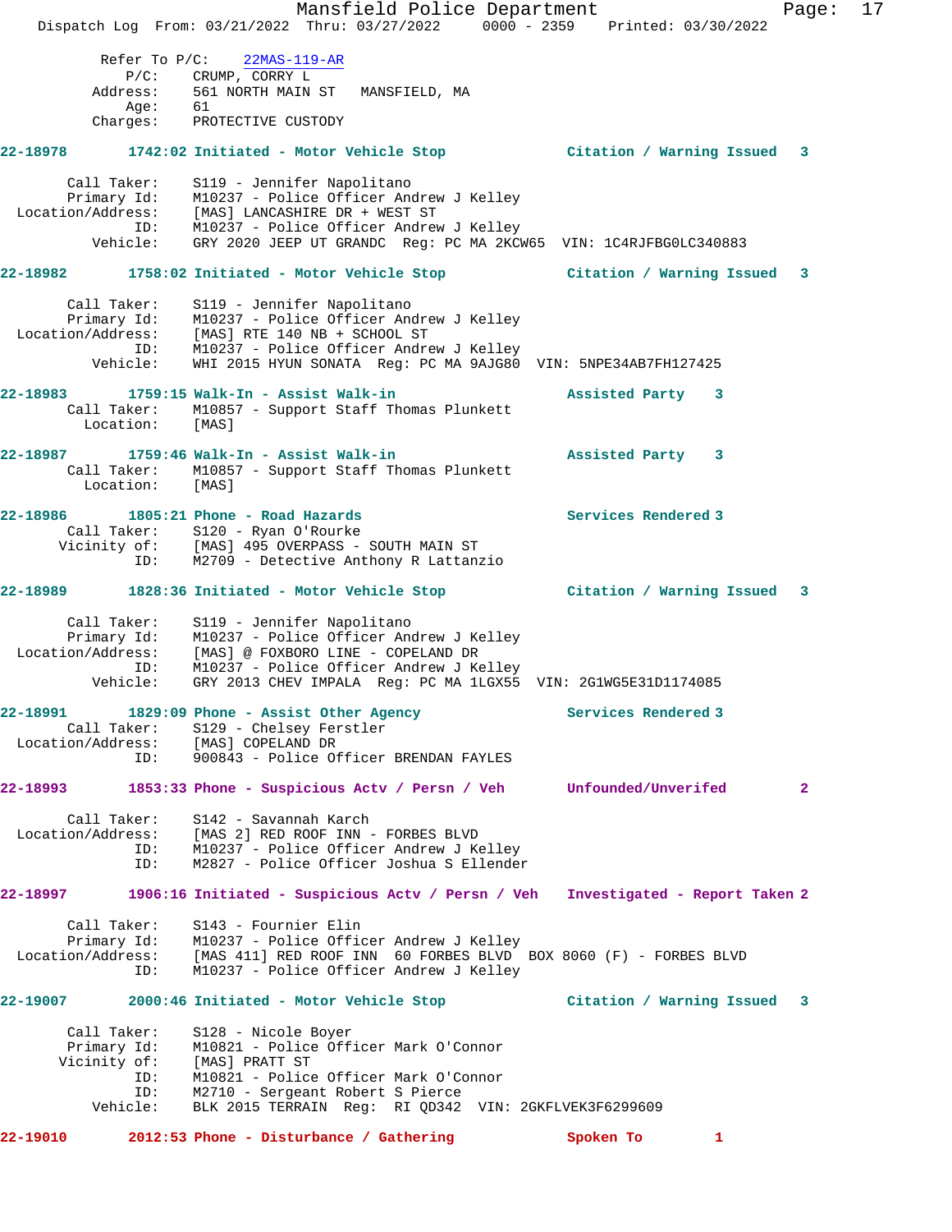Refer To P/C: 22MAS-119-AR
P/C: CRUMP, CORRY L
Address: 561 NORTH MAIN ST MANSFIELD, MA
Age: 61
Charges: PROTECTIVE CUSTODY

**22-18978 1742:02 Initiated - Motor Vehicle Stop Citation / Warning Issued 3**

Call Taker: S119 - Jennifer Napolitano
Primary Id: M10237 - Police Officer Andrew J Kelley
Location/Address: [MAS] LANCASHIRE DR + WEST ST
ID: M10237 - Police Officer Andrew J Kelley
Vehicle: GRY 2020 JEEP UT GRANDC Reg: PC MA 2KCW65 VIN: 1C4RJFBG0LC340883

**22-18982 1758:02 Initiated - Motor Vehicle Stop Citation / Warning Issued 3**

Call Taker: S119 - Jennifer Napolitano
Primary Id: M10237 - Police Officer Andrew J Kelley
Location/Address: [MAS] RTE 140 NB + SCHOOL ST
ID: M10237 - Police Officer Andrew J Kelley
Vehicle: WHI 2015 HYUN SONATA Reg: PC MA 9AJG80 VIN: 5NPE34AB7FH127425

**22-18983 1759:15 Walk-In - Assist Walk-in Assisted Party 3**
Call Taker: M10857 - Support Staff Thomas Plunkett
Location: [MAS]

**22-18987 1759:46 Walk-In - Assist Walk-in Assisted Party 3**
Call Taker: M10857 - Support Staff Thomas Plunkett
Location: [MAS]

**22-18986 1805:21 Phone - Road Hazards Services Rendered 3**
Call Taker: S120 - Ryan O'Rourke
Vicinity of: [MAS] 495 OVERPASS - SOUTH MAIN ST
ID: M2709 - Detective Anthony R Lattanzio

**22-18989 1828:36 Initiated - Motor Vehicle Stop Citation / Warning Issued 3**

Call Taker: S119 - Jennifer Napolitano
Primary Id: M10237 - Police Officer Andrew J Kelley
Location/Address: [MAS] @ FOXBORO LINE - COPELAND DR
ID: M10237 - Police Officer Andrew J Kelley
Vehicle: GRY 2013 CHEV IMPALA Reg: PC MA 1LGX55 VIN: 2G1WG5E31D1174085

**22-18991 1829:09 Phone - Assist Other Agency Services Rendered 3**
Call Taker: S129 - Chelsey Ferstler
Location/Address: [MAS] COPELAND DR
ID: 900843 - Police Officer BRENDAN FAYLES

**22-18993 1853:33 Phone - Suspicious Actv / Persn / Veh Unfounded/Unverifed 2**

Call Taker: S142 - Savannah Karch
Location/Address: [MAS 2] RED ROOF INN - FORBES BLVD
ID: M10237 - Police Officer Andrew J Kelley
ID: M2827 - Police Officer Joshua S Ellender

**22-18997 1906:16 Initiated - Suspicious Actv / Persn / Veh Investigated - Report Taken 2**

Call Taker: S143 - Fournier Elin
Primary Id: M10237 - Police Officer Andrew J Kelley
Location/Address: [MAS 411] RED ROOF INN 60 FORBES BLVD BOX 8060 (F) - FORBES BLVD
ID: M10237 - Police Officer Andrew J Kelley

**22-19007 2000:46 Initiated - Motor Vehicle Stop Citation / Warning Issued 3**

Call Taker: S128 - Nicole Boyer
Primary Id: M10821 - Police Officer Mark O'Connor
Vicinity of: [MAS] PRATT ST
ID: M10821 - Police Officer Mark O'Connor
ID: M2710 - Sergeant Robert S Pierce
Vehicle: BLK 2015 TERRAIN Reg: RI QD342 VIN: 2GKFLVEK3F6299609

**22-19010 2012:53 Phone - Disturbance / Gathering Spoken To 1**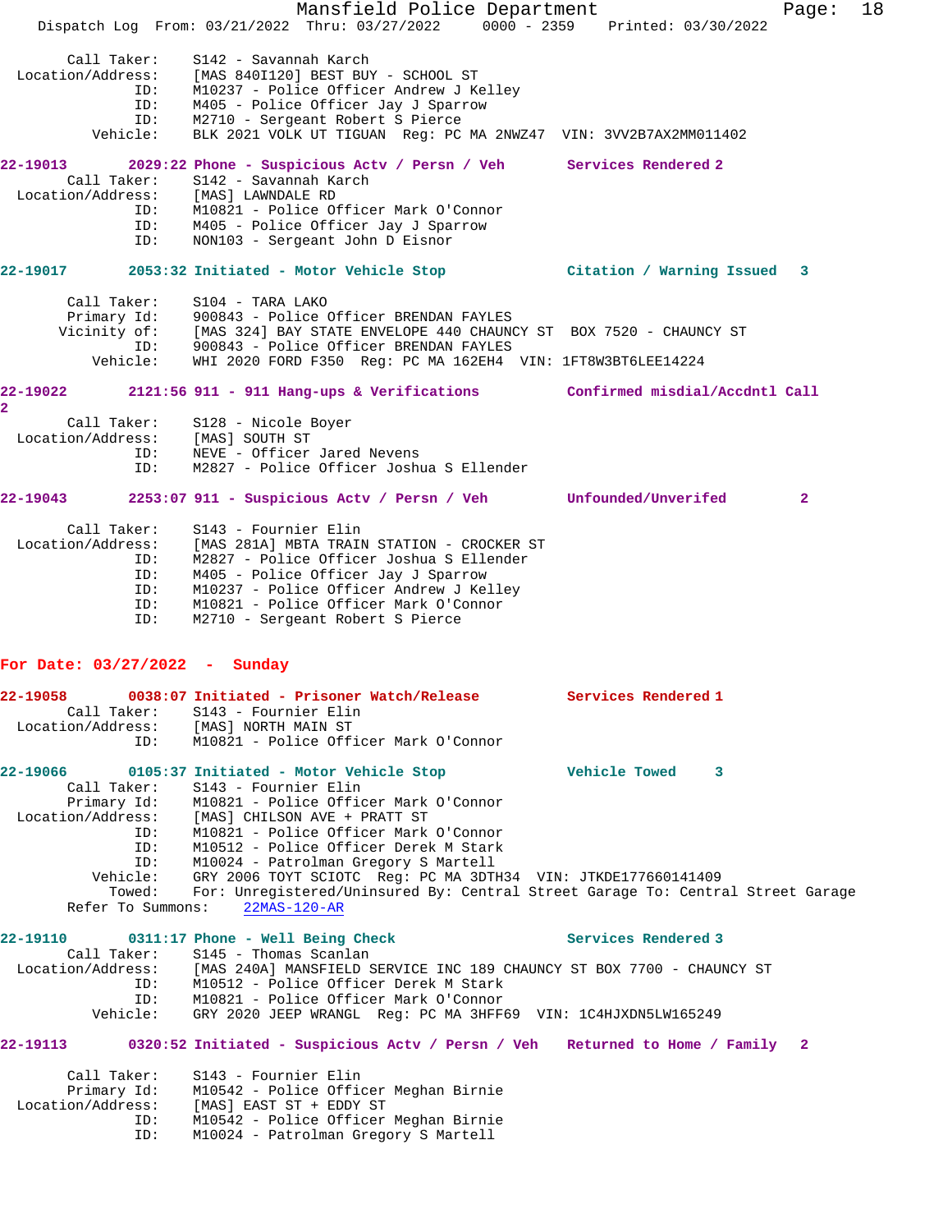```
        Call Taker:    S142 - Savannah Karch
  Location/Address:    [MAS 840I120] BEST BUY - SCHOOL ST
                ID:    M10237 - Police Officer Andrew J Kelley
                ID:    M405 - Police Officer Jay J Sparrow
                ID:    M2710 - Sergeant Robert S Pierce
           Vehicle:    BLK 2021 VOLK UT TIGUAN  Reg: PC MA 2NWZ47  VIN: 3VV2B7AX2MM011402
```

**22-19013        2029:22 Phone - Suspicious Actv / Persn / Veh        Services Rendered 2**

```
        Call Taker:    S142 - Savannah Karch
  Location/Address:    [MAS] LAWNDALE RD
                ID:    M10821 - Police Officer Mark O'Connor
                ID:    M405 - Police Officer Jay J Sparrow
                ID:    NON103 - Sergeant John D Eisnor
```

**22-19017        2053:32 Initiated - Motor Vehicle Stop        Citation / Warning Issued   3**

```
        Call Taker:    S104 - TARA LAKO
        Primary Id:    900843 - Police Officer BRENDAN FAYLES
       Vicinity of:    [MAS 324] BAY STATE ENVELOPE 440 CHAUNCY ST  BOX 7520 - CHAUNCY ST
                ID:    900843 - Police Officer BRENDAN FAYLES
           Vehicle:    WHI 2020 FORD F350  Reg: PC MA 162EH4  VIN: 1FT8W3BT6LEE14224
```

**22-19022        2121:56 911 - 911 Hang-ups & Verifications        Confirmed misdial/Accdntl Call 2**

```
        Call Taker:    S128 - Nicole Boyer
  Location/Address:    [MAS] SOUTH ST
                ID:    NEVE - Officer Jared Nevens
                ID:    M2827 - Police Officer Joshua S Ellender
```

**22-19043        2253:07 911 - Suspicious Actv / Persn / Veh        Unfounded/Unverifed        2**

```
        Call Taker:    S143 - Fournier Elin
  Location/Address:    [MAS 281A] MBTA TRAIN STATION - CROCKER ST
                ID:    M2827 - Police Officer Joshua S Ellender
                ID:    M405 - Police Officer Jay J Sparrow
                ID:    M10237 - Police Officer Andrew J Kelley
                ID:    M10821 - Police Officer Mark O'Connor
                ID:    M2710 - Sergeant Robert S Pierce
```

**For Date: 03/27/2022  -  Sunday**

**22-19058        0038:07 Initiated - Prisoner Watch/Release        Services Rendered 1**

```
        Call Taker:    S143 - Fournier Elin
  Location/Address:    [MAS] NORTH MAIN ST
                ID:    M10821 - Police Officer Mark O'Connor
```

**22-19066        0105:37 Initiated - Motor Vehicle Stop        Vehicle Towed     3**

```
        Call Taker:    S143 - Fournier Elin
        Primary Id:    M10821 - Police Officer Mark O'Connor
  Location/Address:    [MAS] CHILSON AVE + PRATT ST
                ID:    M10821 - Police Officer Mark O'Connor
                ID:    M10512 - Police Officer Derek M Stark
                ID:    M10024 - Patrolman Gregory S Martell
           Vehicle:    GRY 2006 TOYT SCIOTC  Reg: PC MA 3DTH34  VIN: JTKDE177660141409
             Towed:    For: Unregistered/Uninsured By: Central Street Garage To: Central Street Garage
  Refer To Summons:    22MAS-120-AR
```

**22-19110        0311:17 Phone - Well Being Check        Services Rendered 3**

```
        Call Taker:    S145 - Thomas Scanlan
  Location/Address:    [MAS 240A] MANSFIELD SERVICE INC 189 CHAUNCY ST BOX 7700 - CHAUNCY ST
                ID:    M10512 - Police Officer Derek M Stark
                ID:    M10821 - Police Officer Mark O'Connor
           Vehicle:    GRY 2020 JEEP WRANGL  Reg: PC MA 3HFF69  VIN: 1C4HJXDN5LW165249
```

**22-19113        0320:52 Initiated - Suspicious Actv / Persn / Veh        Returned to Home / Family   2**

```
        Call Taker:    S143 - Fournier Elin
        Primary Id:    M10542 - Police Officer Meghan Birnie
  Location/Address:    [MAS] EAST ST + EDDY ST
                ID:    M10542 - Police Officer Meghan Birnie
                ID:    M10024 - Patrolman Gregory S Martell
```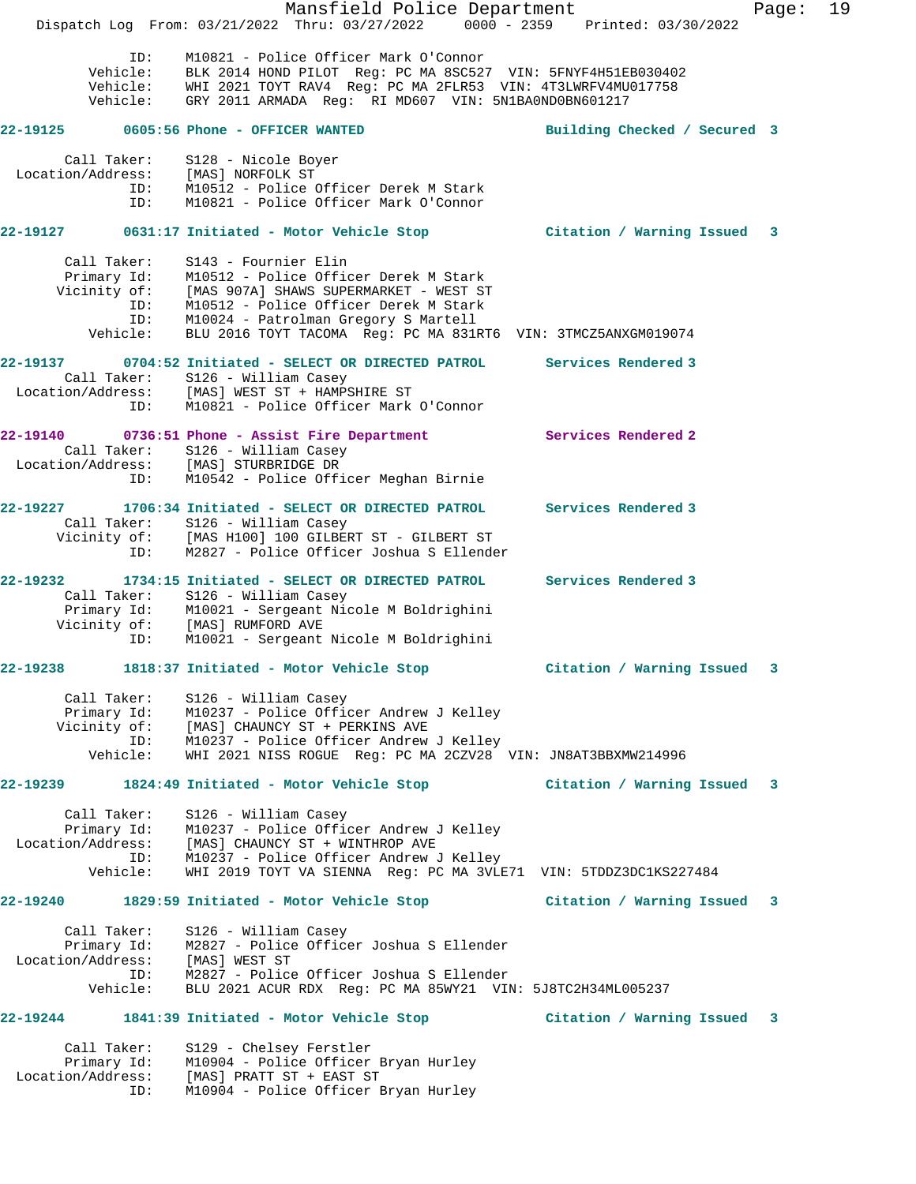```
            ID:      M10821 - Police Officer Mark O'Connor
       Vehicle:      BLK 2014 HOND PILOT  Reg: PC MA 8SC527  VIN: 5FNYF4H51EB030402
       Vehicle:      WHI 2021 TOYT RAV4  Reg: PC MA 2FLR53  VIN: 4T3LWRFV4MU017758
       Vehicle:      GRY 2011 ARMADA  Reg:  RI MD607  VIN: 5N1BA0ND0BN601217

22-19125        0605:56 Phone - OFFICER WANTED                    Building Checked / Secured  3

       Call Taker:   S128 - Nicole Boyer
 Location/Address:   [MAS] NORFOLK ST
            ID:      M10512 - Police Officer Derek M Stark
            ID:      M10821 - Police Officer Mark O'Connor

22-19127        0631:17 Initiated - Motor Vehicle Stop            Citation / Warning Issued   3

       Call Taker:   S143 - Fournier Elin
       Primary Id:   M10512 - Police Officer Derek M Stark
      Vicinity of:   [MAS 907A] SHAWS SUPERMARKET - WEST ST
            ID:      M10512 - Police Officer Derek M Stark
            ID:      M10024 - Patrolman Gregory S Martell
       Vehicle:      BLU 2016 TOYT TACOMA  Reg: PC MA 831RT6  VIN: 3TMCZ5ANXGM019074

22-19137        0704:52 Initiated - SELECT OR DIRECTED PATROL      Services Rendered 3
       Call Taker:   S126 - William Casey
 Location/Address:   [MAS] WEST ST + HAMPSHIRE ST
            ID:      M10821 - Police Officer Mark O'Connor

22-19140        0736:51 Phone - Assist Fire Department             Services Rendered 2
       Call Taker:   S126 - William Casey
 Location/Address:   [MAS] STURBRIDGE DR
            ID:      M10542 - Police Officer Meghan Birnie

22-19227        1706:34 Initiated - SELECT OR DIRECTED PATROL      Services Rendered 3
       Call Taker:   S126 - William Casey
      Vicinity of:   [MAS H100] 100 GILBERT ST - GILBERT ST
            ID:      M2827 - Police Officer Joshua S Ellender

22-19232        1734:15 Initiated - SELECT OR DIRECTED PATROL      Services Rendered 3
       Call Taker:   S126 - William Casey
       Primary Id:   M10021 - Sergeant Nicole M Boldrighini
      Vicinity of:   [MAS] RUMFORD AVE
            ID:      M10021 - Sergeant Nicole M Boldrighini

22-19238        1818:37 Initiated - Motor Vehicle Stop            Citation / Warning Issued   3

       Call Taker:   S126 - William Casey
       Primary Id:   M10237 - Police Officer Andrew J Kelley
      Vicinity of:   [MAS] CHAUNCY ST + PERKINS AVE
            ID:      M10237 - Police Officer Andrew J Kelley
       Vehicle:      WHI 2021 NISS ROGUE  Reg: PC MA 2CZV28  VIN: JN8AT3BBXMW214996

22-19239        1824:49 Initiated - Motor Vehicle Stop            Citation / Warning Issued   3

       Call Taker:   S126 - William Casey
       Primary Id:   M10237 - Police Officer Andrew J Kelley
 Location/Address:   [MAS] CHAUNCY ST + WINTHROP AVE
            ID:      M10237 - Police Officer Andrew J Kelley
       Vehicle:      WHI 2019 TOYT VA SIENNA  Reg: PC MA 3VLE71  VIN: 5TDDZ3DC1KS227484

22-19240        1829:59 Initiated - Motor Vehicle Stop            Citation / Warning Issued   3

       Call Taker:   S126 - William Casey
       Primary Id:   M2827 - Police Officer Joshua S Ellender
 Location/Address:   [MAS] WEST ST
            ID:      M2827 - Police Officer Joshua S Ellender
       Vehicle:      BLU 2021 ACUR RDX  Reg: PC MA 85WY21  VIN: 5J8TC2H34ML005237

22-19244        1841:39 Initiated - Motor Vehicle Stop            Citation / Warning Issued   3

       Call Taker:   S129 - Chelsey Ferstler
       Primary Id:   M10904 - Police Officer Bryan Hurley
 Location/Address:   [MAS] PRATT ST + EAST ST
            ID:      M10904 - Police Officer Bryan Hurley
```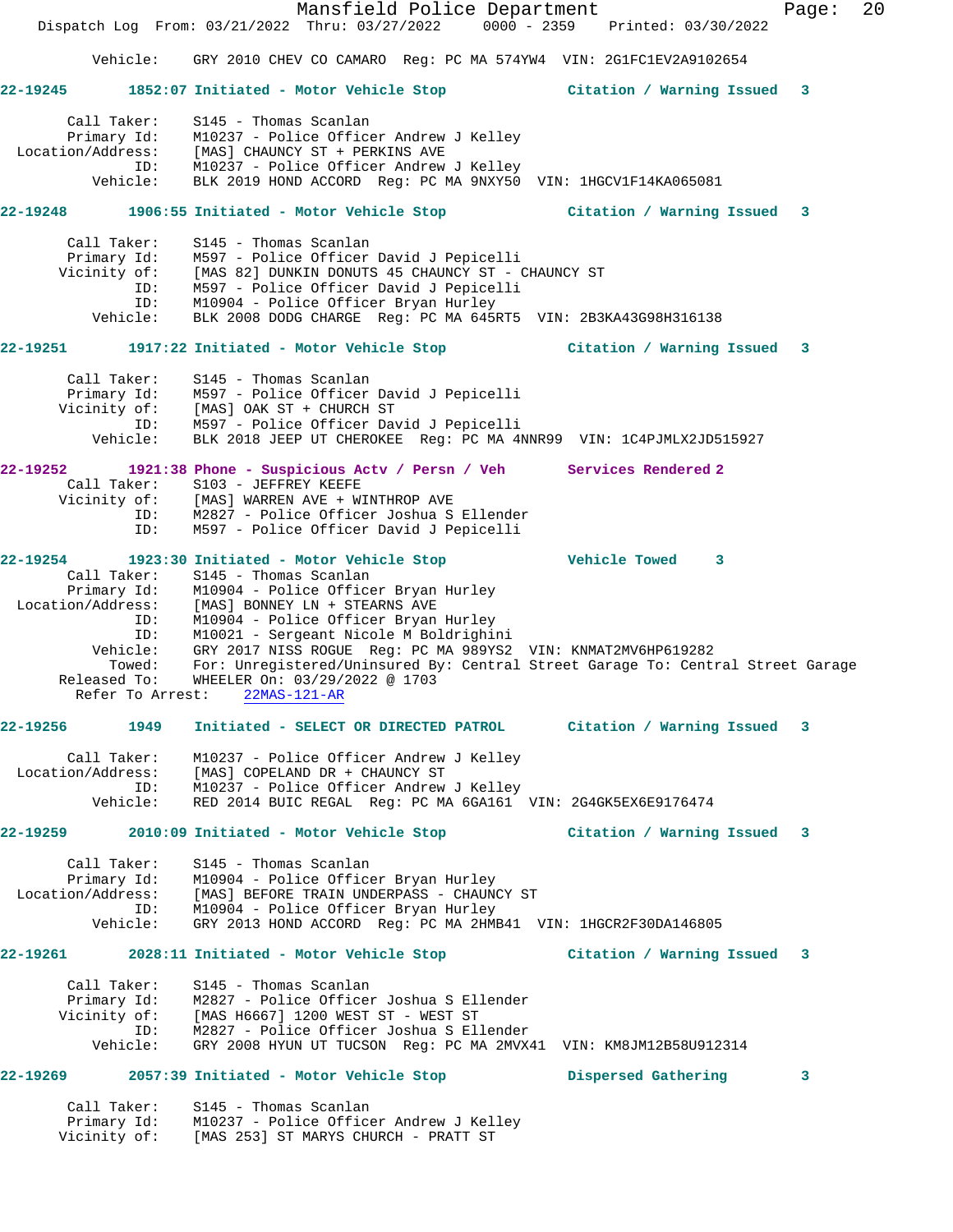Vehicle: GRY 2010 CHEV CO CAMARO Reg: PC MA 574YW4 VIN: 2G1FC1EV2A9102654

**22-19245 1852:07 Initiated - Motor Vehicle Stop Citation / Warning Issued 3**

Call Taker: S145 - Thomas Scanlan
Primary Id: M10237 - Police Officer Andrew J Kelley
Location/Address: [MAS] CHAUNCY ST + PERKINS AVE
ID: M10237 - Police Officer Andrew J Kelley
Vehicle: BLK 2019 HOND ACCORD Reg: PC MA 9NXY50 VIN: 1HGCV1F14KA065081

**22-19248 1906:55 Initiated - Motor Vehicle Stop Citation / Warning Issued 3**

Call Taker: S145 - Thomas Scanlan
Primary Id: M597 - Police Officer David J Pepicelli
Vicinity of: [MAS 82] DUNKIN DONUTS 45 CHAUNCY ST - CHAUNCY ST
ID: M597 - Police Officer David J Pepicelli
ID: M10904 - Police Officer Bryan Hurley
Vehicle: BLK 2008 DODG CHARGE Reg: PC MA 645RT5 VIN: 2B3KA43G98H316138

**22-19251 1917:22 Initiated - Motor Vehicle Stop Citation / Warning Issued 3**

Call Taker: S145 - Thomas Scanlan
Primary Id: M597 - Police Officer David J Pepicelli
Vicinity of: [MAS] OAK ST + CHURCH ST
ID: M597 - Police Officer David J Pepicelli
Vehicle: BLK 2018 JEEP UT CHEROKEE Reg: PC MA 4NNR99 VIN: 1C4PJMLX2JD515927

**22-19252 1921:38 Phone - Suspicious Actv / Persn / Veh Services Rendered 2**

Call Taker: S103 - JEFFREY KEEFE
Vicinity of: [MAS] WARREN AVE + WINTHROP AVE
ID: M2827 - Police Officer Joshua S Ellender
ID: M597 - Police Officer David J Pepicelli

**22-19254 1923:30 Initiated - Motor Vehicle Stop Vehicle Towed 3**

Call Taker: S145 - Thomas Scanlan
Primary Id: M10904 - Police Officer Bryan Hurley
Location/Address: [MAS] BONNEY LN + STEARNS AVE
ID: M10904 - Police Officer Bryan Hurley
ID: M10021 - Sergeant Nicole M Boldrighini
Vehicle: GRY 2017 NISS ROGUE Reg: PC MA 989YS2 VIN: KNMAT2MV6HP619282
Towed: For: Unregistered/Uninsured By: Central Street Garage To: Central Street Garage
Released To: WHEELER On: 03/29/2022 @ 1703
Refer To Arrest: 22MAS-121-AR

**22-19256 1949 Initiated - SELECT OR DIRECTED PATROL Citation / Warning Issued 3**

Call Taker: M10237 - Police Officer Andrew J Kelley
Location/Address: [MAS] COPELAND DR + CHAUNCY ST
ID: M10237 - Police Officer Andrew J Kelley
Vehicle: RED 2014 BUIC REGAL Reg: PC MA 6GA161 VIN: 2G4GK5EX6E9176474

**22-19259 2010:09 Initiated - Motor Vehicle Stop Citation / Warning Issued 3**

Call Taker: S145 - Thomas Scanlan
Primary Id: M10904 - Police Officer Bryan Hurley
Location/Address: [MAS] BEFORE TRAIN UNDERPASS - CHAUNCY ST
ID: M10904 - Police Officer Bryan Hurley
Vehicle: GRY 2013 HOND ACCORD Reg: PC MA 2HMB41 VIN: 1HGCR2F30DA146805

**22-19261 2028:11 Initiated - Motor Vehicle Stop Citation / Warning Issued 3**

Call Taker: S145 - Thomas Scanlan
Primary Id: M2827 - Police Officer Joshua S Ellender
Vicinity of: [MAS H6667] 1200 WEST ST - WEST ST
ID: M2827 - Police Officer Joshua S Ellender
Vehicle: GRY 2008 HYUN UT TUCSON Reg: PC MA 2MVX41 VIN: KM8JM12B58U912314

**22-19269 2057:39 Initiated - Motor Vehicle Stop Dispersed Gathering 3**

Call Taker: S145 - Thomas Scanlan
Primary Id: M10237 - Police Officer Andrew J Kelley
Vicinity of: [MAS 253] ST MARYS CHURCH - PRATT ST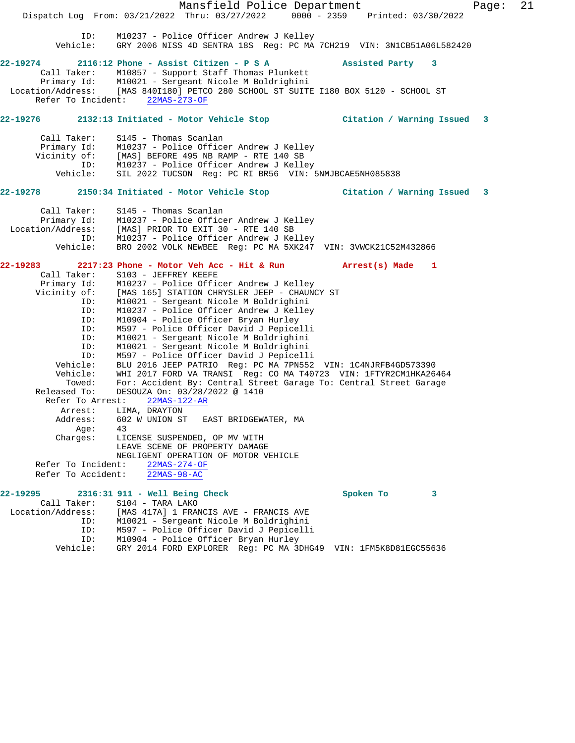```
            ID:     M10237 - Police Officer Andrew J Kelley
       Vehicle:     GRY 2006 NISS 4D SENTRA 18S  Reg: PC MA 7CH219  VIN: 3N1CB51A06L582420
```

**22-19274        2116:12 Phone - Assist Citizen - P S A              Assisted Party    3**

```
    Call Taker:     M10857 - Support Staff Thomas Plunkett
    Primary Id:     M10021 - Sergeant Nicole M Boldrighini
 Location/Address:  [MAS 840I180] PETCO 280 SCHOOL ST SUITE I180 BOX 5120 - SCHOOL ST
      Refer To Incident:    22MAS-273-OF
```

**22-19276        2132:13 Initiated - Motor Vehicle Stop              Citation / Warning Issued   3**

```
    Call Taker:     S145 - Thomas Scanlan
    Primary Id:     M10237 - Police Officer Andrew J Kelley
   Vicinity of:     [MAS] BEFORE 495 NB RAMP - RTE 140 SB
            ID:     M10237 - Police Officer Andrew J Kelley
       Vehicle:     SIL 2022 TUCSON  Reg: PC RI BR56  VIN: 5NMJBCAE5NH085838
```

**22-19278        2150:34 Initiated - Motor Vehicle Stop              Citation / Warning Issued   3**

```
    Call Taker:     S145 - Thomas Scanlan
    Primary Id:     M10237 - Police Officer Andrew J Kelley
 Location/Address:  [MAS] PRIOR TO EXIT 30 - RTE 140 SB
            ID:     M10237 - Police Officer Andrew J Kelley
       Vehicle:     BRO 2002 VOLK NEWBEE  Reg: PC MA 5XK247  VIN: 3VWCK21C52M432866
```

**22-19283        2217:23 Phone - Motor Veh Acc - Hit & Run           Arrest(s) Made    1**

```
    Call Taker:     S103 - JEFFREY KEEFE
    Primary Id:     M10237 - Police Officer Andrew J Kelley
   Vicinity of:     [MAS 165] STATION CHRYSLER JEEP - CHAUNCY ST
            ID:     M10021 - Sergeant Nicole M Boldrighini
            ID:     M10237 - Police Officer Andrew J Kelley
            ID:     M10904 - Police Officer Bryan Hurley
            ID:     M597 - Police Officer David J Pepicelli
            ID:     M10021 - Sergeant Nicole M Boldrighini
            ID:     M10021 - Sergeant Nicole M Boldrighini
            ID:     M597 - Police Officer David J Pepicelli
       Vehicle:     BLU 2016 JEEP PATRIO  Reg: PC MA 7PN552  VIN: 1C4NJRFB4GD573390
       Vehicle:     WHI 2017 FORD VA TRANSI  Reg: CO MA T40723  VIN: 1FTYR2CM1HKA26464
         Towed:     For: Accident By: Central Street Garage To: Central Street Garage
   Released To:     DESOUZA On: 03/28/2022 @ 1410
     Refer To Arrest:    22MAS-122-AR
        Arrest:     LIMA, DRAYTON
       Address:     602 W UNION ST   EAST BRIDGEWATER, MA
           Age:     43
       Charges:     LICENSE SUSPENDED, OP MV WITH
                    LEAVE SCENE OF PROPERTY DAMAGE
                    NEGLIGENT OPERATION OF MOTOR VEHICLE
      Refer To Incident:    22MAS-274-OF
      Refer To Accident:    22MAS-98-AC
```

**22-19295        2316:31 911 - Well Being Check                      Spoken To         3**

```
    Call Taker:     S104 - TARA LAKO
 Location/Address:  [MAS 417A] 1 FRANCIS AVE - FRANCIS AVE
            ID:     M10021 - Sergeant Nicole M Boldrighini
            ID:     M597 - Police Officer David J Pepicelli
            ID:     M10904 - Police Officer Bryan Hurley
       Vehicle:     GRY 2014 FORD EXPLORER  Reg: PC MA 3DHG49  VIN: 1FM5K8D81EGC55636
```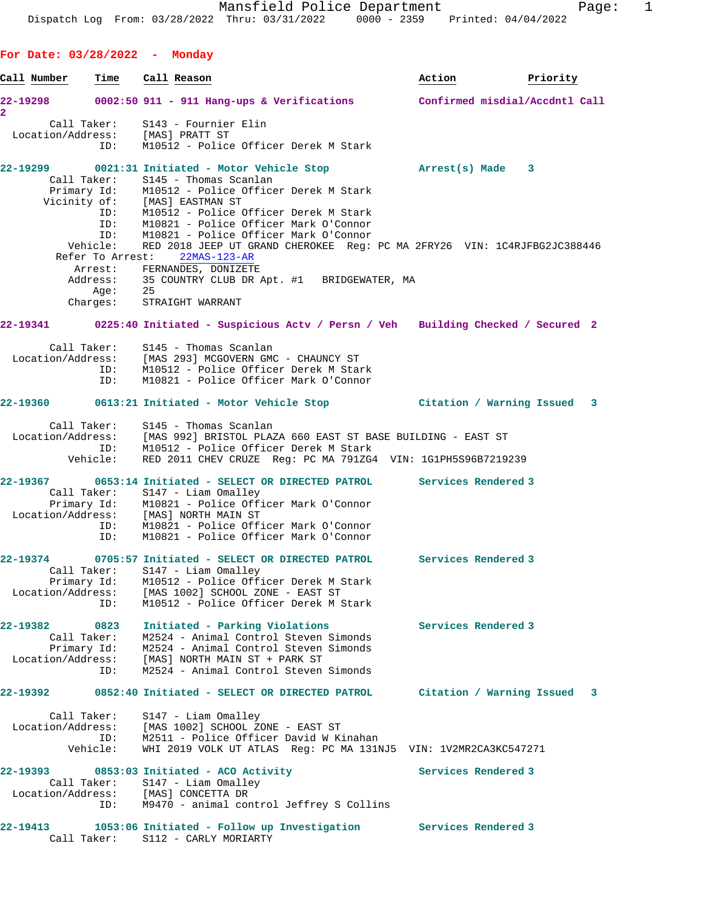Mansfield Police Department
Dispatch Log From: 03/28/2022 Thru: 03/31/2022 0000 - 2359 Printed: 04/04/2022

## For Date: 03/28/2022 - Monday

```
Call Number    Time    Call Reason                              Action              Priority

22-19298       0002:50 911 - 911 Hang-ups & Verifications       Confirmed misdial/Accdntl Call
2
        Call Taker:    S143 - Fournier Elin
  Location/Address:    [MAS] PRATT ST
                ID:    M10512 - Police Officer Derek M Stark

22-19299       0021:31 Initiated - Motor Vehicle Stop           Arrest(s) Made    3
        Call Taker:    S145 - Thomas Scanlan
        Primary Id:    M10512 - Police Officer Derek M Stark
       Vicinity of:    [MAS] EASTMAN ST
                ID:    M10512 - Police Officer Derek M Stark
                ID:    M10821 - Police Officer Mark O'Connor
                ID:    M10821 - Police Officer Mark O'Connor
           Vehicle:    RED 2018 JEEP UT GRAND CHEROKEE  Reg: PC MA 2FRY26  VIN: 1C4RJFBG2JC388446
     Refer To Arrest:    22MAS-123-AR
            Arrest:    FERNANDES, DONIZETE
           Address:    35 COUNTRY CLUB DR Apt. #1   BRIDGEWATER, MA
               Age:    25
           Charges:    STRAIGHT WARRANT

22-19341       0225:40 Initiated - Suspicious Actv / Persn / Veh   Building Checked / Secured  2

        Call Taker:    S145 - Thomas Scanlan
  Location/Address:    [MAS 293] MCGOVERN GMC - CHAUNCY ST
                ID:    M10512 - Police Officer Derek M Stark
                ID:    M10821 - Police Officer Mark O'Connor

22-19360       0613:21 Initiated - Motor Vehicle Stop           Citation / Warning Issued   3

        Call Taker:    S145 - Thomas Scanlan
  Location/Address:    [MAS 992] BRISTOL PLAZA 660 EAST ST BASE BUILDING - EAST ST
                ID:    M10512 - Police Officer Derek M Stark
           Vehicle:    RED 2011 CHEV CRUZE  Reg: PC MA 791ZG4  VIN: 1G1PH5S96B7219239

22-19367       0653:14 Initiated - SELECT OR DIRECTED PATROL    Services Rendered 3
        Call Taker:    S147 - Liam Omalley
        Primary Id:    M10821 - Police Officer Mark O'Connor
  Location/Address:    [MAS] NORTH MAIN ST
                ID:    M10821 - Police Officer Mark O'Connor
                ID:    M10821 - Police Officer Mark O'Connor

22-19374       0705:57 Initiated - SELECT OR DIRECTED PATROL    Services Rendered 3
        Call Taker:    S147 - Liam Omalley
        Primary Id:    M10512 - Police Officer Derek M Stark
  Location/Address:    [MAS 1002] SCHOOL ZONE - EAST ST
                ID:    M10512 - Police Officer Derek M Stark

22-19382       0823    Initiated - Parking Violations           Services Rendered 3
        Call Taker:    M2524 - Animal Control Steven Simonds
        Primary Id:    M2524 - Animal Control Steven Simonds
  Location/Address:    [MAS] NORTH MAIN ST + PARK ST
                ID:    M2524 - Animal Control Steven Simonds

22-19392       0852:40 Initiated - SELECT OR DIRECTED PATROL    Citation / Warning Issued   3

        Call Taker:    S147 - Liam Omalley
  Location/Address:    [MAS 1002] SCHOOL ZONE - EAST ST
                ID:    M2511 - Police Officer David W Kinahan
           Vehicle:    WHI 2019 VOLK UT ATLAS  Reg: PC MA 131NJ5  VIN: 1V2MR2CA3KC547271

22-19393       0853:03 Initiated - ACO Activity                 Services Rendered 3
        Call Taker:    S147 - Liam Omalley
  Location/Address:    [MAS] CONCETTA DR
                ID:    M9470 - animal control Jeffrey S Collins

22-19413       1053:06 Initiated - Follow up Investigation      Services Rendered 3
        Call Taker:    S112 - CARLY MORIARTY
```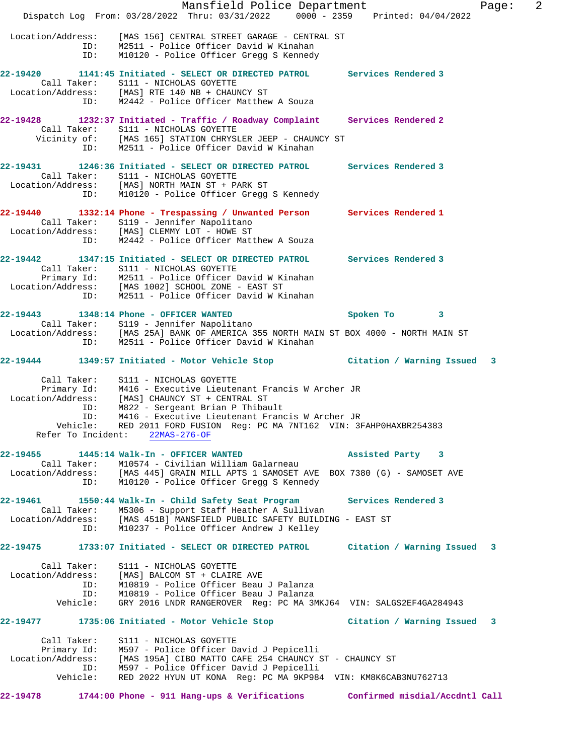```
Location/Address:    [MAS 156] CENTRAL STREET GARAGE - CENTRAL ST
              ID:    M2511 - Police Officer David W Kinahan
              ID:    M10120 - Police Officer Gregg S Kennedy

22-19420       1141:45 Initiated - SELECT OR DIRECTED PATROL       Services Rendered 3
        Call Taker:    S111 - NICHOLAS GOYETTE
  Location/Address:    [MAS] RTE 140 NB + CHAUNCY ST
              ID:    M2442 - Police Officer Matthew A Souza

22-19428       1232:37 Initiated - Traffic / Roadway Complaint     Services Rendered 2
        Call Taker:    S111 - NICHOLAS GOYETTE
       Vicinity of:    [MAS 165] STATION CHRYSLER JEEP - CHAUNCY ST
              ID:    M2511 - Police Officer David W Kinahan

22-19431       1246:36 Initiated - SELECT OR DIRECTED PATROL       Services Rendered 3
        Call Taker:    S111 - NICHOLAS GOYETTE
  Location/Address:    [MAS] NORTH MAIN ST + PARK ST
              ID:    M10120 - Police Officer Gregg S Kennedy

22-19440       1332:14 Phone - Trespassing / Unwanted Person       Services Rendered 1
        Call Taker:    S119 - Jennifer Napolitano
  Location/Address:    [MAS] CLEMMY LOT - HOWE ST
              ID:    M2442 - Police Officer Matthew A Souza

22-19442       1347:15 Initiated - SELECT OR DIRECTED PATROL       Services Rendered 3
        Call Taker:    S111 - NICHOLAS GOYETTE
        Primary Id:    M2511 - Police Officer David W Kinahan
  Location/Address:    [MAS 1002] SCHOOL ZONE - EAST ST
              ID:    M2511 - Police Officer David W Kinahan

22-19443       1348:14 Phone - OFFICER WANTED                      Spoken To         3
        Call Taker:    S119 - Jennifer Napolitano
  Location/Address:    [MAS 25A] BANK OF AMERICA 355 NORTH MAIN ST BOX 4000 - NORTH MAIN ST
              ID:    M2511 - Police Officer David W Kinahan

22-19444       1349:57 Initiated - Motor Vehicle Stop              Citation / Warning Issued   3

        Call Taker:    S111 - NICHOLAS GOYETTE
        Primary Id:    M416 - Executive Lieutenant Francis W Archer JR
  Location/Address:    [MAS] CHAUNCY ST + CENTRAL ST
              ID:    M822 - Sergeant Brian P Thibault
              ID:    M416 - Executive Lieutenant Francis W Archer JR
           Vehicle:    RED 2011 FORD FUSION  Reg: PC MA 7NT162  VIN: 3FAHP0HAXBR254383
      Refer To Incident:    22MAS-276-OF

22-19455       1445:14 Walk-In - OFFICER WANTED                    Assisted Party    3
        Call Taker:    M10574 - Civilian William Galarneau
  Location/Address:    [MAS 445] GRAIN MILL APTS 1 SAMOSET AVE  BOX 7380 (G) - SAMOSET AVE
              ID:    M10120 - Police Officer Gregg S Kennedy

22-19461       1550:44 Walk-In - Child Safety Seat Program         Services Rendered 3
        Call Taker:    M5306 - Support Staff Heather A Sullivan
  Location/Address:    [MAS 451B] MANSFIELD PUBLIC SAFETY BUILDING - EAST ST
              ID:    M10237 - Police Officer Andrew J Kelley

22-19475       1733:07 Initiated - SELECT OR DIRECTED PATROL       Citation / Warning Issued   3

        Call Taker:    S111 - NICHOLAS GOYETTE
  Location/Address:    [MAS] BALCOM ST + CLAIRE AVE
              ID:    M10819 - Police Officer Beau J Palanza
              ID:    M10819 - Police Officer Beau J Palanza
           Vehicle:    GRY 2016 LNDR RANGEROVER  Reg: PC MA 3MKJ64  VIN: SALGS2EF4GA284943

22-19477       1735:06 Initiated - Motor Vehicle Stop              Citation / Warning Issued   3

        Call Taker:    S111 - NICHOLAS GOYETTE
        Primary Id:    M597 - Police Officer David J Pepicelli
  Location/Address:    [MAS 195A] CIBO MATTO CAFE 254 CHAUNCY ST - CHAUNCY ST
              ID:    M597 - Police Officer David J Pepicelli
           Vehicle:    RED 2022 HYUN UT KONA  Reg: PC MA 9KP984  VIN: KM8K6CAB3NU762713

22-19478       1744:00 Phone - 911 Hang-ups & Verifications        Confirmed misdial/Accdntl Call
```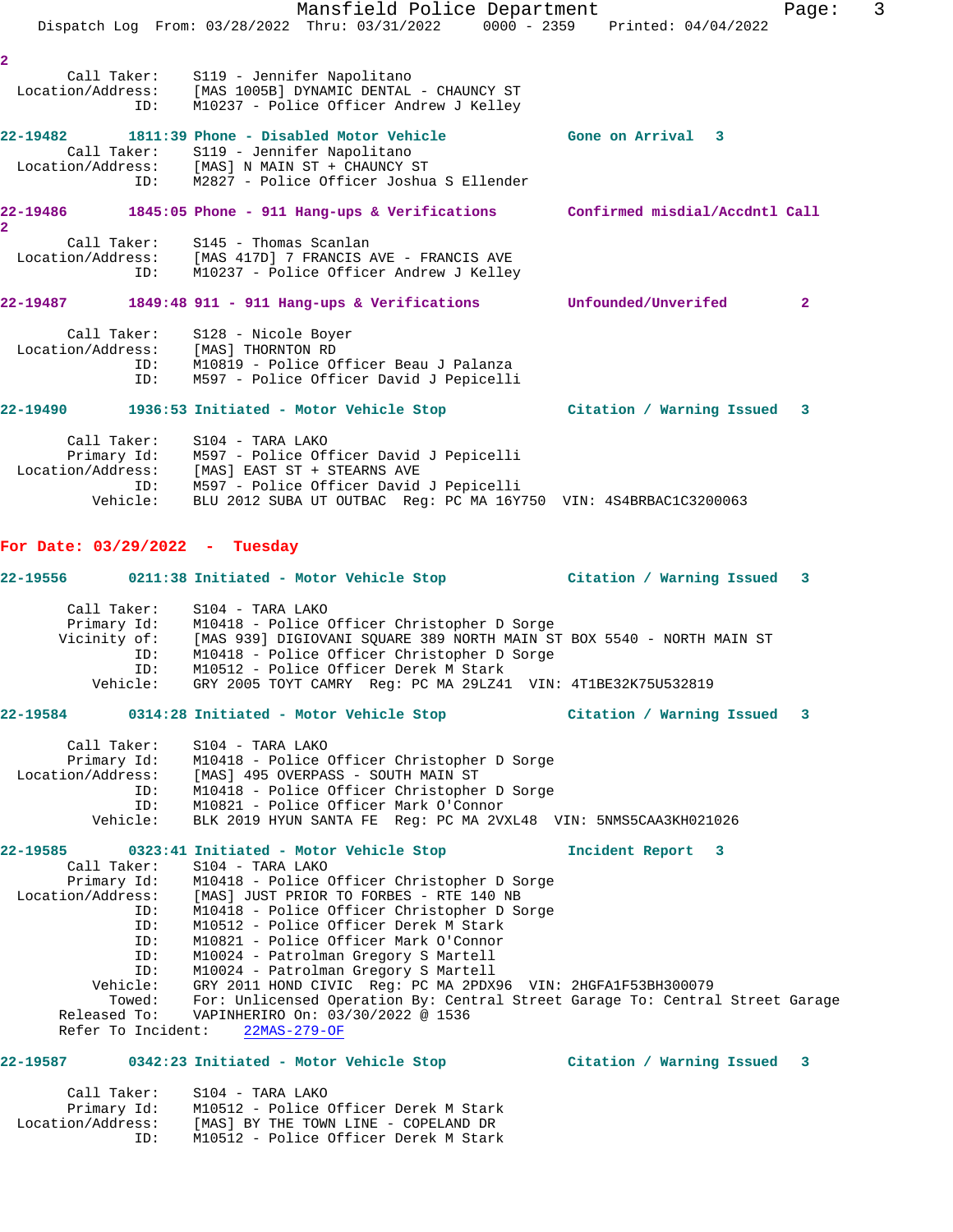2

Call Taker: S119 - Jennifer Napolitano
Location/Address: [MAS 1005B] DYNAMIC DENTAL - CHAUNCY ST
ID: M10237 - Police Officer Andrew J Kelley

**22-19482 1811:39 Phone - Disabled Motor Vehicle Gone on Arrival 3**

Call Taker: S119 - Jennifer Napolitano
Location/Address: [MAS] N MAIN ST + CHAUNCY ST
ID: M2827 - Police Officer Joshua S Ellender

**22-19486 1845:05 Phone - 911 Hang-ups & Verifications Confirmed misdial/Accdntl Call 2**

Call Taker: S145 - Thomas Scanlan
Location/Address: [MAS 417D] 7 FRANCIS AVE - FRANCIS AVE
ID: M10237 - Police Officer Andrew J Kelley

**22-19487 1849:48 911 - 911 Hang-ups & Verifications Unfounded/Unverifed 2**

Call Taker: S128 - Nicole Boyer
Location/Address: [MAS] THORNTON RD
ID: M10819 - Police Officer Beau J Palanza
ID: M597 - Police Officer David J Pepicelli

**22-19490 1936:53 Initiated - Motor Vehicle Stop Citation / Warning Issued 3**

Call Taker: S104 - TARA LAKO
Primary Id: M597 - Police Officer David J Pepicelli
Location/Address: [MAS] EAST ST + STEARNS AVE
ID: M597 - Police Officer David J Pepicelli
Vehicle: BLU 2012 SUBA UT OUTBAC Reg: PC MA 16Y750 VIN: 4S4BRBAC1C3200063

## For Date: 03/29/2022 - Tuesday

**22-19556 0211:38 Initiated - Motor Vehicle Stop Citation / Warning Issued 3**

Call Taker: S104 - TARA LAKO
Primary Id: M10418 - Police Officer Christopher D Sorge
Vicinity of: [MAS 939] DIGIOVANI SQUARE 389 NORTH MAIN ST BOX 5540 - NORTH MAIN ST
ID: M10418 - Police Officer Christopher D Sorge
ID: M10512 - Police Officer Derek M Stark
Vehicle: GRY 2005 TOYT CAMRY Reg: PC MA 29LZ41 VIN: 4T1BE32K75U532819

**22-19584 0314:28 Initiated - Motor Vehicle Stop Citation / Warning Issued 3**

Call Taker: S104 - TARA LAKO
Primary Id: M10418 - Police Officer Christopher D Sorge
Location/Address: [MAS] 495 OVERPASS - SOUTH MAIN ST
ID: M10418 - Police Officer Christopher D Sorge
ID: M10821 - Police Officer Mark O'Connor
Vehicle: BLK 2019 HYUN SANTA FE Reg: PC MA 2VXL48 VIN: 5NMS5CAA3KH021026

**22-19585 0323:41 Initiated - Motor Vehicle Stop Incident Report 3**

Call Taker: S104 - TARA LAKO
Primary Id: M10418 - Police Officer Christopher D Sorge
Location/Address: [MAS] JUST PRIOR TO FORBES - RTE 140 NB
ID: M10418 - Police Officer Christopher D Sorge
ID: M10512 - Police Officer Derek M Stark
ID: M10821 - Police Officer Mark O'Connor
ID: M10024 - Patrolman Gregory S Martell
ID: M10024 - Patrolman Gregory S Martell
Vehicle: GRY 2011 HOND CIVIC Reg: PC MA 2PDX96 VIN: 2HGFA1F53BH300079
Towed: For: Unlicensed Operation By: Central Street Garage To: Central Street Garage
Released To: VAPINHERIRO On: 03/30/2022 @ 1536
Refer To Incident: 22MAS-279-OF

**22-19587 0342:23 Initiated - Motor Vehicle Stop Citation / Warning Issued 3**

Call Taker: S104 - TARA LAKO
Primary Id: M10512 - Police Officer Derek M Stark
Location/Address: [MAS] BY THE TOWN LINE - COPELAND DR
ID: M10512 - Police Officer Derek M Stark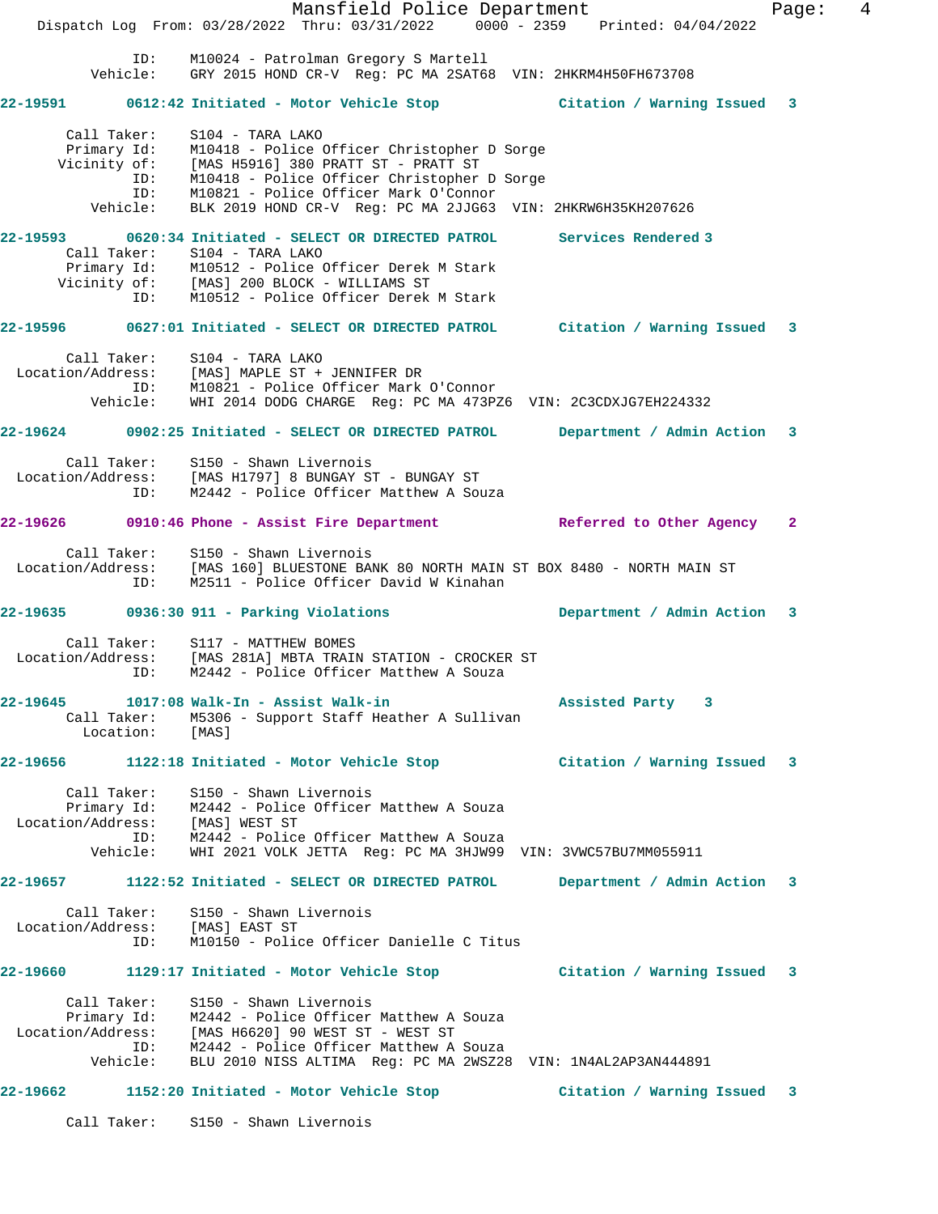ID: M10024 - Patrolman Gregory S Martell
Vehicle: GRY 2015 HOND CR-V Reg: PC MA 2SAT68 VIN: 2HKRM4H50FH673708

**22-19591 0612:42 Initiated - Motor Vehicle Stop — Citation / Warning Issued 3**

Call Taker: S104 - TARA LAKO
Primary Id: M10418 - Police Officer Christopher D Sorge
Vicinity of: [MAS H5916] 380 PRATT ST - PRATT ST
ID: M10418 - Police Officer Christopher D Sorge
ID: M10821 - Police Officer Mark O'Connor
Vehicle: BLK 2019 HOND CR-V Reg: PC MA 2JJG63 VIN: 2HKRW6H35KH207626

**22-19593 0620:34 Initiated - SELECT OR DIRECTED PATROL — Services Rendered 3**

Call Taker: S104 - TARA LAKO
Primary Id: M10512 - Police Officer Derek M Stark
Vicinity of: [MAS] 200 BLOCK - WILLIAMS ST
ID: M10512 - Police Officer Derek M Stark

**22-19596 0627:01 Initiated - SELECT OR DIRECTED PATROL — Citation / Warning Issued 3**

Call Taker: S104 - TARA LAKO
Location/Address: [MAS] MAPLE ST + JENNIFER DR
ID: M10821 - Police Officer Mark O'Connor
Vehicle: WHI 2014 DODG CHARGE Reg: PC MA 473PZ6 VIN: 2C3CDXJG7EH224332

**22-19624 0902:25 Initiated - SELECT OR DIRECTED PATROL — Department / Admin Action 3**

Call Taker: S150 - Shawn Livernois
Location/Address: [MAS H1797] 8 BUNGAY ST - BUNGAY ST
ID: M2442 - Police Officer Matthew A Souza

**22-19626 0910:46 Phone - Assist Fire Department — Referred to Other Agency 2**

Call Taker: S150 - Shawn Livernois
Location/Address: [MAS 160] BLUESTONE BANK 80 NORTH MAIN ST BOX 8480 - NORTH MAIN ST
ID: M2511 - Police Officer David W Kinahan

**22-19635 0936:30 911 - Parking Violations — Department / Admin Action 3**

Call Taker: S117 - MATTHEW BOMES
Location/Address: [MAS 281A] MBTA TRAIN STATION - CROCKER ST
ID: M2442 - Police Officer Matthew A Souza

**22-19645 1017:08 Walk-In - Assist Walk-in — Assisted Party 3**

Call Taker: M5306 - Support Staff Heather A Sullivan
Location: [MAS]

**22-19656 1122:18 Initiated - Motor Vehicle Stop — Citation / Warning Issued 3**

Call Taker: S150 - Shawn Livernois
Primary Id: M2442 - Police Officer Matthew A Souza
Location/Address: [MAS] WEST ST
ID: M2442 - Police Officer Matthew A Souza
Vehicle: WHI 2021 VOLK JETTA Reg: PC MA 3HJW99 VIN: 3VWC57BU7MM055911

**22-19657 1122:52 Initiated - SELECT OR DIRECTED PATROL — Department / Admin Action 3**

Call Taker: S150 - Shawn Livernois
Location/Address: [MAS] EAST ST
ID: M10150 - Police Officer Danielle C Titus

**22-19660 1129:17 Initiated - Motor Vehicle Stop — Citation / Warning Issued 3**

Call Taker: S150 - Shawn Livernois
Primary Id: M2442 - Police Officer Matthew A Souza
Location/Address: [MAS H6620] 90 WEST ST - WEST ST
ID: M2442 - Police Officer Matthew A Souza
Vehicle: BLU 2010 NISS ALTIMA Reg: PC MA 2WSZ28 VIN: 1N4AL2AP3AN444891

**22-19662 1152:20 Initiated - Motor Vehicle Stop — Citation / Warning Issued 3**

Call Taker: S150 - Shawn Livernois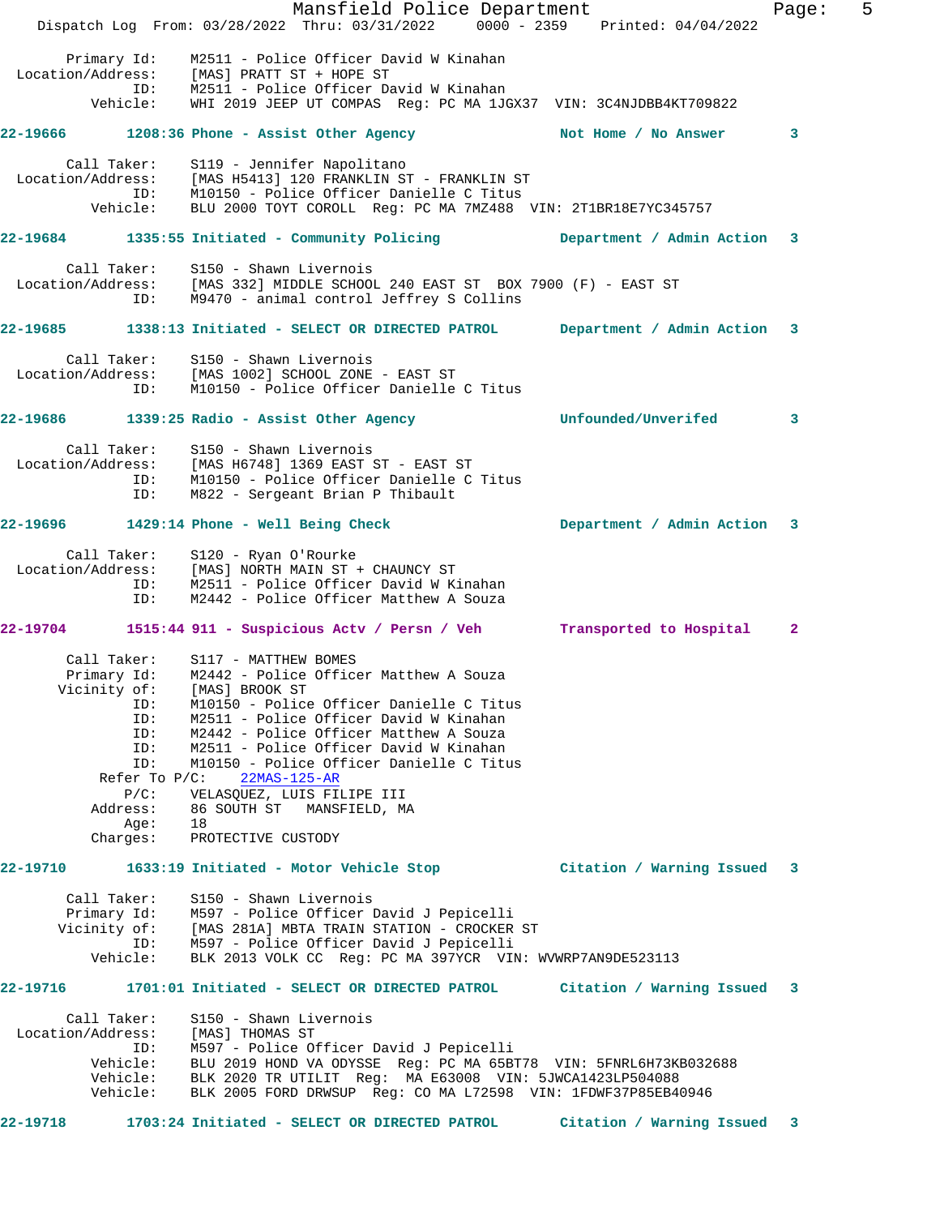```
        Primary Id:    M2511 - Police Officer David W Kinahan
  Location/Address:    [MAS] PRATT ST + HOPE ST
                ID:    M2511 - Police Officer David W Kinahan
           Vehicle:    WHI 2019 JEEP UT COMPAS  Reg: PC MA 1JGX37  VIN: 3C4NJDBB4KT709822

22-19666        1208:36 Phone - Assist Other Agency             Not Home / No Answer       3

        Call Taker:    S119 - Jennifer Napolitano
  Location/Address:    [MAS H5413] 120 FRANKLIN ST - FRANKLIN ST
                ID:    M10150 - Police Officer Danielle C Titus
           Vehicle:    BLU 2000 TOYT COROLL  Reg: PC MA 7MZ488  VIN: 2T1BR18E7YC345757

22-19684        1335:55 Initiated - Community Policing          Department / Admin Action   3

        Call Taker:    S150 - Shawn Livernois
  Location/Address:    [MAS 332] MIDDLE SCHOOL 240 EAST ST  BOX 7900 (F) - EAST ST
                ID:    M9470 - animal control Jeffrey S Collins

22-19685        1338:13 Initiated - SELECT OR DIRECTED PATROL   Department / Admin Action   3

        Call Taker:    S150 - Shawn Livernois
  Location/Address:    [MAS 1002] SCHOOL ZONE - EAST ST
                ID:    M10150 - Police Officer Danielle C Titus

22-19686        1339:25 Radio - Assist Other Agency             Unfounded/Unverifed         3

        Call Taker:    S150 - Shawn Livernois
  Location/Address:    [MAS H6748] 1369 EAST ST - EAST ST
                ID:    M10150 - Police Officer Danielle C Titus
                ID:    M822 - Sergeant Brian P Thibault

22-19696        1429:14 Phone - Well Being Check                Department / Admin Action   3

        Call Taker:    S120 - Ryan O'Rourke
  Location/Address:    [MAS] NORTH MAIN ST + CHAUNCY ST
                ID:    M2511 - Police Officer David W Kinahan
                ID:    M2442 - Police Officer Matthew A Souza

22-19704        1515:44 911 - Suspicious Actv / Persn / Veh     Transported to Hospital     2

        Call Taker:    S117 - MATTHEW BOMES
        Primary Id:    M2442 - Police Officer Matthew A Souza
        Vicinity of:   [MAS] BROOK ST
                ID:    M10150 - Police Officer Danielle C Titus
                ID:    M2511 - Police Officer David W Kinahan
                ID:    M2442 - Police Officer Matthew A Souza
                ID:    M2511 - Police Officer David W Kinahan
                ID:    M10150 - Police Officer Danielle C Titus
      Refer To P/C:    22MAS-125-AR
               P/C:    VELASQUEZ, LUIS FILIPE III
           Address:    86 SOUTH ST   MANSFIELD, MA
               Age:    18
           Charges:    PROTECTIVE CUSTODY

22-19710        1633:19 Initiated - Motor Vehicle Stop          Citation / Warning Issued   3

        Call Taker:    S150 - Shawn Livernois
        Primary Id:    M597 - Police Officer David J Pepicelli
        Vicinity of:   [MAS 281A] MBTA TRAIN STATION - CROCKER ST
                ID:    M597 - Police Officer David J Pepicelli
           Vehicle:    BLK 2013 VOLK CC  Reg: PC MA 397YCR  VIN: WVWRP7AN9DE523113

22-19716        1701:01 Initiated - SELECT OR DIRECTED PATROL   Citation / Warning Issued   3

        Call Taker:    S150 - Shawn Livernois
  Location/Address:    [MAS] THOMAS ST
                ID:    M597 - Police Officer David J Pepicelli
           Vehicle:    BLU 2019 HOND VA ODYSSE  Reg: PC MA 65BT78  VIN: 5FNRL6H73KB032688
           Vehicle:    BLK 2020 TR UTILIT  Reg:  MA E63008  VIN: 5JWCA1423LP504088
           Vehicle:    BLK 2005 FORD DRWSUP  Reg: CO MA L72598  VIN: 1FDWF37P85EB40946

22-19718        1703:24 Initiated - SELECT OR DIRECTED PATROL   Citation / Warning Issued   3
```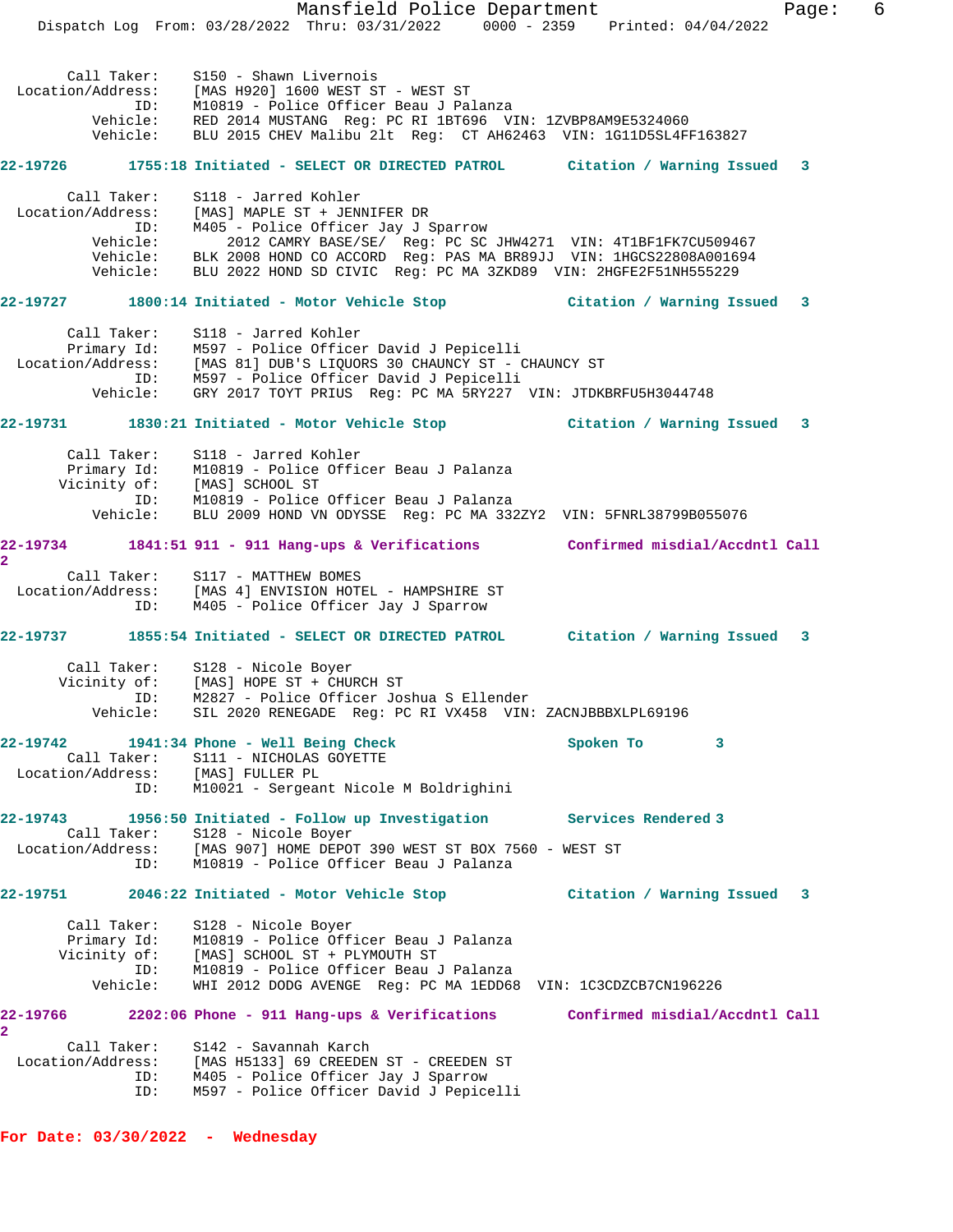Call Taker: S150 - Shawn Livernois
Location/Address: [MAS H920] 1600 WEST ST - WEST ST
ID: M10819 - Police Officer Beau J Palanza
Vehicle: RED 2014 MUSTANG Reg: PC RI 1BT696 VIN: 1ZVBP8AM9E5324060
Vehicle: BLU 2015 CHEV Malibu 2lt Reg: CT AH62463 VIN: 1G11D5SL4FF163827

**22-19726 1755:18 Initiated - SELECT OR DIRECTED PATROL Citation / Warning Issued 3**

Call Taker: S118 - Jarred Kohler
Location/Address: [MAS] MAPLE ST + JENNIFER DR
ID: M405 - Police Officer Jay J Sparrow
Vehicle: 2012 CAMRY BASE/SE/ Reg: PC SC JHW4271 VIN: 4T1BF1FK7CU509467
Vehicle: BLK 2008 HOND CO ACCORD Reg: PAS MA BR89JJ VIN: 1HGCS22808A001694
Vehicle: BLU 2022 HOND SD CIVIC Reg: PC MA 3ZKD89 VIN: 2HGFE2F51NH555229

**22-19727 1800:14 Initiated - Motor Vehicle Stop Citation / Warning Issued 3**

Call Taker: S118 - Jarred Kohler
Primary Id: M597 - Police Officer David J Pepicelli
Location/Address: [MAS 81] DUB'S LIQUORS 30 CHAUNCY ST - CHAUNCY ST
ID: M597 - Police Officer David J Pepicelli
Vehicle: GRY 2017 TOYT PRIUS Reg: PC MA 5RY227 VIN: JTDKBRFU5H3044748

**22-19731 1830:21 Initiated - Motor Vehicle Stop Citation / Warning Issued 3**

Call Taker: S118 - Jarred Kohler
Primary Id: M10819 - Police Officer Beau J Palanza
Vicinity of: [MAS] SCHOOL ST
ID: M10819 - Police Officer Beau J Palanza
Vehicle: BLU 2009 HOND VN ODYSSE Reg: PC MA 332ZY2 VIN: 5FNRL38799B055076

**22-19734 1841:51 911 - 911 Hang-ups & Verifications Confirmed misdial/Accdntl Call 2**

Call Taker: S117 - MATTHEW BOMES
Location/Address: [MAS 4] ENVISION HOTEL - HAMPSHIRE ST
ID: M405 - Police Officer Jay J Sparrow

**22-19737 1855:54 Initiated - SELECT OR DIRECTED PATROL Citation / Warning Issued 3**

Call Taker: S128 - Nicole Boyer
Vicinity of: [MAS] HOPE ST + CHURCH ST
ID: M2827 - Police Officer Joshua S Ellender
Vehicle: SIL 2020 RENEGADE Reg: PC RI VX458 VIN: ZACNJBBBXLPL69196

**22-19742 1941:34 Phone - Well Being Check Spoken To 3**

Call Taker: S111 - NICHOLAS GOYETTE
Location/Address: [MAS] FULLER PL
ID: M10021 - Sergeant Nicole M Boldrighini

**22-19743 1956:50 Initiated - Follow up Investigation Services Rendered 3**

Call Taker: S128 - Nicole Boyer
Location/Address: [MAS 907] HOME DEPOT 390 WEST ST BOX 7560 - WEST ST
ID: M10819 - Police Officer Beau J Palanza

**22-19751 2046:22 Initiated - Motor Vehicle Stop Citation / Warning Issued 3**

Call Taker: S128 - Nicole Boyer
Primary Id: M10819 - Police Officer Beau J Palanza
Vicinity of: [MAS] SCHOOL ST + PLYMOUTH ST
ID: M10819 - Police Officer Beau J Palanza
Vehicle: WHI 2012 DODG AVENGE Reg: PC MA 1EDD68 VIN: 1C3CDZCB7CN196226

**22-19766 2202:06 Phone - 911 Hang-ups & Verifications Confirmed misdial/Accdntl Call 2**

Call Taker: S142 - Savannah Karch
Location/Address: [MAS H5133] 69 CREEDEN ST - CREEDEN ST
ID: M405 - Police Officer Jay J Sparrow
ID: M597 - Police Officer David J Pepicelli

## For Date: 03/30/2022 - Wednesday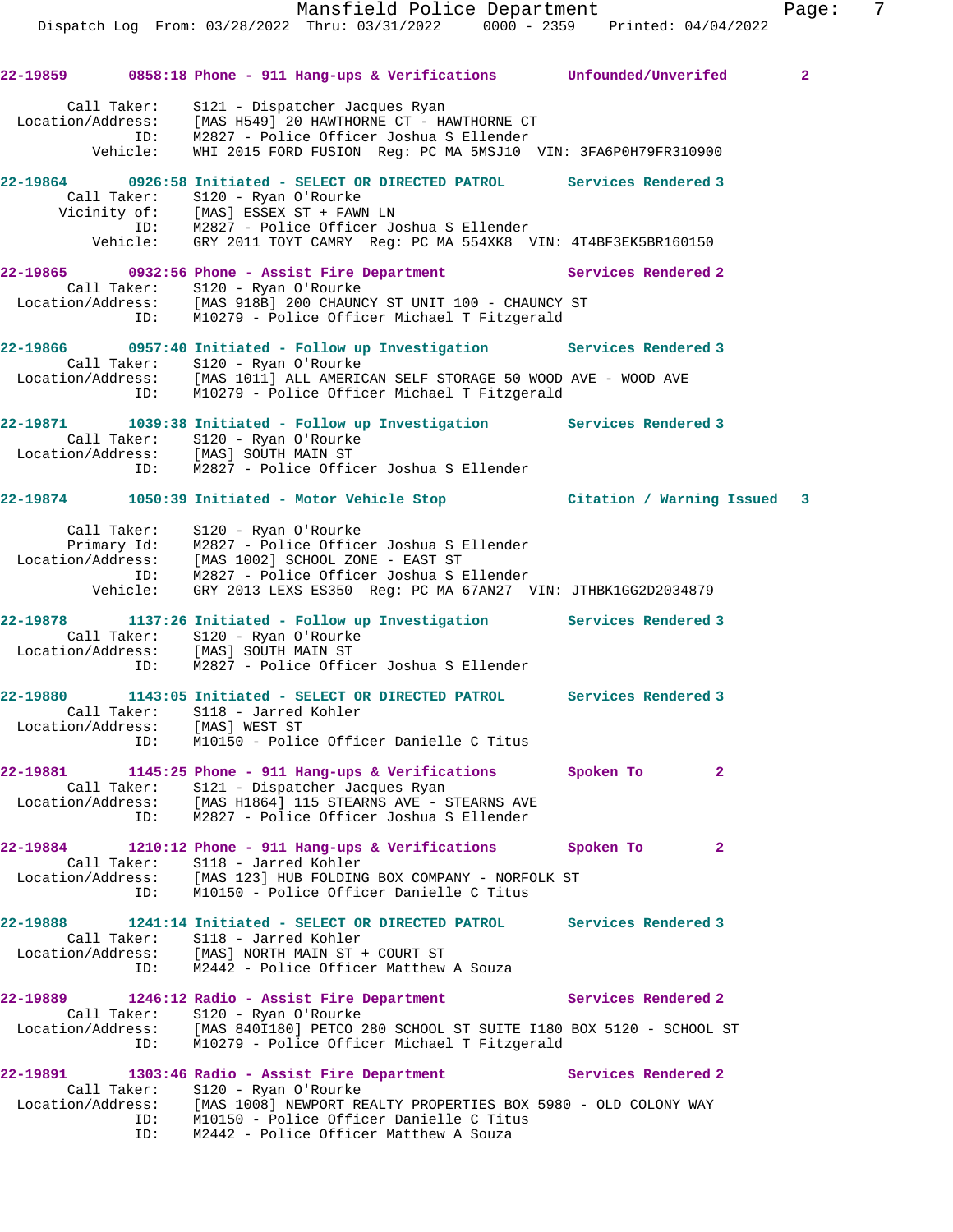22-19859 0858:18 Phone - 911 Hang-ups & Verifications Unfounded/Unverifed 2

Call Taker: S121 - Dispatcher Jacques Ryan
Location/Address: [MAS H549] 20 HAWTHORNE CT - HAWTHORNE CT
ID: M2827 - Police Officer Joshua S Ellender
Vehicle: WHI 2015 FORD FUSION Reg: PC MA 5MSJ10 VIN: 3FA6P0H79FR310900

22-19864 0926:58 Initiated - SELECT OR DIRECTED PATROL Services Rendered 3
Call Taker: S120 - Ryan O'Rourke
Vicinity of: [MAS] ESSEX ST + FAWN LN
ID: M2827 - Police Officer Joshua S Ellender
Vehicle: GRY 2011 TOYT CAMRY Reg: PC MA 554XK8 VIN: 4T4BF3EK5BR160150

22-19865 0932:56 Phone - Assist Fire Department Services Rendered 2
Call Taker: S120 - Ryan O'Rourke
Location/Address: [MAS 918B] 200 CHAUNCY ST UNIT 100 - CHAUNCY ST
ID: M10279 - Police Officer Michael T Fitzgerald

22-19866 0957:40 Initiated - Follow up Investigation Services Rendered 3
Call Taker: S120 - Ryan O'Rourke
Location/Address: [MAS 1011] ALL AMERICAN SELF STORAGE 50 WOOD AVE - WOOD AVE
ID: M10279 - Police Officer Michael T Fitzgerald

22-19871 1039:38 Initiated - Follow up Investigation Services Rendered 3
Call Taker: S120 - Ryan O'Rourke
Location/Address: [MAS] SOUTH MAIN ST
ID: M2827 - Police Officer Joshua S Ellender

22-19874 1050:39 Initiated - Motor Vehicle Stop Citation / Warning Issued 3

Call Taker: S120 - Ryan O'Rourke
Primary Id: M2827 - Police Officer Joshua S Ellender
Location/Address: [MAS 1002] SCHOOL ZONE - EAST ST
ID: M2827 - Police Officer Joshua S Ellender
Vehicle: GRY 2013 LEXS ES350 Reg: PC MA 67AN27 VIN: JTHBK1GG2D2034879

22-19878 1137:26 Initiated - Follow up Investigation Services Rendered 3
Call Taker: S120 - Ryan O'Rourke
Location/Address: [MAS] SOUTH MAIN ST
ID: M2827 - Police Officer Joshua S Ellender

22-19880 1143:05 Initiated - SELECT OR DIRECTED PATROL Services Rendered 3
Call Taker: S118 - Jarred Kohler
Location/Address: [MAS] WEST ST
ID: M10150 - Police Officer Danielle C Titus

22-19881 1145:25 Phone - 911 Hang-ups & Verifications Spoken To 2
Call Taker: S121 - Dispatcher Jacques Ryan
Location/Address: [MAS H1864] 115 STEARNS AVE - STEARNS AVE
ID: M2827 - Police Officer Joshua S Ellender

22-19884 1210:12 Phone - 911 Hang-ups & Verifications Spoken To 2
Call Taker: S118 - Jarred Kohler
Location/Address: [MAS 123] HUB FOLDING BOX COMPANY - NORFOLK ST
ID: M10150 - Police Officer Danielle C Titus

22-19888 1241:14 Initiated - SELECT OR DIRECTED PATROL Services Rendered 3
Call Taker: S118 - Jarred Kohler
Location/Address: [MAS] NORTH MAIN ST + COURT ST
ID: M2442 - Police Officer Matthew A Souza

22-19889 1246:12 Radio - Assist Fire Department Services Rendered 2
Call Taker: S120 - Ryan O'Rourke
Location/Address: [MAS 840I180] PETCO 280 SCHOOL ST SUITE I180 BOX 5120 - SCHOOL ST
ID: M10279 - Police Officer Michael T Fitzgerald

22-19891 1303:46 Radio - Assist Fire Department Services Rendered 2
Call Taker: S120 - Ryan O'Rourke
Location/Address: [MAS 1008] NEWPORT REALTY PROPERTIES BOX 5980 - OLD COLONY WAY
ID: M10150 - Police Officer Danielle C Titus
ID: M2442 - Police Officer Matthew A Souza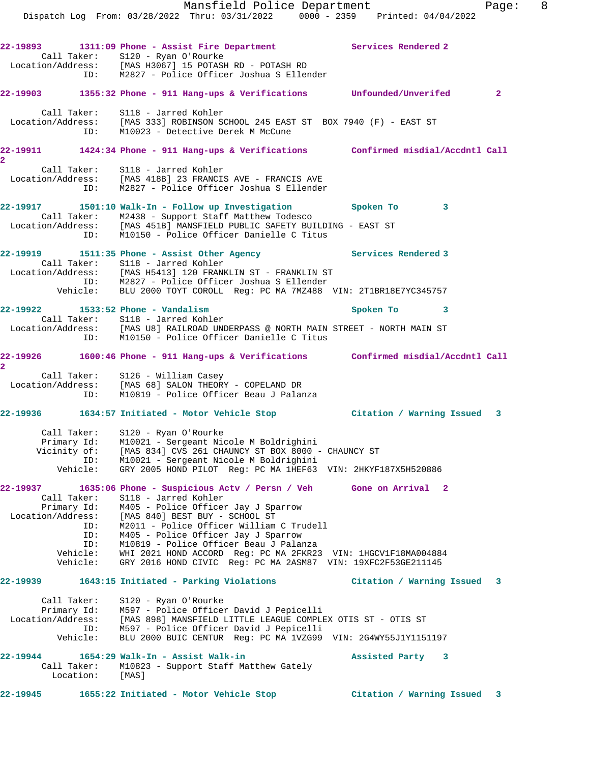22-19893 1311:09 Phone - Assist Fire Department Services Rendered 2
Call Taker: S120 - Ryan O'Rourke
Location/Address: [MAS H3067] 15 POTASH RD - POTASH RD
ID: M2827 - Police Officer Joshua S Ellender

22-19903 1355:32 Phone - 911 Hang-ups & Verifications Unfounded/Unverifed 2
Call Taker: S118 - Jarred Kohler
Location/Address: [MAS 333] ROBINSON SCHOOL 245 EAST ST BOX 7940 (F) - EAST ST
ID: M10023 - Detective Derek M McCune

22-19911 1424:34 Phone - 911 Hang-ups & Verifications Confirmed misdial/Accdntl Call 2
Call Taker: S118 - Jarred Kohler
Location/Address: [MAS 418B] 23 FRANCIS AVE - FRANCIS AVE
ID: M2827 - Police Officer Joshua S Ellender

22-19917 1501:10 Walk-In - Follow up Investigation Spoken To 3
Call Taker: M2438 - Support Staff Matthew Todesco
Location/Address: [MAS 451B] MANSFIELD PUBLIC SAFETY BUILDING - EAST ST
ID: M10150 - Police Officer Danielle C Titus

22-19919 1511:35 Phone - Assist Other Agency Services Rendered 3
Call Taker: S118 - Jarred Kohler
Location/Address: [MAS H5413] 120 FRANKLIN ST - FRANKLIN ST
ID: M2827 - Police Officer Joshua S Ellender
Vehicle: BLU 2000 TOYT COROLL Reg: PC MA 7MZ488 VIN: 2T1BR18E7YC345757

22-19922 1533:52 Phone - Vandalism Spoken To 3
Call Taker: S118 - Jarred Kohler
Location/Address: [MAS U8] RAILROAD UNDERPASS @ NORTH MAIN STREET - NORTH MAIN ST
ID: M10150 - Police Officer Danielle C Titus

22-19926 1600:46 Phone - 911 Hang-ups & Verifications Confirmed misdial/Accdntl Call 2
Call Taker: S126 - William Casey
Location/Address: [MAS 68] SALON THEORY - COPELAND DR
ID: M10819 - Police Officer Beau J Palanza

22-19936 1634:57 Initiated - Motor Vehicle Stop Citation / Warning Issued 3
Call Taker: S120 - Ryan O'Rourke
Primary Id: M10021 - Sergeant Nicole M Boldrighini
Vicinity of: [MAS 834] CVS 261 CHAUNCY ST BOX 8000 - CHAUNCY ST
ID: M10021 - Sergeant Nicole M Boldrighini
Vehicle: GRY 2005 HOND PILOT Reg: PC MA 1HEF63 VIN: 2HKYF187X5H520886

22-19937 1635:06 Phone - Suspicious Actv / Persn / Veh Gone on Arrival 2
Call Taker: S118 - Jarred Kohler
Primary Id: M405 - Police Officer Jay J Sparrow
Location/Address: [MAS 840] BEST BUY - SCHOOL ST
ID: M2011 - Police Officer William C Trudell
ID: M405 - Police Officer Jay J Sparrow
ID: M10819 - Police Officer Beau J Palanza
Vehicle: WHI 2021 HOND ACCORD Reg: PC MA 2FKR23 VIN: 1HGCV1F18MA004884
Vehicle: GRY 2016 HOND CIVIC Reg: PC MA 2ASM87 VIN: 19XFC2F53GE211145

22-19939 1643:15 Initiated - Parking Violations Citation / Warning Issued 3
Call Taker: S120 - Ryan O'Rourke
Primary Id: M597 - Police Officer David J Pepicelli
Location/Address: [MAS 898] MANSFIELD LITTLE LEAGUE COMPLEX OTIS ST - OTIS ST
ID: M597 - Police Officer David J Pepicelli
Vehicle: BLU 2000 BUIC CENTUR Reg: PC MA 1VZG99 VIN: 2G4WY55J1Y1151197

22-19944 1654:29 Walk-In - Assist Walk-in Assisted Party 3
Call Taker: M10823 - Support Staff Matthew Gately
Location: [MAS]

22-19945 1655:22 Initiated - Motor Vehicle Stop Citation / Warning Issued 3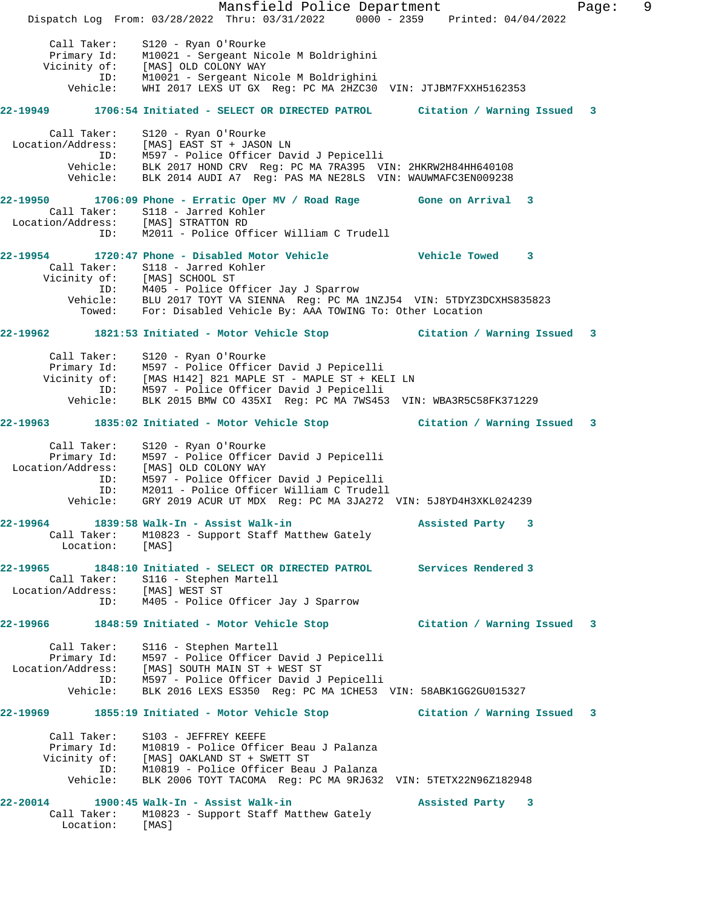Call Taker: S120 - Ryan O'Rourke
Primary Id: M10021 - Sergeant Nicole M Boldrighini
Vicinity of: [MAS] OLD COLONY WAY
ID: M10021 - Sergeant Nicole M Boldrighini
Vehicle: WHI 2017 LEXS UT GX Reg: PC MA 2HZC30 VIN: JTJBM7FXXH5162353

**22-19949 1706:54 Initiated - SELECT OR DIRECTED PATROL Citation / Warning Issued 3**

Call Taker: S120 - Ryan O'Rourke
Location/Address: [MAS] EAST ST + JASON LN
ID: M597 - Police Officer David J Pepicelli
Vehicle: BLK 2017 HOND CRV Reg: PC MA 7RA395 VIN: 2HKRW2H84HH640108
Vehicle: BLK 2014 AUDI A7 Reg: PAS MA NE28LS VIN: WAUWMAFC3EN009238

**22-19950 1706:09 Phone - Erratic Oper MV / Road Rage Gone on Arrival 3**

Call Taker: S118 - Jarred Kohler
Location/Address: [MAS] STRATTON RD
ID: M2011 - Police Officer William C Trudell

**22-19954 1720:47 Phone - Disabled Motor Vehicle Vehicle Towed 3**

Call Taker: S118 - Jarred Kohler
Vicinity of: [MAS] SCHOOL ST
ID: M405 - Police Officer Jay J Sparrow
Vehicle: BLU 2017 TOYT VA SIENNA Reg: PC MA 1NZJ54 VIN: 5TDYZ3DCXHS835823
Towed: For: Disabled Vehicle By: AAA TOWING To: Other Location

**22-19962 1821:53 Initiated - Motor Vehicle Stop Citation / Warning Issued 3**

Call Taker: S120 - Ryan O'Rourke
Primary Id: M597 - Police Officer David J Pepicelli
Vicinity of: [MAS H142] 821 MAPLE ST - MAPLE ST + KELI LN
ID: M597 - Police Officer David J Pepicelli
Vehicle: BLK 2015 BMW CO 435XI Reg: PC MA 7WS453 VIN: WBA3R5C58FK371229

**22-19963 1835:02 Initiated - Motor Vehicle Stop Citation / Warning Issued 3**

Call Taker: S120 - Ryan O'Rourke
Primary Id: M597 - Police Officer David J Pepicelli
Location/Address: [MAS] OLD COLONY WAY
ID: M597 - Police Officer David J Pepicelli
ID: M2011 - Police Officer William C Trudell
Vehicle: GRY 2019 ACUR UT MDX Reg: PC MA 3JA272 VIN: 5J8YD4H3XKL024239

**22-19964 1839:58 Walk-In - Assist Walk-in Assisted Party 3**

Call Taker: M10823 - Support Staff Matthew Gately
Location: [MAS]

**22-19965 1848:10 Initiated - SELECT OR DIRECTED PATROL Services Rendered 3**

Call Taker: S116 - Stephen Martell
Location/Address: [MAS] WEST ST
ID: M405 - Police Officer Jay J Sparrow

**22-19966 1848:59 Initiated - Motor Vehicle Stop Citation / Warning Issued 3**

Call Taker: S116 - Stephen Martell
Primary Id: M597 - Police Officer David J Pepicelli
Location/Address: [MAS] SOUTH MAIN ST + WEST ST
ID: M597 - Police Officer David J Pepicelli
Vehicle: BLK 2016 LEXS ES350 Reg: PC MA 1CHE53 VIN: 58ABK1GG2GU015327

**22-19969 1855:19 Initiated - Motor Vehicle Stop Citation / Warning Issued 3**

Call Taker: S103 - JEFFREY KEEFE
Primary Id: M10819 - Police Officer Beau J Palanza
Vicinity of: [MAS] OAKLAND ST + SWETT ST
ID: M10819 - Police Officer Beau J Palanza
Vehicle: BLK 2006 TOYT TACOMA Reg: PC MA 9RJ632 VIN: 5TETX22N96Z182948

**22-20014 1900:45 Walk-In - Assist Walk-in Assisted Party 3**

Call Taker: M10823 - Support Staff Matthew Gately
Location: [MAS]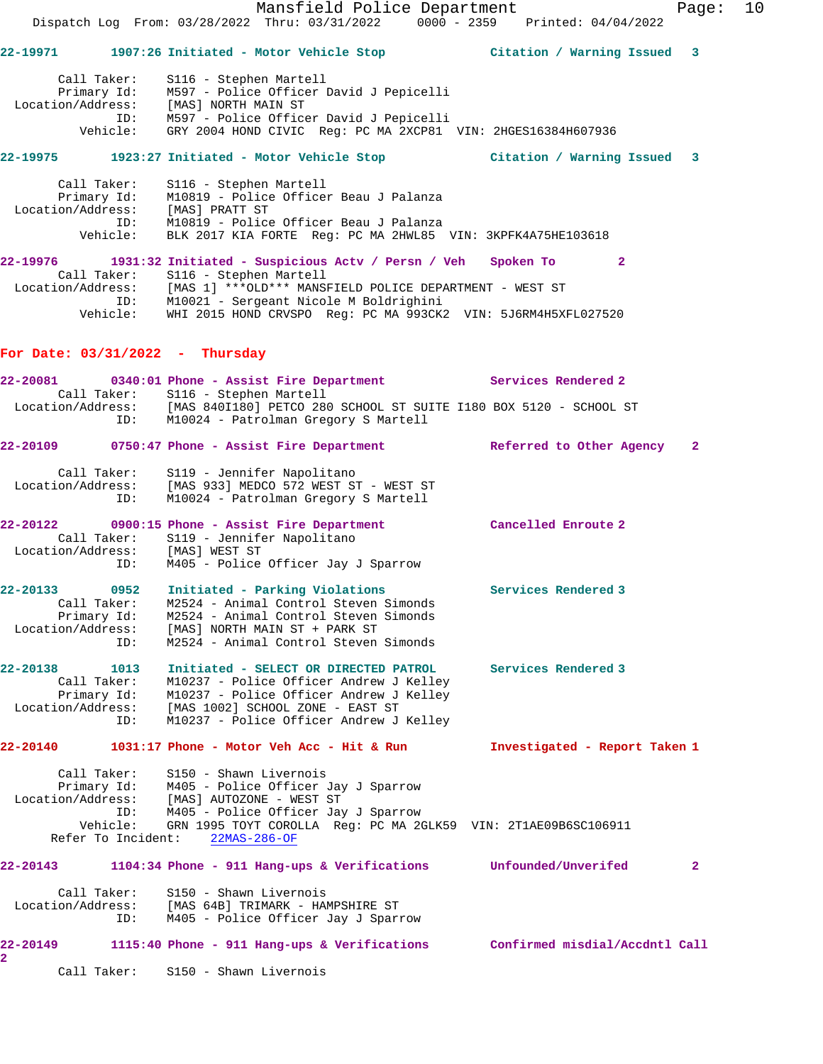22-19971 1907:26 Initiated - Motor Vehicle Stop Citation / Warning Issued 3

Call Taker: S116 - Stephen Martell
Primary Id: M597 - Police Officer David J Pepicelli
Location/Address: [MAS] NORTH MAIN ST
ID: M597 - Police Officer David J Pepicelli
Vehicle: GRY 2004 HOND CIVIC Reg: PC MA 2XCP81 VIN: 2HGES16384H607936

22-19975 1923:27 Initiated - Motor Vehicle Stop Citation / Warning Issued 3

Call Taker: S116 - Stephen Martell
Primary Id: M10819 - Police Officer Beau J Palanza
Location/Address: [MAS] PRATT ST
ID: M10819 - Police Officer Beau J Palanza
Vehicle: BLK 2017 KIA FORTE Reg: PC MA 2HWL85 VIN: 3KPFK4A75HE103618

22-19976 1931:32 Initiated - Suspicious Actv / Persn / Veh Spoken To 2
Call Taker: S116 - Stephen Martell
Location/Address: [MAS 1] ***OLD*** MANSFIELD POLICE DEPARTMENT - WEST ST
ID: M10021 - Sergeant Nicole M Boldrighini
Vehicle: WHI 2015 HOND CRVSPO Reg: PC MA 993CK2 VIN: 5J6RM4H5XFL027520

## For Date: 03/31/2022 - Thursday

22-20081 0340:01 Phone - Assist Fire Department Services Rendered 2
Call Taker: S116 - Stephen Martell
Location/Address: [MAS 840I180] PETCO 280 SCHOOL ST SUITE I180 BOX 5120 - SCHOOL ST
ID: M10024 - Patrolman Gregory S Martell

22-20109 0750:47 Phone - Assist Fire Department Referred to Other Agency 2

Call Taker: S119 - Jennifer Napolitano
Location/Address: [MAS 933] MEDCO 572 WEST ST - WEST ST
ID: M10024 - Patrolman Gregory S Martell

22-20122 0900:15 Phone - Assist Fire Department Cancelled Enroute 2
Call Taker: S119 - Jennifer Napolitano
Location/Address: [MAS] WEST ST
ID: M405 - Police Officer Jay J Sparrow

22-20133 0952 Initiated - Parking Violations Services Rendered 3
Call Taker: M2524 - Animal Control Steven Simonds
Primary Id: M2524 - Animal Control Steven Simonds
Location/Address: [MAS] NORTH MAIN ST + PARK ST
ID: M2524 - Animal Control Steven Simonds

22-20138 1013 Initiated - SELECT OR DIRECTED PATROL Services Rendered 3
Call Taker: M10237 - Police Officer Andrew J Kelley
Primary Id: M10237 - Police Officer Andrew J Kelley
Location/Address: [MAS 1002] SCHOOL ZONE - EAST ST
ID: M10237 - Police Officer Andrew J Kelley

22-20140 1031:17 Phone - Motor Veh Acc - Hit & Run Investigated - Report Taken 1

Call Taker: S150 - Shawn Livernois
Primary Id: M405 - Police Officer Jay J Sparrow
Location/Address: [MAS] AUTOZONE - WEST ST
ID: M405 - Police Officer Jay J Sparrow
Vehicle: GRN 1995 TOYT COROLLA Reg: PC MA 2GLK59 VIN: 2T1AE09B6SC106911
Refer To Incident: 22MAS-286-OF

22-20143 1104:34 Phone - 911 Hang-ups & Verifications Unfounded/Unverifed 2

Call Taker: S150 - Shawn Livernois
Location/Address: [MAS 64B] TRIMARK - HAMPSHIRE ST
ID: M405 - Police Officer Jay J Sparrow

22-20149 1115:40 Phone - 911 Hang-ups & Verifications Confirmed misdial/Accdntl Call 2
Call Taker: S150 - Shawn Livernois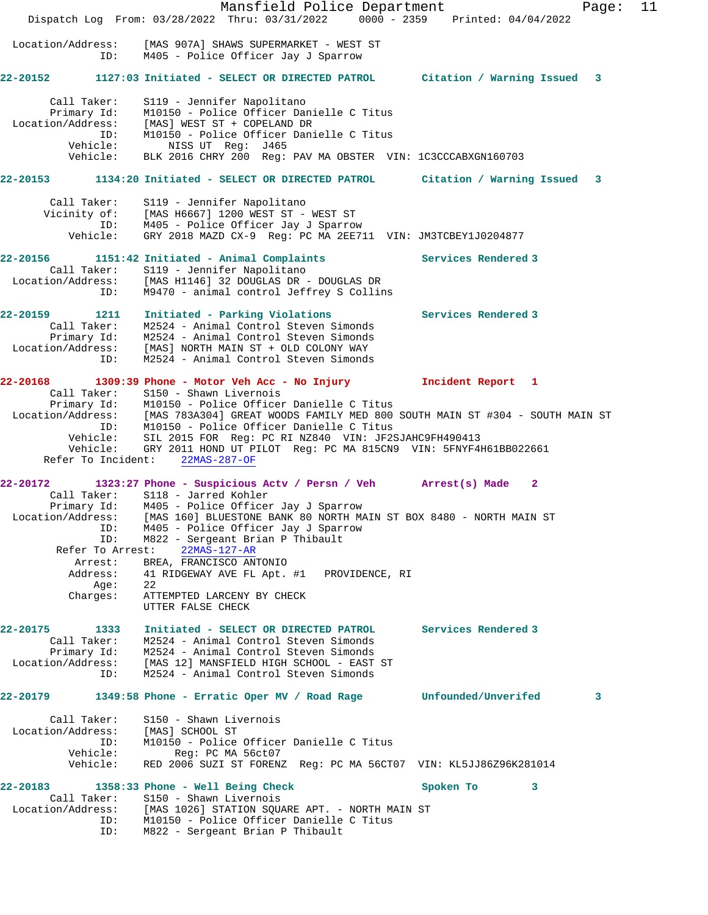```
Location/Address:    [MAS 907A] SHAWS SUPERMARKET - WEST ST
              ID:    M405 - Police Officer Jay J Sparrow

22-20152        1127:03 Initiated - SELECT OR DIRECTED PATROL       Citation / Warning Issued   3

       Call Taker:    S119 - Jennifer Napolitano
       Primary Id:    M10150 - Police Officer Danielle C Titus
 Location/Address:    [MAS] WEST ST + COPELAND DR
              ID:    M10150 - Police Officer Danielle C Titus
          Vehicle:       NISS UT  Reg:  J465
          Vehicle:    BLK 2016 CHRY 200  Reg: PAV MA OBSTER  VIN: 1C3CCCABXGN160703

22-20153        1134:20 Initiated - SELECT OR DIRECTED PATROL       Citation / Warning Issued   3

       Call Taker:    S119 - Jennifer Napolitano
      Vicinity of:    [MAS H6667] 1200 WEST ST - WEST ST
              ID:    M405 - Police Officer Jay J Sparrow
          Vehicle:    GRY 2018 MAZD CX-9  Reg: PC MA 2EE711  VIN: JM3TCBEY1J0204877

22-20156        1151:42 Initiated - Animal Complaints               Services Rendered 3
       Call Taker:    S119 - Jennifer Napolitano
 Location/Address:    [MAS H1146] 32 DOUGLAS DR - DOUGLAS DR
              ID:    M9470 - animal control Jeffrey S Collins

22-20159        1211    Initiated - Parking Violations              Services Rendered 3
       Call Taker:    M2524 - Animal Control Steven Simonds
       Primary Id:    M2524 - Animal Control Steven Simonds
 Location/Address:    [MAS] NORTH MAIN ST + OLD COLONY WAY
              ID:    M2524 - Animal Control Steven Simonds

22-20168        1309:39 Phone - Motor Veh Acc - No Injury           Incident Report  1
       Call Taker:    S150 - Shawn Livernois
       Primary Id:    M10150 - Police Officer Danielle C Titus
 Location/Address:    [MAS 783A304] GREAT WOODS FAMILY MED 800 SOUTH MAIN ST #304 - SOUTH MAIN ST
              ID:    M10150 - Police Officer Danielle C Titus
          Vehicle:    SIL 2015 FOR  Reg: PC RI NZ840  VIN: JF2SJAHC9FH490413
          Vehicle:    GRY 2011 HOND UT PILOT  Reg: PC MA 815CN9  VIN: 5FNYF4H61BB022661
      Refer To Incident:    22MAS-287-OF

22-20172        1323:27 Phone - Suspicious Actv / Persn / Veh       Arrest(s) Made    2
       Call Taker:    S118 - Jarred Kohler
       Primary Id:    M405 - Police Officer Jay J Sparrow
 Location/Address:    [MAS 160] BLUESTONE BANK 80 NORTH MAIN ST BOX 8480 - NORTH MAIN ST
              ID:    M405 - Police Officer Jay J Sparrow
              ID:    M822 - Sergeant Brian P Thibault
        Refer To Arrest:    22MAS-127-AR
           Arrest:    BREA, FRANCISCO ANTONIO
          Address:    41 RIDGEWAY AVE FL Apt. #1   PROVIDENCE, RI
              Age:    22
          Charges:    ATTEMPTED LARCENY BY CHECK
                      UTTER FALSE CHECK

22-20175        1333    Initiated - SELECT OR DIRECTED PATROL       Services Rendered 3
       Call Taker:    M2524 - Animal Control Steven Simonds
       Primary Id:    M2524 - Animal Control Steven Simonds
 Location/Address:    [MAS 12] MANSFIELD HIGH SCHOOL - EAST ST
              ID:    M2524 - Animal Control Steven Simonds

22-20179        1349:58 Phone - Erratic Oper MV / Road Rage         Unfounded/Unverifed        3

       Call Taker:    S150 - Shawn Livernois
 Location/Address:    [MAS] SCHOOL ST
              ID:    M10150 - Police Officer Danielle C Titus
          Vehicle:          Reg: PC MA 56ct07
          Vehicle:    RED 2006 SUZI ST FORENZ  Reg: PC MA 56CT07  VIN: KL5JJ86Z96K281014

22-20183        1358:33 Phone - Well Being Check                    Spoken To         3
       Call Taker:    S150 - Shawn Livernois
 Location/Address:    [MAS 1026] STATION SQUARE APT. - NORTH MAIN ST
              ID:    M10150 - Police Officer Danielle C Titus
              ID:    M822 - Sergeant Brian P Thibault
```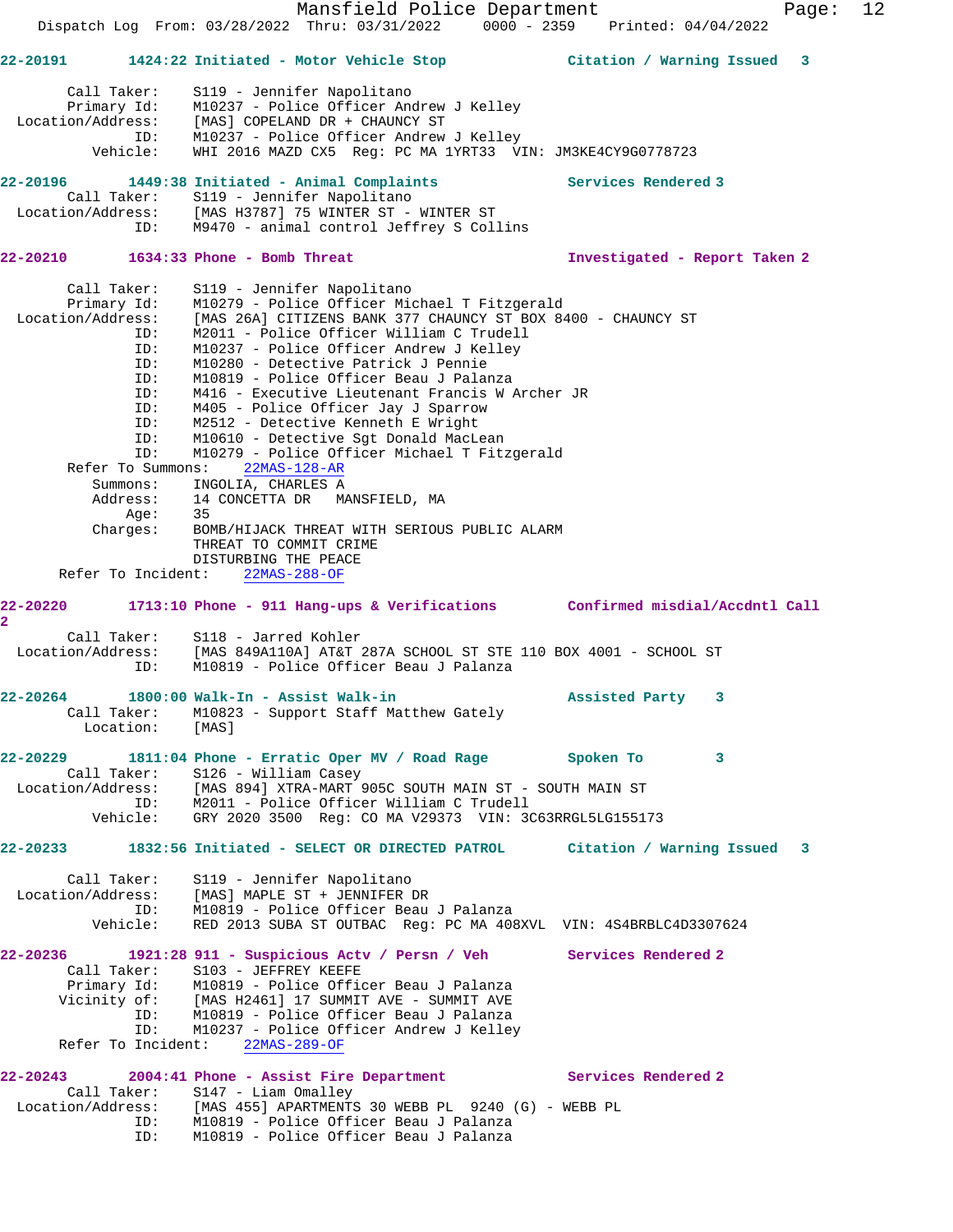**22-20191** 1424:22 Initiated - Motor Vehicle Stop — Citation / Warning Issued 3

Call Taker: S119 - Jennifer Napolitano
Primary Id: M10237 - Police Officer Andrew J Kelley
Location/Address: [MAS] COPELAND DR + CHAUNCY ST
ID: M10237 - Police Officer Andrew J Kelley
Vehicle: WHI 2016 MAZD CX5 Reg: PC MA 1YRT33 VIN: JM3KE4CY9G0778723

**22-20196** 1449:38 Initiated - Animal Complaints — Services Rendered 3

Call Taker: S119 - Jennifer Napolitano
Location/Address: [MAS H3787] 75 WINTER ST - WINTER ST
ID: M9470 - animal control Jeffrey S Collins

**22-20210** 1634:33 Phone - Bomb Threat — Investigated - Report Taken 2

Call Taker: S119 - Jennifer Napolitano
Primary Id: M10279 - Police Officer Michael T Fitzgerald
Location/Address: [MAS 26A] CITIZENS BANK 377 CHAUNCY ST BOX 8400 - CHAUNCY ST
ID: M2011 - Police Officer William C Trudell
ID: M10237 - Police Officer Andrew J Kelley
ID: M10280 - Detective Patrick J Pennie
ID: M10819 - Police Officer Beau J Palanza
ID: M416 - Executive Lieutenant Francis W Archer JR
ID: M405 - Police Officer Jay J Sparrow
ID: M2512 - Detective Kenneth E Wright
ID: M10610 - Detective Sgt Donald MacLean
ID: M10279 - Police Officer Michael T Fitzgerald
Refer To Summons: 22MAS-128-AR
Summons: INGOLIA, CHARLES A
Address: 14 CONCETTA DR MANSFIELD, MA
Age: 35
Charges: BOMB/HIJACK THREAT WITH SERIOUS PUBLIC ALARM
THREAT TO COMMIT CRIME
DISTURBING THE PEACE
Refer To Incident: 22MAS-288-OF

**22-20220** 1713:10 Phone - 911 Hang-ups & Verifications — Confirmed misdial/Accdntl Call 2

Call Taker: S118 - Jarred Kohler
Location/Address: [MAS 849A110A] AT&T 287A SCHOOL ST STE 110 BOX 4001 - SCHOOL ST
ID: M10819 - Police Officer Beau J Palanza

**22-20264** 1800:00 Walk-In - Assist Walk-in — Assisted Party 3

Call Taker: M10823 - Support Staff Matthew Gately
Location: [MAS]

**22-20229** 1811:04 Phone - Erratic Oper MV / Road Rage — Spoken To 3

Call Taker: S126 - William Casey
Location/Address: [MAS 894] XTRA-MART 905C SOUTH MAIN ST - SOUTH MAIN ST
ID: M2011 - Police Officer William C Trudell
Vehicle: GRY 2020 3500 Reg: CO MA V29373 VIN: 3C63RRGL5LG155173

**22-20233** 1832:56 Initiated - SELECT OR DIRECTED PATROL — Citation / Warning Issued 3

Call Taker: S119 - Jennifer Napolitano
Location/Address: [MAS] MAPLE ST + JENNIFER DR
ID: M10819 - Police Officer Beau J Palanza
Vehicle: RED 2013 SUBA ST OUTBAC Reg: PC MA 408XVL VIN: 4S4BRBLC4D3307624

**22-20236** 1921:28 911 - Suspicious Actv / Persn / Veh — Services Rendered 2

Call Taker: S103 - JEFFREY KEEFE
Primary Id: M10819 - Police Officer Beau J Palanza
Vicinity of: [MAS H2461] 17 SUMMIT AVE - SUMMIT AVE
ID: M10819 - Police Officer Beau J Palanza
ID: M10237 - Police Officer Andrew J Kelley
Refer To Incident: 22MAS-289-OF

**22-20243** 2004:41 Phone - Assist Fire Department — Services Rendered 2

Call Taker: S147 - Liam Omalley
Location/Address: [MAS 455] APARTMENTS 30 WEBB PL 9240 (G) - WEBB PL
ID: M10819 - Police Officer Beau J Palanza
ID: M10819 - Police Officer Beau J Palanza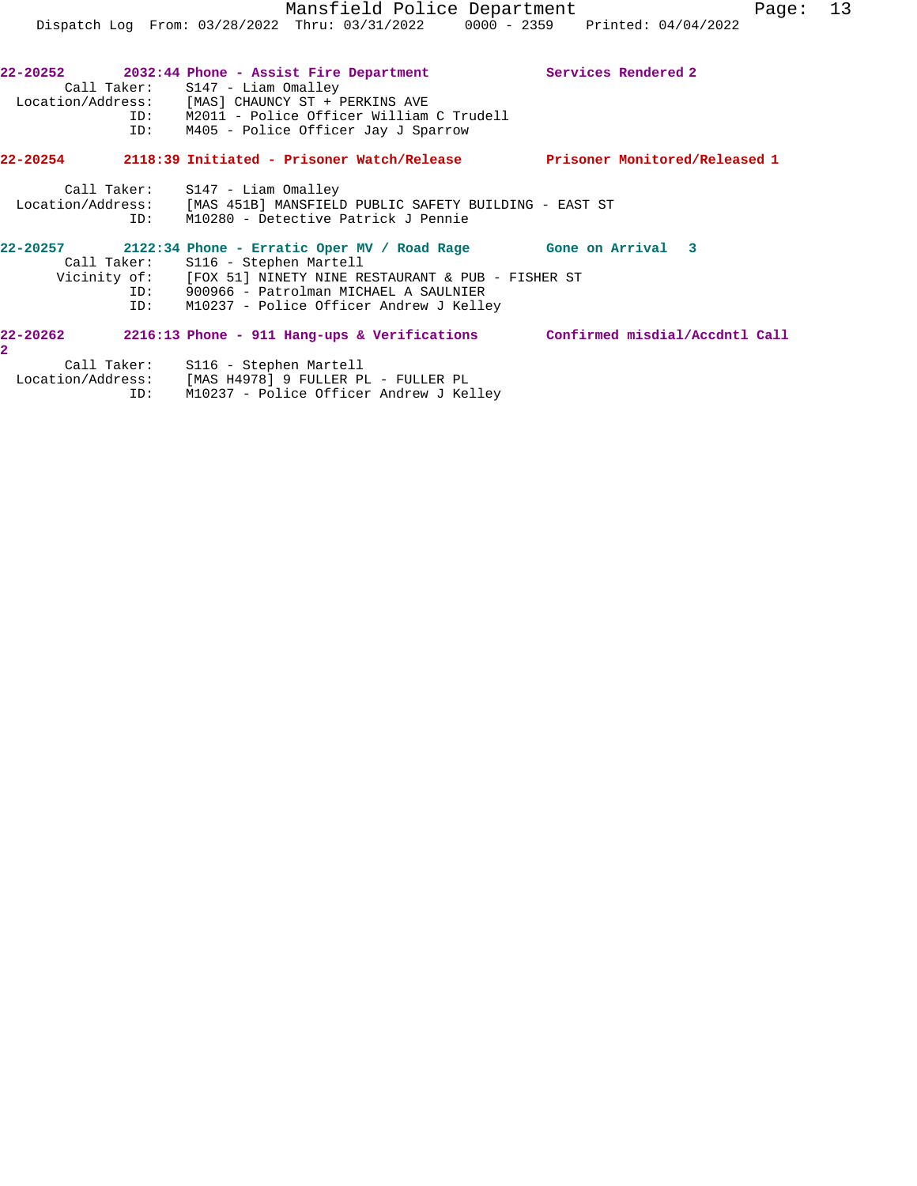**22-20252 2032:44 Phone - Assist Fire Department — Services Rendered 2**

Call Taker: S147 - Liam Omalley
Location/Address: [MAS] CHAUNCY ST + PERKINS AVE
ID: M2011 - Police Officer William C Trudell
ID: M405 - Police Officer Jay J Sparrow

**22-20254 2118:39 Initiated - Prisoner Watch/Release — Prisoner Monitored/Released 1**

Call Taker: S147 - Liam Omalley
Location/Address: [MAS 451B] MANSFIELD PUBLIC SAFETY BUILDING - EAST ST
ID: M10280 - Detective Patrick J Pennie

**22-20257 2122:34 Phone - Erratic Oper MV / Road Rage — Gone on Arrival 3**

Call Taker: S116 - Stephen Martell
Vicinity of: [FOX 51] NINETY NINE RESTAURANT & PUB - FISHER ST
ID: 900966 - Patrolman MICHAEL A SAULNIER
ID: M10237 - Police Officer Andrew J Kelley

**22-20262 2216:13 Phone - 911 Hang-ups & Verifications — Confirmed misdial/Accdntl Call 2**

Call Taker: S116 - Stephen Martell
Location/Address: [MAS H4978] 9 FULLER PL - FULLER PL
ID: M10237 - Police Officer Andrew J Kelley